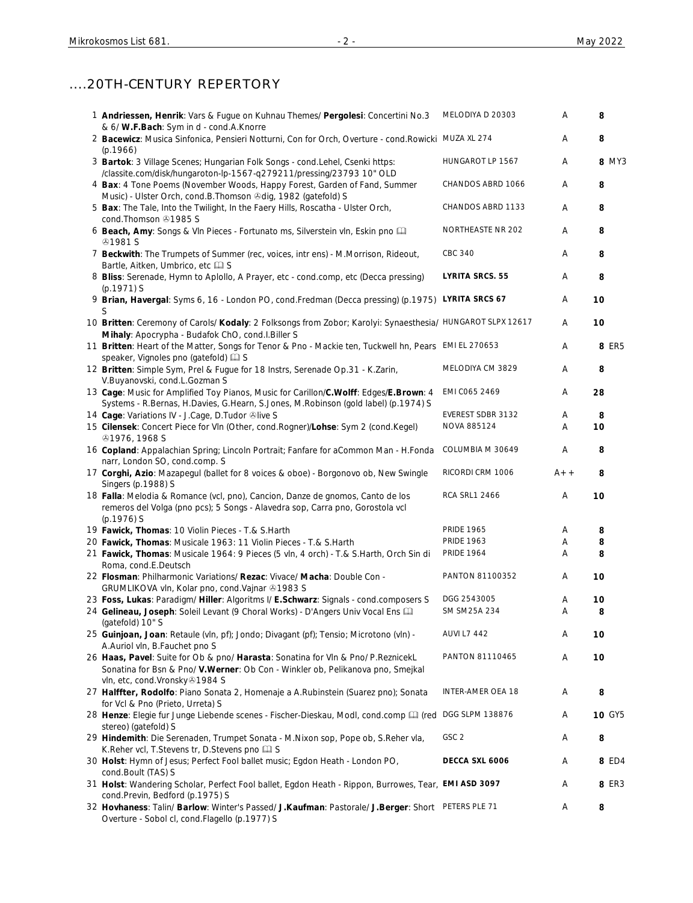## ....20TH-CENTURY REPERTORY

| # | Description | Label | Grade | Price |
|---|---|---|---|---|
| 1 | **Andriessen, Henrik**: Vars & Fugue on Kuhnau Themes/ **Pergolesi**: Concertini No.3 & 6/ **W.F.Bach**: Sym in d - cond.A.Knorre | MELODIYA D 20303 | A | 8 |
| 2 | **Bacewicz**: Musica Sinfonica, Pensieri Notturni, Con for Orch, Overture - cond.Rowicki (p.1966) | MUZA XL 274 | A | 8 |
| 3 | **Bartok**: 3 Village Scenes; Hungarian Folk Songs - cond.Lehel, Csenki https://classite.com/disk/hungaroton-lp-1567-q279211/pressing/23793 10" OLD | HUNGAROT LP 1567 | A | 8 MY3 |
| 4 | **Bax**: 4 Tone Poems (November Woods, Happy Forest, Garden of Fand, Summer Music) - Ulster Orch, cond.B.Thomson ℗dig, 1982 (gatefold) S | CHANDOS ABRD 1066 | A | 8 |
| 5 | **Bax**: The Tale, Into the Twilight, In the Faery Hills, Roscatha - Ulster Orch, cond.Thomson ℗1985 S | CHANDOS ABRD 1133 | A | 8 |
| 6 | **Beach, Amy**: Songs & Vln Pieces - Fortunato ms, Silverstein vln, Eskin pno 🕮 ℗1981 S | NORTHEASTE NR 202 | A | 8 |
| 7 | **Beckwith**: The Trumpets of Summer (rec, voices, intr ens) - M.Morrison, Rideout, Bartle, Aitken, Umbrico, etc 🕮 S | CBC 340 | A | 8 |
| 8 | **Bliss**: Serenade, Hymn to Aplollo, A Prayer, etc - cond.comp, etc (Decca pressing) (p.1971) S | **LYRITA SRCS. 55** | A | 8 |
| 9 | **Brian, Havergal**: Syms 6, 16 - London PO, cond.Fredman (Decca pressing) (p.1975) S | **LYRITA SRCS 67** | A | 10 |
| 10 | **Britten**: Ceremony of Carols/ **Kodaly**: 2 Folksongs from Zobor; Karolyi: Synaesthesia/ **Mihaly**: Apocrypha - Budafok ChO, cond.I.Biller S | HUNGAROT SLPX 12617 | A | 10 |
| 11 | **Britten**: Heart of the Matter, Songs for Tenor & Pno - Mackie ten, Tuckwell hn, Pears speaker, Vignoles pno (gatefold) 🕮 S | EMI EL 270653 | A | 8 ER5 |
| 12 | **Britten**: Simple Sym, Prel & Fugue for 18 Instrs, Serenade Op.31 - K.Zarin, V.Buyanovski, cond.L.Gozman S | MELODIYA CM 3829 | A | 8 |
| 13 | **Cage**: Music for Amplified Toy Pianos, Music for Carillon/**C.Wolff**: Edges/**E.Brown**: 4 Systems - R.Bernas, H.Davies, G.Hearn, S.Jones, M.Robinson (gold label) (p.1974) S | EMI C065 2469 | A | 28 |
| 14 | **Cage**: Variations IV - J.Cage, D.Tudor ℗live S | EVEREST SDBR 3132 | A | 8 |
| 15 | **Cilensek**: Concert Piece for Vln (Other, cond.Rogner)/**Lohse**: Sym 2 (cond.Kegel) ℗1976, 1968 S | NOVA 885124 | A | 10 |
| 16 | **Copland**: Appalachian Spring; Lincoln Portrait; Fanfare for aCommon Man - H.Fonda narr, London SO, cond.comp. S | COLUMBIA M 30649 | A | 8 |
| 17 | **Corghi, Azio**: Mazapegul (ballet for 8 voices & oboe) - Borgonovo ob, New Swingle Singers (p.1988) S | RICORDI CRM 1006 | A++ | 8 |
| 18 | **Falla**: Melodia & Romance (vcl, pno), Cancion, Danze de gnomos, Canto de los remeros del Volga (pno pcs); 5 Songs - Alavedra sop, Carra pno, Gorostola vcl (p.1976) S | RCA SRL1 2466 | A | 10 |
| 19 | **Fawick, Thomas**: 10 Violin Pieces - T.& S.Harth | PRIDE 1965 | A | 8 |
| 20 | **Fawick, Thomas**: Musicale 1963: 11 Violin Pieces - T.& S.Harth | PRIDE 1963 | A | 8 |
| 21 | **Fawick, Thomas**: Musicale 1964: 9 Pieces (5 vln, 4 orch) - T.& S.Harth, Orch Sin di Roma, cond.E.Deutsch | PRIDE 1964 | A | 8 |
| 22 | **Flosman**: Philharmonic Variations/ **Rezac**: Vivace/ **Macha**: Double Con - GRUMLIKOVA vln, Kolar pno, cond.Vajnar ℗1983 S | PANTON 81100352 | A | 10 |
| 23 | **Foss, Lukas**: Paradigm/ **Hiller**: Algoritms I/ **E.Schwarz**: Signals - cond.composers S | DGG 2543005 | A | 10 |
| 24 | **Gelineau, Joseph**: Soleil Levant (9 Choral Works) - D'Angers Univ Vocal Ens 🕮 (gatefold) 10" S | SM SM25A 234 | A | 8 |
| 25 | **Guinjoan, Joan**: Retaule (vln, pf); Jondo; Divagant (pf); Tensio; Microtono (vln) - A.Auriol vln, B.Fauchet pno S | AUVI L7 442 | A | 10 |
| 26 | **Haas, Pavel**: Suite for Ob & pno/ **Harasta**: Sonatina for Vln & Pno/ P.ReznicekL Sonatina for Bsn & Pno/ **V.Werner**: Ob Con - Winkler ob, Pelikanova pno, Smejkal vln, etc, cond.Vronsky℗1984 S | PANTON 81110465 | A | 10 |
| 27 | **Halffter, Rodolfo**: Piano Sonata 2, Homenaje a A.Rubinstein (Suarez pno); Sonata for Vcl & Pno (Prieto, Urreta) S | INTER-AMER OEA 18 | A | 8 |
| 28 | **Henze**: Elegie fur Junge Liebende scenes - Fischer-Dieskau, Modl, cond.comp 🕮 (red stereo) (gatefold) S | DGG SLPM 138876 | A | 10 GY5 |
| 29 | **Hindemith**: Die Serenaden, Trumpet Sonata - M.Nixon sop, Pope ob, S.Reher vla, K.Reher vcl, T.Stevens tr, D.Stevens pno 🕮 S | GSC 2 | A | 8 |
| 30 | **Holst**: Hymn of Jesus; Perfect Fool ballet music; Egdon Heath - London PO, cond.Boult (TAS) S | **DECCA SXL 6006** | A | 8 ED4 |
| 31 | **Holst**: Wandering Scholar, Perfect Fool ballet, Egdon Heath - Rippon, Burrowes, Tear, cond.Previn, Bedford (p.1975) S | **EMI ASD 3097** | A | 8 ER3 |
| 32 | **Hovhaness**: Talin/ **Barlow**: Winter's Passed/ **J.Kaufman**: Pastorale/ **J.Berger**: Short Overture - Sobol cl, cond.Flagello (p.1977) S | PETERS PLE 71 | A | 8 |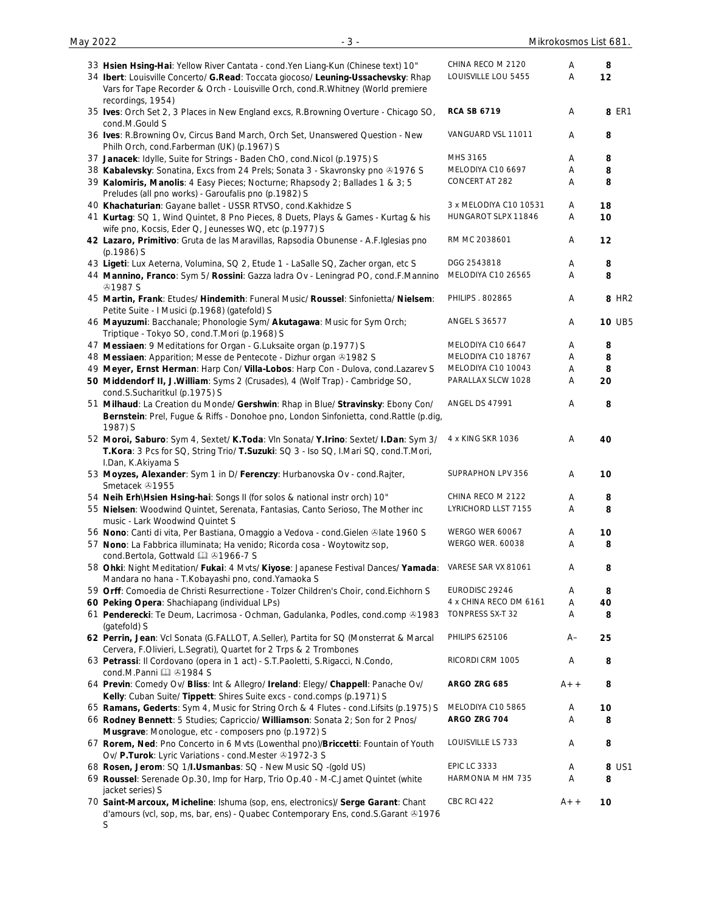| # | Description | Label | Cond. | Price | |
|---|---|---|---|---|---|
| 33 | **Hsien Hsing-Hai**: Yellow River Cantata - cond.Yen Liang-Kun (Chinese text) 10" | CHINA RECO M 2120 | A | 8 | |
| 34 | **Ibert**: Louisville Concerto/ **G.Read**: Toccata giocoso/ **Leuning-Ussachevsky**: Rhap Vars for Tape Recorder & Orch - Louisville Orch, cond.R.Whitney (World premiere recordings, 1954) | LOUISVILLE LOU 5455 | A | 12 | |
| 35 | **Ives**: Orch Set 2, 3 Places in New England excs, R.Browning Overture - Chicago SO, cond.M.Gould S | **RCA SB 6719** | A | 8 | ER1 |
| 36 | **Ives**: R.Browning Ov, Circus Band March, Orch Set, Unanswered Question - New Philh Orch, cond.Farberman (UK) (p.1967) S | VANGUARD VSL 11011 | A | 8 | |
| 37 | **Janacek**: Idylle, Suite for Strings - Baden ChO, cond.Nicol (p.1975) S | MHS 3165 | A | 8 | |
| 38 | **Kabalevsky**: Sonatina, Excs from 24 Prels; Sonata 3 - Skavronsky pno ℗1976 S | MELODIYA C10 6697 | A | 8 | |
| 39 | **Kalomiris, Manolis**: 4 Easy Pieces; Nocturne; Rhapsody 2; Ballades 1 & 3; 5 Preludes (all pno works) - Garoufalis pno (p.1982) S | CONCERT AT 282 | A | 8 | |
| 40 | **Khachaturian**: Gayane ballet - USSR RTVSO, cond.Kakhidze S | 3 x MELODIYA C10 10531 | A | 18 | |
| 41 | **Kurtag**: SQ 1, Wind Quintet, 8 Pno Pieces, 8 Duets, Plays & Games - Kurtag & his wife pno, Kocsis, Eder Q, Jeunesses WQ, etc (p.1977) S | HUNGAROT SLPX 11846 | A | 10 | |
| 42 | **Lazaro, Primitivo**: Gruta de las Maravillas, Rapsodia Obunense - A.F.Iglesias pno (p.1986) S | RM MC 2038601 | A | 12 | |
| 43 | **Ligeti**: Lux Aeterna, Volumina, SQ 2, Etude 1 - LaSalle SQ, Zacher organ, etc S | DGG 2543818 | A | 8 | |
| 44 | **Mannino, Franco**: Sym 5/ **Rossini**: Gazza ladra Ov - Leningrad PO, cond.F.Mannino ℗1987 S | MELODIYA C10 26565 | A | 8 | |
| 45 | **Martin, Frank**: Etudes/ **Hindemith**: Funeral Music/ **Roussel**: Sinfonietta/ **Nielsem**: Petite Suite - I Musici (p.1968) (gatefold) S | PHILIPS . 802865 | A | 8 | HR2 |
| 46 | **Mayuzumi**: Bacchanale; Phonologie Sym/ **Akutagawa**: Music for Sym Orch; Triptique - Tokyo SO, cond.T.Mori (p.1968) S | ANGEL S 36577 | A | 10 | UB5 |
| 47 | **Messiaen**: 9 Meditations for Organ - G.Luksaite organ (p.1977) S | MELODIYA C10 6647 | A | 8 | |
| 48 | **Messiaen**: Apparition; Messe de Pentecote - Dizhur organ ℗1982 S | MELODIYA C10 18767 | A | 8 | |
| 49 | **Meyer, Ernst Herman**: Harp Con/ **Villa-Lobos**: Harp Con - Dulova, cond.Lazarev S | MELODIYA C10 10043 | A | 8 | |
| 50 | **Middendorf II, J.William**: Syms 2 (Crusades), 4 (Wolf Trap) - Cambridge SO, cond.S.Sucharitkul (p.1975) S | PARALLAX SLCW 1028 | A | 20 | |
| 51 | **Milhaud**: La Creation du Monde/ **Gershwin**: Rhap in Blue/ **Stravinsky**: Ebony Con/ **Bernstein**: Prel, Fugue & Riffs - Donohoe pno, London Sinfonietta, cond.Rattle (p.dig, 1987) S | ANGEL DS 47991 | A | 8 | |
| 52 | **Moroi, Saburo**: Sym 4, Sextet/ **K.Toda**: Vln Sonata/ **Y.Irino**: Sextet/ **I.Dan**: Sym 3/ **T.Kora**: 3 Pcs for SQ, String Trio/ **T.Suzuki**: SQ 3 - Iso SQ, I.Mari SQ, cond.T.Mori, I.Dan, K.Akiyama S | 4 x KING SKR 1036 | A | 40 | |
| 53 | **Moyzes, Alexander**: Sym 1 in D/ **Ferenczy**: Hurbanovska Ov - cond.Rajter, Smetacek ℗1955 | SUPRAPHON LPV 356 | A | 10 | |
| 54 | **Neih Erh\Hsien Hsing-hai**: Songs II (for solos & national instr orch) 10" | CHINA RECO M 2122 | A | 8 | |
| 55 | **Nielsen**: Woodwind Quintet, Serenata, Fantasias, Canto Serioso, The Mother inc music - Lark Woodwind Quintet S | LYRICHORD LLST 7155 | A | 8 | |
| 56 | **Nono**: Canti di vita, Per Bastiana, Omaggio a Vedova - cond.Gielen ℗late 1960 S | WERGO WER 60067 | A | 10 | |
| 57 | **Nono**: La Fabbrica illuminata; Ha venido; Ricorda cosa - Woytowitz sop, cond.Bertola, Gottwald 📖 ℗1966-7 S | WERGO WER. 60038 | A | 8 | |
| 58 | **Ohki**: Night Meditation/ **Fukai**: 4 Mvts/ **Kiyose**: Japanese Festival Dances/ **Yamada**: Mandara no hana - T.Kobayashi pno, cond.Yamaoka S | VARESE SAR VX 81061 | A | 8 | |
| 59 | **Orff**: Comoedia de Christi Resurrectione - Tolzer Children's Choir, cond.Eichhorn S | EURODISC 29246 | A | 8 | |
| 60 | **Peking Opera**: Shachiapang (individual LPs) | 4 x CHINA RECO DM 6161 | A | 40 | |
| 61 | **Penderecki**: Te Deum, Lacrimosa - Ochman, Gadulanka, Podles, cond.comp ℗1983 (gatefold) S | TONPRESS SX-T 32 | A | 8 | |
| 62 | **Perrin, Jean**: Vcl Sonata (G.FALLOT, A.Seller), Partita for SQ (Monsterrat & Marcal Cervera, F.Olivieri, L.Segrati), Quartet for 2 Trps & 2 Trombones | PHILIPS 625106 | A– | 25 | |
| 63 | **Petrassi**: Il Cordovano (opera in 1 act) - S.T.Paoletti, S.Rigacci, N.Condo, cond.M.Panni 📖 ℗1984 S | RICORDI CRM 1005 | A | 8 | |
| 64 | **Previn**: Comedy Ov/ **Bliss**: Int & Allegro/ **Ireland**: Elegy/ **Chappell**: Panache Ov/ **Kelly**: Cuban Suite/ **Tippett**: Shires Suite excs - cond.comps (p.1971) S | **ARGO ZRG 685** | A++ | 8 | |
| 65 | **Ramans, Gederts**: Sym 4, Music for String Orch & 4 Flutes - cond.Lifsits (p.1975) S | MELODIYA C10 5865 | A | 10 | |
| 66 | **Rodney Bennett**: 5 Studies; Capriccio/ **Williamson**: Sonata 2; Son for 2 Pnos/ **Musgrave**: Monologue, etc - composers pno (p.1972) S | **ARGO ZRG 704** | A | 8 | |
| 67 | **Rorem, Ned**: Pno Concerto in 6 Mvts (Lowenthal pno)/**Briccetti**: Fountain of Youth Ov/ **P.Turok**: Lyric Variations - cond.Mester ℗1972-3 S | LOUISVILLE LS 733 | A | 8 | |
| 68 | **Rosen, Jerom**: SQ 1/**I.Usmanbas**: SQ - New Music SQ -(gold US) | EPIC LC 3333 | A | 8 | US1 |
| 69 | **Roussel**: Serenade Op.30, Imp for Harp, Trio Op.40 - M-C.Jamet Quintet (white jacket series) S | HARMONIA M HM 735 | A | 8 | |
| 70 | **Saint-Marcoux, Micheline**: Ishuma (sop, ens, electronics)/ **Serge Garant**: Chant d'amours (vcl, sop, ms, bar, ens) - Quabec Contemporary Ens, cond.S.Garant ℗1976 S | CBC RCI 422 | A++ | 10 | |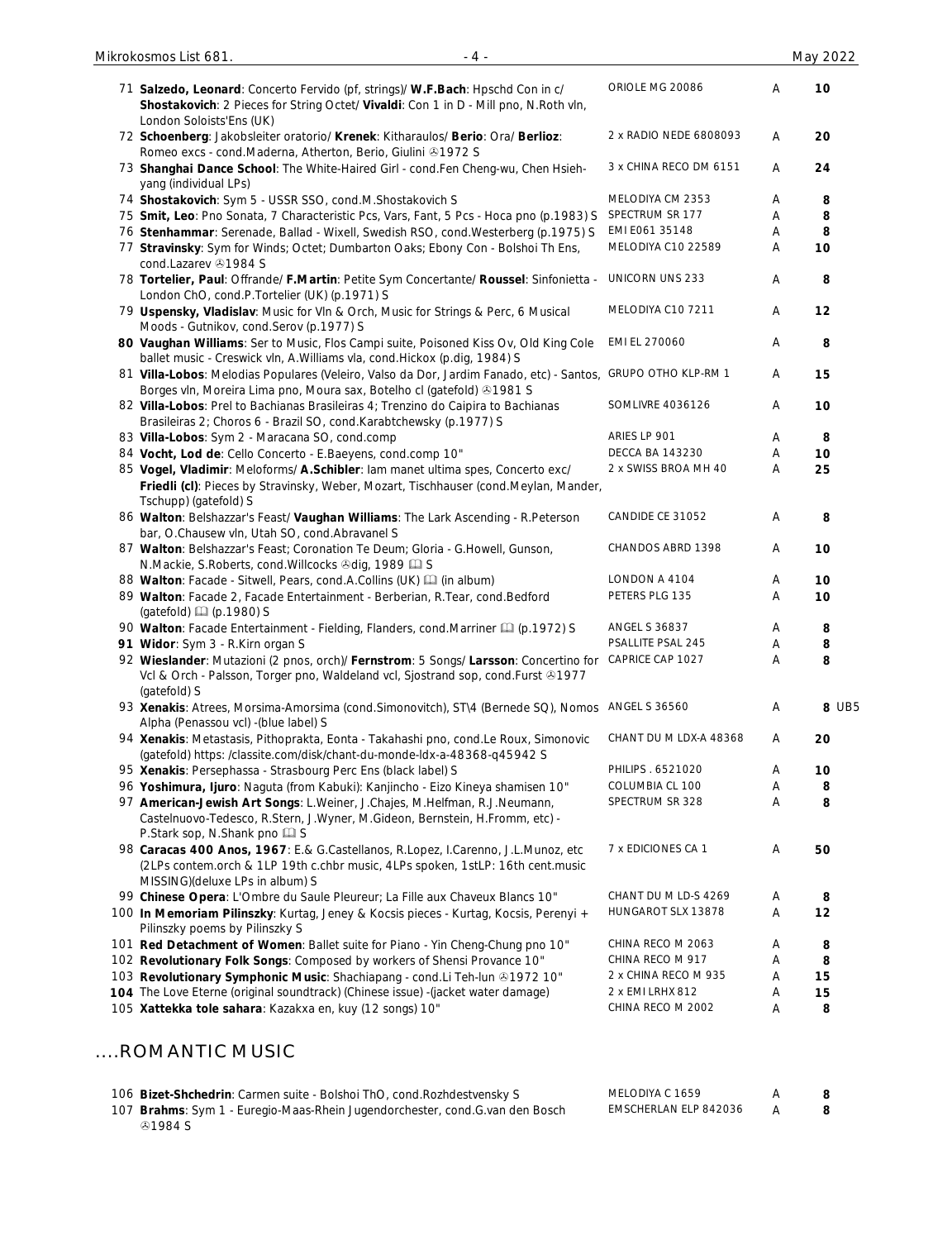| | | | | |
|---|---|---|---|---|
| 71 | **Salzedo, Leonard**: Concerto Fervido (pf, strings)/ **W.F.Bach**: Hpschd Con in c/ **Shostakovich**: 2 Pieces for String Octet/ **Vivaldi**: Con 1 in D - Mill pno, N.Roth vln, London Soloists'Ens (UK) | ORIOLE MG 20086 | A | **10** |
| 72 | **Schoenberg**: Jakobsleiter oratorio/ **Krenek**: Kitharaulos/ **Berio**: Ora/ **Berlioz**: Romeo excs - cond.Maderna, Atherton, Berio, Giulini ℗1972 S | 2 x RADIO NEDE 6808093 | A | **20** |
| 73 | **Shanghai Dance School**: The White-Haired Girl - cond.Fen Cheng-wu, Chen Hsieh-yang (individual LPs) | 3 x CHINA RECO DM 6151 | A | **24** |
| 74 | **Shostakovich**: Sym 5 - USSR SSO, cond.M.Shostakovich S | MELODIYA CM 2353 | A | **8** |
| 75 | **Smit, Leo**: Pno Sonata, 7 Characteristic Pcs, Vars, Fant, 5 Pcs - Hoca pno (p.1983) S | SPECTRUM SR 177 | A | **8** |
| 76 | **Stenhammar**: Serenade, Ballad - Wixell, Swedish RSO, cond.Westerberg (p.1975) S | EMI E061 35148 | A | **8** |
| 77 | **Stravinsky**: Sym for Winds; Octet; Dumbarton Oaks; Ebony Con - Bolshoi Th Ens, cond.Lazarev ℗1984 S | MELODIYA C10 22589 | A | **10** |
| 78 | **Tortelier, Paul**: Offrande/ **F.Martin**: Petite Sym Concertante/ **Roussel**: Sinfonietta - London ChO, cond.P.Tortelier (UK) (p.1971) S | UNICORN UNS 233 | A | **8** |
| 79 | **Uspensky, Vladislav**: Music for Vln & Orch, Music for Strings & Perc, 6 Musical Moods - Gutnikov, cond.Serov (p.1977) S | MELODIYA C10 7211 | A | **12** |
| **80** | **Vaughan Williams**: Ser to Music, Flos Campi suite, Poisoned Kiss Ov, Old King Cole ballet music - Creswick vln, A.Williams vla, cond.Hickox (p.dig, 1984) S | EMI EL 270060 | A | **8** |
| 81 | **Villa-Lobos**: Melodias Populares (Veleiro, Valso da Dor, Jardim Fanado, etc) - Santos, Borges vln, Moreira Lima pno, Moura sax, Botelho cl (gatefold) ℗1981 S | GRUPO OTHO KLP-RM 1 | A | **15** |
| 82 | **Villa-Lobos**: Prel to Bachianas Brasileiras 4; Trenzino do Caipira to Bachianas Brasileiras 2; Choros 6 - Brazil SO, cond.Karabtchewsky (p.1977) S | SOMLIVRE 4036126 | A | **10** |
| 83 | **Villa-Lobos**: Sym 2 - Maracana SO, cond.comp | ARIES LP 901 | A | **8** |
| 84 | **Vocht, Lod de**: Cello Concerto - E.Baeyens, cond.comp 10" | DECCA BA 143230 | A | **10** |
| 85 | **Vogel, Vladimir**: Meloforms/ **A.Schibler**: Iam manet ultima spes, Concerto exc/ **Friedli (cl)**: Pieces by Stravinsky, Weber, Mozart, Tischhauser (cond.Meylan, Mander, Tschupp) (gatefold) S | 2 x SWISS BROA MH 40 | A | **25** |
| 86 | **Walton**: Belshazzar's Feast/ **Vaughan Williams**: The Lark Ascending - R.Peterson bar, O.Chausew vln, Utah SO, cond.Abravanel S | CANDIDE CE 31052 | A | **8** |
| 87 | **Walton**: Belshazzar's Feast; Coronation Te Deum; Gloria - G.Howell, Gunson, N.Mackie, S.Roberts, cond.Willcocks ℗dig, 1989 🕮 S | CHANDOS ABRD 1398 | A | **10** |
| 88 | **Walton**: Facade - Sitwell, Pears, cond.A.Collins (UK) 🕮 (in album) | LONDON A 4104 | A | **10** |
| 89 | **Walton**: Facade 2, Facade Entertainment - Berberian, R.Tear, cond.Bedford (gatefold) 🕮 (p.1980) S | PETERS PLG 135 | A | **10** |
| 90 | **Walton**: Facade Entertainment - Fielding, Flanders, cond.Marriner 🕮 (p.1972) S | ANGEL S 36837 | A | **8** |
| **91** | **Widor**: Sym 3 - R.Kirn organ S | PSALLITE PSAL 245 | A | **8** |
| 92 | **Wieslander**: Mutazioni (2 pnos, orch)/ **Fernstrom**: 5 Songs/ **Larsson**: Concertino for Vcl & Orch - Palsson, Torger pno, Waldeland vcl, Sjostrand sop, cond.Furst ℗1977 (gatefold) S | CAPRICE CAP 1027 | A | **8** |
| 93 | **Xenakis**: Atrees, Morsima-Amorsima (cond.Simonovitch), ST\4 (Bernede SQ), Nomos Alpha (Penassou vcl) -(blue label) S | ANGEL S 36560 | A | **8** UB5 |
| 94 | **Xenakis**: Metastasis, Pithoprakta, Eonta - Takahashi pno, cond.Le Roux, Simonovic (gatefold) https: /classite.com/disk/chant-du-monde-ldx-a-48368-q45942 S | CHANT DU M LDX-A 48368 | A | **20** |
| 95 | **Xenakis**: Persephassa - Strasbourg Perc Ens (black label) S | PHILIPS . 6521020 | A | **10** |
| 96 | **Yoshimura, Ijuro**: Naguta (from Kabuki): Kanjincho - Eizo Kineya shamisen 10" | COLUMBIA CL 100 | A | **8** |
| 97 | **American-Jewish Art Songs**: L.Weiner, J.Chajes, M.Helfman, R.J.Neumann, Castelnuovo-Tedesco, R.Stern, J.Wyner, M.Gideon, Bernstein, H.Fromm, etc) - P.Stark sop, N.Shank pno 🕮 S | SPECTRUM SR 328 | A | **8** |
| 98 | **Caracas 400 Anos, 1967**: E.& G.Castellanos, R.Lopez, I.Carenno, J.L.Munoz, etc (2LPs contem.orch & 1LP 19th c.chbr music, 4LPs spoken, 1stLP: 16th cent.music MISSING)(deluxe LPs in album) S | 7 x EDICIONES CA 1 | A | **50** |
| 99 | **Chinese Opera**: L'Ombre du Saule Pleureur; La Fille aux Chaveux Blancs 10" | CHANT DU M LD-S 4269 | A | **8** |
| 100 | **In Memoriam Pilinszky**: Kurtag, Jeney & Kocsis pieces - Kurtag, Kocsis, Perenyi + Pilinszky poems by Pilinszky S | HUNGAROT SLX 13878 | A | **12** |
| 101 | **Red Detachment of Women**: Ballet suite for Piano - Yin Cheng-Chung pno 10" | CHINA RECO M 2063 | A | **8** |
| 102 | **Revolutionary Folk Songs**: Composed by workers of Shensi Provance 10" | CHINA RECO M 917 | A | **8** |
| 103 | **Revolutionary Symphonic Music**: Shachiapang - cond.Li Teh-lun ℗1972 10" | 2 x CHINA RECO M 935 | A | **15** |
| **104** | The Love Eterne (original soundtrack) (Chinese issue) -(jacket water damage) | 2 x EMI LRHX 812 | A | **15** |
| 105 | **Xattekka tole sahara**: Kazakxa en, kuy (12 songs) 10" | CHINA RECO M 2002 | A | **8** |

## ....ROMANTIC MUSIC

| | | | | |
|---|---|---|---|---|
| 106 | **Bizet-Shchedrin**: Carmen suite - Bolshoi ThO, cond.Rozhdestvensky S | MELODIYA C 1659 | A | **8** |
| 107 | **Brahms**: Sym 1 - Euregio-Maas-Rhein Jugendorchester, cond.G.van den Bosch ℗1984 S | EMSCHERLAN ELP 842036 | A | **8** |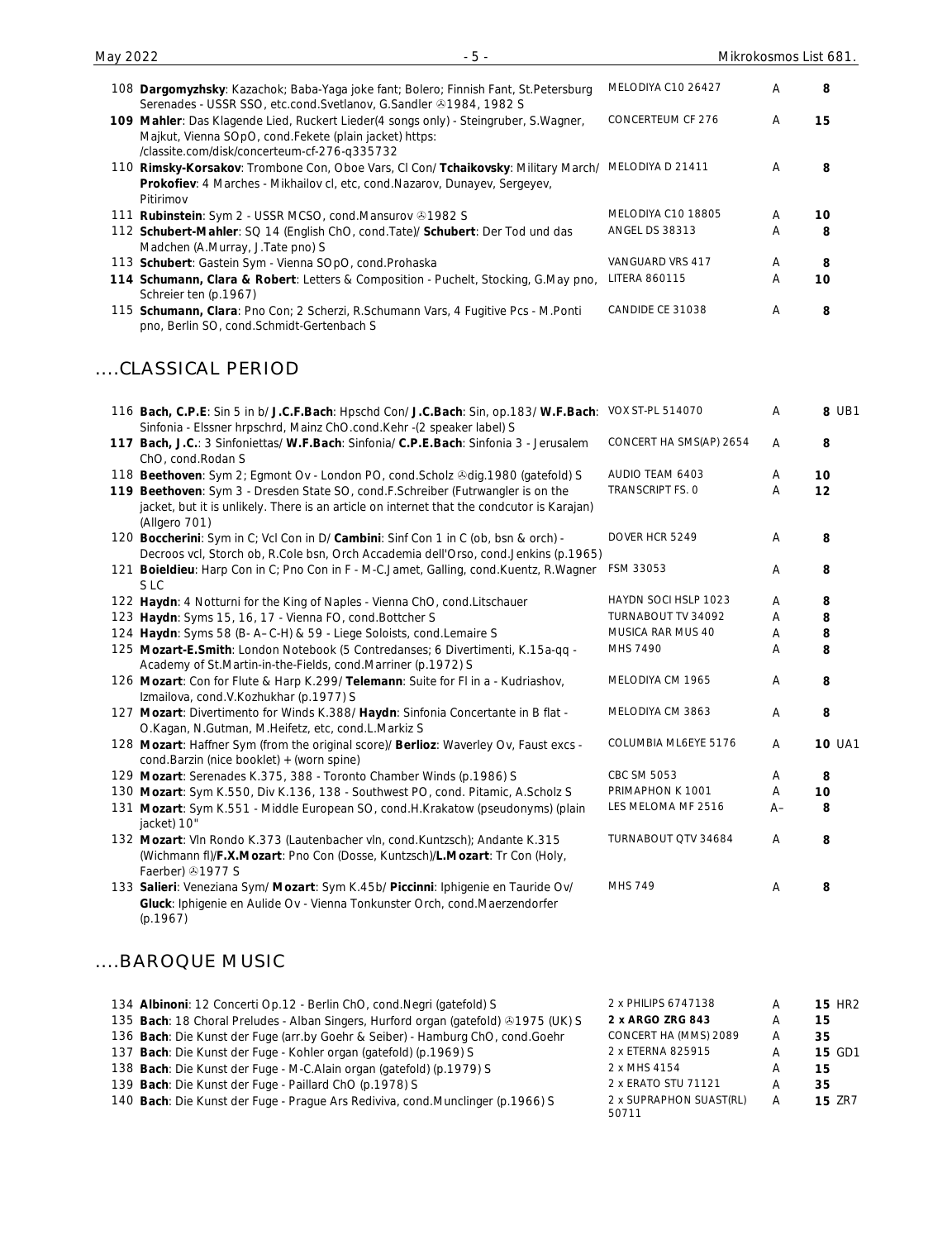| No. | Description | Label | Cond. | Price | |
|---|---|---|---|---|---|
| 108 | **Dargomyzhsky**: Kazachok; Baba-Yaga joke fant; Bolero; Finnish Fant, St.Petersburg Serenades - USSR SSO, etc.cond.Svetlanov, G.Sandler ℗1984, 1982 S | MELODIYA C10 26427 | A | **8** | |
| 109 | **Mahler**: Das Klagende Lied, Ruckert Lieder(4 songs only) - Steingruber, S.Wagner, Majkut, Vienna SOpO, cond.Fekete (plain jacket) https: /classite.com/disk/concerteum-cf-276-q335732 | CONCERTEUM CF 276 | A | **15** | |
| 110 | **Rimsky-Korsakov**: Trombone Con, Oboe Vars, Cl Con/ **Tchaikovsky**: Military March/ **Prokofiev**: 4 Marches - Mikhailov cl, etc, cond.Nazarov, Dunayev, Sergeyev, Pitirimov | MELODIYA D 21411 | A | **8** | |
| 111 | **Rubinstein**: Sym 2 - USSR MCSO, cond.Mansurov ℗1982 S | MELODIYA C10 18805 | A | **10** | |
| 112 | **Schubert-Mahler**: SQ 14 (English ChO, cond.Tate)/ **Schubert**: Der Tod und das Madchen (A.Murray, J.Tate pno) S | ANGEL DS 38313 | A | **8** | |
| 113 | **Schubert**: Gastein Sym - Vienna SOpO, cond.Prohaska | VANGUARD VRS 417 | A | **8** | |
| 114 | **Schumann, Clara & Robert**: Letters & Composition - Puchelt, Stocking, G.May pno, Schreier ten (p.1967) | LITERA 860115 | A | **10** | |
| 115 | **Schumann, Clara**: Pno Con; 2 Scherzi, R.Schumann Vars, 4 Fugitive Pcs - M.Ponti pno, Berlin SO, cond.Schmidt-Gertenbach S | CANDIDE CE 31038 | A | **8** | |

## ....CLASSICAL PERIOD

| No. | Description | Label | Cond. | Price | |
|---|---|---|---|---|---|
| 116 | **Bach, C.P.E**: Sin 5 in b/ **J.C.F.Bach**: Hpschd Con/ **J.C.Bach**: Sin, op.183/ **W.F.Bach**: Sinfonia - Elssner hrpschrd, Mainz ChO.cond.Kehr -(2 speaker label) S | VOX ST-PL 514070 | A | **8** | UB1 |
| 117 | **Bach, J.C.**: 3 Sinfoniettas/ **W.F.Bach**: Sinfonia/ **C.P.E.Bach**: Sinfonia 3 - Jerusalem ChO, cond.Rodan S | CONCERT HA SMS(AP) 2654 | A | **8** | |
| 118 | **Beethoven**: Sym 2; Egmont Ov - London PO, cond.Scholz ℗dig.1980 (gatefold) S | AUDIO TEAM 6403 | A | **10** | |
| 119 | **Beethoven**: Sym 3 - Dresden State SO, cond.F.Schreiber (Futrwangler is on the jacket, but it is unlikely. There is an article on internet that the condcutor is Karajan) (Allgero 701) | TRANSCRIPT FS. 0 | A | **12** | |
| 120 | **Boccherini**: Sym in C; Vcl Con in D/ **Cambini**: Sinf Con 1 in C (ob, bsn & orch) - Decroos vcl, Storch ob, R.Cole bsn, Orch Accademia dell'Orso, cond.Jenkins (p.1965) | DOVER HCR 5249 | A | **8** | |
| 121 | **Boieldieu**: Harp Con in C; Pno Con in F - M-C.Jamet, Galling, cond.Kuentz, R.Wagner S LC | FSM 33053 | A | **8** | |
| 122 | **Haydn**: 4 Notturni for the King of Naples - Vienna ChO, cond.Litschauer | HAYDN SOCI HSLP 1023 | A | **8** | |
| 123 | **Haydn**: Syms 15, 16, 17 - Vienna FO, cond.Bottcher S | TURNABOUT TV 34092 | A | **8** | |
| 124 | **Haydn**: Syms 58 (B- A–C-H) & 59 - Liege Soloists, cond.Lemaire S | MUSICA RAR MUS 40 | A | **8** | |
| 125 | **Mozart-E.Smith**: London Notebook (5 Contredanses; 6 Divertimenti, K.15a-qq - Academy of St.Martin-in-the-Fields, cond.Marriner (p.1972) S | MHS 7490 | A | **8** | |
| 126 | **Mozart**: Con for Flute & Harp K.299/ **Telemann**: Suite for Fl in a - Kudriashov, Izmailova, cond.V.Kozhukhar (p.1977) S | MELODIYA CM 1965 | A | **8** | |
| 127 | **Mozart**: Divertimento for Winds K.388/ **Haydn**: Sinfonia Concertante in B flat - O.Kagan, N.Gutman, M.Heifetz, etc, cond.L.Markiz S | MELODIYA CM 3863 | A | **8** | |
| 128 | **Mozart**: Haffner Sym (from the original score)/ **Berlioz**: Waverley Ov, Faust excs - cond.Barzin (nice booklet) + (worn spine) | COLUMBIA ML6EYE 5176 | A | **10** | UA1 |
| 129 | **Mozart**: Serenades K.375, 388 - Toronto Chamber Winds (p.1986) S | CBC SM 5053 | A | **8** | |
| 130 | **Mozart**: Sym K.550, Div K.136, 138 - Southwest PO, cond. Pitamic, A.Scholz S | PRIMAPHON K 1001 | A | **10** | |
| 131 | **Mozart**: Sym K.551 - Middle European SO, cond.H.Krakatow (pseudonyms) (plain jacket) 10" | LES MELOMA MF 2516 | A– | **8** | |
| 132 | **Mozart**: Vln Rondo K.373 (Lautenbacher vln, cond.Kuntzsch); Andante K.315 (Wichmann fl)/**F.X.Mozart**: Pno Con (Dosse, Kuntzsch)/**L.Mozart**: Tr Con (Holy, Faerber) ℗1977 S | TURNABOUT QTV 34684 | A | **8** | |
| 133 | **Salieri**: Veneziana Sym/ **Mozart**: Sym K.45b/ **Piccinni**: Iphigenie en Tauride Ov/ **Gluck**: Iphigenie en Aulide Ov - Vienna Tonkunster Orch, cond.Maerzendorfer (p.1967) | MHS 749 | A | **8** | |

## ....BAROQUE MUSIC

| No. | Description | Label | Cond. | Price | |
|---|---|---|---|---|---|
| 134 | **Albinoni**: 12 Concerti Op.12 - Berlin ChO, cond.Negri (gatefold) S | 2 x PHILIPS 6747138 | A | **15** | HR2 |
| 135 | **Bach**: 18 Choral Preludes - Alban Singers, Hurford organ (gatefold) ℗1975 (UK) S | **2 x ARGO ZRG 843** | A | **15** | |
| 136 | **Bach**: Die Kunst der Fuge (arr.by Goehr & Seiber) - Hamburg ChO, cond.Goehr | CONCERT HA (MMS) 2089 | A | **35** | |
| 137 | **Bach**: Die Kunst der Fuge - Kohler organ (gatefold) (p.1969) S | 2 x ETERNA 825915 | A | **15** | GD1 |
| 138 | **Bach**: Die Kunst der Fuge - M-C.Alain organ (gatefold) (p.1979) S | 2 x MHS 4154 | A | **15** | |
| 139 | **Bach**: Die Kunst der Fuge - Paillard ChO (p.1978) S | 2 x ERATO STU 71121 | A | **35** | |
| 140 | **Bach**: Die Kunst der Fuge - Prague Ars Rediviva, cond.Munclinger (p.1966) S | 2 x SUPRAPHON SUAST(RL) 50711 | A | **15** | ZR7 |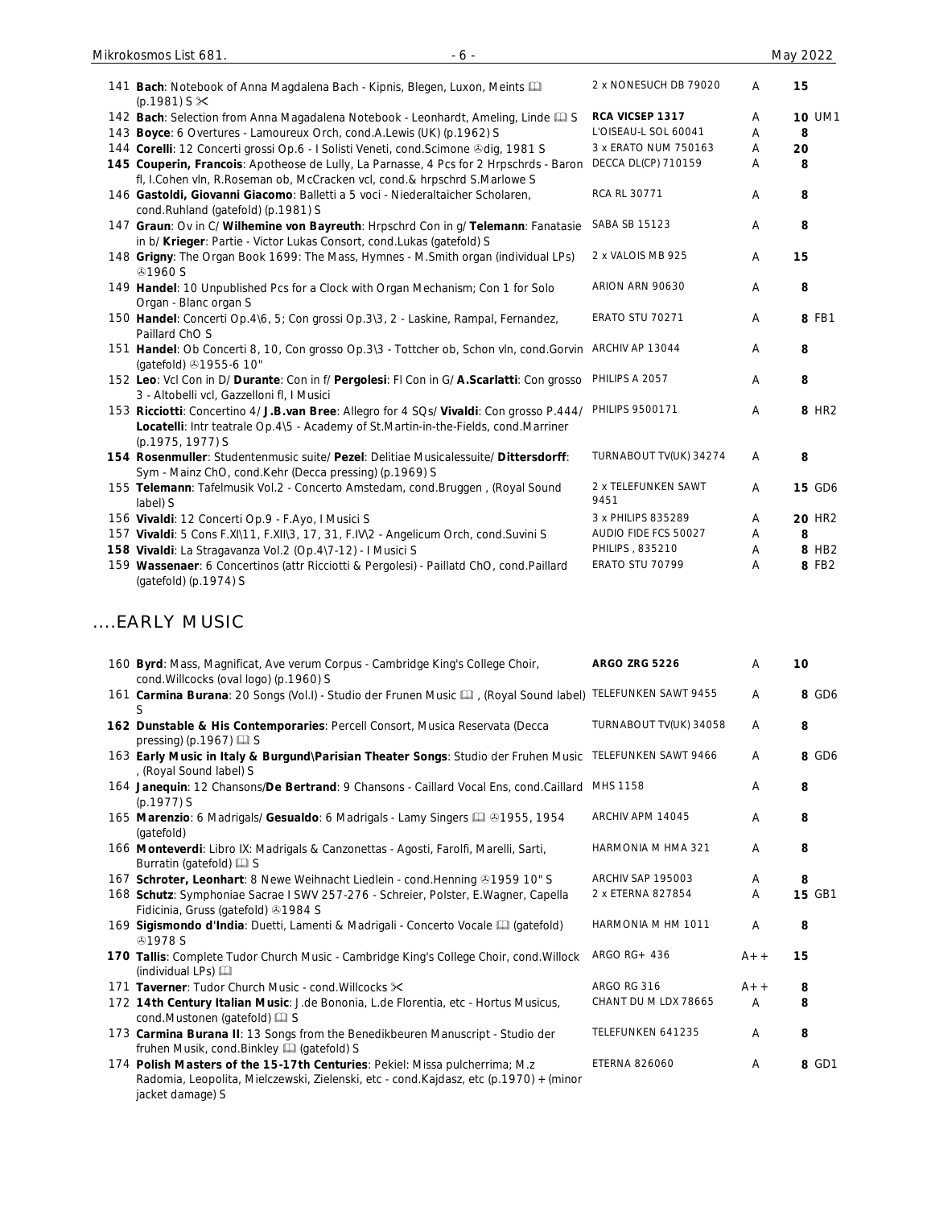| # | Description | Label | Grade | Price | |
|---|---|---|---|---|---|
| 141 | **Bach**: Notebook of Anna Magdalena Bach - Kipnis, Blegen, Luxon, Meints 📖 (p.1981) S ✂ | 2 x NONESUCH DB 79020 | A | 15 | |
| 142 | **Bach**: Selection from Anna Magadalena Notebook - Leonhardt, Ameling, Linde 📖 S | **RCA VICSEP 1317** | A | 10 | UM1 |
| 143 | **Boyce**: 6 Overtures - Lamoureux Orch, cond.A.Lewis (UK) (p.1962) S | L'OISEAU-L SOL 60041 | A | 8 | |
| 144 | **Corelli**: 12 Concerti grossi Op.6 - I Solisti Veneti, cond.Scimone ℗dig, 1981 S | 3 x ERATO NUM 750163 | A | 20 | |
| 145 | **Couperin, Francois**: Apotheose de Lully, La Parnasse, 4 Pcs for 2 Hrpschrds - Baron fl, I.Cohen vln, R.Roseman ob, McCracken vcl, cond.& hrpschrd S.Marlowe S | DECCA DL(CP) 710159 | A | 8 | |
| 146 | **Gastoldi, Giovanni Giacomo**: Balletti a 5 voci - Niederaltaicher Scholaren, cond.Ruhland (gatefold) (p.1981) S | RCA RL 30771 | A | 8 | |
| 147 | **Graun**: Ov in C/ **Wilhemine von Bayreuth**: Hrpschrd Con in g/ **Telemann**: Fanatasie in b/ **Krieger**: Partie - Victor Lukas Consort, cond.Lukas (gatefold) S | SABA SB 15123 | A | 8 | |
| 148 | **Grigny**: The Organ Book 1699: The Mass, Hymnes - M.Smith organ (individual LPs) ℗1960 S | 2 x VALOIS MB 925 | A | 15 | |
| 149 | **Handel**: 10 Unpublished Pcs for a Clock with Organ Mechanism; Con 1 for Solo Organ - Blanc organ S | ARION ARN 90630 | A | 8 | |
| 150 | **Handel**: Concerti Op.4\6, 5; Con grossi Op.3\3, 2 - Laskine, Rampal, Fernandez, Paillard ChO S | ERATO STU 70271 | A | 8 | FB1 |
| 151 | **Handel**: Ob Concerti 8, 10, Con grosso Op.3\3 - Tottcher ob, Schon vln, cond.Gorvin (gatefold) ℗1955-6 10" | ARCHIV AP 13044 | A | 8 | |
| 152 | **Leo**: Vcl Con in D/ **Durante**: Con in f/ **Pergolesi**: Fl Con in G/ **A.Scarlatti**: Con grosso 3 - Altobelli vcl, Gazzelloni fl, I Musici | PHILIPS A 2057 | A | 8 | |
| 153 | **Ricciotti**: Concertino 4/ **J.B.van Bree**: Allegro for 4 SQs/ **Vivaldi**: Con grosso P.444/ **Locatelli**: Intr teatrale Op.4\5 - Academy of St.Martin-in-the-Fields, cond.Marriner (p.1975, 1977) S | PHILIPS 9500171 | A | 8 | HR2 |
| 154 | **Rosenmuller**: Studentenmusic suite/ **Pezel**: Delitiae Musicalessuite/ **Dittersdorff**: Sym - Mainz ChO, cond.Kehr (Decca pressing) (p.1969) S | TURNABOUT TV(UK) 34274 | A | 8 | |
| 155 | **Telemann**: Tafelmusik Vol.2 - Concerto Amstedam, cond.Bruggen , (Royal Sound label) S | 2 x TELEFUNKEN SAWT 9451 | A | 15 | GD6 |
| 156 | **Vivaldi**: 12 Concerti Op.9 - F.Ayo, I Musici S | 3 x PHILIPS 835289 | A | 20 | HR2 |
| 157 | **Vivaldi**: 5 Cons F.XI\11, F.XII\3, 17, 31, F.IV\2 - Angelicum Orch, cond.Suvini S | AUDIO FIDE FCS 50027 | A | 8 | |
| 158 | **Vivaldi**: La Stragavanza Vol.2 (Op.4\7-12) - I Musici S | PHILIPS , 835210 | A | 8 | HB2 |
| 159 | **Wassenaer**: 6 Concertinos (attr Ricciotti & Pergolesi) - Paillatd ChO, cond.Paillard (gatefold) (p.1974) S | ERATO STU 70799 | A | 8 | FB2 |

## ....EARLY MUSIC

| # | Description | Label | Grade | Price | |
|---|---|---|---|---|---|
| 160 | **Byrd**: Mass, Magnificat, Ave verum Corpus - Cambridge King's College Choir, cond.Willcocks (oval logo) (p.1960) S | **ARGO ZRG 5226** | A | 10 | |
| 161 | **Carmina Burana**: 20 Songs (Vol.I) - Studio der Frunen Music 📖 , (Royal Sound label) S | TELEFUNKEN SAWT 9455 | A | 8 | GD6 |
| 162 | **Dunstable & His Contemporaries**: Percell Consort, Musica Reservata (Decca pressing) (p.1967) 📖 S | TURNABOUT TV(UK) 34058 | A | 8 | |
| 163 | **Early Music in Italy & Burgund\Parisian Theater Songs**: Studio der Fruhen Music , (Royal Sound label) S | TELEFUNKEN SAWT 9466 | A | 8 | GD6 |
| 164 | **Janequin**: 12 Chansons/**De Bertrand**: 9 Chansons - Caillard Vocal Ens, cond.Caillard (p.1977) S | MHS 1158 | A | 8 | |
| 165 | **Marenzio**: 6 Madrigals/ **Gesualdo**: 6 Madrigals - Lamy Singers 📖 ℗1955, 1954 (gatefold) | ARCHIV APM 14045 | A | 8 | |
| 166 | **Monteverdi**: Libro IX: Madrigals & Canzonettas - Agosti, Farolfi, Marelli, Sarti, Burratin (gatefold) 📖 S | HARMONIA M HMA 321 | A | 8 | |
| 167 | **Schroter, Leonhart**: 8 Newe Weihnacht Liedlein - cond.Henning ℗1959 10" S | ARCHIV SAP 195003 | A | 8 | |
| 168 | **Schutz**: Symphoniae Sacrae I SWV 257-276 - Schreier, Polster, E.Wagner, Capella Fidicinia, Gruss (gatefold) ℗1984 S | 2 x ETERNA 827854 | A | 15 | GB1 |
| 169 | **Sigismondo d'India**: Duetti, Lamenti & Madrigali - Concerto Vocale 📖 (gatefold) ℗1978 S | HARMONIA M HM 1011 | A | 8 | |
| 170 | **Tallis**: Complete Tudor Church Music - Cambridge King's College Choir, cond.Willock (individual LPs) 📖 | ARGO RG+ 436 | A++ | 15 | |
| 171 | **Taverner**: Tudor Church Music - cond.Willcocks ✂ | ARGO RG 316 | A++ | 8 | |
| 172 | **14th Century Italian Music**: J.de Bononia, L.de Florentia, etc - Hortus Musicus, cond.Mustonen (gatefold) 📖 S | CHANT DU M LDX 78665 | A | 8 | |
| 173 | **Carmina Burana II**: 13 Songs from the Benedikbeuren Manuscript - Studio der fruhen Musik, cond.Binkley 📖 (gatefold) S | TELEFUNKEN 641235 | A | 8 | |
| 174 | **Polish Masters of the 15-17th Centuries**: Pekiel: Missa pulcherrima; M.z Radomia, Leopolita, Mielczewski, Zielenski, etc - cond.Kajdasz, etc (p.1970) + (minor jacket damage) S | ETERNA 826060 | A | 8 | GD1 |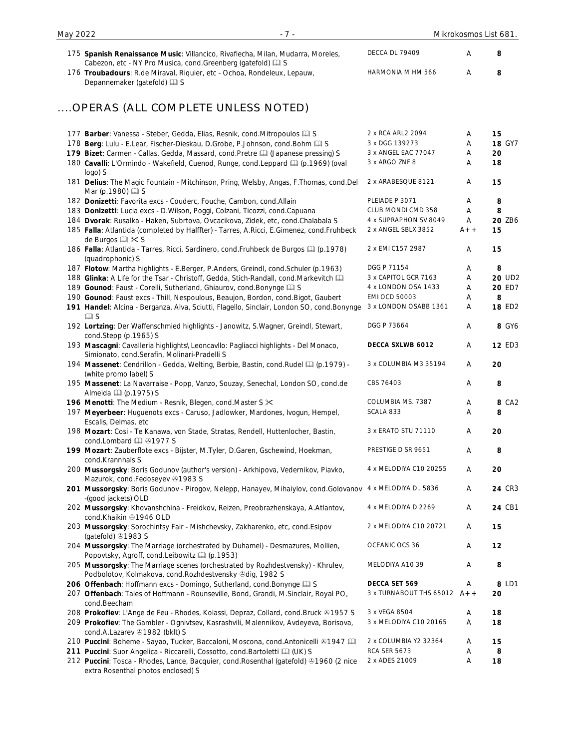| No. | Description | Label | Grade | Price |
|---|---|---|---|---|
| 175 | **Spanish Renaissance Music**: Villancico, Rivaflecha, Milan, Mudarra, Moreles, Cabezon, etc - NY Pro Musica, cond.Greenberg (gatefold) 🕮 S | DECCA DL 79409 | A | 8 |
| 176 | **Troubadours**: R.de Miraval, Riquier, etc - Ochoa, Rondeleux, Lepauw, Depannemaker (gatefold) 🕮 S | HARMONIA M HM 566 | A | 8 |

## ....OPERAS (ALL COMPLETE UNLESS NOTED)

| No. | Description | Label | Grade | Price |
|---|---|---|---|---|
| 177 | **Barber**: Vanessa - Steber, Gedda, Elias, Resnik, cond.Mitropoulos 🕮 S | 2 x RCA ARL2 2094 | A | 15 |
| 178 | **Berg**: Lulu - E.Lear, Fischer-Dieskau, D.Grobe, P.Johnson, cond.Bohm 🕮 S | 3 x DGG 139273 | A | 18 GY7 |
| **179** | **Bizet**: Carmen - Callas, Gedda, Massard, cond.Pretre 🕮 (Japanese pressing) S | 3 x ANGEL EAC 77047 | A | 20 |
| 180 | **Cavalli**: L'Ormindo - Wakefield, Cuenod, Runge, cond.Leppard 🕮 (p.1969) (oval logo) S | 3 x ARGO ZNF 8 | A | 18 |
| 181 | **Delius**: The Magic Fountain - Mitchinson, Pring, Welsby, Angas, F.Thomas, cond.Del Mar (p.1980) 🕮 S | 2 x ARABESQUE 8121 | A | 15 |
| 182 | **Donizetti**: Favorita excs - Couderc, Fouche, Cambon, cond.Allain | PLEIADE P 3071 | A | 8 |
| 183 | **Donizetti**: Lucia excs - D.Wilson, Poggi, Colzani, Ticozzi, cond.Capuana | CLUB MONDI CMD 358 | A | 8 |
| 184 | **Dvorak**: Rusalka - Haken, Subrtova, Ovcacikova, Zidek, etc, cond.Chalabala S | 4 x SUPRAPHON SV 8049 | A | 20 ZB6 |
| 185 | **Falla**: Atlantida (completed by Halffter) - Tarres, A.Ricci, E.Gimenez, cond.Fruhbeck de Burgos 🕮 ✂ S | 2 x ANGEL SBLX 3852 | A++ | 15 |
| 186 | **Falla**: Atlantida - Tarres, Ricci, Sardinero, cond.Fruhbeck de Burgos 🕮 (p.1978) (quadrophonic) S | 2 x EMI C157 2987 | A | 15 |
| 187 | **Flotow**: Martha highlights - E.Berger, P.Anders, Greindl, cond.Schuler (p.1963) | DGG P 71154 | A | 8 |
| 188 | **Glinka**: A Life for the Tsar - Christoff, Gedda, Stich-Randall, cond.Markevitch 🕮 | 3 x CAPITOL GCR 7163 | A | 20 UD2 |
| 189 | **Gounod**: Faust - Corelli, Sutherland, Ghiaurov, cond.Bonynge 🕮 S | 4 x LONDON OSA 1433 | A | 20 ED7 |
| 190 | **Gounod**: Faust excs - Thill, Nespoulous, Beaujon, Bordon, cond.Bigot, Gaubert | EMI OCD 50003 | A | 8 |
| **191** | **Handel**: Alcina - Berganza, Alva, Sciutti, Flagello, Sinclair, London SO, cond.Bonynge 🕮 S | 3 x LONDON OSABB 1361 | A | 18 ED2 |
| 192 | **Lortzing**: Der Waffenschmied highlights - Janowitz, S.Wagner, Greindl, Stewart, cond.Stepp (p.1965) S | DGG P 73664 | A | 8 GY6 |
| 193 | **Mascagni**: Cavalleria highlights\ Leoncavllo: Pagliacci highlights - Del Monaco, Simionato, cond.Serafin, Molinari-Pradelli S | **DECCA SXLWB 6012** | A | 12 ED3 |
| 194 | **Massenet**: Cendrillon - Gedda, Welting, Berbie, Bastin, cond.Rudel 🕮 (p.1979) - (white promo label) S | 3 x COLUMBIA M3 35194 | A | 20 |
| 195 | **Massenet**: La Navarraise - Popp, Vanzo, Souzay, Senechal, London SO, cond.de Almeida 🕮 (p.1975) S | CBS 76403 | A | 8 |
| **196** | **Menotti**: The Medium - Resnik, Blegen, cond.Master S ✂ | COLUMBIA MS. 7387 | A | 8 CA2 |
| 197 | **Meyerbeer**: Huguenots excs - Caruso, Jadlowker, Mardones, Ivogun, Hempel, Escalis, Delmas, etc | SCALA 833 | A | 8 |
| 198 | **Mozart**: Cosi - Te Kanawa, von Stade, Stratas, Rendell, Huttenlocher, Bastin, cond.Lombard 🕮 ℗1977 S | 3 x ERATO STU 71110 | A | 20 |
| **199** | **Mozart**: Zauberflote excs - Bijster, M.Tyler, D.Garen, Gschewind, Hoekman, cond.Krannhals S | PRESTIGE D SR 9651 | A | 8 |
| 200 | **Mussorgsky**: Boris Godunov (author's version) - Arkhipova, Vedernikov, Piavko, Mazurok, cond.Fedoseyev ℗1983 S | 4 x MELODIYA C10 20255 | A | 20 |
| **201** | **Mussorgsky**: Boris Godunov - Pirogov, Nelepp, Hanayev, Mihaiylov, cond.Golovanov -(good jackets) OLD | 4 x MELODIYA D.. 5836 | A | 24 CR3 |
| 202 | **Mussorgsky**: Khovanshchina - Freidkov, Reizen, Preobrazhenskaya, A.Atlantov, cond.Khaikin ℗1946 OLD | 4 x MELODIYA D 2269 | A | 24 CB1 |
| 203 | **Mussorgsky**: Sorochintsy Fair - Mishchevsky, Zakharenko, etc, cond.Esipov (gatefold) ℗1983 S | 2 x MELODIYA C10 20721 | A | 15 |
| 204 | **Mussorgsky**: The Marriage (orchestrated by Duhamel) - Desmazures, Mollien, Popovtsky, Agroff, cond.Leibowitz 🕮 (p.1953) | OCEANIC OCS 36 | A | 12 |
| 205 | **Mussorgsky**: The Marriage scenes (orchestrated by Rozhdestvensky) - Khrulev, Podbolotov, Kolmakova, cond.Rozhdestvensky ℗dig, 1982 S | MELODIYA A10 39 | A | 8 |
| **206** | **Offenbach**: Hoffmann excs - Domingo, Sutherland, cond.Bonynge 🕮 S | **DECCA SET 569** | A | 8 LD1 |
| 207 | **Offenbach**: Tales of Hoffmann - Rounseville, Bond, Grandi, M.Sinclair, Royal PO, cond.Beecham | 3 x TURNABOUT THS 65012 | A++ | 20 |
| 208 | **Prokofiev**: L'Ange de Feu - Rhodes, Kolassi, Depraz, Collard, cond.Bruck ℗1957 S | 3 x VEGA 8504 | A | 18 |
| 209 | **Prokofiev**: The Gambler - Ognivtsev, Kasrashvili, Malennikov, Avdeyeva, Borisova, cond.A.Lazarev ℗1982 (bklt) S | 3 x MELODIYA C10 20165 | A | 18 |
| 210 | **Puccini**: Boheme - Sayao, Tucker, Baccaloni, Moscona, cond.Antonicelli ℗1947 🕮 | 2 x COLUMBIA Y2 32364 | A | 15 |
| **211** | **Puccini**: Suor Angelica - Riccarelli, Cossotto, cond.Bartoletti 🕮 (UK) S | RCA SER 5673 | A | 8 |
| 212 | **Puccini**: Tosca - Rhodes, Lance, Bacquier, cond.Rosenthal (gatefold) ℗1960 (2 nice extra Rosenthal photos enclosed) S | 2 x ADES 21009 | A | 18 |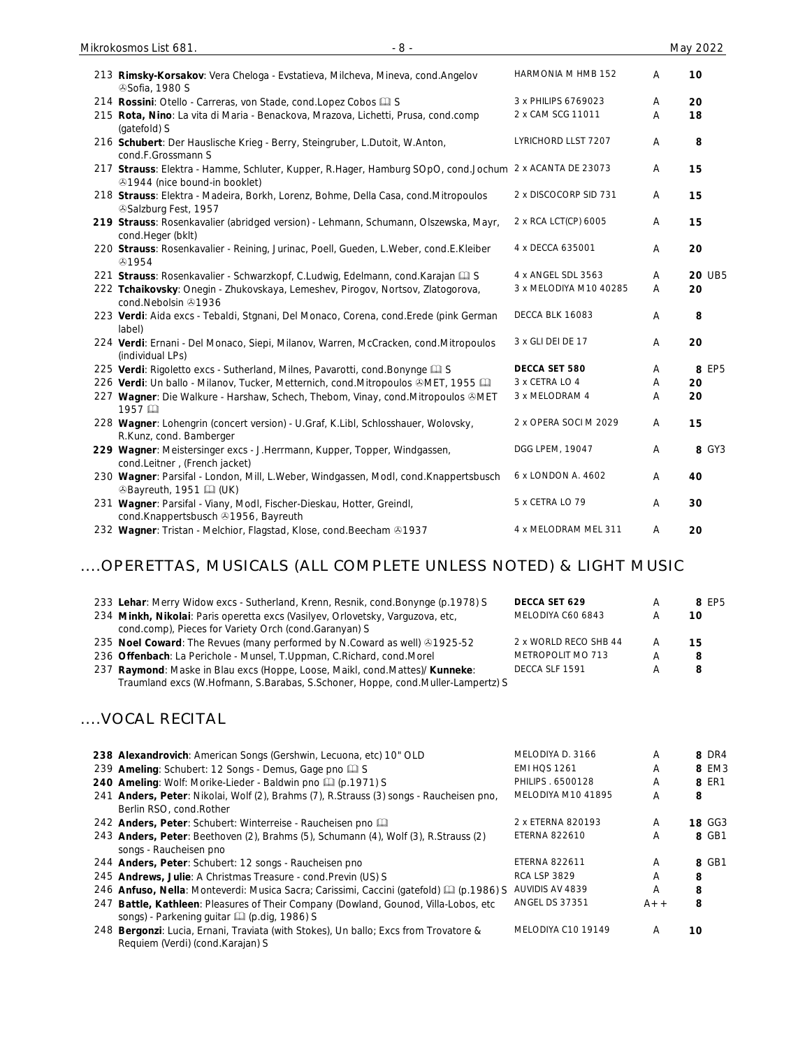| No. | Description | Label | Grade | Price |
|---|---|---|---|---|
| 213 | **Rimsky-Korsakov**: Vera Cheloga - Evstatieva, Milcheva, Mineva, cond.Angelov ℗Sofia, 1980 S | HARMONIA M HMB 152 | A | **10** |
| 214 | **Rossini**: Otello - Carreras, von Stade, cond.Lopez Cobos 🕮 S | 3 x PHILIPS 6769023 | A | **20** |
| 215 | **Rota, Nino**: La vita di Maria - Benackova, Mrazova, Lichetti, Prusa, cond.comp (gatefold) S | 2 x CAM SCG 11011 | A | **18** |
| 216 | **Schubert**: Der Hauslische Krieg - Berry, Steingruber, L.Dutoit, W.Anton, cond.F.Grossmann S | LYRICHORD LLST 7207 | A | **8** |
| 217 | **Strauss**: Elektra - Hamme, Schluter, Kupper, R.Hager, Hamburg SOpO, cond.Jochum ℗1944 (nice bound-in booklet) | 2 x ACANTA DE 23073 | A | **15** |
| 218 | **Strauss**: Elektra - Madeira, Borkh, Lorenz, Bohme, Della Casa, cond.Mitropoulos ℗Salzburg Fest, 1957 | 2 x DISCOCORP SID 731 | A | **15** |
| **219** | **Strauss**: Rosenkavalier (abridged version) - Lehmann, Schumann, Olszewska, Mayr, cond.Heger (bklt) | 2 x RCA LCT(CP) 6005 | A | **15** |
| 220 | **Strauss**: Rosenkavalier - Reining, Jurinac, Poell, Gueden, L.Weber, cond.E.Kleiber ℗1954 | 4 x DECCA 635001 | A | **20** |
| 221 | **Strauss**: Rosenkavalier - Schwarzkopf, C.Ludwig, Edelmann, cond.Karajan 🕮 S | 4 x ANGEL SDL 3563 | A | **20** UB5 |
| 222 | **Tchaikovsky**: Onegin - Zhukovskaya, Lemeshev, Pirogov, Nortsov, Zlatogorova, cond.Nebolsin ℗1936 | 3 x MELODIYA M10 40285 | A | **20** |
| 223 | **Verdi**: Aida excs - Tebaldi, Stgnani, Del Monaco, Corena, cond.Erede (pink German label) | DECCA BLK 16083 | A | **8** |
| 224 | **Verdi**: Ernani - Del Monaco, Siepi, Milanov, Warren, McCracken, cond.Mitropoulos (individual LPs) | 3 x GLI DEI DE 17 | A | **20** |
| 225 | **Verdi**: Rigoletto excs - Sutherland, Milnes, Pavarotti, cond.Bonynge 🕮 S | **DECCA SET 580** | A | **8** EP5 |
| 226 | **Verdi**: Un ballo - Milanov, Tucker, Metternich, cond.Mitropoulos ℗MET, 1955 🕮 | 3 x CETRA LO 4 | A | **20** |
| 227 | **Wagner**: Die Walkure - Harshaw, Schech, Thebom, Vinay, cond.Mitropoulos ℗MET 1957 🕮 | 3 x MELODRAM 4 | A | **20** |
| 228 | **Wagner**: Lohengrin (concert version) - U.Graf, K.Libl, Schlosshauer, Wolovsky, R.Kunz, cond. Bamberger | 2 x OPERA SOCI M 2029 | A | **15** |
| **229** | **Wagner**: Meistersinger excs - J.Herrmann, Kupper, Topper, Windgassen, cond.Leitner , (French jacket) | DGG LPEM, 19047 | A | **8** GY3 |
| 230 | **Wagner**: Parsifal - London, Mill, L.Weber, Windgassen, Modl, cond.Knappertsbusch ℗Bayreuth, 1951 🕮 (UK) | 6 x LONDON A. 4602 | A | **40** |
| 231 | **Wagner**: Parsifal - Viany, Modl, Fischer-Dieskau, Hotter, Greindl, cond.Knappertsbusch ℗1956, Bayreuth | 5 x CETRA LO 79 | A | **30** |
| 232 | **Wagner**: Tristan - Melchior, Flagstad, Klose, cond.Beecham ℗1937 | 4 x MELODRAM MEL 311 | A | **20** |

## ....OPERETTAS, MUSICALS (ALL COMPLETE UNLESS NOTED) & LIGHT MUSIC

| No. | Description | Label | Grade | Price |
|---|---|---|---|---|
| 233 | **Lehar**: Merry Widow excs - Sutherland, Krenn, Resnik, cond.Bonynge (p.1978) S | **DECCA SET 629** | A | **8** EP5 |
| 234 | **Minkh, Nikolai**: Paris operetta excs (Vasilyev, Orlovetsky, Varguzova, etc, cond.comp), Pieces for Variety Orch (cond.Garanyan) S | MELODIYA C60 6843 | A | **10** |
| 235 | **Noel Coward**: The Revues (many performed by N.Coward as well) ℗1925-52 | 2 x WORLD RECO SHB 44 | A | **15** |
| 236 | **Offenbach**: La Perichole - Munsel, T.Uppman, C.Richard, cond.Morel | METROPOLIT MO 713 | A | **8** |
| 237 | **Raymond**: Maske in Blau excs (Hoppe, Loose, Maikl, cond.Mattes)/ **Kunneke**: Traumland excs (W.Hofmann, S.Barabas, S.Schoner, Hoppe, cond.Muller-Lampertz) S | DECCA SLF 1591 | A | **8** |

## ....VOCAL RECITAL

| No. | Description | Label | Grade | Price |
|---|---|---|---|---|
| **238** | **Alexandrovich**: American Songs (Gershwin, Lecuona, etc) 10" OLD | MELODIYA D. 3166 | A | **8** DR4 |
| 239 | **Ameling**: Schubert: 12 Songs - Demus, Gage pno 🕮 S | EMI HQS 1261 | A | **8** EM3 |
| **240** | **Ameling**: Wolf: Morike-Lieder - Baldwin pno 🕮 (p.1971) S | PHILIPS . 6500128 | A | **8** ER1 |
| 241 | **Anders, Peter**: Nikolai, Wolf (2), Brahms (7), R.Strauss (3) songs - Raucheisen pno, Berlin RSO, cond.Rother | MELODIYA M10 41895 | A | **8** |
| 242 | **Anders, Peter**: Schubert: Winterreise - Raucheisen pno 🕮 | 2 x ETERNA 820193 | A | **18** GG3 |
| 243 | **Anders, Peter**: Beethoven (2), Brahms (5), Schumann (4), Wolf (3), R.Strauss (2) songs - Raucheisen pno | ETERNA 822610 | A | **8** GB1 |
| 244 | **Anders, Peter**: Schubert: 12 songs - Raucheisen pno | ETERNA 822611 | A | **8** GB1 |
| 245 | **Andrews, Julie**: A Christmas Treasure - cond.Previn (US) S | RCA LSP 3829 | A | **8** |
| 246 | **Anfuso, Nella**: Monteverdi: Musica Sacra; Carissimi, Caccini (gatefold) 🕮 (p.1986) S | AUVIDIS AV 4839 | A | **8** |
| 247 | **Battle, Kathleen**: Pleasures of Their Company (Dowland, Gounod, Villa-Lobos, etc songs) - Parkening guitar 🕮 (p.dig, 1986) S | ANGEL DS 37351 | A++ | **8** |
| 248 | **Bergonzi**: Lucia, Ernani, Traviata (with Stokes), Un ballo; Excs from Trovatore & Requiem (Verdi) (cond.Karajan) S | MELODIYA C10 19149 | A | **10** |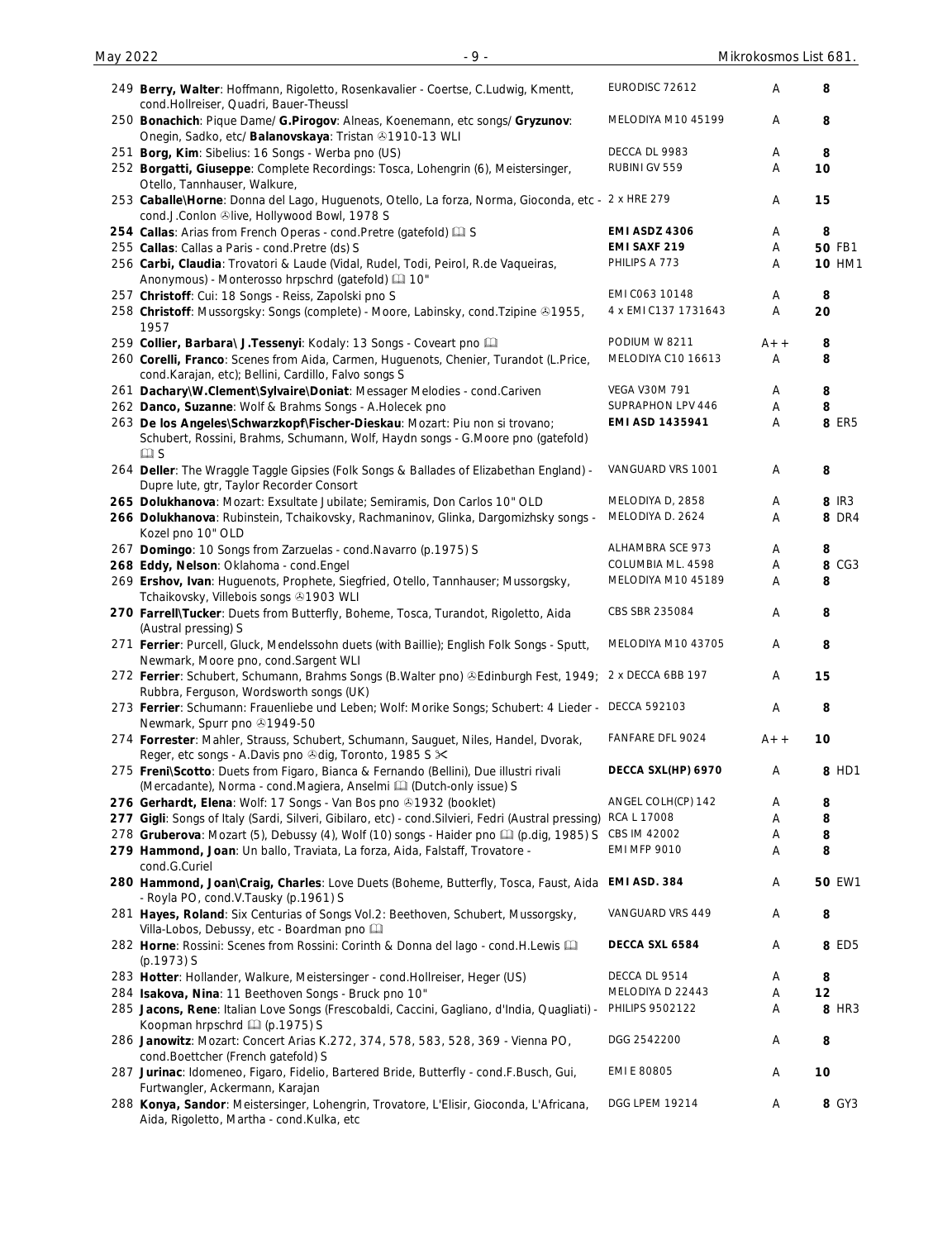| No. | Description | Label | Grade | Price |
|---|---|---|---|---|
| 249 | **Berry, Walter**: Hoffmann, Rigoletto, Rosenkavalier - Coertse, C.Ludwig, Kmentt, cond.Hollreiser, Quadri, Bauer-Theussl | EURODISC 72612 | A | 8 |
| 250 | **Bonachich**: Pique Dame/ **G.Pirogov**: Alneas, Koenemann, etc songs/ **Gryzunov**: Onegin, Sadko, etc/ **Balanovskaya**: Tristan ℗1910-13 WLI | MELODIYA M10 45199 | A | 8 |
| 251 | **Borg, Kim**: Sibelius: 16 Songs - Werba pno (US) | DECCA DL 9983 | A | 8 |
| 252 | **Borgatti, Giuseppe**: Complete Recordings: Tosca, Lohengrin (6), Meistersinger, Otello, Tannhauser, Walkure, | RUBINI GV 559 | A | 10 |
| 253 | **Caballe\Horne**: Donna del Lago, Huguenots, Otello, La forza, Norma, Gioconda, etc - cond.J.Conlon ℗live, Hollywood Bowl, 1978 S | 2 x HRE 279 | A | 15 |
| **254** | **Callas**: Arias from French Operas - cond.Pretre (gatefold) 📖 S | **EMI ASDZ 4306** | A | 8 |
| 255 | **Callas**: Callas a Paris - cond.Pretre (ds) S | **EMI SAXF 219** | A | **50** FB1 |
| 256 | **Carbi, Claudia**: Trovatori & Laude (Vidal, Rudel, Todi, Peirol, R.de Vaqueiras, Anonymous) - Monterosso hrpschrd (gatefold) 📖 10" | PHILIPS A 773 | A | **10** HM1 |
| 257 | **Christoff**: Cui: 18 Songs - Reiss, Zapolski pno S | EMI C063 10148 | A | 8 |
| 258 | **Christoff**: Mussorgsky: Songs (complete) - Moore, Labinsky, cond.Tzipine ℗1955, 1957 | 4 x EMI C137 1731643 | A | 20 |
| 259 | **Collier, Barbara\ J.Tessenyi**: Kodaly: 13 Songs - Coveart pno 📖 | PODIUM W 8211 | A++ | 8 |
| 260 | **Corelli, Franco**: Scenes from Aida, Carmen, Huguenots, Chenier, Turandot (L.Price, cond.Karajan, etc); Bellini, Cardillo, Falvo songs S | MELODIYA C10 16613 | A | 8 |
| 261 | **Dachary\W.Clement\Sylvaire\Doniat**: Messager Melodies - cond.Cariven | VEGA V30M 791 | A | 8 |
| 262 | **Danco, Suzanne**: Wolf & Brahms Songs - A.Holecek pno | SUPRAPHON LPV 446 | A | 8 |
| 263 | **De los Angeles\Schwarzkopf\Fischer-Dieskau**: Mozart: Piu non si trovano; Schubert, Rossini, Brahms, Schumann, Wolf, Haydn songs - G.Moore pno (gatefold) 📖 S | **EMI ASD 1435941** | A | **8** ER5 |
| 264 | **Deller**: The Wraggle Taggle Gipsies (Folk Songs & Ballades of Elizabethan England) - Dupre lute, gtr, Taylor Recorder Consort | VANGUARD VRS 1001 | A | 8 |
| **265** | **Dolukhanova**: Mozart: Exsultate Jubilate; Semiramis, Don Carlos 10" OLD | MELODIYA D, 2858 | A | **8** IR3 |
| **266** | **Dolukhanova**: Rubinstein, Tchaikovsky, Rachmaninov, Glinka, Dargomizhsky songs - Kozel pno 10" OLD | MELODIYA D. 2624 | A | **8** DR4 |
| 267 | **Domingo**: 10 Songs from Zarzuelas - cond.Navarro (p.1975) S | ALHAMBRA SCE 973 | A | 8 |
| **268** | **Eddy, Nelson**: Oklahoma - cond.Engel | COLUMBIA ML. 4598 | A | **8** CG3 |
| 269 | **Ershov, Ivan**: Huguenots, Prophete, Siegfried, Otello, Tannhauser; Mussorgsky, Tchaikovsky, Villebois songs ℗1903 WLI | MELODIYA M10 45189 | A | 8 |
| **270** | **Farrell\Tucker**: Duets from Butterfly, Boheme, Tosca, Turandot, Rigoletto, Aida (Austral pressing) S | CBS SBR 235084 | A | 8 |
| 271 | **Ferrier**: Purcell, Gluck, Mendelssohn duets (with Baillie); English Folk Songs - Sputt, Newmark, Moore pno, cond.Sargent WLI | MELODIYA M10 43705 | A | 8 |
| 272 | **Ferrier**: Schubert, Schumann, Brahms Songs (B.Walter pno) ℗Edinburgh Fest, 1949; Rubbra, Ferguson, Wordsworth songs (UK) | 2 x DECCA 6BB 197 | A | 15 |
| 273 | **Ferrier**: Schumann: Frauenliebe und Leben; Wolf: Morike Songs; Schubert: 4 Lieder - Newmark, Spurr pno ℗1949-50 | DECCA 592103 | A | 8 |
| 274 | **Forrester**: Mahler, Strauss, Schubert, Schumann, Sauguet, Niles, Handel, Dvorak, Reger, etc songs - A.Davis pno ℗dig, Toronto, 1985 S ✂ | FANFARE DFL 9024 | A++ | 10 |
| 275 | **Freni\Scotto**: Duets from Figaro, Bianca & Fernando (Bellini), Due illustri rivali (Mercadante), Norma - cond.Magiera, Anselmi 📖 (Dutch-only issue) S | **DECCA SXL(HP) 6970** | A | **8** HD1 |
| **276** | **Gerhardt, Elena**: Wolf: 17 Songs - Van Bos pno ℗1932 (booklet) | ANGEL COLH(CP) 142 | A | 8 |
| **277** | **Gigli**: Songs of Italy (Sardi, Silveri, Gibilaro, etc) - cond.Silvieri, Fedri (Austral pressing) | RCA L 17008 | A | 8 |
| 278 | **Gruberova**: Mozart (5), Debussy (4), Wolf (10) songs - Haider pno 📖 (p.dig, 1985) S | CBS IM 42002 | A | 8 |
| **279** | **Hammond, Joan**: Un ballo, Traviata, La forza, Aida, Falstaff, Trovatore - cond.G.Curiel | EMI MFP 9010 | A | 8 |
| **280** | **Hammond, Joan\Craig, Charles**: Love Duets (Boheme, Butterfly, Tosca, Faust, Aida - Royla PO, cond.V.Tausky (p.1961) S | **EMI ASD. 384** | A | **50** EW1 |
| 281 | **Hayes, Roland**: Six Centurias of Songs Vol.2: Beethoven, Schubert, Mussorgsky, Villa-Lobos, Debussy, etc - Boardman pno 📖 | VANGUARD VRS 449 | A | 8 |
| 282 | **Horne**: Rossini: Scenes from Rossini: Corinth & Donna del lago - cond.H.Lewis 📖 (p.1973) S | **DECCA SXL 6584** | A | **8** ED5 |
| 283 | **Hotter**: Hollander, Walkure, Meistersinger - cond.Hollreiser, Heger (US) | DECCA DL 9514 | A | 8 |
| 284 | **Isakova, Nina**: 11 Beethoven Songs - Bruck pno 10" | MELODIYA D 22443 | A | 12 |
| 285 | **Jacons, Rene**: Italian Love Songs (Frescobaldi, Caccini, Gagliano, d'India, Quagliati) - Koopman hrpschrd 📖 (p.1975) S | PHILIPS 9502122 | A | **8** HR3 |
| 286 | **Janowitz**: Mozart: Concert Arias K.272, 374, 578, 583, 528, 369 - Vienna PO, cond.Boettcher (French gatefold) S | DGG 2542200 | A | 8 |
| 287 | **Jurinac**: Idomeneo, Figaro, Fidelio, Bartered Bride, Butterfly - cond.F.Busch, Gui, Furtwangler, Ackermann, Karajan | EMI E 80805 | A | 10 |
| 288 | **Konya, Sandor**: Meistersinger, Lohengrin, Trovatore, L'Elisir, Gioconda, L'Africana, Aida, Rigoletto, Martha - cond.Kulka, etc | DGG LPEM 19214 | A | **8** GY3 |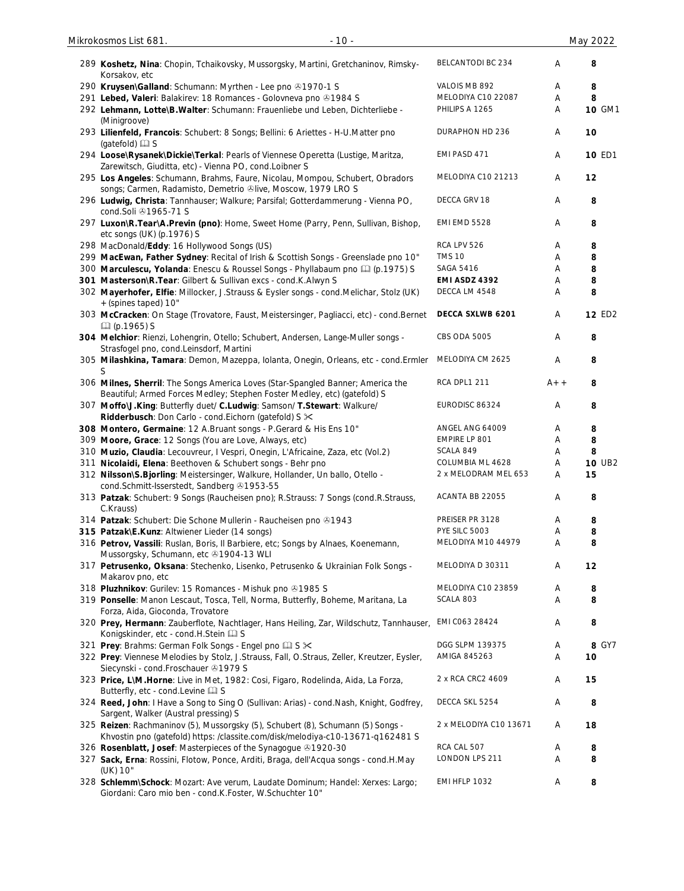| No. | Description | Label | Grade | Price |
|---|---|---|---|---|
| 289 | **Koshetz, Nina**: Chopin, Tchaikovsky, Mussorgsky, Martini, Gretchaninov, Rimsky-Korsakov, etc | BELCANTODI BC 234 | A | 8 |
| 290 | **Kruysen\Galland**: Schumann: Myrthen - Lee pno ℗1970-1 S | VALOIS MB 892 | A | 8 |
| 291 | **Lebed, Valeri**: Balakirev: 18 Romances - Golovneva pno ℗1984 S | MELODIYA C10 22087 | A | 8 |
| 292 | **Lehmann, Lotte\B.Walter**: Schumann: Frauenliebe und Leben, Dichterliebe - (Minigroove) | PHILIPS A 1265 | A | 10 GM1 |
| 293 | **Lilienfeld, Francois**: Schubert: 8 Songs; Bellini: 6 Ariettes - H-U.Matter pno (gatefold) 🕮 S | DURAPHON HD 236 | A | 10 |
| 294 | **Loose\Rysanek\Dickie\Terkal**: Pearls of Viennese Operetta (Lustige, Maritza, Zarewitsch, Giuditta, etc) - Vienna PO, cond.Loibner S | EMI PASD 471 | A | 10 ED1 |
| 295 | **Los Angeles**: Schumann, Brahms, Faure, Nicolau, Mompou, Schubert, Obradors songs; Carmen, Radamisto, Demetrio ℗live, Moscow, 1979 LRO S | MELODIYA C10 21213 | A | 12 |
| 296 | **Ludwig, Christa**: Tannhauser; Walkure; Parsifal; Gotterdammerung - Vienna PO, cond.Soli ℗1965-71 S | DECCA GRV 18 | A | 8 |
| 297 | **Luxon\R.Tear\A.Previn (pno)**: Home, Sweet Home (Parry, Penn, Sullivan, Bishop, etc songs (UK) (p.1976) S | EMI EMD 5528 | A | 8 |
| 298 | MacDonald/**Eddy**: 16 Hollywood Songs (US) | RCA LPV 526 | A | 8 |
| 299 | **MacEwan, Father Sydney**: Recital of Irish & Scottish Songs - Greenslade pno 10" | TMS 10 | A | 8 |
| 300 | **Marculescu, Yolanda**: Enescu & Roussel Songs - Phyllabaum pno 🕮 (p.1975) S | SAGA 5416 | A | 8 |
| **301** | **Masterson\R.Tear**: Gilbert & Sullivan excs - cond.K.Alwyn S | **EMI ASDZ 4392** | A | 8 |
| 302 | **Mayerhofer, Elfie**: Millocker, J.Strauss & Eysler songs - cond.Melichar, Stolz (UK) + (spines taped) 10" | DECCA LM 4548 | A | 8 |
| 303 | **McCracken**: On Stage (Trovatore, Faust, Meistersinger, Pagliacci, etc) - cond.Bernet 🕮 (p.1965) S | **DECCA SXLWB 6201** | A | 12 ED2 |
| **304** | **Melchior**: Rienzi, Lohengrin, Otello; Schubert, Andersen, Lange-Muller songs - Strasfogel pno, cond.Leinsdorf, Martini | CBS ODA 5005 | A | 8 |
| 305 | **Milashkina, Tamara**: Demon, Mazeppa, Iolanta, Onegin, Orleans, etc - cond.Ermler S | MELODIYA CM 2625 | A | 8 |
| 306 | **Milnes, Sherril**: The Songs America Loves (Star-Spangled Banner; America the Beautiful; Armed Forces Medley; Stephen Foster Medley, etc) (gatefold) S | RCA DPL1 211 | A++ | 8 |
| 307 | **Moffo\J.King**: Butterfly duet/ **C.Ludwig**: Samson/ **T.Stewart**: Walkure/ **Ridderbusch**: Don Carlo - cond.Eichorn (gatefold) S ✂ | EURODISC 86324 | A | 8 |
| **308** | **Montero, Germaine**: 12 A.Bruant songs - P.Gerard & His Ens 10" | ANGEL ANG 64009 | A | 8 |
| 309 | **Moore, Grace**: 12 Songs (You are Love, Always, etc) | EMPIRE LP 801 | A | 8 |
| 310 | **Muzio, Claudia**: Lecouvreur, I Vespri, Onegin, L'Africaine, Zaza, etc (Vol.2) | SCALA 849 | A | 8 |
| 311 | **Nicolaidi, Elena**: Beethoven & Schubert songs - Behr pno | COLUMBIA ML 4628 | A | 10 UB2 |
| 312 | **Nilsson\S.Bjorling**: Meistersinger, Walkure, Hollander, Un ballo, Otello - cond.Schmitt-Isserstedt, Sandberg ℗1953-55 | 2 x MELODRAM MEL 653 | A | 15 |
| 313 | **Patzak**: Schubert: 9 Songs (Raucheisen pno); R.Strauss: 7 Songs (cond.R.Strauss, C.Krauss) | ACANTA BB 22055 | A | 8 |
| 314 | **Patzak**: Schubert: Die Schone Mullerin - Raucheisen pno ℗1943 | PREISER PR 3128 | A | 8 |
| **315** | **Patzak\E.Kunz**: Altwiener Lieder (14 songs) | PYE SILC 5003 | A | 8 |
| 316 | **Petrov, Vassili**: Ruslan, Boris, Il Barbiere, etc; Songs by Alnaes, Koenemann, Mussorgsky, Schumann, etc ℗1904-13 WLI | MELODIYA M10 44979 | A | 8 |
| 317 | **Petrusenko, Oksana**: Stechenko, Lisenko, Petrusenko & Ukrainian Folk Songs - Makarov pno, etc | MELODIYA D 30311 | A | 12 |
| 318 | **Pluzhnikov**: Gurilev: 15 Romances - Mishuk pno ℗1985 S | MELODIYA C10 23859 | A | 8 |
| 319 | **Ponselle**: Manon Lescaut, Tosca, Tell, Norma, Butterfly, Boheme, Maritana, La Forza, Aida, Gioconda, Trovatore | SCALA 803 | A | 8 |
| 320 | **Prey, Hermann**: Zauberflote, Nachtlager, Hans Heiling, Zar, Wildschutz, Tannhauser, Konigskinder, etc - cond.H.Stein 🕮 S | EMI C063 28424 | A | 8 |
| 321 | **Prey**: Brahms: German Folk Songs - Engel pno 🕮 S ✂ | DGG SLPM 139375 | A | 8 GY7 |
| 322 | **Prey**: Viennese Melodies by Stolz, J.Strauss, Fall, O.Straus, Zeller, Kreutzer, Eysler, Siecynski - cond.Froschauer ℗1979 S | AMIGA 845263 | A | 10 |
| 323 | **Price, L\M.Horne**: Live in Met, 1982: Cosi, Figaro, Rodelinda, Aida, La Forza, Butterfly, etc - cond.Levine 🕮 S | 2 x RCA CRC2 4609 | A | 15 |
| 324 | **Reed, John**: I Have a Song to Sing O (Sullivan: Arias) - cond.Nash, Knight, Godfrey, Sargent, Walker (Austral pressing) S | DECCA SKL 5254 | A | 8 |
| 325 | **Reizen**: Rachmaninov (5), Mussorgsky (5), Schubert (8), Schumann (5) Songs - Khvostin pno (gatefold) https: /classite.com/disk/melodiya-c10-13671-q162481 S | 2 x MELODIYA C10 13671 | A | 18 |
| 326 | **Rosenblatt, Josef**: Masterpieces of the Synagogue ℗1920-30 | RCA CAL 507 | A | 8 |
| 327 | **Sack, Erna**: Rossini, Flotow, Ponce, Arditi, Braga, dell'Acqua songs - cond.H.May (UK) 10" | LONDON LPS 211 | A | 8 |
| 328 | **Schlemm\Schock**: Mozart: Ave verum, Laudate Dominum; Handel: Xerxes: Largo; Giordani: Caro mio ben - cond.K.Foster, W.Schuchter 10" | EMI HFLP 1032 | A | 8 |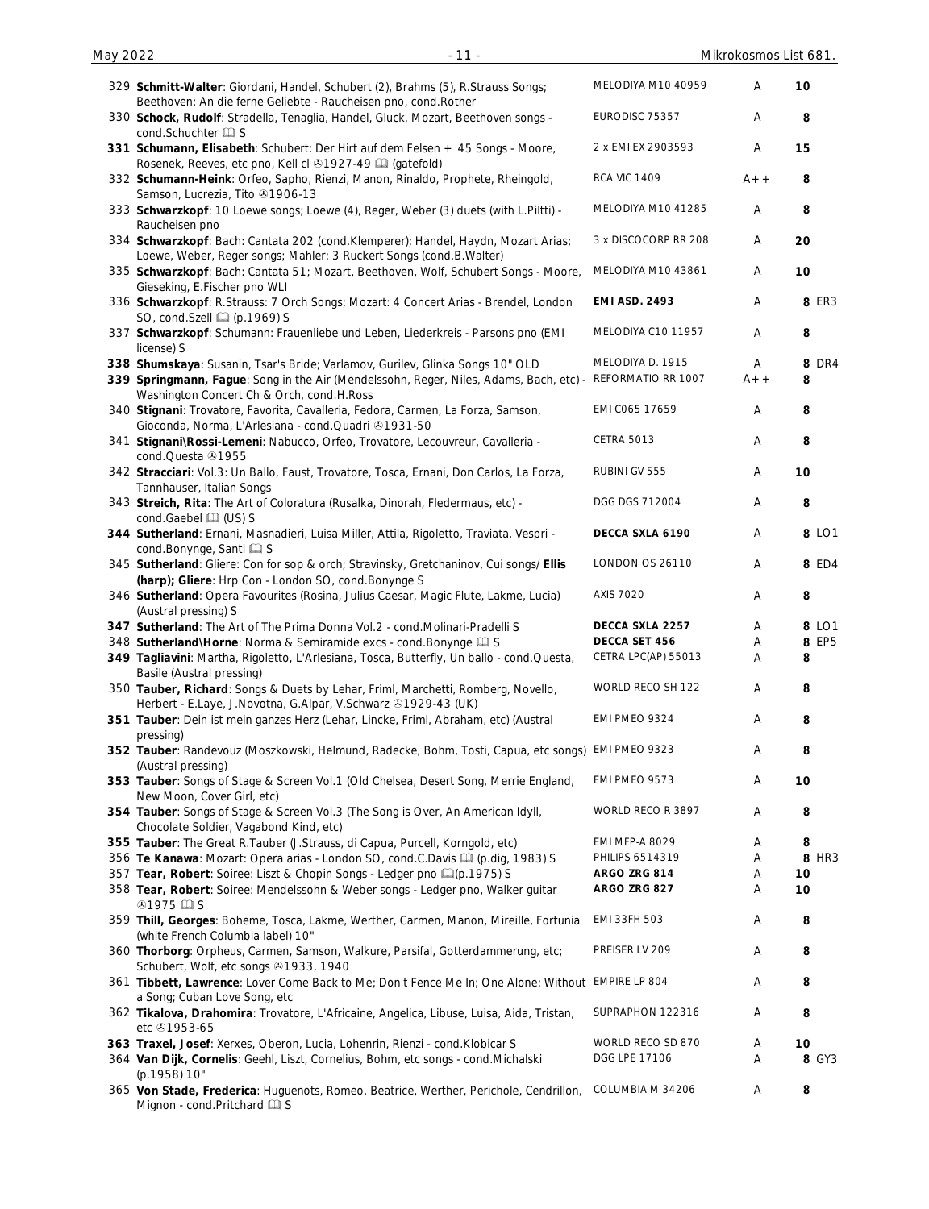| No. | Description | Label | Grade | Price |
|---|---|---|---|---|
| 329 | **Schmitt-Walter**: Giordani, Handel, Schubert (2), Brahms (5), R.Strauss Songs; Beethoven: An die ferne Geliebte - Raucheisen pno, cond.Rother | MELODIYA M10 40959 | A | **10** |
| 330 | **Schock, Rudolf**: Stradella, Tenaglia, Handel, Gluck, Mozart, Beethoven songs - cond.Schuchter 🕮 S | EURODISC 75357 | A | **8** |
| **331** | **Schumann, Elisabeth**: Schubert: Der Hirt auf dem Felsen + 45 Songs - Moore, Rosenek, Reeves, etc pno, Kell cl ℗1927-49 🕮 (gatefold) | 2 x EMI EX 2903593 | A | **15** |
| 332 | **Schumann-Heink**: Orfeo, Sapho, Rienzi, Manon, Rinaldo, Prophete, Rheingold, Samson, Lucrezia, Tito ℗1906-13 | RCA VIC 1409 | A++ | **8** |
| 333 | **Schwarzkopf**: 10 Loewe songs; Loewe (4), Reger, Weber (3) duets (with L.Piltti) - Raucheisen pno | MELODIYA M10 41285 | A | **8** |
| 334 | **Schwarzkopf**: Bach: Cantata 202 (cond.Klemperer); Handel, Haydn, Mozart Arias; Loewe, Weber, Reger songs; Mahler: 3 Ruckert Songs (cond.B.Walter) | 3 x DISCOCORP RR 208 | A | **20** |
| 335 | **Schwarzkopf**: Bach: Cantata 51; Mozart, Beethoven, Wolf, Schubert Songs - Moore, Gieseking, E.Fischer pno WLI | MELODIYA M10 43861 | A | **10** |
| 336 | **Schwarzkopf**: R.Strauss: 7 Orch Songs; Mozart: 4 Concert Arias - Brendel, London SO, cond.Szell 🕮 (p.1969) S | **EMI ASD. 2493** | A | **8** ER3 |
| 337 | **Schwarzkopf**: Schumann: Frauenliebe und Leben, Liederkreis - Parsons pno (EMI license) S | MELODIYA C10 11957 | A | **8** |
| **338** | **Shumskaya**: Susanin, Tsar's Bride; Varlamov, Gurilev, Glinka Songs 10" OLD | MELODIYA D. 1915 | A | **8** DR4 |
| **339** | **Springmann, Fague**: Song in the Air (Mendelssohn, Reger, Niles, Adams, Bach, etc) - Washington Concert Ch & Orch, cond.H.Ross | REFORMATIO RR 1007 | A++ | **8** |
| 340 | **Stignani**: Trovatore, Favorita, Cavalleria, Fedora, Carmen, La Forza, Samson, Gioconda, Norma, L'Arlesiana - cond.Quadri ℗1931-50 | EMI C065 17659 | A | **8** |
| 341 | **Stignani\Rossi-Lemeni**: Nabucco, Orfeo, Trovatore, Lecouvreur, Cavalleria - cond.Questa ℗1955 | CETRA 5013 | A | **8** |
| 342 | **Stracciari**: Vol.3: Un Ballo, Faust, Trovatore, Tosca, Ernani, Don Carlos, La Forza, Tannhauser, Italian Songs | RUBINI GV 555 | A | **10** |
| 343 | **Streich, Rita**: The Art of Coloratura (Rusalka, Dinorah, Fledermaus, etc) - cond.Gaebel 🕮 (US) S | DGG DGS 712004 | A | **8** |
| **344** | **Sutherland**: Ernani, Masnadieri, Luisa Miller, Attila, Rigoletto, Traviata, Vespri - cond.Bonynge, Santi 🕮 S | **DECCA SXLA 6190** | A | **8** LO1 |
| 345 | **Sutherland**: Gliere: Con for sop & orch; Stravinsky, Gretchaninov, Cui songs/ **Ellis (harp); Gliere**: Hrp Con - London SO, cond.Bonynge S | LONDON OS 26110 | A | **8** ED4 |
| 346 | **Sutherland**: Opera Favourites (Rosina, Julius Caesar, Magic Flute, Lakme, Lucia) (Austral pressing) S | AXIS 7020 | A | **8** |
| **347** | **Sutherland**: The Art of The Prima Donna Vol.2 - cond.Molinari-Pradelli S | **DECCA SXLA 2257** | A | **8** LO1 |
| 348 | **Sutherland\Horne**: Norma & Semiramide excs - cond.Bonynge 🕮 S | **DECCA SET 456** | A | **8** EP5 |
| **349** | **Tagliavini**: Martha, Rigoletto, L'Arlesiana, Tosca, Butterfly, Un ballo - cond.Questa, Basile (Austral pressing) | CETRA LPC(AP) 55013 | A | **8** |
| 350 | **Tauber, Richard**: Songs & Duets by Lehar, Friml, Marchetti, Romberg, Novello, Herbert - E.Laye, J.Novotna, G.Alpar, V.Schwarz ℗1929-43 (UK) | WORLD RECO SH 122 | A | **8** |
| **351** | **Tauber**: Dein ist mein ganzes Herz (Lehar, Lincke, Friml, Abraham, etc) (Austral pressing) | EMI PMEO 9324 | A | **8** |
| **352** | **Tauber**: Randevouz (Moszkowski, Helmund, Radecke, Bohm, Tosti, Capua, etc songs) (Austral pressing) | EMI PMEO 9323 | A | **8** |
| **353** | **Tauber**: Songs of Stage & Screen Vol.1 (Old Chelsea, Desert Song, Merrie England, New Moon, Cover Girl, etc) | EMI PMEO 9573 | A | **10** |
| **354** | **Tauber**: Songs of Stage & Screen Vol.3 (The Song is Over, An American Idyll, Chocolate Soldier, Vagabond Kind, etc) | WORLD RECO R 3897 | A | **8** |
| **355** | **Tauber**: The Great R.Tauber (J.Strauss, di Capua, Purcell, Korngold, etc) | EMI MFP-A 8029 | A | **8** |
| 356 | **Te Kanawa**: Mozart: Opera arias - London SO, cond.C.Davis 🕮 (p.dig, 1983) S | PHILIPS 6514319 | A | **8** HR3 |
| 357 | **Tear, Robert**: Soiree: Liszt & Chopin Songs - Ledger pno 🕮(p.1975) S | **ARGO ZRG 814** | A | **10** |
| 358 | **Tear, Robert**: Soiree: Mendelssohn & Weber songs - Ledger pno, Walker guitar ℗1975 🕮 S | **ARGO ZRG 827** | A | **10** |
| 359 | **Thill, Georges**: Boheme, Tosca, Lakme, Werther, Carmen, Manon, Mireille, Fortunia (white French Columbia label) 10" | EMI 33FH 503 | A | **8** |
| 360 | **Thorborg**: Orpheus, Carmen, Samson, Walkure, Parsifal, Gotterdammerung, etc; Schubert, Wolf, etc songs ℗1933, 1940 | PREISER LV 209 | A | **8** |
| 361 | **Tibbett, Lawrence**: Lover Come Back to Me; Don't Fence Me In; One Alone; Without a Song; Cuban Love Song, etc | EMPIRE LP 804 | A | **8** |
| 362 | **Tikalova, Drahomira**: Trovatore, L'Africaine, Angelica, Libuse, Luisa, Aida, Tristan, etc ℗1953-65 | SUPRAPHON 122316 | A | **8** |
| **363** | **Traxel, Josef**: Xerxes, Oberon, Lucia, Lohenrin, Rienzi - cond.Klobicar S | WORLD RECO SD 870 | A | **10** |
| 364 | **Van Dijk, Cornelis**: Geehl, Liszt, Cornelius, Bohm, etc songs - cond.Michalski (p.1958) 10" | DGG LPE 17106 | A | **8** GY3 |
| 365 | **Von Stade, Frederica**: Huguenots, Romeo, Beatrice, Werther, Perichole, Cendrillon, Mignon - cond.Pritchard 🕮 S | COLUMBIA M 34206 | A | **8** |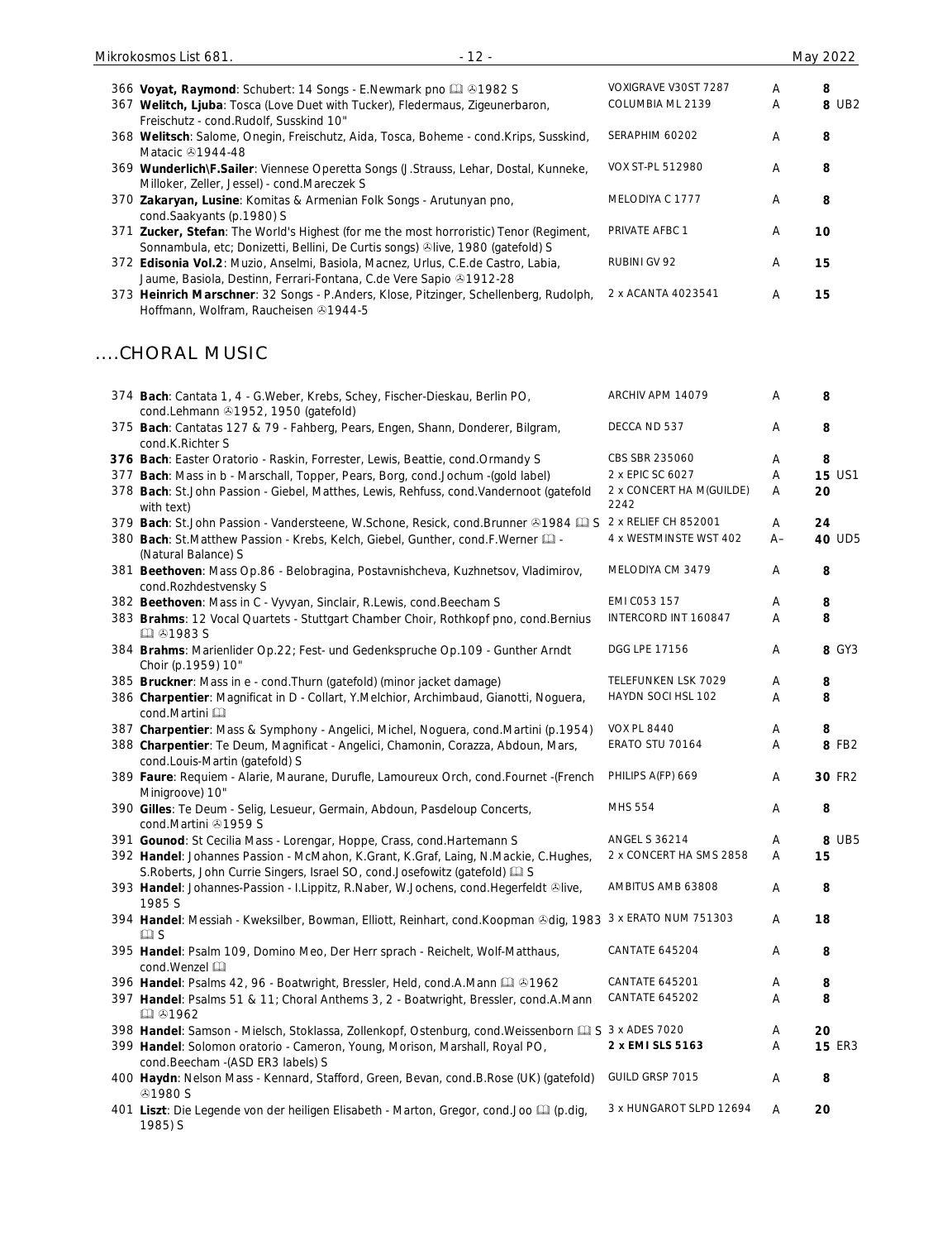| | | | | |
|---|---|---|---|---|
| 366 | **Voyat, Raymond**: Schubert: 14 Songs - E.Newmark pno 📖 ℗1982 S | VOXIGRAVE V30ST 7287 | A | 8 |
| 367 | **Welitch, Ljuba**: Tosca (Love Duet with Tucker), Fledermaus, Zigeunerbaron, Freischutz - cond.Rudolf, Susskind 10" | COLUMBIA ML 2139 | A | 8 UB2 |
| 368 | **Welitsch**: Salome, Onegin, Freischutz, Aida, Tosca, Boheme - cond.Krips, Susskind, Matacic ℗1944-48 | SERAPHIM 60202 | A | 8 |
| 369 | **Wunderlich\F.Sailer**: Viennese Operetta Songs (J.Strauss, Lehar, Dostal, Kunneke, Milloker, Zeller, Jessel) - cond.Mareczek S | VOX ST-PL 512980 | A | 8 |
| 370 | **Zakaryan, Lusine**: Komitas & Armenian Folk Songs - Arutunyan pno, cond.Saakyants (p.1980) S | MELODIYA C 1777 | A | 8 |
| 371 | **Zucker, Stefan**: The World's Highest (for me the most horroristic) Tenor (Regiment, Sonnambula, etc; Donizetti, Bellini, De Curtis songs) ℗live, 1980 (gatefold) S | PRIVATE AFBC 1 | A | 10 |
| 372 | **Edisonia Vol.2**: Muzio, Anselmi, Basiola, Macnez, Urlus, C.E.de Castro, Labia, Jaume, Basiola, Destinn, Ferrari-Fontana, C.de Vere Sapio ℗1912-28 | RUBINI GV 92 | A | 15 |
| 373 | **Heinrich Marschner**: 32 Songs - P.Anders, Klose, Pitzinger, Schellenberg, Rudolph, Hoffmann, Wolfram, Raucheisen ℗1944-5 | 2 x ACANTA 4023541 | A | 15 |

## ....CHORAL MUSIC

| | | | | |
|---|---|---|---|---|
| 374 | **Bach**: Cantata 1, 4 - G.Weber, Krebs, Schey, Fischer-Dieskau, Berlin PO, cond.Lehmann ℗1952, 1950 (gatefold) | ARCHIV APM 14079 | A | 8 |
| 375 | **Bach**: Cantatas 127 & 79 - Fahberg, Pears, Engen, Shann, Donderer, Bilgram, cond.K.Richter S | DECCA ND 537 | A | 8 |
| **376** | **Bach**: Easter Oratorio - Raskin, Forrester, Lewis, Beattie, cond.Ormandy S | CBS SBR 235060 | A | 8 |
| 377 | **Bach**: Mass in b - Marschall, Topper, Pears, Borg, cond.Jochum -(gold label) | 2 x EPIC SC 6027 | A | 15 US1 |
| 378 | **Bach**: St.John Passion - Giebel, Matthes, Lewis, Rehfuss, cond.Vandernoot (gatefold with text) | 2 x CONCERT HA M(GUILDE) 2242 | A | 20 |
| 379 | **Bach**: St.John Passion - Vandersteene, W.Schone, Resick, cond.Brunner ℗1984 📖 S | 2 x RELIEF CH 852001 | A | 24 |
| 380 | **Bach**: St.Matthew Passion - Krebs, Kelch, Giebel, Gunther, cond.F.Werner 📖 - (Natural Balance) S | 4 x WESTMINSTE WST 402 | A– | 40 UD5 |
| 381 | **Beethoven**: Mass Op.86 - Belobragina, Postavnishcheva, Kuzhnetsov, Vladimirov, cond.Rozhdestvensky S | MELODIYA CM 3479 | A | 8 |
| 382 | **Beethoven**: Mass in C - Vyvyan, Sinclair, R.Lewis, cond.Beecham S | EMI C053 157 | A | 8 |
| 383 | **Brahms**: 12 Vocal Quartets - Stuttgart Chamber Choir, Rothkopf pno, cond.Bernius 📖 ℗1983 S | INTERCORD INT 160847 | A | 8 |
| 384 | **Brahms**: Marienlider Op.22; Fest- und Gedenkspruche Op.109 - Gunther Arndt Choir (p.1959) 10" | DGG LPE 17156 | A | 8 GY3 |
| 385 | **Bruckner**: Mass in e - cond.Thurn (gatefold) (minor jacket damage) | TELEFUNKEN LSK 7029 | A | 8 |
| 386 | **Charpentier**: Magnificat in D - Collart, Y.Melchior, Archimbaud, Gianotti, Noguera, cond.Martini 📖 | HAYDN SOCI HSL 102 | A | 8 |
| 387 | **Charpentier**: Mass & Symphony - Angelici, Michel, Noguera, cond.Martini (p.1954) | VOX PL 8440 | A | 8 |
| 388 | **Charpentier**: Te Deum, Magnificat - Angelici, Chamonin, Corazza, Abdoun, Mars, cond.Louis-Martin (gatefold) S | ERATO STU 70164 | A | 8 FB2 |
| 389 | **Faure**: Requiem - Alarie, Maurane, Durufle, Lamoureux Orch, cond.Fournet -(French Minigroove) 10" | PHILIPS A(FP) 669 | A | 30 FR2 |
| 390 | **Gilles**: Te Deum - Selig, Lesueur, Germain, Abdoun, Pasdeloup Concerts, cond.Martini ℗1959 S | MHS 554 | A | 8 |
| 391 | **Gounod**: St Cecilia Mass - Lorengar, Hoppe, Crass, cond.Hartemann S | ANGEL S 36214 | A | 8 UB5 |
| 392 | **Handel**: Johannes Passion - McMahon, K.Grant, K.Graf, Laing, N.Mackie, C.Hughes, S.Roberts, John Currie Singers, Israel SO, cond.Josefowitz (gatefold) 📖 S | 2 x CONCERT HA SMS 2858 | A | 15 |
| 393 | **Handel**: Johannes-Passion - I.Lippitz, R.Naber, W.Jochens, cond.Hegerfeldt ℗live, 1985 S | AMBITUS AMB 63808 | A | 8 |
| 394 | **Handel**: Messiah - Kweksilber, Bowman, Elliott, Reinhart, cond.Koopman ℗dig, 1983 📖 S | 3 x ERATO NUM 751303 | A | 18 |
| 395 | **Handel**: Psalm 109, Domino Meo, Der Herr sprach - Reichelt, Wolf-Matthaus, cond.Wenzel 📖 | CANTATE 645204 | A | 8 |
| 396 | **Handel**: Psalms 42, 96 - Boatwright, Bressler, Held, cond.A.Mann 📖 ℗1962 | CANTATE 645201 | A | 8 |
| 397 | **Handel**: Psalms 51 & 11; Choral Anthems 3, 2 - Boatwright, Bressler, cond.A.Mann 📖 ℗1962 | CANTATE 645202 | A | 8 |
| 398 | **Handel**: Samson - Mielsch, Stoklassa, Zollenkopf, Ostenburg, cond.Weissenborn 📖 S | 3 x ADES 7020 | A | 20 |
| 399 | **Handel**: Solomon oratorio - Cameron, Young, Morison, Marshall, Royal PO, cond.Beecham -(ASD ER3 labels) S | **2 x EMI SLS 5163** | A | 15 ER3 |
| 400 | **Haydn**: Nelson Mass - Kennard, Stafford, Green, Bevan, cond.B.Rose (UK) (gatefold) ℗1980 S | GUILD GRSP 7015 | A | 8 |
| 401 | **Liszt**: Die Legende von der heiligen Elisabeth - Marton, Gregor, cond.Joo 📖 (p.dig, 1985) S | 3 x HUNGAROT SLPD 12694 | A | 20 |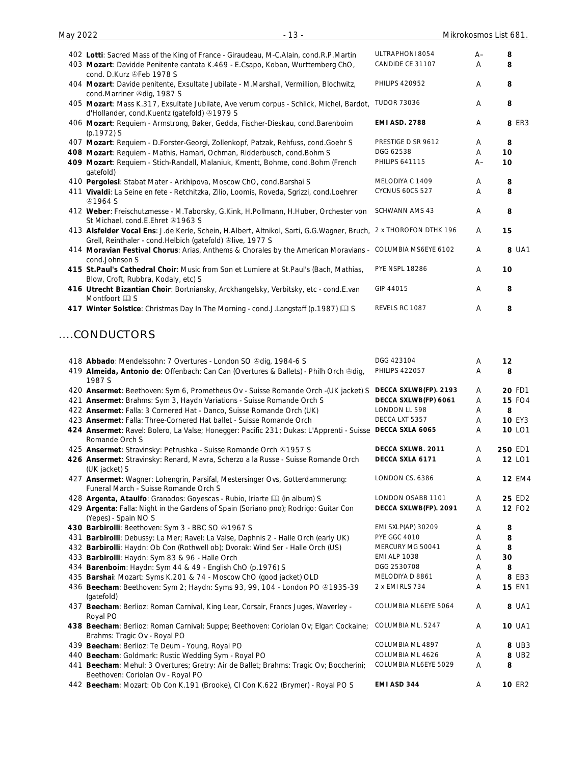| | | | | |
|---|---|---|---|---|
| 402 | **Lotti**: Sacred Mass of the King of France - Giraudeau, M-C.Alain, cond.R.P.Martin | ULTRAPHONI 8054 | A– | 8 |
| 403 | **Mozart**: Davidde Penitente cantata K.469 - E.Csapo, Koban, Wurttemberg ChO, cond. D.Kurz ℗Feb 1978 S | CANDIDE CE 31107 | A | 8 |
| 404 | **Mozart**: Davide penitente, Exsultate Jubilate - M.Marshall, Vermillion, Blochwitz, cond.Marriner ℗dig, 1987 S | PHILIPS 420952 | A | 8 |
| 405 | **Mozart**: Mass K.317, Exsultate Jubilate, Ave verum corpus - Schlick, Michel, Bardot, d'Hollander, cond.Kuentz (gatefold) ℗1979 S | TUDOR 73036 | A | 8 |
| 406 | **Mozart**: Requiem - Armstrong, Baker, Gedda, Fischer-Dieskau, cond.Barenboim (p.1972) S | **EMI ASD. 2788** | A | **8** ER3 |
| 407 | **Mozart**: Requiem - D.Forster-Georgi, Zollenkopf, Patzak, Rehfuss, cond.Goehr S | PRESTIGE D SR 9612 | A | 8 |
| **408** | **Mozart**: Requiem - Mathis, Hamari, Ochman, Ridderbusch, cond.Bohm S | DGG 62538 | A | 10 |
| **409** | **Mozart**: Requiem - Stich-Randall, Malaniuk, Kmentt, Bohme, cond.Bohm (French gatefold) | PHILIPS 641115 | A– | 10 |
| 410 | **Pergolesi**: Stabat Mater - Arkhipova, Moscow ChO, cond.Barshai S | MELODIYA C 1409 | A | 8 |
| 411 | **Vivaldi**: La Seine en fete - Retchitzka, Zilio, Loomis, Roveda, Sgrizzi, cond.Loehrer ℗1964 S | CYCNUS 60CS 527 | A | 8 |
| 412 | **Weber**: Freischutzmesse - M.Taborsky, G.Kink, H.Pollmann, H.Huber, Orchester von St Michael, cond.E.Ehret ℗1963 S | SCHWANN AMS 43 | A | 8 |
| 413 | **Alsfelder Vocal Ens**: J.de Kerle, Schein, H.Albert, Altnikol, Sarti, G.G.Wagner, Bruch, Grell, Reinthaler - cond.Helbich (gatefold) ℗live, 1977 S | 2 x THOROFON DTHK 196 | A | 15 |
| 414 | **Moravian Festival Chorus**: Arias, Anthems & Chorales by the American Moravians - cond.Johnson S | COLUMBIA MS6EYE 6102 | A | **8** UA1 |
| **415** | **St.Paul's Cathedral Choir**: Music from Son et Lumiere at St.Paul's (Bach, Mathias, Blow, Croft, Rubbra, Kodaly, etc) S | PYE NSPL 18286 | A | 10 |
| **416** | **Utrecht Bizantian Choir**: Bortniansky, Arckhangelsky, Verbitsky, etc - cond.E.van Montfoort 📖 S | GIP 44015 | A | 8 |
| **417** | **Winter Solstice**: Christmas Day In The Morning - cond.J.Langstaff (p.1987) 📖 S | REVELS RC 1087 | A | 8 |

## ....CONDUCTORS

| | | | | |
|---|---|---|---|---|
| 418 | **Abbado**: Mendelssohn: 7 Overtures - London SO ℗dig, 1984-6 S | DGG 423104 | A | 12 |
| 419 | **Almeida, Antonio de**: Offenbach: Can Can (Overtures & Ballets) - Philh Orch ℗dig, 1987 S | PHILIPS 422057 | A | 8 |
| 420 | **Ansermet**: Beethoven: Sym 6, Prometheus Ov - Suisse Romande Orch -(UK jacket) S | **DECCA SXLWB(FP). 2193** | A | **20** FD1 |
| 421 | **Ansermet**: Brahms: Sym 3, Haydn Variations - Suisse Romande Orch S | **DECCA SXLWB(FP) 6061** | A | **15** FO4 |
| 422 | **Ansermet**: Falla: 3 Cornered Hat - Danco, Suisse Romande Orch (UK) | LONDON LL 598 | A | 8 |
| 423 | **Ansermet**: Falla: Three-Cornered Hat ballet - Suisse Romande Orch | DECCA LXT 5357 | A | **10** EY3 |
| **424** | **Ansermet**: Ravel: Bolero, La Valse; Honegger: Pacific 231; Dukas: L'Apprenti - Suisse Romande Orch S | **DECCA SXLA 6065** | A | **10** LO1 |
| 425 | **Ansermet**: Stravinsky: Petrushka - Suisse Romande Orch ℗1957 S | **DECCA SXLWB. 2011** | A | **250** ED1 |
| **426** | **Ansermet**: Stravinsky: Renard, Mavra, Scherzo a la Russe - Suisse Romande Orch (UK jacket) S | **DECCA SXLA 6171** | A | **12** LO1 |
| 427 | **Ansermet**: Wagner: Lohengrin, Parsifal, Mestersinger Ovs, Gotterdammerung: Funeral March - Suisse Romande Orch S | LONDON CS. 6386 | A | **12** EM4 |
| 428 | **Argenta, Ataulfo**: Granados: Goyescas - Rubio, Iriarte 📖 (in album) S | LONDON OSABB 1101 | A | **25** ED2 |
| 429 | **Argenta**: Falla: Night in the Gardens of Spain (Soriano pno); Rodrigo: Guitar Con (Yepes) - Spain NO S | **DECCA SXLWB(FP). 2091** | A | **12** FO2 |
| **430** | **Barbirolli**: Beethoven: Sym 3 - BBC SO ℗1967 S | EMI SXLP(AP) 30209 | A | 8 |
| 431 | **Barbirolli**: Debussy: La Mer; Ravel: La Valse, Daphnis 2 - Halle Orch (early UK) | PYE GGC 4010 | A | 8 |
| 432 | **Barbirolli**: Haydn: Ob Con (Rothwell ob); Dvorak: Wind Ser - Halle Orch (US) | MERCURY MG 50041 | A | 8 |
| 433 | **Barbirolli**: Haydn: Sym 83 & 96 - Halle Orch | EMI ALP 1038 | A | 30 |
| 434 | **Barenboim**: Haydn: Sym 44 & 49 - English ChO (p.1976) S | DGG 2530708 | A | 8 |
| 435 | **Barshai**: Mozart: Syms K.201 & 74 - Moscow ChO (good jacket) OLD | MELODIYA D 8861 | A | **8** EB3 |
| 436 | **Beecham**: Beethoven: Sym 2; Haydn: Syms 93, 99, 104 - London PO ℗1935-39 (gatefold) | 2 x EMI RLS 734 | A | **15** EN1 |
| 437 | **Beecham**: Berlioz: Roman Carnival, King Lear, Corsair, Francs Juges, Waverley - Royal PO | COLUMBIA ML6EYE 5064 | A | **8** UA1 |
| **438** | **Beecham**: Berlioz: Roman Carnival; Suppe; Beethoven: Coriolan Ov; Elgar: Cockaine; Brahms: Tragic Ov - Royal PO | COLUMBIA ML. 5247 | A | **10** UA1 |
| 439 | **Beecham**: Berlioz: Te Deum - Young, Royal PO | COLUMBIA ML 4897 | A | **8** UB3 |
| 440 | **Beecham**: Goldmark: Rustic Wedding Sym - Royal PO | COLUMBIA ML 4626 | A | **8** UB2 |
| 441 | **Beecham**: Mehul: 3 Overtures; Gretry: Air de Ballet; Brahms: Tragic Ov; Boccherini; Beethoven: Coriolan Ov - Royal PO | COLUMBIA ML6EYE 5029 | A | 8 |
| 442 | **Beecham**: Mozart: Ob Con K.191 (Brooke), Cl Con K.622 (Brymer) - Royal PO S | **EMI ASD 344** | A | **10** ER2 |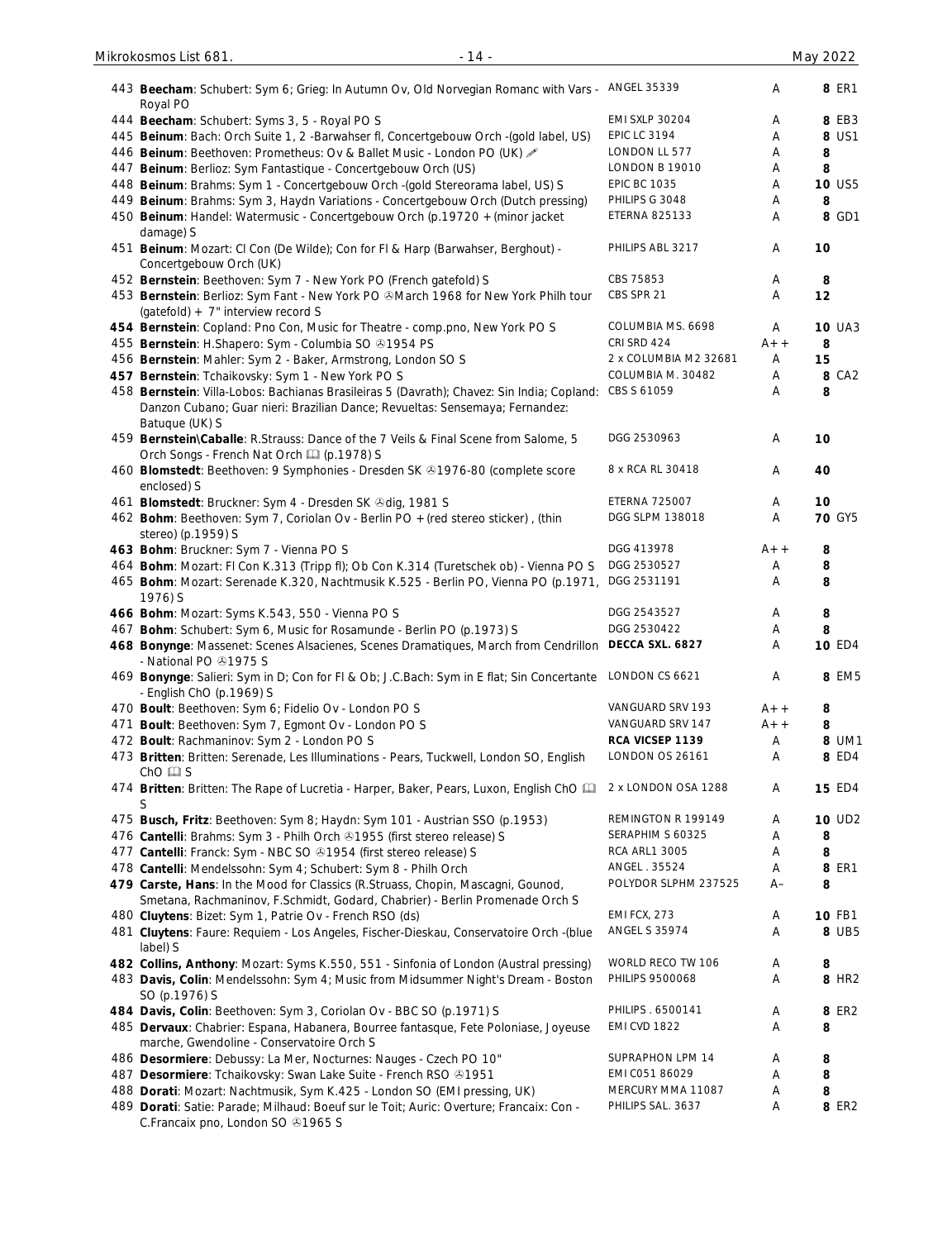| | | | | |
|---|---|---|---|---|
| 443 **Beecham**: Schubert: Sym 6; Grieg: In Autumn Ov, Old Norvegian Romanc with Vars - Royal PO | ANGEL 35339 | A | **8** | ER1 |
| 444 **Beecham**: Schubert: Syms 3, 5 - Royal PO S | EMI SXLP 30204 | A | **8** | EB3 |
| 445 **Beinum**: Bach: Orch Suite 1, 2 -Barwahser fl, Concertgebouw Orch -(gold label, US) | EPIC LC 3194 | A | **8** | US1 |
| 446 **Beinum**: Beethoven: Prometheus: Ov & Ballet Music - London PO (UK) ✐ | LONDON LL 577 | A | **8** | |
| 447 **Beinum**: Berlioz: Sym Fantastique - Concertgebouw Orch (US) | LONDON B 19010 | A | **8** | |
| 448 **Beinum**: Brahms: Sym 1 - Concertgebouw Orch -(gold Stereorama label, US) S | EPIC BC 1035 | A | **10** | US5 |
| 449 **Beinum**: Brahms: Sym 3, Haydn Variations - Concertgebouw Orch (Dutch pressing) | PHILIPS G 3048 | A | **8** | |
| 450 **Beinum**: Handel: Watermusic - Concertgebouw Orch (p.19720 + (minor jacket damage) S | ETERNA 825133 | A | **8** | GD1 |
| 451 **Beinum**: Mozart: Cl Con (De Wilde); Con for Fl & Harp (Barwahser, Berghout) - Concertgebouw Orch (UK) | PHILIPS ABL 3217 | A | **10** | |
| 452 **Bernstein**: Beethoven: Sym 7 - New York PO (French gatefold) S | CBS 75853 | A | **8** | |
| 453 **Bernstein**: Berlioz: Sym Fant - New York PO ℗March 1968 for New York Philh tour (gatefold) + 7" interview record S | CBS SPR 21 | A | **12** | |
| **454 Bernstein**: Copland: Pno Con, Music for Theatre - comp.pno, New York PO S | COLUMBIA MS. 6698 | A | **10** | UA3 |
| 455 **Bernstein**: H.Shapero: Sym - Columbia SO ℗1954 PS | CRI SRD 424 | A++ | **8** | |
| 456 **Bernstein**: Mahler: Sym 2 - Baker, Armstrong, London SO S | 2 x COLUMBIA M2 32681 | A | **15** | |
| **457 Bernstein**: Tchaikovsky: Sym 1 - New York PO S | COLUMBIA M. 30482 | A | **8** | CA2 |
| 458 **Bernstein**: Villa-Lobos: Bachianas Brasileiras 5 (Davrath); Chavez: Sin India; Copland: Danzon Cubano; Guar nieri: Brazilian Dance; Revueltas: Sensemaya; Fernandez: Batuque (UK) S | CBS S 61059 | A | **8** | |
| 459 **Bernstein\Caballe**: R.Strauss: Dance of the 7 Veils & Final Scene from Salome, 5 Orch Songs - French Nat Orch 🕮 (p.1978) S | DGG 2530963 | A | **10** | |
| 460 **Blomstedt**: Beethoven: 9 Symphonies - Dresden SK ℗1976-80 (complete score enclosed) S | 8 x RCA RL 30418 | A | **40** | |
| 461 **Blomstedt**: Bruckner: Sym 4 - Dresden SK ℗dig, 1981 S | ETERNA 725007 | A | **10** | |
| 462 **Bohm**: Beethoven: Sym 7, Coriolan Ov - Berlin PO + (red stereo sticker) , (thin stereo) (p.1959) S | DGG SLPM 138018 | A | **70** | GY5 |
| **463 Bohm**: Bruckner: Sym 7 - Vienna PO S | DGG 413978 | A++ | **8** | |
| 464 **Bohm**: Mozart: Fl Con K.313 (Tripp fl); Ob Con K.314 (Turetschek ob) - Vienna PO S | DGG 2530527 | A | **8** | |
| 465 **Bohm**: Mozart: Serenade K.320, Nachtmusik K.525 - Berlin PO, Vienna PO (p.1971, 1976) S | DGG 2531191 | A | **8** | |
| **466 Bohm**: Mozart: Syms K.543, 550 - Vienna PO S | DGG 2543527 | A | **8** | |
| 467 **Bohm**: Schubert: Sym 6, Music for Rosamunde - Berlin PO (p.1973) S | DGG 2530422 | A | **8** | |
| **468 Bonynge**: Massenet: Scenes Alsacienes, Scenes Dramatiques, March from Cendrillon - National PO ℗1975 S | **DECCA SXL. 6827** | A | **10** | ED4 |
| 469 **Bonynge**: Salieri: Sym in D; Con for Fl & Ob; J.C.Bach: Sym in E flat; Sin Concertante - English ChO (p.1969) S | LONDON CS 6621 | A | **8** | EM5 |
| 470 **Boult**: Beethoven: Sym 6; Fidelio Ov - London PO S | VANGUARD SRV 193 | A++ | **8** | |
| 471 **Boult**: Beethoven: Sym 7, Egmont Ov - London PO S | VANGUARD SRV 147 | A++ | **8** | |
| 472 **Boult**: Rachmaninov: Sym 2 - London PO S | **RCA VICSEP 1139** | A | **8** | UM1 |
| 473 **Britten**: Britten: Serenade, Les Illuminations - Pears, Tuckwell, London SO, English ChO 🕮 S | LONDON OS 26161 | A | **8** | ED4 |
| 474 **Britten**: Britten: The Rape of Lucretia - Harper, Baker, Pears, Luxon, English ChO 🕮 S | 2 x LONDON OSA 1288 | A | **15** | ED4 |
| 475 **Busch, Fritz**: Beethoven: Sym 8; Haydn: Sym 101 - Austrian SSO (p.1953) | REMINGTON R 199149 | A | **10** | UD2 |
| 476 **Cantelli**: Brahms: Sym 3 - Philh Orch ℗1955 (first stereo release) S | SERAPHIM S 60325 | A | **8** | |
| 477 **Cantelli**: Franck: Sym - NBC SO ℗1954 (first stereo release) S | RCA ARL1 3005 | A | **8** | |
| 478 **Cantelli**: Mendelssohn: Sym 4; Schubert: Sym 8 - Philh Orch | ANGEL . 35524 | A | **8** | ER1 |
| **479 Carste, Hans**: In the Mood for Classics (R.Struass, Chopin, Mascagni, Gounod, Smetana, Rachmaninov, F.Schmidt, Godard, Chabrier) - Berlin Promenade Orch S | POLYDOR SLPHM 237525 | A– | **8** | |
| 480 **Cluytens**: Bizet: Sym 1, Patrie Ov - French RSO (ds) | EMI FCX, 273 | A | **10** | FB1 |
| 481 **Cluytens**: Faure: Requiem - Los Angeles, Fischer-Dieskau, Conservatoire Orch -(blue label) S | ANGEL S 35974 | A | **8** | UB5 |
| **482 Collins, Anthony**: Mozart: Syms K.550, 551 - Sinfonia of London (Austral pressing) | WORLD RECO TW 106 | A | **8** | |
| 483 **Davis, Colin**: Mendelssohn: Sym 4; Music from Midsummer Night's Dream - Boston SO (p.1976) S | PHILIPS 9500068 | A | **8** | HR2 |
| **484 Davis, Colin**: Beethoven: Sym 3, Coriolan Ov - BBC SO (p.1971) S | PHILIPS . 6500141 | A | **8** | ER2 |
| 485 **Dervaux**: Chabrier: Espana, Habanera, Bourree fantasque, Fete Poloniase, Joyeuse marche, Gwendoline - Conservatoire Orch S | EMI CVD 1822 | A | **8** | |
| 486 **Desormiere**: Debussy: La Mer, Nocturnes: Nauges - Czech PO 10" | SUPRAPHON LPM 14 | A | **8** | |
| 487 **Desormiere**: Tchaikovsky: Swan Lake Suite - French RSO ℗1951 | EMI C051 86029 | A | **8** | |
| 488 **Dorati**: Mozart: Nachtmusik, Sym K.425 - London SO (EMI pressing, UK) | MERCURY MMA 11087 | A | **8** | |
| 489 **Dorati**: Satie: Parade; Milhaud: Boeuf sur le Toit; Auric: Overture; Francaix: Con - C.Francaix pno, London SO ℗1965 S | PHILIPS SAL. 3637 | A | **8** | ER2 |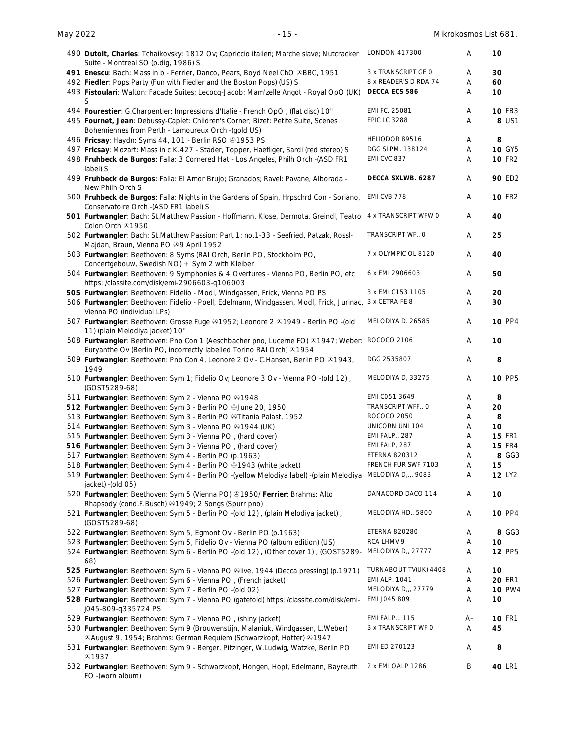| No. | Description | Label | Grade | Price |
|---|---|---|---|---|
| 490 | **Dutoit, Charles**: Tchaikovsky: 1812 Ov; Capriccio italien; Marche slave; Nutcracker Suite - Montreal SO (p.dig, 1986) S | LONDON 417300 | A | 10 |
| **491** | **Enescu**: Bach: Mass in b - Ferrier, Danco, Pears, Boyd Neel ChO ℗BBC, 1951 | 3 x TRANSCRIPT GE 0 | A | 30 |
| 492 | **Fiedler**: Pops Party (Fun with Fiedler and the Boston Pops) (US) S | 8 x READER'S D RDA 74 | A | 60 |
| 493 | **Fistoulari**: Walton: Facade Suites; Lecocq-Jacob: Mam'zelle Angot - Royal OpO (UK) S | **DECCA ECS 586** | A | 10 |
| 494 | **Fourestier**: G.Charpentier: Impressions d'Italie - French OpO , (flat disc) 10" | EMI FC. 25081 | A | 10 FB3 |
| 495 | **Fournet, Jean**: Debussy-Caplet: Children's Corner; Bizet: Petite Suite, Scenes Bohemiennes from Perth - Lamoureux Orch -(gold US) | EPIC LC 3288 | A | 8 US1 |
| 496 | **Fricsay**: Haydn: Syms 44, 101 - Berlin RSO ℗1953 PS | HELIODOR 89516 | A | 8 |
| 497 | **Fricsay**: Mozart: Mass in c K.427 - Stader, Topper, Haefliger, Sardi (red stereo) S | DGG SLPM. 138124 | A | 10 GY5 |
| 498 | **Fruhbeck de Burgos**: Falla: 3 Cornered Hat - Los Angeles, Philh Orch -(ASD FR1 label) S | EMI CVC 837 | A | 10 FR2 |
| 499 | **Fruhbeck de Burgos**: Falla: El Amor Brujo; Granados; Ravel: Pavane, Alborada - New Philh Orch S | **DECCA SXLWB. 6287** | A | 90 ED2 |
| 500 | **Fruhbeck de Burgos**: Falla: Nights in the Gardens of Spain, Hrpschrd Con - Soriano, Conservatoire Orch -(ASD FR1 label) S | EMI CVB 778 | A | 10 FR2 |
| **501** | **Furtwangler**: Bach: St.Matthew Passion - Hoffmann, Klose, Dermota, Greindl, Teatro Colon Orch ℗1950 | 4 x TRANSCRIPT WFW 0 | A | 40 |
| 502 | **Furtwangler**: Bach: St.Matthew Passion: Part 1: no.1-33 - Seefried, Patzak, Rossl-Majdan, Braun, Vienna PO ℗9 April 1952 | TRANSCRIPT WF,. 0 | A | 25 |
| 503 | **Furtwangler**: Beethoven: 8 Syms (RAI Orch, Berlin PO, Stockholm PO, Concertgebouw, Swedish NO) + Sym 2 with Kleiber | 7 x OLYMPIC OL 8120 | A | 40 |
| 504 | **Furtwangler**: Beethoven: 9 Symphonies & 4 Overtures - Vienna PO, Berlin PO, etc https: /classite.com/disk/emi-2906603-q106003 | 6 x EMI 2906603 | A | 50 |
| **505** | **Furtwangler**: Beethoven: Fidelio - Modl, Windgassen, Frick, Vienna PO PS | 3 x EMI C153 1105 | A | 20 |
| 506 | **Furtwangler**: Beethoven: Fidelio - Poell, Edelmann, Windgassen, Modl, Frick, Jurinac, Vienna PO (individual LPs) | 3 x CETRA FE 8 | A | 30 |
| 507 | **Furtwangler**: Beethoven: Grosse Fuge ℗1952; Leonore 2 ℗1949 - Berlin PO -(old 11) (plain Melodiya jacket) 10" | MELODIYA D. 26585 | A | 10 PP4 |
| 508 | **Furtwangler**: Beethoven: Pno Con 1 (Aeschbacher pno, Lucerne FO) ℗1947; Weber: Euryanthe Ov (Berlin PO, incorrectly labelled Torino RAI Orch) ℗1954 | ROCOCO 2106 | A | 10 |
| 509 | **Furtwangler**: Beethoven: Pno Con 4, Leonore 2 Ov - C.Hansen, Berlin PO ℗1943, 1949 | DGG 2535807 | A | 8 |
| 510 | **Furtwangler**: Beethoven: Sym 1; Fidelio Ov; Leonore 3 Ov - Vienna PO -(old 12) , (GOST5289-68) | MELODIYA D, 33275 | A | 10 PP5 |
| 511 | **Furtwangler**: Beethoven: Sym 2 - Vienna PO ℗1948 | EMI C051 3649 | A | 8 |
| **512** | **Furtwangler**: Beethoven: Sym 3 - Berlin PO ℗June 20, 1950 | TRANSCRIPT WFF.. 0 | A | 20 |
| 513 | **Furtwangler**: Beethoven: Sym 3 - Berlin PO ℗Titania Palast, 1952 | ROCOCO 2050 | A | 8 |
| 514 | **Furtwangler**: Beethoven: Sym 3 - Vienna PO ℗1944 (UK) | UNICORN UNI 104 | A | 10 |
| 515 | **Furtwangler**: Beethoven: Sym 3 - Vienna PO , (hard cover) | EMI FALP.. 287 | A | 15 FR1 |
| **516** | **Furtwangler**: Beethoven: Sym 3 - Vienna PO , (hard cover) | EMI FALP, 287 | A | 15 FR4 |
| 517 | **Furtwangler**: Beethoven: Sym 4 - Berlin PO (p.1963) | ETERNA 820312 | A | 8 GG3 |
| 518 | **Furtwangler**: Beethoven: Sym 4 - Berlin PO ℗1943 (white jacket) | FRENCH FUR SWF 7103 | A | 15 |
| 519 | **Furtwangler**: Beethoven: Sym 4 - Berlin PO -(yellow Melodiya label) -(plain Melodiya jacket) -(old 05) | MELODIYA D,.,. 9083 | A | 12 LY2 |
| 520 | **Furtwangler**: Beethoven: Sym 5 (Vienna PO) ℗1950/ **Ferrier**: Brahms: Alto Rhapsody (cond.F.Busch) ℗1949; 2 Songs (Spurr pno) | DANACORD DACO 114 | A | 10 |
| 521 | **Furtwangler**: Beethoven: Sym 5 - Berlin PO -(old 12) , (plain Melodiya jacket) , (GOST5289-68) | MELODIYA HD.. 5800 | A | 10 PP4 |
| 522 | **Furtwangler**: Beethoven: Sym 5, Egmont Ov - Berlin PO (p.1963) | ETERNA 820280 | A | 8 GG3 |
| 523 | **Furtwangler**: Beethoven: Sym 5, Fidelio Ov - Vienna PO (album edition) (US) | RCA LHMV 9 | A | 10 |
| 524 | **Furtwangler**: Beethoven: Sym 6 - Berlin PO -(old 12) , (Other cover 1) , (GOST5289-68) | MELODIYA D,, 27777 | A | 12 PP5 |
| **525** | **Furtwangler**: Beethoven: Sym 6 - Vienna PO ℗live, 1944 (Decca pressing) (p.1971) | TURNABOUT TV(UK) 4408 | A | 10 |
| 526 | **Furtwangler**: Beethoven: Sym 6 - Vienna PO , (French jacket) | EMI ALP. 1041 | A | 20 ER1 |
| 527 | **Furtwangler**: Beethoven: Sym 7 - Berlin PO -(old 02) | MELODIYA D,, 27779 | A | 10 PW4 |
| **528** | **Furtwangler**: Beethoven: Sym 7 - Vienna PO (gatefold) https: /classite.com/disk/emi-j045-809-q335724 PS | EMI J045 809 | A | 10 |
| 529 | **Furtwangler**: Beethoven: Sym 7 - Vienna PO , (shiny jacket) | EMI FALP... 115 | A– | 10 FR1 |
| 530 | **Furtwangler**: Beethoven: Sym 9 (Brouwenstijn, Malaniuk, Windgassen, L.Weber) ℗August 9, 1954; Brahms: German Requiem (Schwarzkopf, Hotter) ℗1947 | 3 x TRANSCRIPT WF 0 | A | 45 |
| 531 | **Furtwangler**: Beethoven: Sym 9 - Berger, Pitzinger, W.Ludwig, Watzke, Berlin PO ℗1937 | EMI ED 270123 | A | 8 |
| 532 | **Furtwangler**: Beethoven: Sym 9 - Schwarzkopf, Hongen, Hopf, Edelmann, Bayreuth FO -(worn album) | 2 x EMI OALP 1286 | B | 40 LR1 |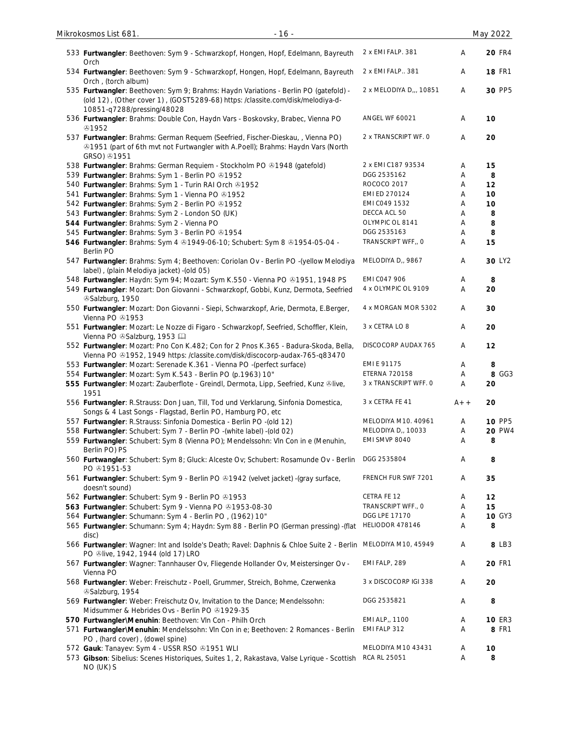| No. | Description | Label | Grade | Price |
|---|---|---|---|---|
| 533 | **Furtwangler**: Beethoven: Sym 9 - Schwarzkopf, Hongen, Hopf, Edelmann, Bayreuth Orch | 2 x EMI FALP. 381 | A | **20** FR4 |
| 534 | **Furtwangler**: Beethoven: Sym 9 - Schwarzkopf, Hongen, Hopf, Edelmann, Bayreuth Orch , (torch album) | 2 x EMI FALP.. 381 | A | **18** FR1 |
| 535 | **Furtwangler**: Beethoven: Sym 9; Brahms: Haydn Variations - Berlin PO (gatefold) - (old 12) , (Other cover 1) , (GOST5289-68) https: /classite.com/disk/melodiya-d-10851-q7288/pressing/48028 | 2 x MELODIYA D,,, 10851 | A | **30** PP5 |
| 536 | **Furtwangler**: Brahms: Double Con, Haydn Vars - Boskovsky, Brabec, Vienna PO ℗1952 | ANGEL WF 60021 | A | **10** |
| 537 | **Furtwangler**: Brahms: German Requem (Seefried, Fischer-Dieskau, , Vienna PO) ℗1951 (part of 6th mvt not Furtwangler with A.Poell); Brahms: Haydn Vars (North GRSO) ℗1951 | 2 x TRANSCRIPT WF. 0 | A | **20** |
| 538 | **Furtwangler**: Brahms: German Requiem - Stockholm PO ℗1948 (gatefold) | 2 x EMI C187 93534 | A | **15** |
| 539 | **Furtwangler**: Brahms: Sym 1 - Berlin PO ℗1952 | DGG 2535162 | A | **8** |
| 540 | **Furtwangler**: Brahms: Sym 1 - Turin RAI Orch ℗1952 | ROCOCO 2017 | A | **12** |
| 541 | **Furtwangler**: Brahms: Sym 1 - Vienna PO ℗1952 | EMI ED 270124 | A | **10** |
| 542 | **Furtwangler**: Brahms: Sym 2 - Berlin PO ℗1952 | EMI C049 1532 | A | **10** |
| 543 | **Furtwangler**: Brahms: Sym 2 - London SO (UK) | DECCA ACL 50 | A | **8** |
| **544** | **Furtwangler**: Brahms: Sym 2 - Vienna PO | OLYMPIC OL 8141 | A | **8** |
| 545 | **Furtwangler**: Brahms: Sym 3 - Berlin PO ℗1954 | DGG 2535163 | A | **8** |
| **546** | **Furtwangler**: Brahms: Sym 4 ℗1949-06-10; Schubert: Sym 8 ℗1954-05-04 - Berlin PO | TRANSCRIPT WFF,, 0 | A | **15** |
| 547 | **Furtwangler**: Brahms: Sym 4; Beethoven: Coriolan Ov - Berlin PO -(yellow Melodiya label) , (plain Melodiya jacket) -(old 05) | MELODIYA D,, 9867 | A | **30** LY2 |
| 548 | **Furtwangler**: Haydn: Sym 94; Mozart: Sym K.550 - Vienna PO ℗1951, 1948 PS | EMI C047 906 | A | **8** |
| 549 | **Furtwangler**: Mozart: Don Giovanni - Schwarzkopf, Gobbi, Kunz, Dermota, Seefried ℗Salzburg, 1950 | 4 x OLYMPIC OL 9109 | A | **20** |
| 550 | **Furtwangler**: Mozart: Don Giovanni - Siepi, Schwarzkopf, Arie, Dermota, E.Berger, Vienna PO ℗1953 | 4 x MORGAN MOR 5302 | A | **30** |
| 551 | **Furtwangler**: Mozart: Le Nozze di Figaro - Schwarzkopf, Seefried, Schoffler, Klein, Vienna PO ℗Salzburg, 1953 🕮 | 3 x CETRA LO 8 | A | **20** |
| 552 | **Furtwangler**: Mozart: Pno Con K.482; Con for 2 Pnos K.365 - Badura-Skoda, Bella, Vienna PO ℗1952, 1949 https: /classite.com/disk/discocorp-audax-765-q83470 | DISCOCORP AUDAX 765 | A | **12** |
| 553 | **Furtwangler**: Mozart: Serenade K.361 - Vienna PO -(perfect surface) | EMI E 91175 | A | **8** |
| 554 | **Furtwangler**: Mozart: Sym K.543 - Berlin PO (p.1963) 10" | ETERNA 720158 | A | **8** GG3 |
| **555** | **Furtwangler**: Mozart: Zauberflote - Greindl, Dermota, Lipp, Seefried, Kunz ℗live, 1951 | 3 x TRANSCRIPT WFF. 0 | A | **20** |
| 556 | **Furtwangler**: R.Strauss: Don Juan, Till, Tod und Verklarung, Sinfonia Domestica, Songs & 4 Last Songs - Flagstad, Berlin PO, Hamburg PO, etc | 3 x CETRA FE 41 | A++ | **20** |
| 557 | **Furtwangler**: R.Strauss: Sinfonia Domestica - Berlin PO -(old 12) | MELODIYA M10. 40961 | A | **10** PP5 |
| 558 | **Furtwangler**: Schubert: Sym 7 - Berlin PO -(white label) -(old 02) | MELODIYA D,, 10033 | A | **20** PW4 |
| 559 | **Furtwangler**: Schubert: Sym 8 (Vienna PO); Mendelssohn: Vln Con in e (Menuhin, Berlin PO) PS | EMI SMVP 8040 | A | **8** |
| 560 | **Furtwangler**: Schubert: Sym 8; Gluck: Alceste Ov; Schubert: Rosamunde Ov - Berlin PO ℗1951-53 | DGG 2535804 | A | **8** |
| 561 | **Furtwangler**: Schubert: Sym 9 - Berlin PO ℗1942 (velvet jacket) -(gray surface, doesn't sound) | FRENCH FUR SWF 7201 | A | **35** |
| 562 | **Furtwangler**: Schubert: Sym 9 - Berlin PO ℗1953 | CETRA FE 12 | A | **12** |
| **563** | **Furtwangler**: Schubert: Sym 9 - Vienna PO ℗1953-08-30 | TRANSCRIPT WFF., 0 | A | **15** |
| 564 | **Furtwangler**: Schumann: Sym 4 - Berlin PO , (1962) 10" | DGG LPE 17170 | A | **10** GY3 |
| 565 | **Furtwangler**: Schumann: Sym 4; Haydn: Sym 88 - Berlin PO (German pressing) -(flat disc) | HELIODOR 478146 | A | **8** |
| 566 | **Furtwangler**: Wagner: Int and Isolde's Death; Ravel: Daphnis & Chloe Suite 2 - Berlin PO ℗live, 1942, 1944 (old 17) LRO | MELODIYA M10, 45949 | A | **8** LB3 |
| 567 | **Furtwangler**: Wagner: Tannhauser Ov, Fliegende Hollander Ov, Meistersinger Ov - Vienna PO | EMI FALP, 289 | A | **20** FR1 |
| 568 | **Furtwangler**: Weber: Freischutz - Poell, Grummer, Streich, Bohme, Czerwenka ℗Salzburg, 1954 | 3 x DISCOCORP IGI 338 | A | **20** |
| 569 | **Furtwangler**: Weber: Freischutz Ov, Invitation to the Dance; Mendelssohn: Midsummer & Hebrides Ovs - Berlin PO ℗1929-35 | DGG 2535821 | A | **8** |
| **570** | **Furtwangler\Menuhin**: Beethoven: Vln Con - Philh Orch | EMI ALP,, 1100 | A | **10** ER3 |
| 571 | **Furtwangler\Menuhin**: Mendelssohn: Vln Con in e; Beethoven: 2 Romances - Berlin PO , (hard cover) , (dowel spine) | EMI FALP 312 | A | **8** FR1 |
| 572 | **Gauk**: Tanayev: Sym 4 - USSR RSO ℗1951 WLI | MELODIYA M10 43431 | A | **10** |
| 573 | **Gibson**: Sibelius: Scenes Historiques, Suites 1, 2, Rakastava, Valse Lyrique - Scottish NO (UK) S | RCA RL 25051 | A | **8** |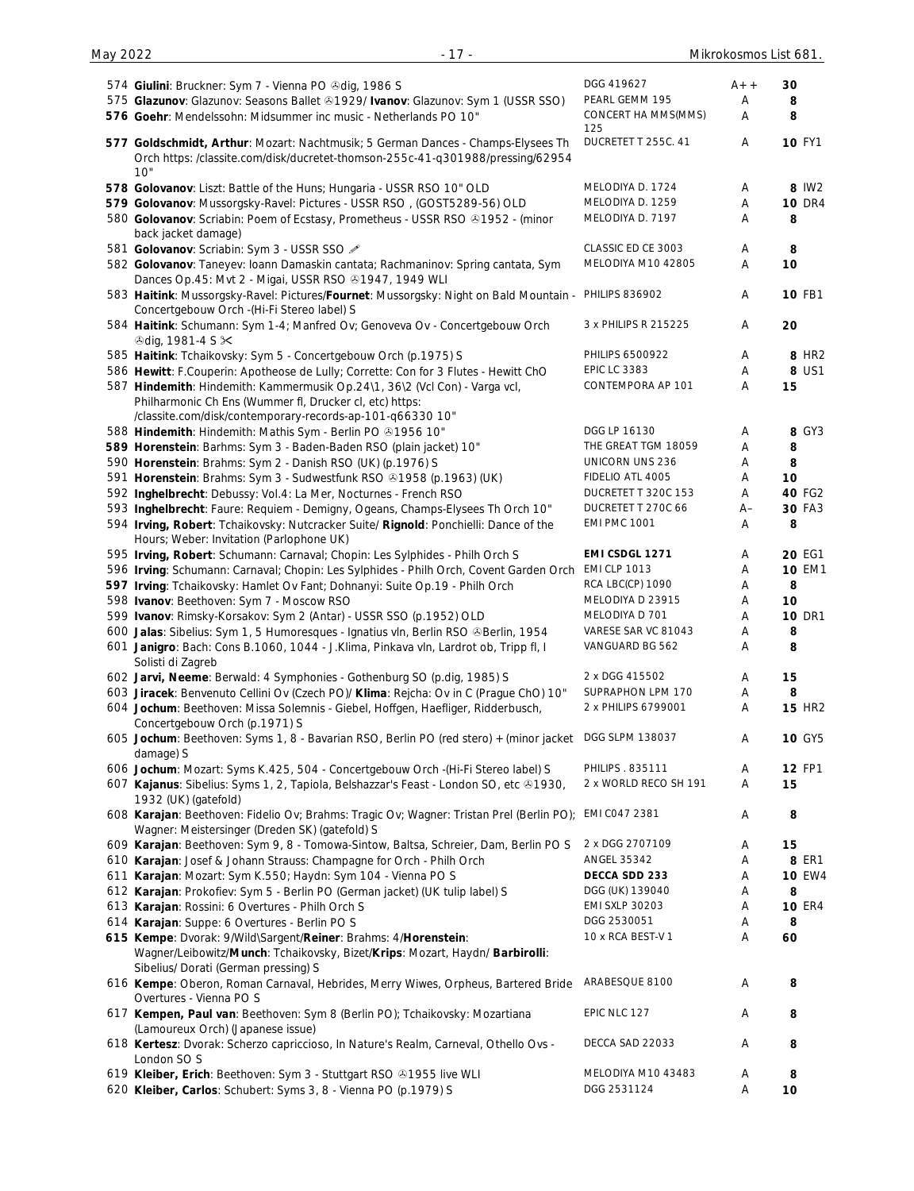| # | Description | Label | Grade | Price | Code |
|---|---|---|---|---|---|
| 574 | **Giulini**: Bruckner: Sym 7 - Vienna PO ℗dig, 1986 S | DGG 419627 | A++ | 30 | |
| 575 | **Glazunov**: Glazunov: Seasons Ballet ℗1929/ **Ivanov**: Glazunov: Sym 1 (USSR SSO) | PEARL GEMM 195 | A | 8 | |
| **576** | **Goehr**: Mendelssohn: Midsummer inc music - Netherlands PO 10" | CONCERT HA MMS(MMS) 125 | A | 8 | |
| **577** | **Goldschmidt, Arthur**: Mozart: Nachtmusik; 5 German Dances - Champs-Elysees Th Orch https: /classite.com/disk/ducretet-thomson-255c-41-q301988/pressing/62954 10" | DUCRETET T 255C. 41 | A | **10** | FY1 |
| **578** | **Golovanov**: Liszt: Battle of the Huns; Hungaria - USSR RSO 10" OLD | MELODIYA D. 1724 | A | **8** | IW2 |
| **579** | **Golovanov**: Mussorgsky-Ravel: Pictures - USSR RSO , (GOST5289-56) OLD | MELODIYA D. 1259 | A | **10** | DR4 |
| 580 | **Golovanov**: Scriabin: Poem of Ecstasy, Prometheus - USSR RSO ℗1952 - (minor back jacket damage) | MELODIYA D. 7197 | A | 8 | |
| 581 | **Golovanov**: Scriabin: Sym 3 - USSR SSO ✐ | CLASSIC ED CE 3003 | A | 8 | |
| 582 | **Golovanov**: Taneyev: Ioann Damaskin cantata; Rachmaninov: Spring cantata, Sym Dances Op.45: Mvt 2 - Migai, USSR RSO ℗1947, 1949 WLI | MELODIYA M10 42805 | A | 10 | |
| 583 | **Haitink**: Mussorgsky-Ravel: Pictures/**Fournet**: Mussorgsky: Night on Bald Mountain - Concertgebouw Orch -(Hi-Fi Stereo label) S | PHILIPS 836902 | A | **10** | FB1 |
| 584 | **Haitink**: Schumann: Sym 1-4; Manfred Ov; Genoveva Ov - Concertgebouw Orch ℗dig, 1981-4 S ✂ | 3 x PHILIPS R 215225 | A | 20 | |
| 585 | **Haitink**: Tchaikovsky: Sym 5 - Concertgebouw Orch (p.1975) S | PHILIPS 6500922 | A | **8** | HR2 |
| 586 | **Hewitt**: F.Couperin: Apotheose de Lully; Corrette: Con for 3 Flutes - Hewitt ChO | EPIC LC 3383 | A | **8** | US1 |
| 587 | **Hindemith**: Hindemith: Kammermusik Op.24\1, 36\2 (Vcl Con) - Varga vcl, Philharmonic Ch Ens (Wummer fl, Drucker cl, etc) https: /classite.com/disk/contemporary-records-ap-101-q66330 10" | CONTEMPORA AP 101 | A | 15 | |
| 588 | **Hindemith**: Hindemith: Mathis Sym - Berlin PO ℗1956 10" | DGG LP 16130 | A | **8** | GY3 |
| **589** | **Horenstein**: Barhms: Sym 3 - Baden-Baden RSO (plain jacket) 10" | THE GREAT TGM 18059 | A | 8 | |
| 590 | **Horenstein**: Brahms: Sym 2 - Danish RSO (UK) (p.1976) S | UNICORN UNS 236 | A | 8 | |
| 591 | **Horenstein**: Brahms: Sym 3 - Sudwestfunk RSO ℗1958 (p.1963) (UK) | FIDELIO ATL 4005 | A | 10 | |
| 592 | **Inghelbrecht**: Debussy: Vol.4: La Mer, Nocturnes - French RSO | DUCRETET T 320C 153 | A | **40** | FG2 |
| 593 | **Inghelbrecht**: Faure: Requiem - Demigny, Ogeans, Champs-Elysees Th Orch 10" | DUCRETET T 270C 66 | A– | **30** | FA3 |
| 594 | **Irving, Robert**: Tchaikovsky: Nutcracker Suite/ **Rignold**: Ponchielli: Dance of the Hours; Weber: Invitation (Parlophone UK) | EMI PMC 1001 | A | 8 | |
| 595 | **Irving, Robert**: Schumann: Carnaval; Chopin: Les Sylphides - Philh Orch S | **EMI CSDGL 1271** | A | **20** | EG1 |
| 596 | **Irving**: Schumann: Carnaval; Chopin: Les Sylphides - Philh Orch, Covent Garden Orch | EMI CLP 1013 | A | **10** | EM1 |
| **597** | **Irving**: Tchaikovsky: Hamlet Ov Fant; Dohnanyi: Suite Op.19 - Philh Orch | RCA LBC(CP) 1090 | A | 8 | |
| 598 | **Ivanov**: Beethoven: Sym 7 - Moscow RSO | MELODIYA D 23915 | A | 10 | |
| 599 | **Ivanov**: Rimsky-Korsakov: Sym 2 (Antar) - USSR SSO (p.1952) OLD | MELODIYA D 701 | A | **10** | DR1 |
| 600 | **Jalas**: Sibelius: Sym 1, 5 Humoresques - Ignatius vln, Berlin RSO ℗Berlin, 1954 | VARESE SAR VC 81043 | A | 8 | |
| 601 | **Janigro**: Bach: Cons B.1060, 1044 - J.Klima, Pinkava vln, Lardrot ob, Tripp fl, I Solisti di Zagreb | VANGUARD BG 562 | A | 8 | |
| 602 | **Jarvi, Neeme**: Berwald: 4 Symphonies - Gothenburg SO (p.dig, 1985) S | 2 x DGG 415502 | A | 15 | |
| 603 | **Jiracek**: Benvenuto Cellini Ov (Czech PO)/ **Klima**: Rejcha: Ov in C (Prague ChO) 10" | SUPRAPHON LPM 170 | A | 8 | |
| 604 | **Jochum**: Beethoven: Missa Solemnis - Giebel, Hoffgen, Haefliger, Ridderbusch, Concertgebouw Orch (p.1971) S | 2 x PHILIPS 6799001 | A | **15** | HR2 |
| 605 | **Jochum**: Beethoven: Syms 1, 8 - Bavarian RSO, Berlin PO (red stero) + (minor jacket damage) S | DGG SLPM 138037 | A | **10** | GY5 |
| 606 | **Jochum**: Mozart: Syms K.425, 504 - Concertgebouw Orch -(Hi-Fi Stereo label) S | PHILIPS . 835111 | A | **12** | FP1 |
| 607 | **Kajanus**: Sibelius: Syms 1, 2, Tapiola, Belshazzar's Feast - London SO, etc ℗1930, 1932 (UK) (gatefold) | 2 x WORLD RECO SH 191 | A | 15 | |
| 608 | **Karajan**: Beethoven: Fidelio Ov; Brahms: Tragic Ov; Wagner: Tristan Prel (Berlin PO); Wagner: Meistersinger (Dreden SK) (gatefold) S | EMI C047 2381 | A | 8 | |
| 609 | **Karajan**: Beethoven: Sym 9, 8 - Tomowa-Sintow, Baltsa, Schreier, Dam, Berlin PO S | 2 x DGG 2707109 | A | 15 | |
| 610 | **Karajan**: Josef & Johann Strauss: Champagne for Orch - Philh Orch | ANGEL 35342 | A | **8** | ER1 |
| 611 | **Karajan**: Mozart: Sym K.550; Haydn: Sym 104 - Vienna PO S | **DECCA SDD 233** | A | **10** | EW4 |
| 612 | **Karajan**: Prokofiev: Sym 5 - Berlin PO (German jacket) (UK tulip label) S | DGG (UK) 139040 | A | 8 | |
| 613 | **Karajan**: Rossini: 6 Overtures - Philh Orch S | EMI SXLP 30203 | A | **10** | ER4 |
| 614 | **Karajan**: Suppe: 6 Overtures - Berlin PO S | DGG 2530051 | A | 8 | |
| **615** | **Kempe**: Dvorak: 9/Wild\Sargent/**Reiner**: Brahms: 4/**Horenstein**: Wagner/Leibowitz/**Munch**: Tchaikovsky, Bizet/**Krips**: Mozart, Haydn/ **Barbirolli**: Sibelius/ Dorati (German pressing) S | 10 x RCA BEST-V 1 | A | 60 | |
| 616 | **Kempe**: Oberon, Roman Carnaval, Hebrides, Merry Wiwes, Orpheus, Bartered Bride Overtures - Vienna PO S | ARABESQUE 8100 | A | 8 | |
| 617 | **Kempen, Paul van**: Beethoven: Sym 8 (Berlin PO); Tchaikovsky: Mozartiana (Lamoureux Orch) (Japanese issue) | EPIC NLC 127 | A | 8 | |
| 618 | **Kertesz**: Dvorak: Scherzo capriccioso, In Nature's Realm, Carneval, Othello Ovs - London SO S | DECCA SAD 22033 | A | 8 | |
| 619 | **Kleiber, Erich**: Beethoven: Sym 3 - Stuttgart RSO ℗1955 live WLI | MELODIYA M10 43483 | A | 8 | |
| 620 | **Kleiber, Carlos**: Schubert: Syms 3, 8 - Vienna PO (p.1979) S | DGG 2531124 | A | 10 | |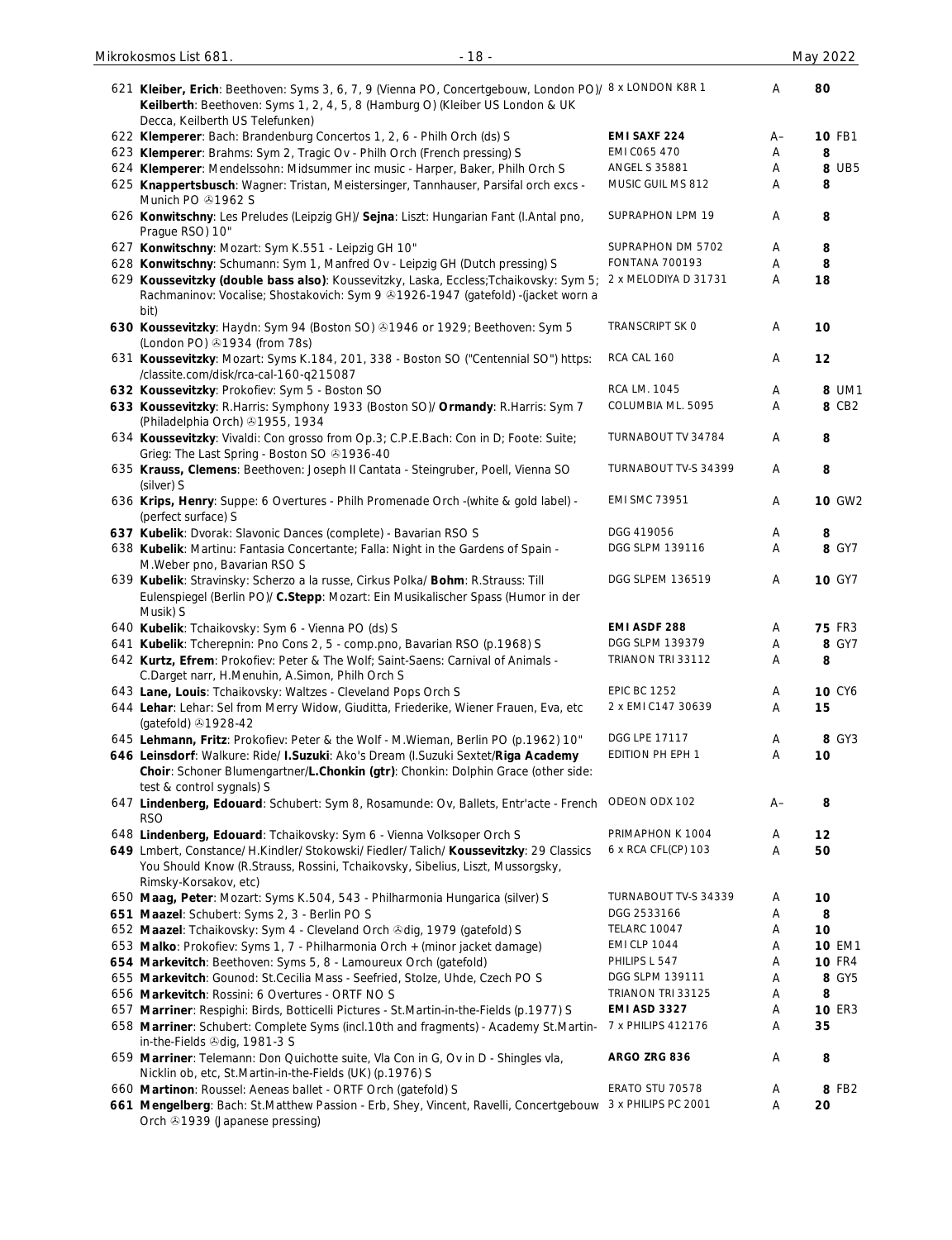| # | Description | Label | Grade | Price |
|---|---|---|---|---|
| 621 | **Kleiber, Erich**: Beethoven: Syms 3, 6, 7, 9 (Vienna PO, Concertgebouw, London PO)/ **Keilberth**: Beethoven: Syms 1, 2, 4, 5, 8 (Hamburg O) (Kleiber US London & UK Decca, Keilberth US Telefunken) | 8 x LONDON K8R 1 | A | 80 |
| 622 | **Klemperer**: Bach: Brandenburg Concertos 1, 2, 6 - Philh Orch (ds) S | **EMI SAXF 224** | A– | 10 FB1 |
| 623 | **Klemperer**: Brahms: Sym 2, Tragic Ov - Philh Orch (French pressing) S | EMI C065 470 | A | 8 |
| 624 | **Klemperer**: Mendelssohn: Midsummer inc music - Harper, Baker, Philh Orch S | ANGEL S 35881 | A | 8 UB5 |
| 625 | **Knappertsbusch**: Wagner: Tristan, Meistersinger, Tannhauser, Parsifal orch excs - Munich PO ℗1962 S | MUSIC GUIL MS 812 | A | 8 |
| 626 | **Konwitschny**: Les Preludes (Leipzig GH)/ **Sejna**: Liszt: Hungarian Fant (I.Antal pno, Prague RSO) 10" | SUPRAPHON LPM 19 | A | 8 |
| 627 | **Konwitschny**: Mozart: Sym K.551 - Leipzig GH 10" | SUPRAPHON DM 5702 | A | 8 |
| 628 | **Konwitschny**: Schumann: Sym 1, Manfred Ov - Leipzig GH (Dutch pressing) S | FONTANA 700193 | A | 8 |
| 629 | **Koussevitzky (double bass also)**: Koussevitzky, Laska, Eccless;Tchaikovsky: Sym 5; Rachmaninov: Vocalise; Shostakovich: Sym 9 ℗1926-1947 (gatefold) -(jacket worn a bit) | 2 x MELODIYA D 31731 | A | 18 |
| 630 | **Koussevitzky**: Haydn: Sym 94 (Boston SO) ℗1946 or 1929; Beethoven: Sym 5 (London PO) ℗1934 (from 78s) | TRANSCRIPT SK 0 | A | 10 |
| 631 | **Koussevitzky**: Mozart: Syms K.184, 201, 338 - Boston SO ("Centennial SO") https: /classite.com/disk/rca-cal-160-q215087 | RCA CAL 160 | A | 12 |
| 632 | **Koussevitzky**: Prokofiev: Sym 5 - Boston SO | RCA LM. 1045 | A | 8 UM1 |
| 633 | **Koussevitzky**: R.Harris: Symphony 1933 (Boston SO)/ **Ormandy**: R.Harris: Sym 7 (Philadelphia Orch) ℗1955, 1934 | COLUMBIA ML. 5095 | A | 8 CB2 |
| 634 | **Koussevitzky**: Vivaldi: Con grosso from Op.3; C.P.E.Bach: Con in D; Foote: Suite; Grieg: The Last Spring - Boston SO ℗1936-40 | TURNABOUT TV 34784 | A | 8 |
| 635 | **Krauss, Clemens**: Beethoven: Joseph II Cantata - Steingruber, Poell, Vienna SO (silver) S | TURNABOUT TV-S 34399 | A | 8 |
| 636 | **Krips, Henry**: Suppe: 6 Overtures - Philh Promenade Orch -(white & gold label) - (perfect surface) S | EMI SMC 73951 | A | 10 GW2 |
| 637 | **Kubelik**: Dvorak: Slavonic Dances (complete) - Bavarian RSO S | DGG 419056 | A | 8 |
| 638 | **Kubelik**: Martinu: Fantasia Concertante; Falla: Night in the Gardens of Spain - M.Weber pno, Bavarian RSO S | DGG SLPM 139116 | A | 8 GY7 |
| 639 | **Kubelik**: Stravinsky: Scherzo a la russe, Cirkus Polka/ **Bohm**: R.Strauss: Till Eulenspiegel (Berlin PO)/ **C.Stepp**: Mozart: Ein Musikalischer Spass (Humor in der Musik) S | DGG SLPEM 136519 | A | 10 GY7 |
| 640 | **Kubelik**: Tchaikovsky: Sym 6 - Vienna PO (ds) S | **EMI ASDF 288** | A | 75 FR3 |
| 641 | **Kubelik**: Tcherepnin: Pno Cons 2, 5 - comp.pno, Bavarian RSO (p.1968) S | DGG SLPM 139379 | A | 8 GY7 |
| 642 | **Kurtz, Efrem**: Prokofiev: Peter & The Wolf; Saint-Saens: Carnival of Animals - C.Darget narr, H.Menuhin, A.Simon, Philh Orch S | TRIANON TRI 33112 | A | 8 |
| 643 | **Lane, Louis**: Tchaikovsky: Waltzes - Cleveland Pops Orch S | EPIC BC 1252 | A | 10 CY6 |
| 644 | **Lehar**: Lehar: Sel from Merry Widow, Giuditta, Friederike, Wiener Frauen, Eva, etc (gatefold) ℗1928-42 | 2 x EMI C147 30639 | A | 15 |
| 645 | **Lehmann, Fritz**: Prokofiev: Peter & the Wolf - M.Wieman, Berlin PO (p.1962) 10" | DGG LPE 17117 | A | 8 GY3 |
| 646 | **Leinsdorf**: Walkure: Ride/ **I.Suzuki**: Ako's Dream (I.Suzuki Sextet/**Riga Academy Choir**: Schoner Blumengartner/**L.Chonkin (gtr)**: Chonkin: Dolphin Grace (other side: test & control sygnals) S | EDITION PH EPH 1 | A | 10 |
| 647 | **Lindenberg, Edouard**: Schubert: Sym 8, Rosamunde: Ov, Ballets, Entr'acte - French RSO | ODEON ODX 102 | A– | 8 |
| 648 | **Lindenberg, Edouard**: Tchaikovsky: Sym 6 - Vienna Volksoper Orch S | PRIMAPHON K 1004 | A | 12 |
| 649 | Lmbert, Constance/ H.Kindler/ Stokowski/ Fiedler/ Talich/ **Koussevitzky**: 29 Classics You Should Know (R.Strauss, Rossini, Tchaikovsky, Sibelius, Liszt, Mussorgsky, Rimsky-Korsakov, etc) | 6 x RCA CFL(CP) 103 | A | 50 |
| 650 | **Maag, Peter**: Mozart: Syms K.504, 543 - Philharmonia Hungarica (silver) S | TURNABOUT TV-S 34339 | A | 10 |
| 651 | **Maazel**: Schubert: Syms 2, 3 - Berlin PO S | DGG 2533166 | A | 8 |
| 652 | **Maazel**: Tchaikovsky: Sym 4 - Cleveland Orch ℗dig, 1979 (gatefold) S | TELARC 10047 | A | 10 |
| 653 | **Malko**: Prokofiev: Syms 1, 7 - Philharmonia Orch + (minor jacket damage) | EMI CLP 1044 | A | 10 EM1 |
| 654 | **Markevitch**: Beethoven: Syms 5, 8 - Lamoureux Orch (gatefold) | PHILIPS L 547 | A | 10 FR4 |
| 655 | **Markevitch**: Gounod: St.Cecilia Mass - Seefried, Stolze, Uhde, Czech PO S | DGG SLPM 139111 | A | 8 GY5 |
| 656 | **Markevitch**: Rossini: 6 Overtures - ORTF NO S | TRIANON TRI 33125 | A | 8 |
| 657 | **Marriner**: Respighi: Birds, Botticelli Pictures - St.Martin-in-the-Fields (p.1977) S | **EMI ASD 3327** | A | 10 ER3 |
| 658 | **Marriner**: Schubert: Complete Syms (incl.10th and fragments) - Academy St.Martin-in-the-Fields ℗dig, 1981-3 S | 7 x PHILIPS 412176 | A | 35 |
| 659 | **Marriner**: Telemann: Don Quichotte suite, Vla Con in G, Ov in D - Shingles vla, Nicklin ob, etc, St.Martin-in-the-Fields (UK) (p.1976) S | **ARGO ZRG 836** | A | 8 |
| 660 | **Martinon**: Roussel: Aeneas ballet - ORTF Orch (gatefold) S | ERATO STU 70578 | A | 8 FB2 |
| 661 | **Mengelberg**: Bach: St.Matthew Passion - Erb, Shey, Vincent, Ravelli, Concertgebouw Orch ℗1939 (Japanese pressing) | 3 x PHILIPS PC 2001 | A | 20 |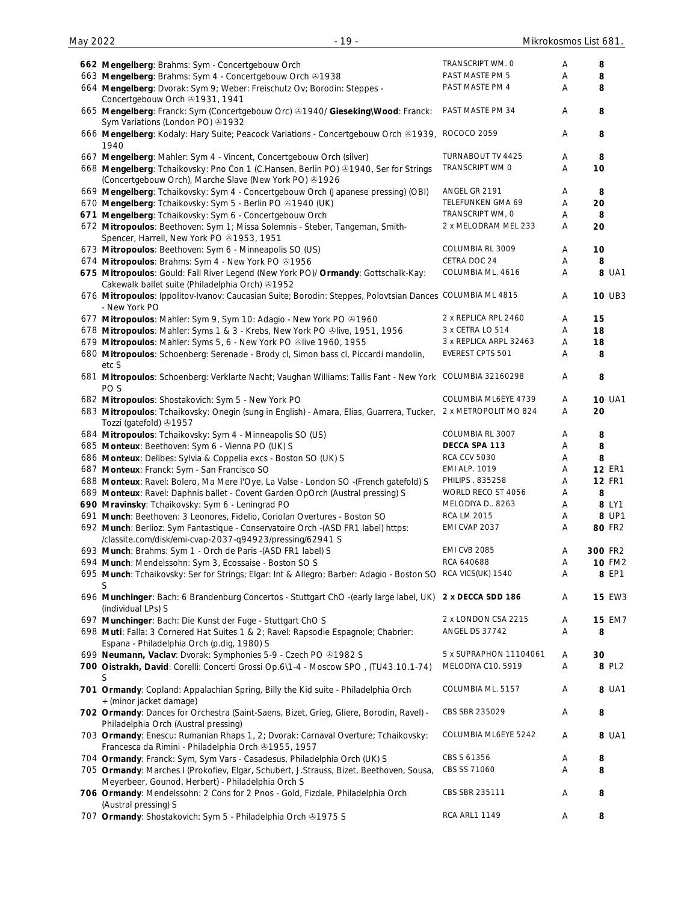| No. | Description | Label | Grade | Price |
|---|---|---|---|---|
| 662 | **Mengelberg**: Brahms: Sym - Concertgebouw Orch | TRANSCRIPT WM. 0 | A | 8 |
| 663 | **Mengelberg**: Brahms: Sym 4 - Concertgebouw Orch ℗1938 | PAST MASTE PM 5 | A | 8 |
| 664 | **Mengelberg**: Dvorak: Sym 9; Weber: Freischutz Ov; Borodin: Steppes - Concertgebouw Orch ℗1931, 1941 | PAST MASTE PM 4 | A | 8 |
| 665 | **Mengelberg**: Franck: Sym (Concertgebouw Orc) ℗1940/ **Gieseking\Wood**: Franck: Sym Variations (London PO) ℗1932 | PAST MASTE PM 34 | A | 8 |
| 666 | **Mengelberg**: Kodaly: Hary Suite; Peacock Variations - Concertgebouw Orch ℗1939, 1940 | ROCOCO 2059 | A | 8 |
| 667 | **Mengelberg**: Mahler: Sym 4 - Vincent, Concertgebouw Orch (silver) | TURNABOUT TV 4425 | A | 8 |
| 668 | **Mengelberg**: Tchaikovsky: Pno Con 1 (C.Hansen, Berlin PO) ℗1940, Ser for Strings (Concertgebouw Orch), Marche Slave (New York PO) ℗1926 | TRANSCRIPT WM 0 | A | 10 |
| 669 | **Mengelberg**: Tchaikovsky: Sym 4 - Concertgebouw Orch (Japanese pressing) (OBI) | ANGEL GR 2191 | A | 8 |
| 670 | **Mengelberg**: Tchaikovsky: Sym 5 - Berlin PO ℗1940 (UK) | TELEFUNKEN GMA 69 | A | 20 |
| 671 | **Mengelberg**: Tchaikovsky: Sym 6 - Concertgebouw Orch | TRANSCRIPT WM, 0 | A | 8 |
| 672 | **Mitropoulos**: Beethoven: Sym 1; Missa Solemnis - Steber, Tangeman, Smith-Spencer, Harrell, New York PO ℗1953, 1951 | 2 x MELODRAM MEL 233 | A | 20 |
| 673 | **Mitropoulos**: Beethoven: Sym 6 - Minneapolis SO (US) | COLUMBIA RL 3009 | A | 10 |
| 674 | **Mitropoulos**: Brahms: Sym 4 - New York PO ℗1956 | CETRA DOC 24 | A | 8 |
| 675 | **Mitropoulos**: Gould: Fall River Legend (New York PO)/ **Ormandy**: Gottschalk-Kay: Cakewalk ballet suite (Philadelphia Orch) ℗1952 | COLUMBIA ML. 4616 | A | 8 UA1 |
| 676 | **Mitropoulos**: Ippolitov-Ivanov: Caucasian Suite; Borodin: Steppes, Polovtsian Dances - New York PO | COLUMBIA ML 4815 | A | 10 UB3 |
| 677 | **Mitropoulos**: Mahler: Sym 9, Sym 10: Adagio - New York PO ℗1960 | 2 x REPLICA RPL 2460 | A | 15 |
| 678 | **Mitropoulos**: Mahler: Syms 1 & 3 - Krebs, New York PO ℗live, 1951, 1956 | 3 x CETRA LO 514 | A | 18 |
| 679 | **Mitropoulos**: Mahler: Syms 5, 6 - New York PO ℗live 1960, 1955 | 3 x REPLICA ARPL 32463 | A | 18 |
| 680 | **Mitropoulos**: Schoenberg: Serenade - Brody cl, Simon bass cl, Piccardi mandolin, etc S | EVEREST CPTS 501 | A | 8 |
| 681 | **Mitropoulos**: Schoenberg: Verklarte Nacht; Vaughan Williams: Tallis Fant - New York PO S | COLUMBIA 32160298 | A | 8 |
| 682 | **Mitropoulos**: Shostakovich: Sym 5 - New York PO | COLUMBIA ML6EYE 4739 | A | 10 UA1 |
| 683 | **Mitropoulos**: Tchaikovsky: Onegin (sung in English) - Amara, Elias, Guarrera, Tucker, Tozzi (gatefold) ℗1957 | 2 x METROPOLIT MO 824 | A | 20 |
| 684 | **Mitropoulos**: Tchaikovsky: Sym 4 - Minneapolis SO (US) | COLUMBIA RL 3007 | A | 8 |
| 685 | **Monteux**: Beethoven: Sym 6 - Vienna PO (UK) S | **DECCA SPA 113** | A | 8 |
| 686 | **Monteux**: Delibes: Sylvia & Coppelia excs - Boston SO (UK) S | RCA CCV 5030 | A | 8 |
| 687 | **Monteux**: Franck: Sym - San Francisco SO | EMI ALP. 1019 | A | 12 ER1 |
| 688 | **Monteux**: Ravel: Bolero, Ma Mere l'Oye, La Valse - London SO -(French gatefold) S | PHILIPS . 835258 | A | 12 FR1 |
| 689 | **Monteux**: Ravel: Daphnis ballet - Covent Garden OpOrch (Austral pressing) S | WORLD RECO ST 4056 | A | 8 |
| 690 | **Mravinsky**: Tchaikovsky: Sym 6 - Leningrad PO | MELODIYA D.. 8263 | A | 8 LY1 |
| 691 | **Munch**: Beethoven: 3 Leonores, Fidelio, Coriolan Overtures - Boston SO | RCA LM 2015 | A | 8 UP1 |
| 692 | **Munch**: Berlioz: Sym Fantastique - Conservatoire Orch -(ASD FR1 label) https:/classite.com/disk/emi-cvap-2037-q94923/pressing/62941 S | EMI CVAP 2037 | A | 80 FR2 |
| 693 | **Munch**: Brahms: Sym 1 - Orch de Paris -(ASD FR1 label) S | EMI CVB 2085 | A | 300 FR2 |
| 694 | **Munch**: Mendelssohn: Sym 3, Ecossaise - Boston SO S | RCA 640688 | A | 10 FM2 |
| 695 | **Munch**: Tchaikovsky: Ser for Strings; Elgar: Int & Allegro; Barber: Adagio - Boston SO S | RCA VICS(UK) 1540 | A | 8 EP1 |
| 696 | **Munchinger**: Bach: 6 Brandenburg Concertos - Stuttgart ChO -(early large label, UK) (individual LPs) S | **2 x DECCA SDD 186** | A | 15 EW3 |
| 697 | **Munchinger**: Bach: Die Kunst der Fuge - Stuttgart ChO S | 2 x LONDON CSA 2215 | A | 15 EM7 |
| 698 | **Muti**: Falla: 3 Cornered Hat Suites 1 & 2; Ravel: Rapsodie Espagnole; Chabrier: Espana - Philadelphia Orch (p.dig, 1980) S | ANGEL DS 37742 | A | 8 |
| 699 | **Neumann, Vaclav**: Dvorak: Symphonies 5-9 - Czech PO ℗1982 S | 5 x SUPRAPHON 11104061 | A | 30 |
| 700 | **Oistrakh, David**: Corelli: Concerti Grossi Op.6\1-4 - Moscow SPO , (TU43.10.1-74) S | MELODIYA C10. 5919 | A | 8 PL2 |
| 701 | **Ormandy**: Copland: Appalachian Spring, Billy the Kid suite - Philadelphia Orch + (minor jacket damage) | COLUMBIA ML. 5157 | A | 8 UA1 |
| 702 | **Ormandy**: Dances for Orchestra (Saint-Saens, Bizet, Grieg, Gliere, Borodin, Ravel) - Philadelphia Orch (Austral pressing) | CBS SBR 235029 | A | 8 |
| 703 | **Ormandy**: Enescu: Rumanian Rhaps 1, 2; Dvorak: Carnaval Overture; Tchaikovsky: Francesca da Rimini - Philadelphia Orch ℗1955, 1957 | COLUMBIA ML6EYE 5242 | A | 8 UA1 |
| 704 | **Ormandy**: Franck: Sym, Sym Vars - Casadesus, Philadelphia Orch (UK) S | CBS S 61356 | A | 8 |
| 705 | **Ormandy**: Marches I (Prokofiev, Elgar, Schubert, J.Strauss, Bizet, Beethoven, Sousa, Meyerbeer, Gounod, Herbert) - Philadelphia Orch S | CBS SS 71060 | A | 8 |
| 706 | **Ormandy**: Mendelssohn: 2 Cons for 2 Pnos - Gold, Fizdale, Philadelphia Orch (Austral pressing) S | CBS SBR 235111 | A | 8 |
| 707 | **Ormandy**: Shostakovich: Sym 5 - Philadelphia Orch ℗1975 S | RCA ARL1 1149 | A | 8 |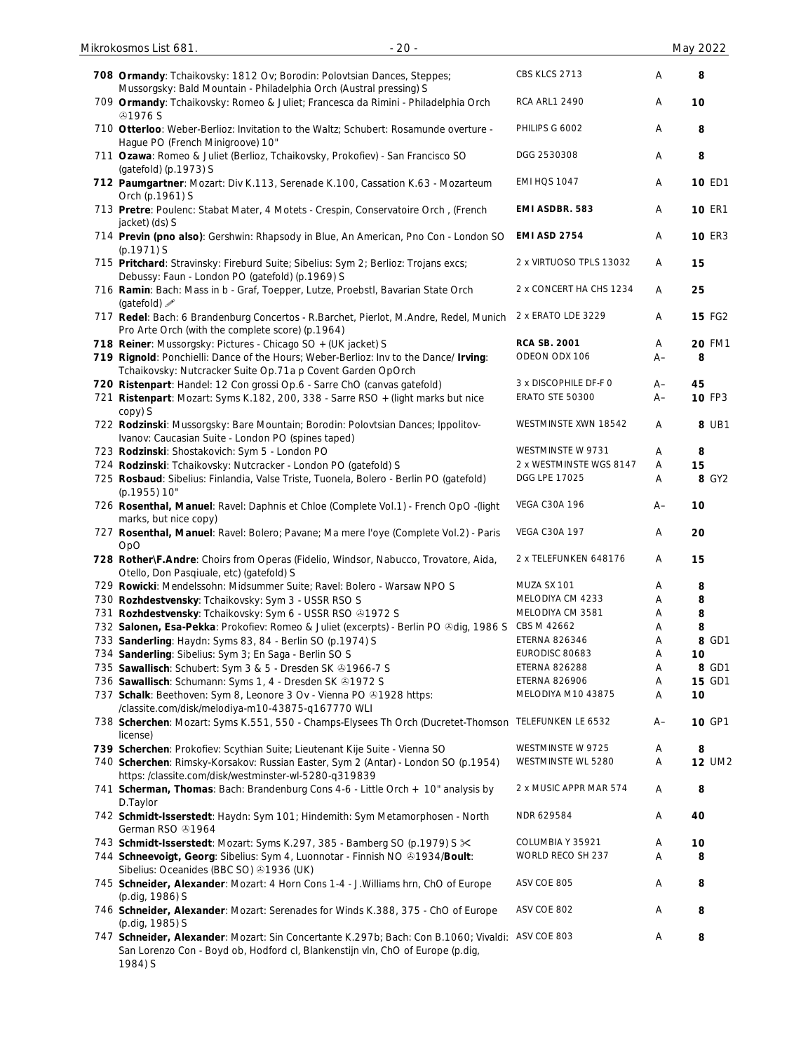| No. | Description | Label | Grade | Price | Code |
|---|---|---|---|---|---|
| **708** | **Ormandy**: Tchaikovsky: 1812 Ov; Borodin: Polovtsian Dances, Steppes; Mussorgsky: Bald Mountain - Philadelphia Orch (Austral pressing) S | CBS KLCS 2713 | A | **8** | |
| 709 | **Ormandy**: Tchaikovsky: Romeo & Juliet; Francesca da Rimini - Philadelphia Orch ℗1976 S | RCA ARL1 2490 | A | **10** | |
| 710 | **Otterloo**: Weber-Berlioz: Invitation to the Waltz; Schubert: Rosamunde overture - Hague PO (French Minigroove) 10" | PHILIPS G 6002 | A | **8** | |
| 711 | **Ozawa**: Romeo & Juliet (Berlioz, Tchaikovsky, Prokofiev) - San Francisco SO (gatefold) (p.1973) S | DGG 2530308 | A | **8** | |
| **712** | **Paumgartner**: Mozart: Div K.113, Serenade K.100, Cassation K.63 - Mozarteum Orch (p.1961) S | EMI HQS 1047 | A | **10** | ED1 |
| **713** | **Pretre**: Poulenc: Stabat Mater, 4 Motets - Crespin, Conservatoire Orch , (French jacket) (ds) S | **EMI ASDBR. 583** | A | **10** | ER1 |
| **714** | **Previn (pno also)**: Gershwin: Rhapsody in Blue, An American, Pno Con - London SO (p.1971) S | **EMI ASD 2754** | A | **10** | ER3 |
| 715 | **Pritchard**: Stravinsky: Fireburd Suite; Sibelius: Sym 2; Berlioz: Trojans excs; Debussy: Faun - London PO (gatefold) (p.1969) S | 2 x VIRTUOSO TPLS 13032 | A | **15** | |
| 716 | **Ramin**: Bach: Mass in b - Graf, Toepper, Lutze, Proebstl, Bavarian State Orch (gatefold) ✐ | 2 x CONCERT HA CHS 1234 | A | **25** | |
| 717 | **Redel**: Bach: 6 Brandenburg Concertos - R.Barchet, Pierlot, M.Andre, Redel, Munich Pro Arte Orch (with the complete score) (p.1964) | 2 x ERATO LDE 3229 | A | **15** | FG2 |
| **718** | **Reiner**: Mussorgsky: Pictures - Chicago SO + (UK jacket) S | **RCA SB. 2001** | A | **20** | FM1 |
| **719** | **Rignold**: Ponchielli: Dance of the Hours; Weber-Berlioz: Inv to the Dance/ **Irving**: Tchaikovsky: Nutcracker Suite Op.71a p Covent Garden OpOrch | ODEON ODX 106 | A– | **8** | |
| **720** | **Ristenpart**: Handel: 12 Con grossi Op.6 - Sarre ChO (canvas gatefold) | 3 x DISCOPHILE DF-F 0 | A– | **45** | |
| 721 | **Ristenpart**: Mozart: Syms K.182, 200, 338 - Sarre RSO + (light marks but nice copy) S | ERATO STE 50300 | A– | **10** | FP3 |
| 722 | **Rodzinski**: Mussorgsky: Bare Mountain; Borodin: Polovtsian Dances; Ippolitov-Ivanov: Caucasian Suite - London PO (spines taped) | WESTMINSTE XWN 18542 | A | **8** | UB1 |
| 723 | **Rodzinski**: Shostakovich: Sym 5 - London PO | WESTMINSTE W 9731 | A | **8** | |
| 724 | **Rodzinski**: Tchaikovsky: Nutcracker - London PO (gatefold) S | 2 x WESTMINSTE WGS 8147 | A | **15** | |
| 725 | **Rosbaud**: Sibelius: Finlandia, Valse Triste, Tuonela, Bolero - Berlin PO (gatefold) (p.1955) 10" | DGG LPE 17025 | A | **8** | GY2 |
| 726 | **Rosenthal, Manuel**: Ravel: Daphnis et Chloe (Complete Vol.1) - French OpO -(light marks, but nice copy) | VEGA C30A 196 | A– | **10** | |
| 727 | **Rosenthal, Manuel**: Ravel: Bolero; Pavane; Ma mere l'oye (Complete Vol.2) - Paris OpO | VEGA C30A 197 | A | **20** | |
| **728** | **Rother\F.Andre**: Choirs from Operas (Fidelio, Windsor, Nabucco, Trovatore, Aida, Otello, Don Pasqiuale, etc) (gatefold) S | 2 x TELEFUNKEN 648176 | A | **15** | |
| 729 | **Rowicki**: Mendelssohn: Midsummer Suite; Ravel: Bolero - Warsaw NPO S | MUZA SX 101 | A | **8** | |
| 730 | **Rozhdestvensky**: Tchaikovsky: Sym 3 - USSR RSO S | MELODIYA CM 4233 | A | **8** | |
| 731 | **Rozhdestvensky**: Tchaikovsky: Sym 6 - USSR RSO ℗1972 S | MELODIYA CM 3581 | A | **8** | |
| 732 | **Salonen, Esa-Pekka**: Prokofiev: Romeo & Juliet (excerpts) - Berlin PO ℗dig, 1986 S | CBS M 42662 | A | **8** | |
| 733 | **Sanderling**: Haydn: Syms 83, 84 - Berlin SO (p.1974) S | ETERNA 826346 | A | **8** | GD1 |
| 734 | **Sanderling**: Sibelius: Sym 3; En Saga - Berlin SO S | EURODISC 80683 | A | **10** | |
| 735 | **Sawallisch**: Schubert: Sym 3 & 5 - Dresden SK ℗1966-7 S | ETERNA 826288 | A | **8** | GD1 |
| 736 | **Sawallisch**: Schumann: Syms 1, 4 - Dresden SK ℗1972 S | ETERNA 826906 | A | **15** | GD1 |
| 737 | **Schalk**: Beethoven: Sym 8, Leonore 3 Ov - Vienna PO ℗1928 https: /classite.com/disk/melodiya-m10-43875-q167770 WLI | MELODIYA M10 43875 | A | **10** | |
| 738 | **Scherchen**: Mozart: Syms K.551, 550 - Champs-Elysees Th Orch (Ducretet-Thomson license) | TELEFUNKEN LE 6532 | A– | **10** | GP1 |
| **739** | **Scherchen**: Prokofiev: Scythian Suite; Lieutenant Kije Suite - Vienna SO | WESTMINSTE W 9725 | A | **8** | |
| 740 | **Scherchen**: Rimsky-Korsakov: Russian Easter, Sym 2 (Antar) - London SO (p.1954) https: /classite.com/disk/westminster-wl-5280-q319839 | WESTMINSTE WL 5280 | A | **12** | UM2 |
| 741 | **Scherman, Thomas**: Bach: Brandenburg Cons 4-6 - Little Orch + 10" analysis by D.Taylor | 2 x MUSIC APPR MAR 574 | A | **8** | |
| 742 | **Schmidt-Isserstedt**: Haydn: Sym 101; Hindemith: Sym Metamorphosen - North German RSO ℗1964 | NDR 629584 | A | **40** | |
| 743 | **Schmidt-Isserstedt**: Mozart: Syms K.297, 385 - Bamberg SO (p.1979) S ✂ | COLUMBIA Y 35921 | A | **10** | |
| 744 | **Schneevoigt, Georg**: Sibelius: Sym 4, Luonnotar - Finnish NO ℗1934/**Boult**: Sibelius: Oceanides (BBC SO) ℗1936 (UK) | WORLD RECO SH 237 | A | **8** | |
| 745 | **Schneider, Alexander**: Mozart: 4 Horn Cons 1-4 - J.Williams hrn, ChO of Europe (p.dig, 1986) S | ASV COE 805 | A | **8** | |
| 746 | **Schneider, Alexander**: Mozart: Serenades for Winds K.388, 375 - ChO of Europe (p.dig, 1985) S | ASV COE 802 | A | **8** | |
| 747 | **Schneider, Alexander**: Mozart: Sin Concertante K.297b; Bach: Con B.1060; Vivaldi: San Lorenzo Con - Boyd ob, Hodford cl, Blankenstijn vln, ChO of Europe (p.dig, 1984) S | ASV COE 803 | A | **8** | |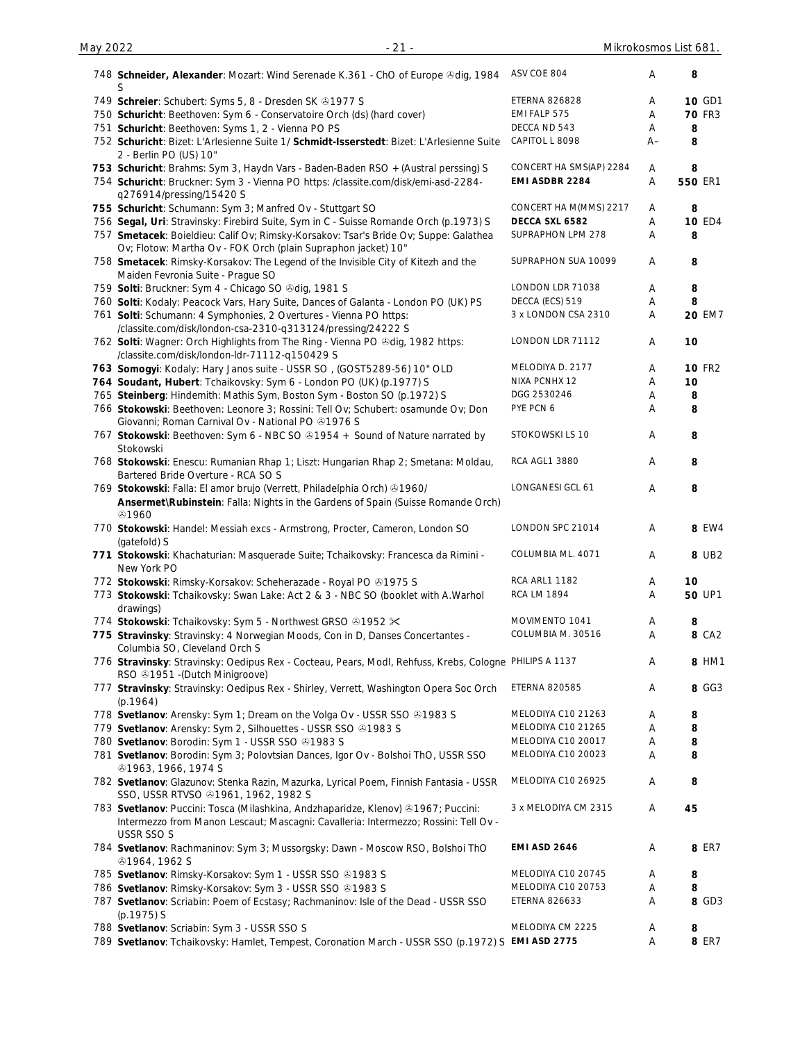| # | Description | Label | Grade | Price |
|---|---|---|---|---|
| 748 | **Schneider, Alexander**: Mozart: Wind Serenade K.361 - ChO of Europe ℗dig, 1984 S | ASV COE 804 | A | 8 |
| 749 | **Schreier**: Schubert: Syms 5, 8 - Dresden SK ℗1977 S | ETERNA 826828 | A | 10 GD1 |
| 750 | **Schuricht**: Beethoven: Sym 6 - Conservatoire Orch (ds) (hard cover) | EMI FALP 575 | A | 70 FR3 |
| 751 | **Schuricht**: Beethoven: Syms 1, 2 - Vienna PO PS | DECCA ND 543 | A | 8 |
| 752 | **Schuricht**: Bizet: L'Arlesienne Suite 1/ **Schmidt-Isserstedt**: Bizet: L'Arlesienne Suite 2 - Berlin PO (US) 10" | CAPITOL L 8098 | A– | 8 |
| **753** | **Schuricht**: Brahms: Sym 3, Haydn Vars - Baden-Baden RSO + (Austral perssing) S | CONCERT HA SMS(AP) 2284 | A | 8 |
| 754 | **Schuricht**: Bruckner: Sym 3 - Vienna PO https: /classite.com/disk/emi-asd-2284-q276914/pressing/15420 S | **EMI ASDBR 2284** | A | **550** ER1 |
| **755** | **Schuricht**: Schumann: Sym 3; Manfred Ov - Stuttgart SO | CONCERT HA M(MMS) 2217 | A | 8 |
| 756 | **Segal, Uri**: Stravinsky: Firebird Suite, Sym in C - Suisse Romande Orch (p.1973) S | **DECCA SXL 6582** | A | **10** ED4 |
| 757 | **Smetacek**: Boieldieu: Calif Ov; Rimsky-Korsakov: Tsar's Bride Ov; Suppe: Galathea Ov; Flotow: Martha Ov - FOK Orch (plain Supraphon jacket) 10" | SUPRAPHON LPM 278 | A | 8 |
| 758 | **Smetacek**: Rimsky-Korsakov: The Legend of the Invisible City of Kitezh and the Maiden Fevronia Suite - Prague SO | SUPRAPHON SUA 10099 | A | 8 |
| 759 | **Solti**: Bruckner: Sym 4 - Chicago SO ℗dig, 1981 S | LONDON LDR 71038 | A | 8 |
| 760 | **Solti**: Kodaly: Peacock Vars, Hary Suite, Dances of Galanta - London PO (UK) PS | DECCA (ECS) 519 | A | 8 |
| 761 | **Solti**: Schumann: 4 Symphonies, 2 Overtures - Vienna PO https: /classite.com/disk/london-csa-2310-q313124/pressing/24222 S | 3 x LONDON CSA 2310 | A | **20** EM7 |
| 762 | **Solti**: Wagner: Orch Highlights from The Ring - Vienna PO ℗dig, 1982 https: /classite.com/disk/london-ldr-71112-q150429 S | LONDON LDR 71112 | A | 10 |
| **763** | **Somogyi**: Kodaly: Hary Janos suite - USSR SO , (GOST5289-56) 10" OLD | MELODIYA D. 2177 | A | **10** FR2 |
| **764** | **Soudant, Hubert**: Tchaikovsky: Sym 6 - London PO (UK) (p.1977) S | NIXA PCNHX 12 | A | 10 |
| 765 | **Steinberg**: Hindemith: Mathis Sym, Boston Sym - Boston SO (p.1972) S | DGG 2530246 | A | 8 |
| 766 | **Stokowski**: Beethoven: Leonore 3; Rossini: Tell Ov; Schubert: osamunde Ov; Don Giovanni; Roman Carnival Ov - National PO ℗1976 S | PYE PCN 6 | A | 8 |
| 767 | **Stokowski**: Beethoven: Sym 6 - NBC SO ℗1954 + Sound of Nature narrated by Stokowski | STOKOWSKI LS 10 | A | 8 |
| 768 | **Stokowski**: Enescu: Rumanian Rhap 1; Liszt: Hungarian Rhap 2; Smetana: Moldau, Bartered Bride Overture - RCA SO S | RCA AGL1 3880 | A | 8 |
| 769 | **Stokowski**: Falla: El amor brujo (Verrett, Philadelphia Orch) ℗1960/ **Ansermet\Rubinstein**: Falla: Nights in the Gardens of Spain (Suisse Romande Orch) ℗1960 | LONGANESI GCL 61 | A | 8 |
| 770 | **Stokowski**: Handel: Messiah excs - Armstrong, Procter, Cameron, London SO (gatefold) S | LONDON SPC 21014 | A | 8 EW4 |
| 771 | **Stokowski**: Khachaturian: Masquerade Suite; Tchaikovsky: Francesca da Rimini - New York PO | COLUMBIA ML. 4071 | A | 8 UB2 |
| 772 | **Stokowski**: Rimsky-Korsakov: Scheherazade - Royal PO ℗1975 S | RCA ARL1 1182 | A | 10 |
| 773 | **Stokowski**: Tchaikovsky: Swan Lake: Act 2 & 3 - NBC SO (booklet with A.Warhol drawings) | RCA LM 1894 | A | **50** UP1 |
| 774 | **Stokowski**: Tchaikovsky: Sym 5 - Northwest GRSO ℗1952 ✂ | MOVIMENTO 1041 | A | 8 |
| **775** | **Stravinsky**: Stravinsky: 4 Norwegian Moods, Con in D, Danses Concertantes - Columbia SO, Cleveland Orch S | COLUMBIA M. 30516 | A | 8 CA2 |
| 776 | **Stravinsky**: Stravinsky: Oedipus Rex - Cocteau, Pears, Modl, Rehfuss, Krebs, Cologne RSO ℗1951 -(Dutch Minigroove) | PHILIPS A 1137 | A | 8 HM1 |
| 777 | **Stravinsky**: Stravinsky: Oedipus Rex - Shirley, Verrett, Washington Opera Soc Orch (p.1964) | ETERNA 820585 | A | 8 GG3 |
| 778 | **Svetlanov**: Arensky: Sym 1; Dream on the Volga Ov - USSR SSO ℗1983 S | MELODIYA C10 21263 | A | 8 |
| 779 | **Svetlanov**: Arensky: Sym 2, Silhouettes - USSR SSO ℗1983 S | MELODIYA C10 21265 | A | 8 |
| 780 | **Svetlanov**: Borodin: Sym 1 - USSR SSO ℗1983 S | MELODIYA C10 20017 | A | 8 |
| 781 | **Svetlanov**: Borodin: Sym 3; Polovtsian Dances, Igor Ov - Bolshoi ThO, USSR SSO ℗1963, 1966, 1974 S | MELODIYA C10 20023 | A | 8 |
| 782 | **Svetlanov**: Glazunov: Stenka Razin, Mazurka, Lyrical Poem, Finnish Fantasia - USSR SSO, USSR RTVSO ℗1961, 1962, 1982 S | MELODIYA C10 26925 | A | 8 |
| 783 | **Svetlanov**: Puccini: Tosca (Milashkina, Andzhaparidze, Klenov) ℗1967; Puccini: Intermezzo from Manon Lescaut; Mascagni: Cavalleria: Intermezzo; Rossini: Tell Ov - USSR SSO S | 3 x MELODIYA CM 2315 | A | 45 |
| 784 | **Svetlanov**: Rachmaninov: Sym 3; Mussorgsky: Dawn - Moscow RSO, Bolshoi ThO ℗1964, 1962 S | **EMI ASD 2646** | A | 8 ER7 |
| 785 | **Svetlanov**: Rimsky-Korsakov: Sym 1 - USSR SSO ℗1983 S | MELODIYA C10 20745 | A | 8 |
| 786 | **Svetlanov**: Rimsky-Korsakov: Sym 3 - USSR SSO ℗1983 S | MELODIYA C10 20753 | A | 8 |
| 787 | **Svetlanov**: Scriabin: Poem of Ecstasy; Rachmaninov: Isle of the Dead - USSR SSO (p.1975) S | ETERNA 826633 | A | 8 GD3 |
| 788 | **Svetlanov**: Scriabin: Sym 3 - USSR SSO S | MELODIYA CM 2225 | A | 8 |
| 789 | **Svetlanov**: Tchaikovsky: Hamlet, Tempest, Coronation March - USSR SSO (p.1972) S | **EMI ASD 2775** | A | 8 ER7 |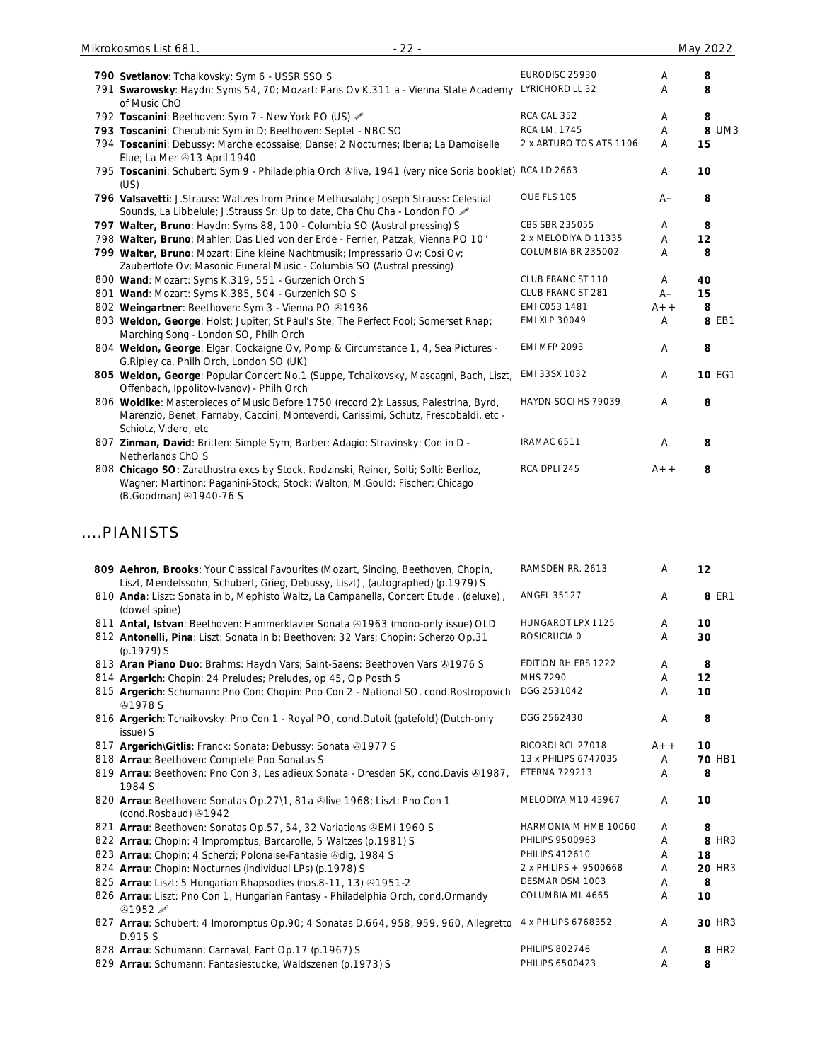| No. | Description | Label | Grade | Price | Code |
|---|---|---|---|---|---|
| 790 | **Svetlanov**: Tchaikovsky: Sym 6 - USSR SSO S | EURODISC 25930 | A | 8 | |
| 791 | **Swarowsky**: Haydn: Syms 54, 70; Mozart: Paris Ov K.311 a - Vienna State Academy of Music ChO | LYRICHORD LL 32 | A | 8 | |
| 792 | **Toscanini**: Beethoven: Sym 7 - New York PO (US) ✐ | RCA CAL 352 | A | 8 | |
| 793 | **Toscanini**: Cherubini: Sym in D; Beethoven: Septet - NBC SO | RCA LM, 1745 | A | 8 | UM3 |
| 794 | **Toscanini**: Debussy: Marche ecossaise; Danse; 2 Nocturnes; Iberia; La Damoiselle Elue; La Mer ℗13 April 1940 | 2 x ARTURO TOS ATS 1106 | A | 15 | |
| 795 | **Toscanini**: Schubert: Sym 9 - Philadelphia Orch ℗live, 1941 (very nice Soria booklet) (US) | RCA LD 2663 | A | 10 | |
| 796 | **Valsavetti**: J.Strauss: Waltzes from Prince Methusalah; Joseph Strauss: Celestial Sounds, La Libbelule; J.Strauss Sr: Up to date, Cha Chu Cha - London FO ✐ | OUE FLS 105 | A– | 8 | |
| 797 | **Walter, Bruno**: Haydn: Syms 88, 100 - Columbia SO (Austral pressing) S | CBS SBR 235055 | A | 8 | |
| 798 | **Walter, Bruno**: Mahler: Das Lied von der Erde - Ferrier, Patzak, Vienna PO 10" | 2 x MELODIYA D 11335 | A | 12 | |
| 799 | **Walter, Bruno**: Mozart: Eine kleine Nachtmusik; Impressario Ov; Cosi Ov; Zauberflote Ov; Masonic Funeral Music - Columbia SO (Austral pressing) | COLUMBIA BR 235002 | A | 8 | |
| 800 | **Wand**: Mozart: Syms K.319, 551 - Gurzenich Orch S | CLUB FRANC ST 110 | A | 40 | |
| 801 | **Wand**: Mozart: Syms K.385, 504 - Gurzenich SO S | CLUB FRANC ST 281 | A– | 15 | |
| 802 | **Weingartner**: Beethoven: Sym 3 - Vienna PO ℗1936 | EMI C053 1481 | A++ | 8 | |
| 803 | **Weldon, George**: Holst: Jupiter; St Paul's Ste; The Perfect Fool; Somerset Rhap; Marching Song - London SO, Philh Orch | EMI XLP 30049 | A | 8 | EB1 |
| 804 | **Weldon, George**: Elgar: Cockaigne Ov, Pomp & Circumstance 1, 4, Sea Pictures - G.Ripley ca, Philh Orch, London SO (UK) | EMI MFP 2093 | A | 8 | |
| 805 | **Weldon, George**: Popular Concert No.1 (Suppe, Tchaikovsky, Mascagni, Bach, Liszt, Offenbach, Ippolitov-Ivanov) - Philh Orch | EMI 33SX 1032 | A | 10 | EG1 |
| 806 | **Woldike**: Masterpieces of Music Before 1750 (record 2): Lassus, Palestrina, Byrd, Marenzio, Benet, Farnaby, Caccini, Monteverdi, Carissimi, Schutz, Frescobaldi, etc - Schiotz, Videro, etc | HAYDN SOCI HS 79039 | A | 8 | |
| 807 | **Zinman, David**: Britten: Simple Sym; Barber: Adagio; Stravinsky: Con in D - Netherlands ChO S | IRAMAC 6511 | A | 8 | |
| 808 | **Chicago SO**: Zarathustra excs by Stock, Rodzinski, Reiner, Solti; Solti: Berlioz, Wagner; Martinon: Paganini-Stock; Stock: Walton; M.Gould: Fischer: Chicago (B.Goodman) ℗1940-76 S | RCA DPLI 245 | A++ | 8 | |

## ....PIANISTS

| No. | Description | Label | Grade | Price | Code |
|---|---|---|---|---|---|
| 809 | **Aehron, Brooks**: Your Classical Favourites (Mozart, Sinding, Beethoven, Chopin, Liszt, Mendelssohn, Schubert, Grieg, Debussy, Liszt), (autographed) (p.1979) S | RAMSDEN RR. 2613 | A | 12 | |
| 810 | **Anda**: Liszt: Sonata in b, Mephisto Waltz, La Campanella, Concert Etude, (deluxe), (dowel spine) | ANGEL 35127 | A | 8 | ER1 |
| 811 | **Antal, Istvan**: Beethoven: Hammerklavier Sonata ℗1963 (mono-only issue) OLD | HUNGAROT LPX 1125 | A | 10 | |
| 812 | **Antonelli, Pina**: Liszt: Sonata in b; Beethoven: 32 Vars; Chopin: Scherzo Op.31 (p.1979) S | ROSICRUCIA 0 | A | 30 | |
| 813 | **Aran Piano Duo**: Brahms: Haydn Vars; Saint-Saens: Beethoven Vars ℗1976 S | EDITION RH ERS 1222 | A | 8 | |
| 814 | **Argerich**: Chopin: 24 Preludes; Preludes, op 45, Op Posth S | MHS 7290 | A | 12 | |
| 815 | **Argerich**: Schumann: Pno Con; Chopin: Pno Con 2 - National SO, cond.Rostropovich ℗1978 S | DGG 2531042 | A | 10 | |
| 816 | **Argerich**: Tchaikovsky: Pno Con 1 - Royal PO, cond.Dutoit (gatefold) (Dutch-only issue) S | DGG 2562430 | A | 8 | |
| 817 | **Argerich\Gitlis**: Franck: Sonata; Debussy: Sonata ℗1977 S | RICORDI RCL 27018 | A++ | 10 | |
| 818 | **Arrau**: Beethoven: Complete Pno Sonatas S | 13 x PHILIPS 6747035 | A | 70 | HB1 |
| 819 | **Arrau**: Beethoven: Pno Con 3, Les adieux Sonata - Dresden SK, cond.Davis ℗1987, 1984 S | ETERNA 729213 | A | 8 | |
| 820 | **Arrau**: Beethoven: Sonatas Op.27\1, 81a ℗live 1968; Liszt: Pno Con 1 (cond.Rosbaud) ℗1942 | MELODIYA M10 43967 | A | 10 | |
| 821 | **Arrau**: Beethoven: Sonatas Op.57, 54, 32 Variations ℗EMI 1960 S | HARMONIA M HMB 10060 | A | 8 | |
| 822 | **Arrau**: Chopin: 4 Impromptus, Barcarolle, 5 Waltzes (p.1981) S | PHILIPS 9500963 | A | 8 | HR3 |
| 823 | **Arrau**: Chopin: 4 Scherzi; Polonaise-Fantasie ℗dig, 1984 S | PHILIPS 412610 | A | 18 | |
| 824 | **Arrau**: Chopin: Nocturnes (individual LPs) (p.1978) S | 2 x PHILIPS + 9500668 | A | 20 | HR3 |
| 825 | **Arrau**: Liszt: 5 Hungarian Rhapsodies (nos.8-11, 13) ℗1951-2 | DESMAR DSM 1003 | A | 8 | |
| 826 | **Arrau**: Liszt: Pno Con 1, Hungarian Fantasy - Philadelphia Orch, cond.Ormandy ℗1952 ✐ | COLUMBIA ML 4665 | A | 10 | |
| 827 | **Arrau**: Schubert: 4 Impromptus Op.90; 4 Sonatas D.664, 958, 959, 960, Allegretto D.915 S | 4 x PHILIPS 6768352 | A | 30 | HR3 |
| 828 | **Arrau**: Schumann: Carnaval, Fant Op.17 (p.1967) S | PHILIPS 802746 | A | 8 | HR2 |
| 829 | **Arrau**: Schumann: Fantasiestucke, Waldszenen (p.1973) S | PHILIPS 6500423 | A | 8 | |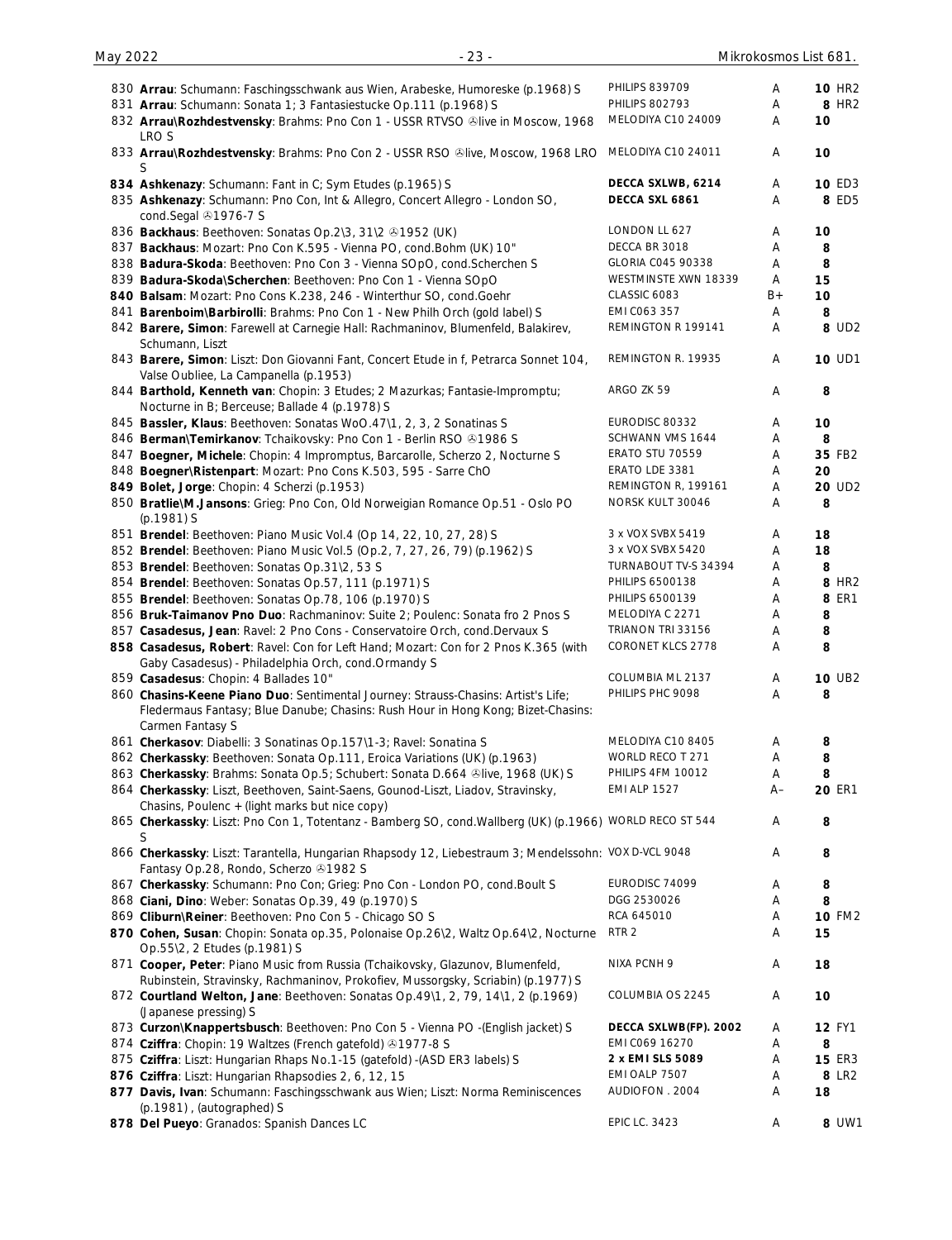| No. | Description | Label | Grade | Price |
|---|---|---|---|---|
| 830 | **Arrau**: Schumann: Faschingsschwank aus Wien, Arabeske, Humoreske (p.1968) S | PHILIPS 839709 | A | **10** HR2 |
| 831 | **Arrau**: Schumann: Sonata 1; 3 Fantasiestucke Op.111 (p.1968) S | PHILIPS 802793 | A | **8** HR2 |
| 832 | **Arrau\Rozhdestvensky**: Brahms: Pno Con 1 - USSR RTVSO ℗live in Moscow, 1968 LRO S | MELODIYA C10 24009 | A | **10** |
| 833 | **Arrau\Rozhdestvensky**: Brahms: Pno Con 2 - USSR RSO ℗live, Moscow, 1968 LRO S | MELODIYA C10 24011 | A | **10** |
| **834** | **Ashkenazy**: Schumann: Fant in C; Sym Etudes (p.1965) S | **DECCA SXLWB, 6214** | A | **10** ED3 |
| 835 | **Ashkenazy**: Schumann: Pno Con, Int & Allegro, Concert Allegro - London SO, cond.Segal ℗1976-7 S | **DECCA SXL 6861** | A | **8** ED5 |
| 836 | **Backhaus**: Beethoven: Sonatas Op.2\3, 31\2 ℗1952 (UK) | LONDON LL 627 | A | **10** |
| 837 | **Backhaus**: Mozart: Pno Con K.595 - Vienna PO, cond.Bohm (UK) 10" | DECCA BR 3018 | A | **8** |
| 838 | **Badura-Skoda**: Beethoven: Pno Con 3 - Vienna SOpO, cond.Scherchen S | GLORIA C045 90338 | A | **8** |
| 839 | **Badura-Skoda\Scherchen**: Beethoven: Pno Con 1 - Vienna SOpO | WESTMINSTE XWN 18339 | A | **15** |
| **840** | **Balsam**: Mozart: Pno Cons K.238, 246 - Winterthur SO, cond.Goehr | CLASSIC 6083 | B+ | **10** |
| 841 | **Barenboim\Barbirolli**: Brahms: Pno Con 1 - New Philh Orch (gold label) S | EMI C063 357 | A | **8** |
| 842 | **Barere, Simon**: Farewell at Carnegie Hall: Rachmaninov, Blumenfeld, Balakirev, Schumann, Liszt | REMINGTON R 199141 | A | **8** UD2 |
| 843 | **Barere, Simon**: Liszt: Don Giovanni Fant, Concert Etude in f, Petrarca Sonnet 104, Valse Oubliee, La Campanella (p.1953) | REMINGTON R. 19935 | A | **10** UD1 |
| 844 | **Barthold, Kenneth van**: Chopin: 3 Etudes; 2 Mazurkas; Fantasie-Impromptu; Nocturne in B; Berceuse; Ballade 4 (p.1978) S | ARGO ZK 59 | A | **8** |
| 845 | **Bassler, Klaus**: Beethoven: Sonatas WoO.47\1, 2, 3, 2 Sonatinas S | EURODISC 80332 | A | **10** |
| 846 | **Berman\Temirkanov**: Tchaikovsky: Pno Con 1 - Berlin RSO ℗1986 S | SCHWANN VMS 1644 | A | **8** |
| 847 | **Boegner, Michele**: Chopin: 4 Impromptus, Barcarolle, Scherzo 2, Nocturne S | ERATO STU 70559 | A | **35** FB2 |
| 848 | **Boegner\Ristenpart**: Mozart: Pno Cons K.503, 595 - Sarre ChO | ERATO LDE 3381 | A | **20** |
| **849** | **Bolet, Jorge**: Chopin: 4 Scherzi (p.1953) | REMINGTON R, 199161 | A | **20** UD2 |
| 850 | **Bratlie\M.Jansons**: Grieg: Pno Con, Old Norweigian Romance Op.51 - Oslo PO (p.1981) S | NORSK KULT 30046 | A | **8** |
| 851 | **Brendel**: Beethoven: Piano Music Vol.4 (Op 14, 22, 10, 27, 28) S | 3 x VOX SVBX 5419 | A | **18** |
| 852 | **Brendel**: Beethoven: Piano Music Vol.5 (Op.2, 7, 27, 26, 79) (p.1962) S | 3 x VOX SVBX 5420 | A | **18** |
| 853 | **Brendel**: Beethoven: Sonatas Op.31\2, 53 S | TURNABOUT TV-S 34394 | A | **8** |
| 854 | **Brendel**: Beethoven: Sonatas Op.57, 111 (p.1971) S | PHILIPS 6500138 | A | **8** HR2 |
| 855 | **Brendel**: Beethoven: Sonatas Op.78, 106 (p.1970) S | PHILIPS 6500139 | A | **8** ER1 |
| 856 | **Bruk-Taimanov Pno Duo**: Rachmaninov: Suite 2; Poulenc: Sonata fro 2 Pnos S | MELODIYA C 2271 | A | **8** |
| 857 | **Casadesus, Jean**: Ravel: 2 Pno Cons - Conservatoire Orch, cond.Dervaux S | TRIANON TRI 33156 | A | **8** |
| **858** | **Casadesus, Robert**: Ravel: Con for Left Hand; Mozart: Con for 2 Pnos K.365 (with Gaby Casadesus) - Philadelphia Orch, cond.Ormandy S | CORONET KLCS 2778 | A | **8** |
| 859 | **Casadesus**: Chopin: 4 Ballades 10" | COLUMBIA ML 2137 | A | **10** UB2 |
| 860 | **Chasins-Keene Piano Duo**: Sentimental Journey: Strauss-Chasins: Artist's Life; Fledermaus Fantasy; Blue Danube; Chasins: Rush Hour in Hong Kong; Bizet-Chasins: Carmen Fantasy S | PHILIPS PHC 9098 | A | **8** |
| 861 | **Cherkasov**: Diabelli: 3 Sonatinas Op.157\1-3; Ravel: Sonatina S | MELODIYA C10 8405 | A | **8** |
| 862 | **Cherkassky**: Beethoven: Sonata Op.111, Eroica Variations (UK) (p.1963) | WORLD RECO T 271 | A | **8** |
| 863 | **Cherkassky**: Brahms: Sonata Op.5; Schubert: Sonata D.664 ℗live, 1968 (UK) S | PHILIPS 4FM 10012 | A | **8** |
| 864 | **Cherkassky**: Liszt, Beethoven, Saint-Saens, Gounod-Liszt, Liadov, Stravinsky, Chasins, Poulenc + (light marks but nice copy) | EMI ALP 1527 | A– | **20** ER1 |
| 865 | **Cherkassky**: Liszt: Pno Con 1, Totentanz - Bamberg SO, cond.Wallberg (UK) (p.1966) S | WORLD RECO ST 544 | A | **8** |
| 866 | **Cherkassky**: Liszt: Tarantella, Hungarian Rhapsody 12, Liebestraum 3; Mendelssohn: Fantasy Op.28, Rondo, Scherzo ℗1982 S | VOX D-VCL 9048 | A | **8** |
| 867 | **Cherkassky**: Schumann: Pno Con; Grieg: Pno Con - London PO, cond.Boult S | EURODISC 74099 | A | **8** |
| 868 | **Ciani, Dino**: Weber: Sonatas Op.39, 49 (p.1970) S | DGG 2530026 | A | **8** |
| 869 | **Cliburn\Reiner**: Beethoven: Pno Con 5 - Chicago SO S | RCA 645010 | A | **10** FM2 |
| **870** | **Cohen, Susan**: Chopin: Sonata op.35, Polonaise Op.26\2, Waltz Op.64\2, Nocturne Op.55\2, 2 Etudes (p.1981) S | RTR 2 | A | **15** |
| 871 | **Cooper, Peter**: Piano Music from Russia (Tchaikovsky, Glazunov, Blumenfeld, Rubinstein, Stravinsky, Rachmaninov, Prokofiev, Mussorgsky, Scriabin) (p.1977) S | NIXA PCNH 9 | A | **18** |
| 872 | **Courtland Welton, Jane**: Beethoven: Sonatas Op.49\1, 2, 79, 14\1, 2 (p.1969) (Japanese pressing) S | COLUMBIA OS 2245 | A | **10** |
| 873 | **Curzon\Knappertsbusch**: Beethoven: Pno Con 5 - Vienna PO -(English jacket) S | **DECCA SXLWB(FP). 2002** | A | **12** FY1 |
| 874 | **Cziffra**: Chopin: 19 Waltzes (French gatefold) ℗1977-8 S | EMI C069 16270 | A | **8** |
| 875 | **Cziffra**: Liszt: Hungarian Rhaps No.1-15 (gatefold) -(ASD ER3 labels) S | **2 x EMI SLS 5089** | A | **15** ER3 |
| **876** | **Cziffra**: Liszt: Hungarian Rhapsodies 2, 6, 12, 15 | EMI OALP 7507 | A | **8** LR2 |
| **877** | **Davis, Ivan**: Schumann: Faschingsschwank aus Wien; Liszt: Norma Reminiscences (p.1981) , (autographed) S | AUDIOFON . 2004 | A | **18** |
| **878** | **Del Pueyo**: Granados: Spanish Dances LC | EPIC LC. 3423 | A | **8** UW1 |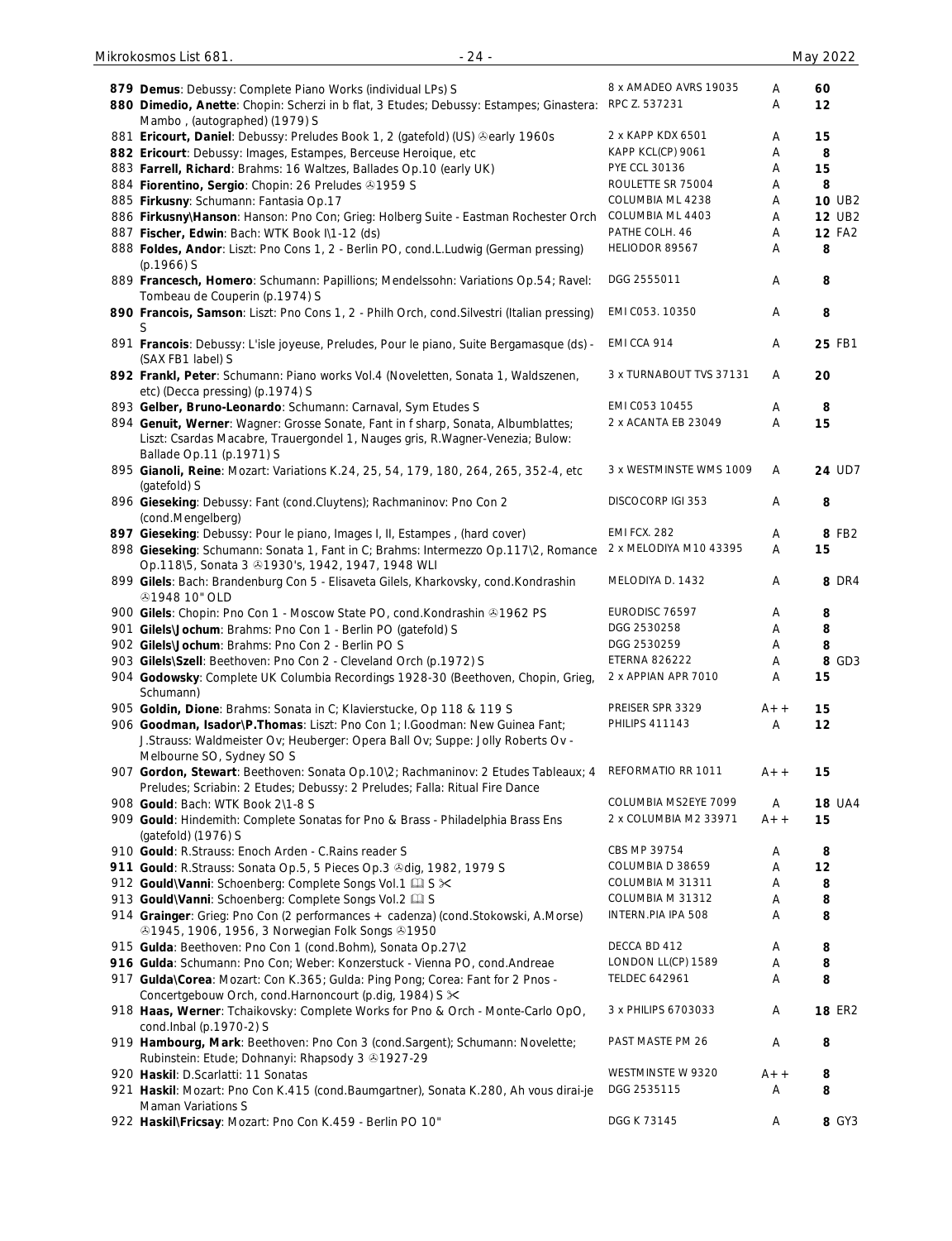| No. | Description | Label | Cond. | Price |
|---|---|---|---|---|
| 879 | **Demus**: Debussy: Complete Piano Works (individual LPs) S | 8 x AMADEO AVRS 19035 | A | 60 |
| 880 | **Dimedio, Anette**: Chopin: Scherzi in b flat, 3 Etudes; Debussy: Estampes; Ginastera: Mambo , (autographed) (1979) S | RPC Z. 537231 | A | 12 |
| 881 | **Ericourt, Daniel**: Debussy: Preludes Book 1, 2 (gatefold) (US) ℗early 1960s | 2 x KAPP KDX 6501 | A | 15 |
| 882 | **Ericourt**: Debussy: Images, Estampes, Berceuse Heroique, etc | KAPP KCL(CP) 9061 | A | 8 |
| 883 | **Farrell, Richard**: Brahms: 16 Waltzes, Ballades Op.10 (early UK) | PYE CCL 30136 | A | 15 |
| 884 | **Fiorentino, Sergio**: Chopin: 26 Preludes ℗1959 S | ROULETTE SR 75004 | A | 8 |
| 885 | **Firkusny**: Schumann: Fantasia Op.17 | COLUMBIA ML 4238 | A | 10 UB2 |
| 886 | **Firkusny\Hanson**: Hanson: Pno Con; Grieg: Holberg Suite - Eastman Rochester Orch | COLUMBIA ML 4403 | A | 12 UB2 |
| 887 | **Fischer, Edwin**: Bach: WTK Book I\1-12 (ds) | PATHE COLH. 46 | A | 12 FA2 |
| 888 | **Foldes, Andor**: Liszt: Pno Cons 1, 2 - Berlin PO, cond.L.Ludwig (German pressing) (p.1966) S | HELIODOR 89567 | A | 8 |
| 889 | **Francesch, Homero**: Schumann: Papillions; Mendelssohn: Variations Op.54; Ravel: Tombeau de Couperin (p.1974) S | DGG 2555011 | A | 8 |
| 890 | **Francois, Samson**: Liszt: Pno Cons 1, 2 - Philh Orch, cond.Silvestri (Italian pressing) S | EMI C053. 10350 | A | 8 |
| 891 | **Francois**: Debussy: L'isle joyeuse, Preludes, Pour le piano, Suite Bergamasque (ds) - (SAX FB1 label) S | EMI CCA 914 | A | 25 FB1 |
| 892 | **Frankl, Peter**: Schumann: Piano works Vol.4 (Noveletten, Sonata 1, Waldszenen, etc) (Decca pressing) (p.1974) S | 3 x TURNABOUT TVS 37131 | A | 20 |
| 893 | **Gelber, Bruno-Leonardo**: Schumann: Carnaval, Sym Etudes S | EMI C053 10455 | A | 8 |
| 894 | **Genuit, Werner**: Wagner: Grosse Sonate, Fant in f sharp, Sonata, Albumblattes; Liszt: Csardas Macabre, Trauergondel 1, Nauges gris, R.Wagner-Venezia; Bulow: Ballade Op.11 (p.1971) S | 2 x ACANTA EB 23049 | A | 15 |
| 895 | **Gianoli, Reine**: Mozart: Variations K.24, 25, 54, 179, 180, 264, 265, 352-4, etc (gatefold) S | 3 x WESTMINSTE WMS 1009 | A | 24 UD7 |
| 896 | **Gieseking**: Debussy: Fant (cond.Cluytens); Rachmaninov: Pno Con 2 (cond.Mengelberg) | DISCOCORP IGI 353 | A | 8 |
| 897 | **Gieseking**: Debussy: Pour le piano, Images I, II, Estampes , (hard cover) | EMI FCX. 282 | A | 8 FB2 |
| 898 | **Gieseking**: Schumann: Sonata 1, Fant in C; Brahms: Intermezzo Op.117\2, Romance Op.118\5, Sonata 3 ℗1930's, 1942, 1947, 1948 WLI | 2 x MELODIYA M10 43395 | A | 15 |
| 899 | **Gilels**: Bach: Brandenburg Con 5 - Elisaveta Gilels, Kharkovsky, cond.Kondrashin ℗1948 10" OLD | MELODIYA D. 1432 | A | 8 DR4 |
| 900 | **Gilels**: Chopin: Pno Con 1 - Moscow State PO, cond.Kondrashin ℗1962 PS | EURODISC 76597 | A | 8 |
| 901 | **Gilels\Jochum**: Brahms: Pno Con 1 - Berlin PO (gatefold) S | DGG 2530258 | A | 8 |
| 902 | **Gilels\Jochum**: Brahms: Pno Con 2 - Berlin PO S | DGG 2530259 | A | 8 |
| 903 | **Gilels\Szell**: Beethoven: Pno Con 2 - Cleveland Orch (p.1972) S | ETERNA 826222 | A | 8 GD3 |
| 904 | **Godowsky**: Complete UK Columbia Recordings 1928-30 (Beethoven, Chopin, Grieg, Schumann) | 2 x APPIAN APR 7010 | A | 15 |
| 905 | **Goldin, Dione**: Brahms: Sonata in C; Klavierstucke, Op 118 & 119 S | PREISER SPR 3329 | A++ | 15 |
| 906 | **Goodman, Isador\P.Thomas**: Liszt: Pno Con 1; I.Goodman: New Guinea Fant; J.Strauss: Waldmeister Ov; Heuberger: Opera Ball Ov; Suppe: Jolly Roberts Ov - Melbourne SO, Sydney SO S | PHILIPS 411143 | A | 12 |
| 907 | **Gordon, Stewart**: Beethoven: Sonata Op.10\2; Rachmaninov: 2 Etudes Tableaux; 4 Preludes; Scriabin: 2 Etudes; Debussy: 2 Preludes; Falla: Ritual Fire Dance | REFORMATIO RR 1011 | A++ | 15 |
| 908 | **Gould**: Bach: WTK Book 2\1-8 S | COLUMBIA MS2EYE 7099 | A | 18 UA4 |
| 909 | **Gould**: Hindemith: Complete Sonatas for Pno & Brass - Philadelphia Brass Ens (gatefold) (1976) S | 2 x COLUMBIA M2 33971 | A++ | 15 |
| 910 | **Gould**: R.Strauss: Enoch Arden - C.Rains reader S | CBS MP 39754 | A | 8 |
| 911 | **Gould**: R.Strauss: Sonata Op.5, 5 Pieces Op.3 ℗dig, 1982, 1979 S | COLUMBIA D 38659 | A | 12 |
| 912 | **Gould\Vanni**: Schoenberg: Complete Songs Vol.1 📖 S ✂ | COLUMBIA M 31311 | A | 8 |
| 913 | **Gould\Vanni**: Schoenberg: Complete Songs Vol.2 📖 S | COLUMBIA M 31312 | A | 8 |
| 914 | **Grainger**: Grieg: Pno Con (2 performances + cadenza) (cond.Stokowski, A.Morse) ℗1945, 1906, 1956, 3 Norwegian Folk Songs ℗1950 | INTERN.PIA IPA 508 | A | 8 |
| 915 | **Gulda**: Beethoven: Pno Con 1 (cond.Bohm), Sonata Op.27\2 | DECCA BD 412 | A | 8 |
| 916 | **Gulda**: Schumann: Pno Con; Weber: Konzerstuck - Vienna PO, cond.Andreae | LONDON LL(CP) 1589 | A | 8 |
| 917 | **Gulda\Corea**: Mozart: Con K.365; Gulda: Ping Pong; Corea: Fant for 2 Pnos - Concertgebouw Orch, cond.Harnoncourt (p.dig, 1984) S ✂ | TELDEC 642961 | A | 8 |
| 918 | **Haas, Werner**: Tchaikovsky: Complete Works for Pno & Orch - Monte-Carlo OpO, cond.Inbal (p.1970-2) S | 3 x PHILIPS 6703033 | A | 18 ER2 |
| 919 | **Hambourg, Mark**: Beethoven: Pno Con 3 (cond.Sargent); Schumann: Novelette; Rubinstein: Etude; Dohnanyi: Rhapsody 3 ℗1927-29 | PAST MASTE PM 26 | A | 8 |
| 920 | **Haskil**: D.Scarlatti: 11 Sonatas | WESTMINSTE W 9320 | A++ | 8 |
| 921 | **Haskil**: Mozart: Pno Con K.415 (cond.Baumgartner), Sonata K.280, Ah vous dirai-je Maman Variations S | DGG 2535115 | A | 8 |
| 922 | **Haskil\Fricsay**: Mozart: Pno Con K.459 - Berlin PO 10" | DGG K 73145 | A | 8 GY3 |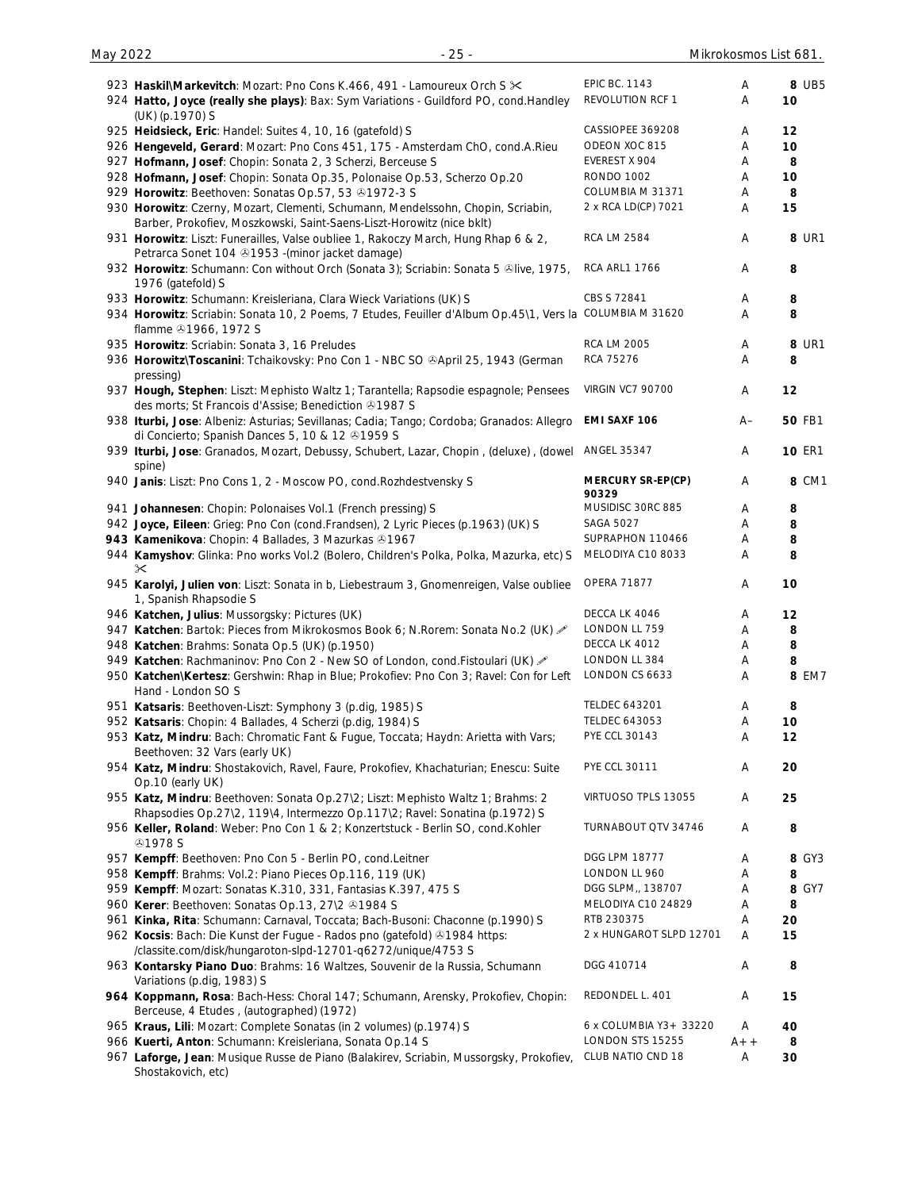| No. | Description | Label | Cond. | Price |
|---|---|---|---|---|
| 923 | **Haskil\Markevitch**: Mozart: Pno Cons K.466, 491 - Lamoureux Orch S ✂ | EPIC BC. 1143 | A | **8** UB5 |
| 924 | **Hatto, Joyce (really she plays)**: Bax: Sym Variations - Guildford PO, cond.Handley (UK) (p.1970) S | REVOLUTION RCF 1 | A | **10** |
| 925 | **Heidsieck, Eric**: Handel: Suites 4, 10, 16 (gatefold) S | CASSIOPEE 369208 | A | **12** |
| 926 | **Hengeveld, Gerard**: Mozart: Pno Cons 451, 175 - Amsterdam ChO, cond.A.Rieu | ODEON XOC 815 | A | **10** |
| 927 | **Hofmann, Josef**: Chopin: Sonata 2, 3 Scherzi, Berceuse S | EVEREST X 904 | A | **8** |
| 928 | **Hofmann, Josef**: Chopin: Sonata Op.35, Polonaise Op.53, Scherzo Op.20 | RONDO 1002 | A | **10** |
| 929 | **Horowitz**: Beethoven: Sonatas Op.57, 53 ℗1972-3 S | COLUMBIA M 31371 | A | **8** |
| 930 | **Horowitz**: Czerny, Mozart, Clementi, Schumann, Mendelssohn, Chopin, Scriabin, Barber, Prokofiev, Moszkowski, Saint-Saens-Liszt-Horowitz (nice bklt) | 2 x RCA LD(CP) 7021 | A | **15** |
| 931 | **Horowitz**: Liszt: Funerailles, Valse oubliee 1, Rakoczy March, Hung Rhap 6 & 2, Petrarca Sonet 104 ℗1953 -(minor jacket damage) | RCA LM 2584 | A | **8** UR1 |
| 932 | **Horowitz**: Schumann: Con without Orch (Sonata 3); Scriabin: Sonata 5 ℗live, 1975, 1976 (gatefold) S | RCA ARL1 1766 | A | **8** |
| 933 | **Horowitz**: Schumann: Kreisleriana, Clara Wieck Variations (UK) S | CBS S 72841 | A | **8** |
| 934 | **Horowitz**: Scriabin: Sonata 10, 2 Poems, 7 Etudes, Feuiller d'Album Op.45\1, Vers la flamme ℗1966, 1972 S | COLUMBIA M 31620 | A | **8** |
| 935 | **Horowitz**: Scriabin: Sonata 3, 16 Preludes | RCA LM 2005 | A | **8** UR1 |
| 936 | **Horowitz\Toscanini**: Tchaikovsky: Pno Con 1 - NBC SO ℗April 25, 1943 (German pressing) | RCA 75276 | A | **8** |
| 937 | **Hough, Stephen**: Liszt: Mephisto Waltz 1; Tarantella; Rapsodie espagnole; Pensees des morts; St Francois d'Assise; Benediction ℗1987 S | VIRGIN VC7 90700 | A | **12** |
| 938 | **Iturbi, Jose**: Albeniz: Asturias; Sevillanas; Cadia; Tango; Cordoba; Granados: Allegro di Concierto; Spanish Dances 5, 10 & 12 ℗1959 S | **EMI SAXF 106** | A– | **50** FB1 |
| 939 | **Iturbi, Jose**: Granados, Mozart, Debussy, Schubert, Lazar, Chopin , (deluxe) , (dowel spine) | ANGEL 35347 | A | **10** ER1 |
| 940 | **Janis**: Liszt: Pno Cons 1, 2 - Moscow PO, cond.Rozhdestvensky S | **MERCURY SR-EP(CP) 90329** | A | **8** CM1 |
| 941 | **Johannesen**: Chopin: Polonaises Vol.1 (French pressing) S | MUSIDISC 30RC 885 | A | **8** |
| 942 | **Joyce, Eileen**: Grieg: Pno Con (cond.Frandsen), 2 Lyric Pieces (p.1963) (UK) S | SAGA 5027 | A | **8** |
| 943 | **Kamenikova**: Chopin: 4 Ballades, 3 Mazurkas ℗1967 | SUPRAPHON 110466 | A | **8** |
| 944 | **Kamyshov**: Glinka: Pno works Vol.2 (Bolero, Children's Polka, Polka, Mazurka, etc) S ✂ | MELODIYA C10 8033 | A | **8** |
| 945 | **Karolyi, Julien von**: Liszt: Sonata in b, Liebestraum 3, Gnomenreigen, Valse oubliee 1, Spanish Rhapsodie S | OPERA 71877 | A | **10** |
| 946 | **Katchen, Julius**: Mussorgsky: Pictures (UK) | DECCA LK 4046 | A | **12** |
| 947 | **Katchen**: Bartok: Pieces from Mikrokosmos Book 6; N.Rorem: Sonata No.2 (UK) ✍ | LONDON LL 759 | A | **8** |
| 948 | **Katchen**: Brahms: Sonata Op.5 (UK) (p.1950) | DECCA LK 4012 | A | **8** |
| 949 | **Katchen**: Rachmaninov: Pno Con 2 - New SO of London, cond.Fistoulari (UK) ✍ | LONDON LL 384 | A | **8** |
| 950 | **Katchen\Kertesz**: Gershwin: Rhap in Blue; Prokofiev: Pno Con 3; Ravel: Con for Left Hand - London SO S | LONDON CS 6633 | A | **8** EM7 |
| 951 | **Katsaris**: Beethoven-Liszt: Symphony 3 (p.dig, 1985) S | TELDEC 643201 | A | **8** |
| 952 | **Katsaris**: Chopin: 4 Ballades, 4 Scherzi (p.dig, 1984) S | TELDEC 643053 | A | **10** |
| 953 | **Katz, Mindru**: Bach: Chromatic Fant & Fugue, Toccata; Haydn: Arietta with Vars; Beethoven: 32 Vars (early UK) | PYE CCL 30143 | A | **12** |
| 954 | **Katz, Mindru**: Shostakovich, Ravel, Faure, Prokofiev, Khachaturian; Enescu: Suite Op.10 (early UK) | PYE CCL 30111 | A | **20** |
| 955 | **Katz, Mindru**: Beethoven: Sonata Op.27\2; Liszt: Mephisto Waltz 1; Brahms: 2 Rhapsodies Op.27\2, 119\4, Intermezzo Op.117\2; Ravel: Sonatina (p.1972) S | VIRTUOSO TPLS 13055 | A | **25** |
| 956 | **Keller, Roland**: Weber: Pno Con 1 & 2; Konzertstuck - Berlin SO, cond.Kohler ℗1978 S | TURNABOUT QTV 34746 | A | **8** |
| 957 | **Kempff**: Beethoven: Pno Con 5 - Berlin PO, cond.Leitner | DGG LPM 18777 | A | **8** GY3 |
| 958 | **Kempff**: Brahms: Vol.2: Piano Pieces Op.116, 119 (UK) | LONDON LL 960 | A | **8** |
| 959 | **Kempff**: Mozart: Sonatas K.310, 331, Fantasias K.397, 475 S | DGG SLPM,, 138707 | A | **8** GY7 |
| 960 | **Kerer**: Beethoven: Sonatas Op.13, 27\2 ℗1984 S | MELODIYA C10 24829 | A | **8** |
| 961 | **Kinka, Rita**: Schumann: Carnaval, Toccata; Bach-Busoni: Chaconne (p.1990) S | RTB 230375 | A | **20** |
| 962 | **Kocsis**: Bach: Die Kunst der Fugue - Rados pno (gatefold) ℗1984 https: /classite.com/disk/hungaroton-slpd-12701-q6272/unique/4753 S | 2 x HUNGAROT SLPD 12701 | A | **15** |
| 963 | **Kontarsky Piano Duo**: Brahms: 16 Waltzes, Souvenir de la Russia, Schumann Variations (p.dig, 1983) S | DGG 410714 | A | **8** |
| 964 | **Koppmann, Rosa**: Bach-Hess: Choral 147; Schumann, Arensky, Prokofiev, Chopin: Berceuse, 4 Etudes , (autographed) (1972) | REDONDEL L. 401 | A | **15** |
| 965 | **Kraus, Lili**: Mozart: Complete Sonatas (in 2 volumes) (p.1974) S | 6 x COLUMBIA Y3+ 33220 | A | **40** |
| 966 | **Kuerti, Anton**: Schumann: Kreisleriana, Sonata Op.14 S | LONDON STS 15255 | A++ | **8** |
| 967 | **Laforge, Jean**: Musique Russe de Piano (Balakirev, Scriabin, Mussorgsky, Prokofiev, Shostakovich, etc) | CLUB NATIO CND 18 | A | **30** |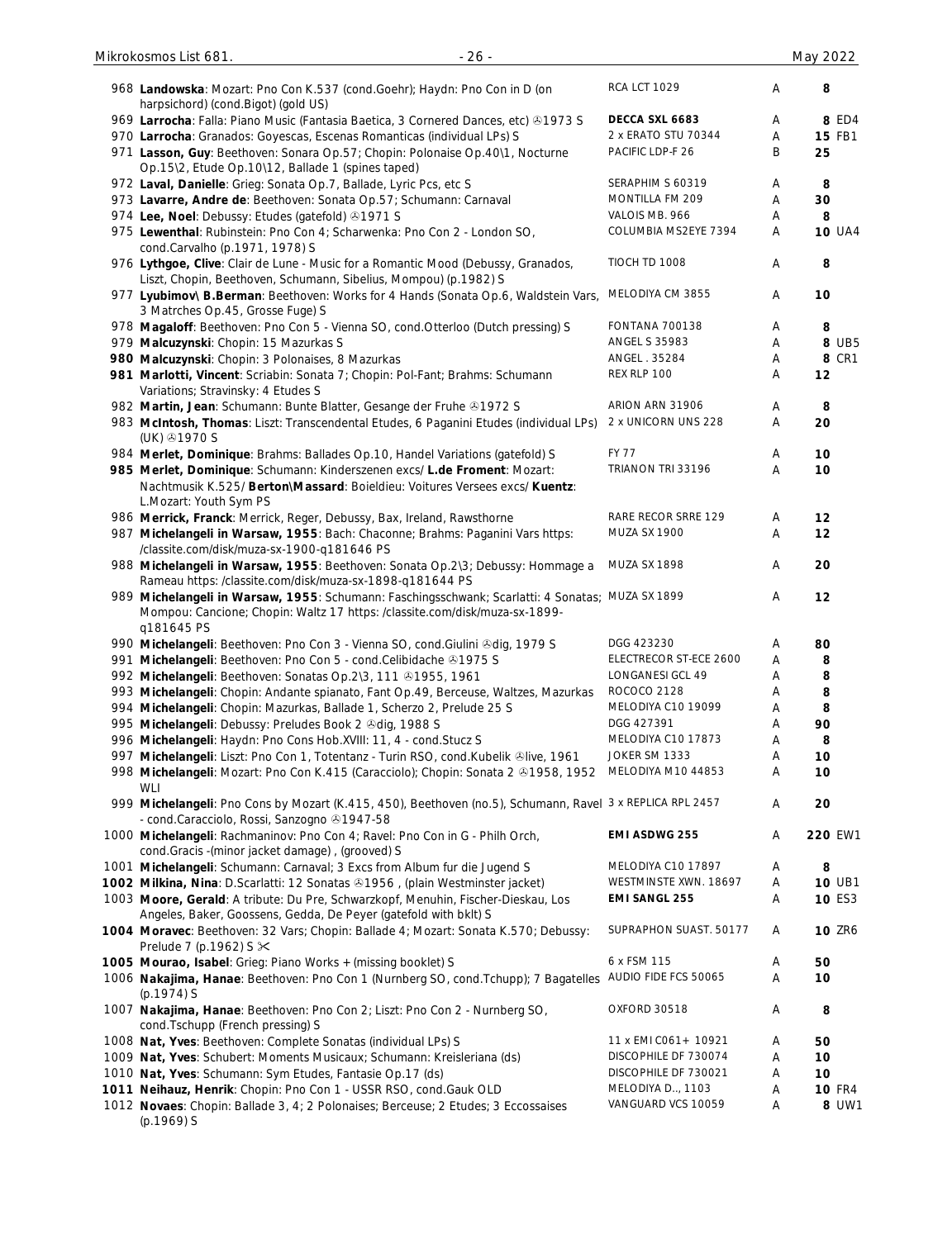| No. | Description | Label | Grade | Price |
|---|---|---|---|---|
| 968 | **Landowska**: Mozart: Pno Con K.537 (cond.Goehr); Haydn: Pno Con in D (on harpsichord) (cond.Bigot) (gold US) | RCA LCT 1029 | A | 8 |
| 969 | **Larrocha**: Falla: Piano Music (Fantasia Baetica, 3 Cornered Dances, etc) ℗1973 S | **DECCA SXL 6683** | A | 8 ED4 |
| 970 | **Larrocha**: Granados: Goyescas, Escenas Romanticas (individual LPs) S | 2 x ERATO STU 70344 | A | 15 FB1 |
| 971 | **Lasson, Guy**: Beethoven: Sonara Op.57; Chopin: Polonaise Op.40\1, Nocturne Op.15\2, Etude Op.10\12, Ballade 1 (spines taped) | PACIFIC LDP-F 26 | B | 25 |
| 972 | **Laval, Danielle**: Grieg: Sonata Op.7, Ballade, Lyric Pcs, etc S | SERAPHIM S 60319 | A | 8 |
| 973 | **Lavarre, Andre de**: Beethoven: Sonata Op.57; Schumann: Carnaval | MONTILLA FM 209 | A | 30 |
| 974 | **Lee, Noel**: Debussy: Etudes (gatefold) ℗1971 S | VALOIS MB. 966 | A | 8 |
| 975 | **Lewenthal**: Rubinstein: Pno Con 4; Scharwenka: Pno Con 2 - London SO, cond.Carvalho (p.1971, 1978) S | COLUMBIA MS2EYE 7394 | A | 10 UA4 |
| 976 | **Lythgoe, Clive**: Clair de Lune - Music for a Romantic Mood (Debussy, Granados, Liszt, Chopin, Beethoven, Schumann, Sibelius, Mompou) (p.1982) S | TIOCH TD 1008 | A | 8 |
| 977 | **Lyubimov\ B.Berman**: Beethoven: Works for 4 Hands (Sonata Op.6, Waldstein Vars, 3 Matrches Op.45, Grosse Fuge) S | MELODIYA CM 3855 | A | 10 |
| 978 | **Magaloff**: Beethoven: Pno Con 5 - Vienna SO, cond.Otterloo (Dutch pressing) S | FONTANA 700138 | A | 8 |
| 979 | **Malcuzynski**: Chopin: 15 Mazurkas S | ANGEL S 35983 | A | 8 UB5 |
| 980 | **Malcuzynski**: Chopin: 3 Polonaises, 8 Mazurkas | ANGEL . 35284 | A | 8 CR1 |
| 981 | **Marlotti, Vincent**: Scriabin: Sonata 7; Chopin: Pol-Fant; Brahms: Schumann Variations; Stravinsky: 4 Etudes S | REX RLP 100 | A | 12 |
| 982 | **Martin, Jean**: Schumann: Bunte Blatter, Gesange der Fruhe ℗1972 S | ARION ARN 31906 | A | 8 |
| 983 | **McIntosh, Thomas**: Liszt: Transcendental Etudes, 6 Paganini Etudes (individual LPs) (UK) ℗1970 S | 2 x UNICORN UNS 228 | A | 20 |
| 984 | **Merlet, Dominique**: Brahms: Ballades Op.10, Handel Variations (gatefold) S | FY 77 | A | 10 |
| 985 | **Merlet, Dominique**: Schumann: Kinderszenen excs/ **L.de Froment**: Mozart: Nachtmusik K.525/ **Berton\Massard**: Boieldieu: Voitures Versees excs/ **Kuentz**: L.Mozart: Youth Sym PS | TRIANON TRI 33196 | A | 10 |
| 986 | **Merrick, Franck**: Merrick, Reger, Debussy, Bax, Ireland, Rawsthorne | RARE RECOR SRRE 129 | A | 12 |
| 987 | **Michelangeli in Warsaw, 1955**: Bach: Chaconne; Brahms: Paganini Vars https: /classite.com/disk/muza-sx-1900-q181646 PS | MUZA SX 1900 | A | 12 |
| 988 | **Michelangeli in Warsaw, 1955**: Beethoven: Sonata Op.2\3; Debussy: Hommage a Rameau https: /classite.com/disk/muza-sx-1898-q181644 PS | MUZA SX 1898 | A | 20 |
| 989 | **Michelangeli in Warsaw, 1955**: Schumann: Faschingsschwank; Scarlatti: 4 Sonatas; Mompou: Cancione; Chopin: Waltz 17 https: /classite.com/disk/muza-sx-1899-q181645 PS | MUZA SX 1899 | A | 12 |
| 990 | **Michelangeli**: Beethoven: Pno Con 3 - Vienna SO, cond.Giulini ℗dig, 1979 S | DGG 423230 | A | 80 |
| 991 | **Michelangeli**: Beethoven: Pno Con 5 - cond.Celibidache ℗1975 S | ELECTRECOR ST-ECE 2600 | A | 8 |
| 992 | **Michelangeli**: Beethoven: Sonatas Op.2\3, 111 ℗1955, 1961 | LONGANESI GCL 49 | A | 8 |
| 993 | **Michelangeli**: Chopin: Andante spianato, Fant Op.49, Berceuse, Waltzes, Mazurkas | ROCOCO 2128 | A | 8 |
| 994 | **Michelangeli**: Chopin: Mazurkas, Ballade 1, Scherzo 2, Prelude 25 S | MELODIYA C10 19099 | A | 8 |
| 995 | **Michelangeli**: Debussy: Preludes Book 2 ℗dig, 1988 S | DGG 427391 | A | 90 |
| 996 | **Michelangeli**: Haydn: Pno Cons Hob.XVIII: 11, 4 - cond.Stucz S | MELODIYA C10 17873 | A | 8 |
| 997 | **Michelangeli**: Liszt: Pno Con 1, Totentanz - Turin RSO, cond.Kubelik ℗live, 1961 | JOKER SM 1333 | A | 10 |
| 998 | **Michelangeli**: Mozart: Pno Con K.415 (Caracciolo); Chopin: Sonata 2 ℗1958, 1952 WLI | MELODIYA M10 44853 | A | 10 |
| 999 | **Michelangeli**: Pno Cons by Mozart (K.415, 450), Beethoven (no.5), Schumann, Ravel - cond.Caracciolo, Rossi, Sanzogno ℗1947-58 | 3 x REPLICA RPL 2457 | A | 20 |
| 1000 | **Michelangeli**: Rachmaninov: Pno Con 4; Ravel: Pno Con in G - Philh Orch, cond.Gracis -(minor jacket damage) , (grooved) S | **EMI ASDWG 255** | A | 220 EW1 |
| 1001 | **Michelangeli**: Schumann: Carnaval; 3 Excs from Album fur die Jugend S | MELODIYA C10 17897 | A | 8 |
| 1002 | **Milkina, Nina**: D.Scarlatti: 12 Sonatas ℗1956 , (plain Westminster jacket) | WESTMINSTE XWN. 18697 | A | 10 UB1 |
| 1003 | **Moore, Gerald**: A tribute: Du Pre, Schwarzkopf, Menuhin, Fischer-Dieskau, Los Angeles, Baker, Goossens, Gedda, De Peyer (gatefold with bklt) S | **EMI SANGL 255** | A | 10 ES3 |
| 1004 | **Moravec**: Beethoven: 32 Vars; Chopin: Ballade 4; Mozart: Sonata K.570; Debussy: Prelude 7 (p.1962) S ✂ | SUPRAPHON SUAST. 50177 | A | 10 ZR6 |
| 1005 | **Mourao, Isabel**: Grieg: Piano Works + (missing booklet) S | 6 x FSM 115 | A | 50 |
| 1006 | **Nakajima, Hanae**: Beethoven: Pno Con 1 (Nurnberg SO, cond.Tchupp); 7 Bagatelles (p.1974) S | AUDIO FIDE FCS 50065 | A | 10 |
| 1007 | **Nakajima, Hanae**: Beethoven: Pno Con 2; Liszt: Pno Con 2 - Nurnberg SO, cond.Tschupp (French pressing) S | OXFORD 30518 | A | 8 |
| 1008 | **Nat, Yves**: Beethoven: Complete Sonatas (individual LPs) S | 11 x EMI C061+ 10921 | A | 50 |
| 1009 | **Nat, Yves**: Schubert: Moments Musicaux; Schumann: Kreisleriana (ds) | DISCOPHILE DF 730074 | A | 10 |
| 1010 | **Nat, Yves**: Schumann: Sym Etudes, Fantasie Op.17 (ds) | DISCOPHILE DF 730021 | A | 10 |
| 1011 | **Neihauz, Henrik**: Chopin: Pno Con 1 - USSR RSO, cond.Gauk OLD | MELODIYA D.., 1103 | A | 10 FR4 |
| 1012 | **Novaes**: Chopin: Ballade 3, 4; 2 Polonaises; Berceuse; 2 Etudes; 3 Eccossaises (p.1969) S | VANGUARD VCS 10059 | A | 8 UW1 |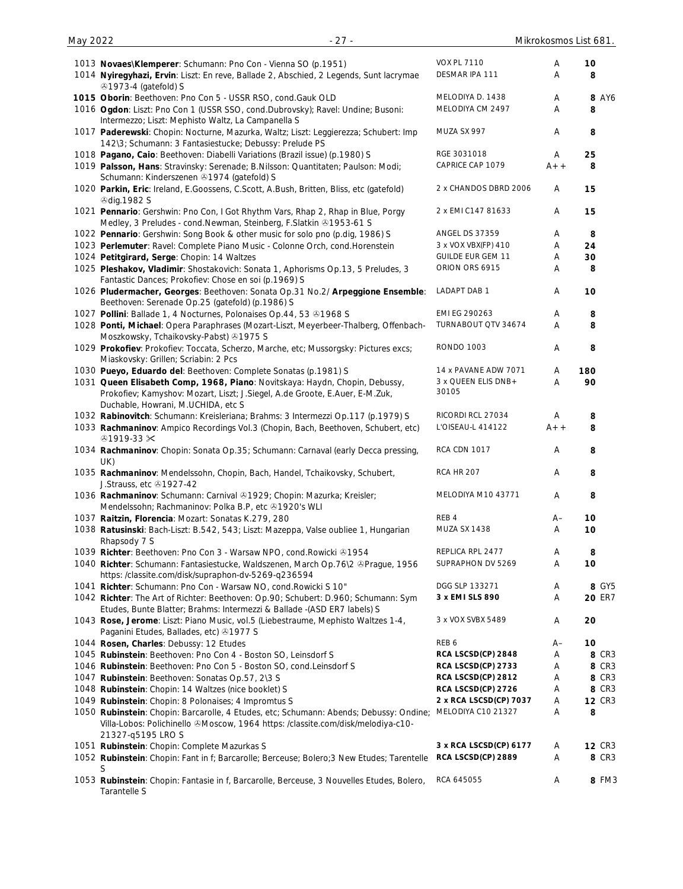| No. | Description | Label | Grade | Price |
|---|---|---|---|---|
| 1013 | **Novaes\Klemperer**: Schumann: Pno Con - Vienna SO (p.1951) | VOX PL 7110 | A | 10 |
| 1014 | **Nyiregyhazi, Ervin**: Liszt: En reve, Ballade 2, Abschied, 2 Legends, Sunt lacrymae ℗1973-4 (gatefold) S | DESMAR IPA 111 | A | 8 |
| **1015** | **Oborin**: Beethoven: Pno Con 5 - USSR RSO, cond.Gauk OLD | MELODIYA D. 1438 | A | 8 AY6 |
| 1016 | **Ogdon**: Liszt: Pno Con 1 (USSR SSO, cond.Dubrovsky); Ravel: Undine; Busoni: Intermezzo; Liszt: Mephisto Waltz, La Campanella S | MELODIYA CM 2497 | A | 8 |
| 1017 | **Paderewski**: Chopin: Nocturne, Mazurka, Waltz; Liszt: Leggierezza; Schubert: Imp 142\3; Schumann: 3 Fantasiestucke; Debussy: Prelude PS | MUZA SX 997 | A | 8 |
| 1018 | **Pagano, Caio**: Beethoven: Diabelli Variations (Brazil issue) (p.1980) S | RGE 3031018 | A | 25 |
| 1019 | **Palsson, Hans**: Stravinsky: Serenade; B.Nilsson: Quantitaten; Paulson: Modi; Schumann: Kinderszenen ℗1974 (gatefold) S | CAPRICE CAP 1079 | A++ | 8 |
| 1020 | **Parkin, Eric**: Ireland, E.Goossens, C.Scott, A.Bush, Britten, Bliss, etc (gatefold) ℗dig.1982 S | 2 x CHANDOS DBRD 2006 | A | 15 |
| 1021 | **Pennario**: Gershwin: Pno Con, I Got Rhythm Vars, Rhap 2, Rhap in Blue, Porgy Medley, 3 Preludes - cond.Newman, Steinberg, F.Slatkin ℗1953-61 S | 2 x EMI C147 81633 | A | 15 |
| 1022 | **Pennario**: Gershwin: Song Book & other music for solo pno (p.dig, 1986) S | ANGEL DS 37359 | A | 8 |
| 1023 | **Perlemuter**: Ravel: Complete Piano Music - Colonne Orch, cond.Horenstein | 3 x VOX VBX(FP) 410 | A | 24 |
| 1024 | **Petitgirard, Serge**: Chopin: 14 Waltzes | GUILDE EUR GEM 11 | A | 30 |
| 1025 | **Pleshakov, Vladimir**: Shostakovich: Sonata 1, Aphorisms Op.13, 5 Preludes, 3 Fantastic Dances; Prokofiev: Chose en soi (p.1969) S | ORION ORS 6915 | A | 8 |
| 1026 | **Pludermacher, Georges**: Beethoven: Sonata Op.31 No.2/ **Arpeggione Ensemble**: Beethoven: Serenade Op.25 (gatefold) (p.1986) S | LADAPT DAB 1 | A | 10 |
| 1027 | **Pollini**: Ballade 1, 4 Nocturnes, Polonaises Op.44, 53 ℗1968 S | EMI EG 290263 | A | 8 |
| 1028 | **Ponti, Michael**: Opera Paraphrases (Mozart-Liszt, Meyerbeer-Thalberg, Offenbach-Moszkowsky, Tchaikovsky-Pabst) ℗1975 S | TURNABOUT QTV 34674 | A | 8 |
| 1029 | **Prokofiev**: Prokofiev: Toccata, Scherzo, Marche, etc; Mussorgsky: Pictures excs; Miaskovsky: Grillen; Scriabin: 2 Pcs | RONDO 1003 | A | 8 |
| 1030 | **Pueyo, Eduardo del**: Beethoven: Complete Sonatas (p.1981) S | 14 x PAVANE ADW 7071 | A | 180 |
| 1031 | **Queen Elisabeth Comp, 1968, Piano**: Novitskaya: Haydn, Chopin, Debussy, Prokofiev; Kamyshov: Mozart, Liszt; J.Siegel, A.de Groote, E.Auer, E-M.Zuk, Duchable, Howrani, M.UCHIDA, etc S | 3 x QUEEN ELIS DNB+ 30105 | A | 90 |
| 1032 | **Rabinovitch**: Schumann: Kreisleriana; Brahms: 3 Intermezzi Op.117 (p.1979) S | RICORDI RCL 27034 | A | 8 |
| 1033 | **Rachmaninov**: Ampico Recordings Vol.3 (Chopin, Bach, Beethoven, Schubert, etc) ℗1919-33 ✂ | L'OISEAU-L 414122 | A++ | 8 |
| 1034 | **Rachmaninov**: Chopin: Sonata Op.35; Schumann: Carnaval (early Decca pressing, UK) | RCA CDN 1017 | A | 8 |
| 1035 | **Rachmaninov**: Mendelssohn, Chopin, Bach, Handel, Tchaikovsky, Schubert, J.Strauss, etc ℗1927-42 | RCA HR 207 | A | 8 |
| 1036 | **Rachmaninov**: Schumann: Carnival ℗1929; Chopin: Mazurka; Kreisler; Mendelssohn; Rachmaninov: Polka B.P, etc ℗1920's WLI | MELODIYA M10 43771 | A | 8 |
| 1037 | **Raitzin, Florencia**: Mozart: Sonatas K.279, 280 | REB 4 | A– | 10 |
| 1038 | **Ratusinski**: Bach-Liszt: B.542, 543; Liszt: Mazeppa, Valse oubliee 1, Hungarian Rhapsody 7 S | MUZA SX 1438 | A | 10 |
| 1039 | **Richter**: Beethoven: Pno Con 3 - Warsaw NPO, cond.Rowicki ℗1954 | REPLICA RPL 2477 | A | 8 |
| 1040 | **Richter**: Schumann: Fantasiestucke, Waldszenen, March Op.76\2 ℗Prague, 1956 https: /classite.com/disk/supraphon-dv-5269-q236594 | SUPRAPHON DV 5269 | A | 10 |
| 1041 | **Richter**: Schumann: Pno Con - Warsaw NO, cond.Rowicki S 10" | DGG SLP 133271 | A | 8 GY5 |
| 1042 | **Richter**: The Art of Richter: Beethoven: Op.90; Schubert: D.960; Schumann: Sym Etudes, Bunte Blatter; Brahms: Intermezzi & Ballade -(ASD ER7 labels) S | **3 x EMI SLS 890** | A | 20 ER7 |
| 1043 | **Rose, Jerome**: Liszt: Piano Music, vol.5 (Liebestraume, Mephisto Waltzes 1-4, Paganini Etudes, Ballades, etc) ℗1977 S | 3 x VOX SVBX 5489 | A | 20 |
| 1044 | **Rosen, Charles**: Debussy: 12 Etudes | REB 6 | A– | 10 |
| 1045 | **Rubinstein**: Beethoven: Pno Con 4 - Boston SO, Leinsdorf S | **RCA LSCSCD(CP) 2848** | A | 8 CR3 |
| 1046 | **Rubinstein**: Beethoven: Pno Con 5 - Boston SO, cond.Leinsdorf S | **RCA LSCSCD(CP) 2733** | A | 8 CR3 |
| 1047 | **Rubinstein**: Beethoven: Sonatas Op.57, 2\3 S | **RCA LSCSCD(CP) 2812** | A | 8 CR3 |
| 1048 | **Rubinstein**: Chopin: 14 Waltzes (nice booklet) S | **RCA LSCSCD(CP) 2726** | A | 8 CR3 |
| 1049 | **Rubinstein**: Chopin: 8 Polonaises; 4 Impromtus S | **2 x RCA LSCSCD(CP) 7037** | A | 12 CR3 |
| 1050 | **Rubinstein**: Chopin: Barcarolle, 4 Etudes, etc; Schumann: Abends; Debussy: Ondine; Villa-Lobos: Polichinello ℗Moscow, 1964 https: /classite.com/disk/melodiya-c10-21327-q5195 LRO S | MELODIYA C10 21327 | A | 8 |
| 1051 | **Rubinstein**: Chopin: Complete Mazurkas S | **3 x RCA LSCSCD(CP) 6177** | A | 12 CR3 |
| 1052 | **Rubinstein**: Chopin: Fant in f; Barcarolle; Berceuse; Bolero;3 New Etudes; Tarentelle S | **RCA LSCSCD(CP) 2889** | A | 8 CR3 |
| 1053 | **Rubinstein**: Chopin: Fantasie in f, Barcarolle, Berceuse, 3 Nouvelles Etudes, Bolero, Tarantelle S | RCA 645055 | A | 8 FM3 |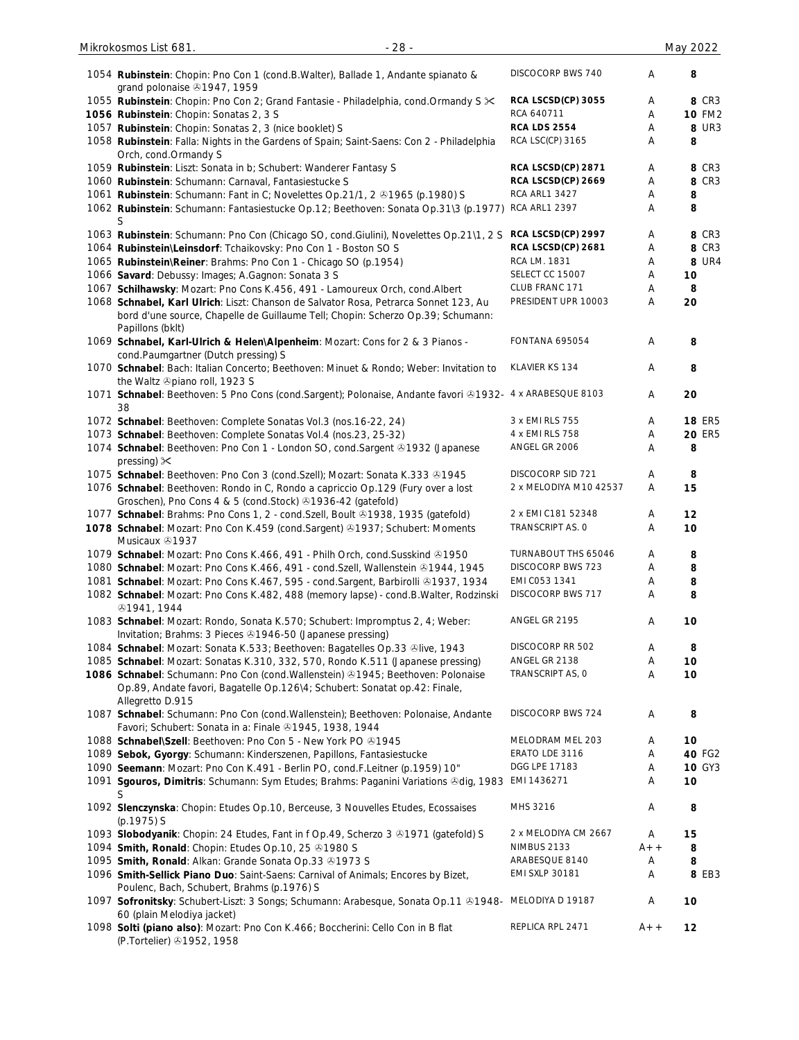| No. | Description | Label | Cond. | Price | |
|---|---|---|---|---|---|
| 1054 | **Rubinstein**: Chopin: Pno Con 1 (cond.B.Walter), Ballade 1, Andante spianato & grand polonaise ℗1947, 1959 | DISCOCORP BWS 740 | A | 8 | |
| 1055 | **Rubinstein**: Chopin: Pno Con 2; Grand Fantasie - Philadelphia, cond.Ormandy S ✂ | **RCA LSCSD(CP) 3055** | A | 8 | CR3 |
| **1056** | **Rubinstein**: Chopin: Sonatas 2, 3 S | RCA 640711 | A | 10 | FM2 |
| 1057 | **Rubinstein**: Chopin: Sonatas 2, 3 (nice booklet) S | **RCA LDS 2554** | A | 8 | UR3 |
| 1058 | **Rubinstein**: Falla: Nights in the Gardens of Spain; Saint-Saens: Con 2 - Philadelphia Orch, cond.Ormandy S | RCA LSC(CP) 3165 | A | 8 | |
| 1059 | **Rubinstein**: Liszt: Sonata in b; Schubert: Wanderer Fantasy S | **RCA LSCSD(CP) 2871** | A | 8 | CR3 |
| 1060 | **Rubinstein**: Schumann: Carnaval, Fantasiestucke S | **RCA LSCSD(CP) 2669** | A | 8 | CR3 |
| 1061 | **Rubinstein**: Schumann: Fant in C; Novelettes Op.21/1, 2 ℗1965 (p.1980) S | RCA ARL1 3427 | A | 8 | |
| 1062 | **Rubinstein**: Schumann: Fantasiestucke Op.12; Beethoven: Sonata Op.31\3 (p.1977) S | RCA ARL1 2397 | A | 8 | |
| 1063 | **Rubinstein**: Schumann: Pno Con (Chicago SO, cond.Giulini), Novelettes Op.21\1, 2 S | **RCA LSCSD(CP) 2997** | A | 8 | CR3 |
| 1064 | **Rubinstein\Leinsdorf**: Tchaikovsky: Pno Con 1 - Boston SO S | **RCA LSCSD(CP) 2681** | A | 8 | CR3 |
| 1065 | **Rubinstein\Reiner**: Brahms: Pno Con 1 - Chicago SO (p.1954) | RCA LM. 1831 | A | 8 | UR4 |
| 1066 | **Savard**: Debussy: Images; A.Gagnon: Sonata 3 S | SELECT CC 15007 | A | 10 | |
| 1067 | **Schilhawsky**: Mozart: Pno Cons K.456, 491 - Lamoureux Orch, cond.Albert | CLUB FRANC 171 | A | 8 | |
| 1068 | **Schnabel, Karl Ulrich**: Liszt: Chanson de Salvator Rosa, Petrarca Sonnet 123, Au bord d'une source, Chapelle de Guillaume Tell; Chopin: Scherzo Op.39; Schumann: Papillons (bklt) | PRESIDENT UPR 10003 | A | 20 | |
| 1069 | **Schnabel, Karl-Ulrich & Helen\Alpenheim**: Mozart: Cons for 2 & 3 Pianos - cond.Paumgartner (Dutch pressing) S | FONTANA 695054 | A | 8 | |
| 1070 | **Schnabel**: Bach: Italian Concerto; Beethoven: Minuet & Rondo; Weber: Invitation to the Waltz ℗piano roll, 1923 S | KLAVIER KS 134 | A | 8 | |
| 1071 | **Schnabel**: Beethoven: 5 Pno Cons (cond.Sargent); Polonaise, Andante favori ℗1932-38 | 4 x ARABESQUE 8103 | A | 20 | |
| 1072 | **Schnabel**: Beethoven: Complete Sonatas Vol.3 (nos.16-22, 24) | 3 x EMI RLS 755 | A | 18 | ER5 |
| 1073 | **Schnabel**: Beethoven: Complete Sonatas Vol.4 (nos.23, 25-32) | 4 x EMI RLS 758 | A | 20 | ER5 |
| 1074 | **Schnabel**: Beethoven: Pno Con 1 - London SO, cond.Sargent ℗1932 (Japanese pressing) ✂ | ANGEL GR 2006 | A | 8 | |
| 1075 | **Schnabel**: Beethoven: Pno Con 3 (cond.Szell); Mozart: Sonata K.333 ℗1945 | DISCOCORP SID 721 | A | 8 | |
| 1076 | **Schnabel**: Beethoven: Rondo in C, Rondo a capriccio Op.129 (Fury over a lost Groschen), Pno Cons 4 & 5 (cond.Stock) ℗1936-42 (gatefold) | 2 x MELODIYA M10 42537 | A | 15 | |
| 1077 | **Schnabel**: Brahms: Pno Cons 1, 2 - cond.Szell, Boult ℗1938, 1935 (gatefold) | 2 x EMI C181 52348 | A | 12 | |
| **1078** | **Schnabel**: Mozart: Pno Con K.459 (cond.Sargent) ℗1937; Schubert: Moments Musicaux ℗1937 | TRANSCRIPT AS. 0 | A | 10 | |
| 1079 | **Schnabel**: Mozart: Pno Cons K.466, 491 - Philh Orch, cond.Susskind ℗1950 | TURNABOUT THS 65046 | A | 8 | |
| 1080 | **Schnabel**: Mozart: Pno Cons K.466, 491 - cond.Szell, Wallenstein ℗1944, 1945 | DISCOCORP BWS 723 | A | 8 | |
| 1081 | **Schnabel**: Mozart: Pno Cons K.467, 595 - cond.Sargent, Barbirolli ℗1937, 1934 | EMI C053 1341 | A | 8 | |
| 1082 | **Schnabel**: Mozart: Pno Cons K.482, 488 (memory lapse) - cond.B.Walter, Rodzinski ℗1941, 1944 | DISCOCORP BWS 717 | A | 8 | |
| 1083 | **Schnabel**: Mozart: Rondo, Sonata K.570; Schubert: Impromptus 2, 4; Weber: Invitation; Brahms: 3 Pieces ℗1946-50 (Japanese pressing) | ANGEL GR 2195 | A | 10 | |
| 1084 | **Schnabel**: Mozart: Sonata K.533; Beethoven: Bagatelles Op.33 ℗live, 1943 | DISCOCORP RR 502 | A | 8 | |
| 1085 | **Schnabel**: Mozart: Sonatas K.310, 332, 570, Rondo K.511 (Japanese pressing) | ANGEL GR 2138 | A | 10 | |
| **1086** | **Schnabel**: Schumann: Pno Con (cond.Wallenstein) ℗1945; Beethoven: Polonaise Op.89, Andate favori, Bagatelle Op.126\4; Schubert: Sonatat op.42: Finale, Allegretto D.915 | TRANSCRIPT AS, 0 | A | 10 | |
| 1087 | **Schnabel**: Schumann: Pno Con (cond.Wallenstein); Beethoven: Polonaise, Andante Favori; Schubert: Sonata in a: Finale ℗1945, 1938, 1944 | DISCOCORP BWS 724 | A | 8 | |
| 1088 | **Schnabel\Szell**: Beethoven: Pno Con 5 - New York PO ℗1945 | MELODRAM MEL 203 | A | 10 | |
| 1089 | **Sebok, Gyorgy**: Schumann: Kinderszenen, Papillons, Fantasiestucke | ERATO LDE 3116 | A | 40 | FG2 |
| 1090 | **Seemann**: Mozart: Pno Con K.491 - Berlin PO, cond.F.Leitner (p.1959) 10" | DGG LPE 17183 | A | 10 | GY3 |
| 1091 | **Sgouros, Dimitris**: Schumann: Sym Etudes; Brahms: Paganini Variations ℗dig, 1983 S | EMI 1436271 | A | 10 | |
| 1092 | **Slenczynska**: Chopin: Etudes Op.10, Berceuse, 3 Nouvelles Etudes, Ecossaises (p.1975) S | MHS 3216 | A | 8 | |
| 1093 | **Slobodyanik**: Chopin: 24 Etudes, Fant in f Op.49, Scherzo 3 ℗1971 (gatefold) S | 2 x MELODIYA CM 2667 | A | 15 | |
| 1094 | **Smith, Ronald**: Chopin: Etudes Op.10, 25 ℗1980 S | NIMBUS 2133 | A++ | 8 | |
| 1095 | **Smith, Ronald**: Alkan: Grande Sonata Op.33 ℗1973 S | ARABESQUE 8140 | A | 8 | |
| 1096 | **Smith-Sellick Piano Duo**: Saint-Saens: Carnival of Animals; Encores by Bizet, Poulenc, Bach, Schubert, Brahms (p.1976) S | EMI SXLP 30181 | A | 8 | EB3 |
| 1097 | **Sofronitsky**: Schubert-Liszt: 3 Songs; Schumann: Arabesque, Sonata Op.11 ℗1948-60 (plain Melodiya jacket) | MELODIYA D 19187 | A | 10 | |
| 1098 | **Solti (piano also)**: Mozart: Pno Con K.466; Boccherini: Cello Con in B flat (P.Tortelier) ℗1952, 1958 | REPLICA RPL 2471 | A++ | 12 | |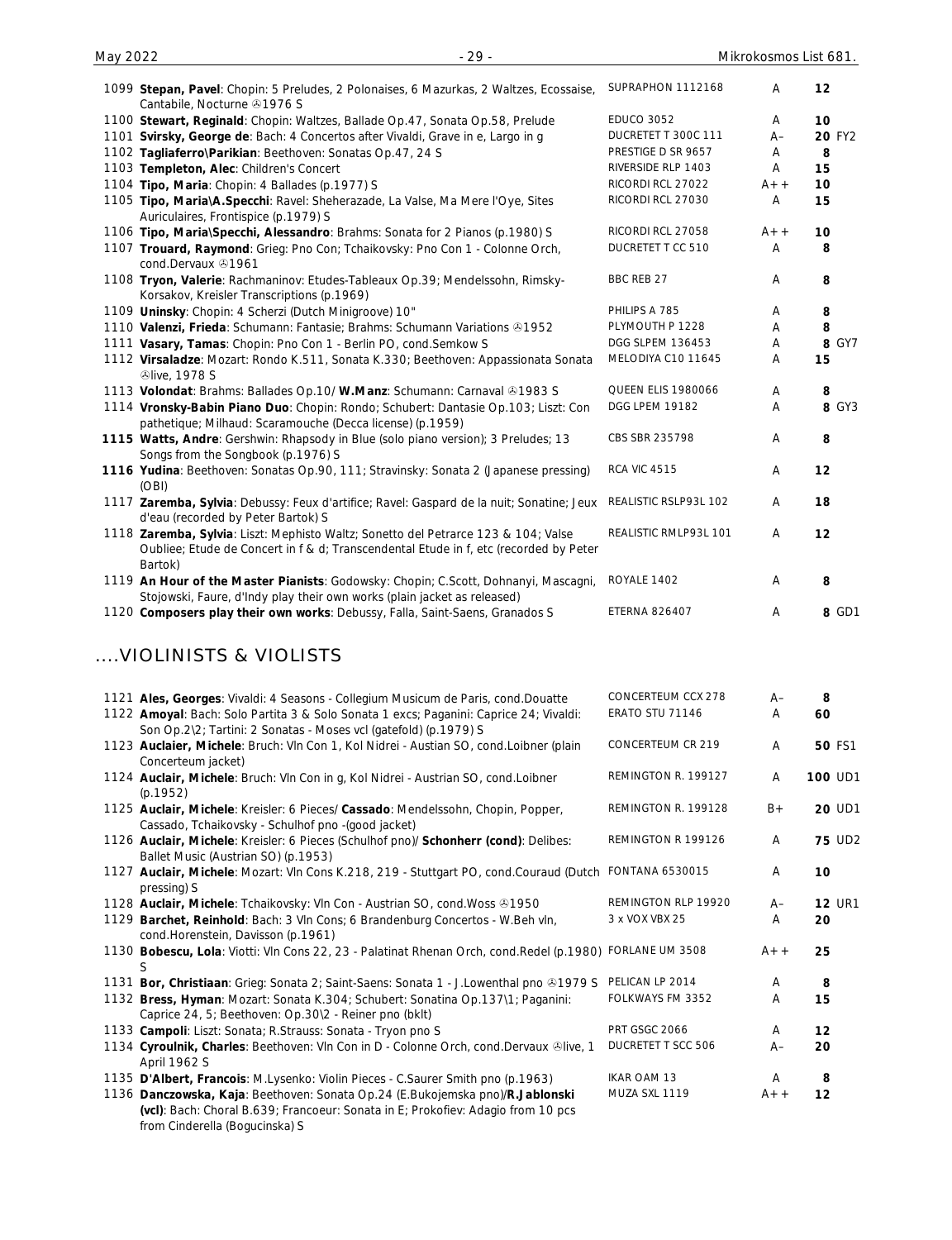| | | | | |
|---|---|---|---|---|
| 1099 | **Stepan, Pavel**: Chopin: 5 Preludes, 2 Polonaises, 6 Mazurkas, 2 Waltzes, Ecossaise, Cantabile, Nocturne ℗1976 S | SUPRAPHON 1112168 | A | 12 |
| 1100 | **Stewart, Reginald**: Chopin: Waltzes, Ballade Op.47, Sonata Op.58, Prelude | EDUCO 3052 | A | 10 |
| 1101 | **Svirsky, George de**: Bach: 4 Concertos after Vivaldi, Grave in e, Largo in g | DUCRETET T 300C 111 | A– | 20 FY2 |
| 1102 | **Tagliaferro\Parikian**: Beethoven: Sonatas Op.47, 24 S | PRESTIGE D SR 9657 | A | 8 |
| 1103 | **Templeton, Alec**: Children's Concert | RIVERSIDE RLP 1403 | A | 15 |
| 1104 | **Tipo, Maria**: Chopin: 4 Ballades (p.1977) S | RICORDI RCL 27022 | A++ | 10 |
| 1105 | **Tipo, Maria\A.Specchi**: Ravel: Sheherazade, La Valse, Ma Mere l'Oye, Sites Auriculaires, Frontispice (p.1979) S | RICORDI RCL 27030 | A | 15 |
| 1106 | **Tipo, Maria\Specchi, Alessandro**: Brahms: Sonata for 2 Pianos (p.1980) S | RICORDI RCL 27058 | A++ | 10 |
| 1107 | **Trouard, Raymond**: Grieg: Pno Con; Tchaikovsky: Pno Con 1 - Colonne Orch, cond.Dervaux ℗1961 | DUCRETET T CC 510 | A | 8 |
| 1108 | **Tryon, Valerie**: Rachmaninov: Etudes-Tableaux Op.39; Mendelssohn, Rimsky-Korsakov, Kreisler Transcriptions (p.1969) | BBC REB 27 | A | 8 |
| 1109 | **Uninsky**: Chopin: 4 Scherzi (Dutch Minigroove) 10" | PHILIPS A 785 | A | 8 |
| 1110 | **Valenzi, Frieda**: Schumann: Fantasie; Brahms: Schumann Variations ℗1952 | PLYMOUTH P 1228 | A | 8 |
| 1111 | **Vasary, Tamas**: Chopin: Pno Con 1 - Berlin PO, cond.Semkow S | DGG SLPEM 136453 | A | 8 GY7 |
| 1112 | **Virsaladze**: Mozart: Rondo K.511, Sonata K.330; Beethoven: Appassionata Sonata ℗live, 1978 S | MELODIYA C10 11645 | A | 15 |
| 1113 | **Volondat**: Brahms: Ballades Op.10/ **W.Manz**: Schumann: Carnaval ℗1983 S | QUEEN ELIS 1980066 | A | 8 |
| 1114 | **Vronsky-Babin Piano Duo**: Chopin: Rondo; Schubert: Dantasie Op.103; Liszt: Con pathetique; Milhaud: Scaramouche (Decca license) (p.1959) | DGG LPEM 19182 | A | 8 GY3 |
| **1115** | **Watts, Andre**: Gershwin: Rhapsody in Blue (solo piano version); 3 Preludes; 13 Songs from the Songbook (p.1976) S | CBS SBR 235798 | A | 8 |
| **1116** | **Yudina**: Beethoven: Sonatas Op.90, 111; Stravinsky: Sonata 2 (Japanese pressing) (OBI) | RCA VIC 4515 | A | 12 |
| 1117 | **Zaremba, Sylvia**: Debussy: Feux d'artifice; Ravel: Gaspard de la nuit; Sonatine; Jeux d'eau (recorded by Peter Bartok) S | REALISTIC RSLP93L 102 | A | 18 |
| 1118 | **Zaremba, Sylvia**: Liszt: Mephisto Waltz; Sonetto del Petrarce 123 & 104; Valse Oubliee; Etude de Concert in f & d; Transcendental Etude in f, etc (recorded by Peter Bartok) | REALISTIC RMLP93L 101 | A | 12 |
| 1119 | **An Hour of the Master Pianists**: Godowsky: Chopin; C.Scott, Dohnanyi, Mascagni, Stojowski, Faure, d'Indy play their own works (plain jacket as released) | ROYALE 1402 | A | 8 |
| 1120 | **Composers play their own works**: Debussy, Falla, Saint-Saens, Granados S | ETERNA 826407 | A | 8 GD1 |

## ....VIOLINISTS & VIOLISTS

| | | | | |
|---|---|---|---|---|
| 1121 | **Ales, Georges**: Vivaldi: 4 Seasons - Collegium Musicum de Paris, cond.Douatte | CONCERTEUM CCX 278 | A– | 8 |
| 1122 | **Amoyal**: Bach: Solo Partita 3 & Solo Sonata 1 excs; Paganini: Caprice 24; Vivaldi: Son Op.2\2; Tartini: 2 Sonatas - Moses vcl (gatefold) (p.1979) S | ERATO STU 71146 | A | 60 |
| 1123 | **Auclaier, Michele**: Bruch: Vln Con 1, Kol Nidrei - Austian SO, cond.Loibner (plain Concerteum jacket) | CONCERTEUM CR 219 | A | 50 FS1 |
| 1124 | **Auclair, Michele**: Bruch: Vln Con in g, Kol Nidrei - Austrian SO, cond.Loibner (p.1952) | REMINGTON R. 199127 | A | 100 UD1 |
| 1125 | **Auclair, Michele**: Kreisler: 6 Pieces/ **Cassado**: Mendelssohn, Chopin, Popper, Cassado, Tchaikovsky - Schulhof pno -(good jacket) | REMINGTON R. 199128 | B+ | 20 UD1 |
| 1126 | **Auclair, Michele**: Kreisler: 6 Pieces (Schulhof pno)/ **Schonherr (cond)**: Delibes: Ballet Music (Austrian SO) (p.1953) | REMINGTON R 199126 | A | 75 UD2 |
| 1127 | **Auclair, Michele**: Mozart: Vln Cons K.218, 219 - Stuttgart PO, cond.Couraud (Dutch pressing) S | FONTANA 6530015 | A | 10 |
| 1128 | **Auclair, Michele**: Tchaikovsky: Vln Con - Austrian SO, cond.Woss ℗1950 | REMINGTON RLP 19920 | A– | 12 UR1 |
| 1129 | **Barchet, Reinhold**: Bach: 3 Vln Cons; 6 Brandenburg Concertos - W.Beh vln, cond.Horenstein, Davisson (p.1961) | 3 x VOX VBX 25 | A | 20 |
| 1130 | **Bobescu, Lola**: Viotti: Vln Cons 22, 23 - Palatinat Rhenan Orch, cond.Redel (p.1980) S | FORLANE UM 3508 | A++ | 25 |
| 1131 | **Bor, Christiaan**: Grieg: Sonata 2; Saint-Saens: Sonata 1 - J.Lowenthal pno ℗1979 S | PELICAN LP 2014 | A | 8 |
| 1132 | **Bress, Hyman**: Mozart: Sonata K.304; Schubert: Sonatina Op.137\1; Paganini: Caprice 24, 5; Beethoven: Op.30\2 - Reiner pno (bklt) | FOLKWAYS FM 3352 | A | 15 |
| 1133 | **Campoli**: Liszt: Sonata; R.Strauss: Sonata - Tryon pno S | PRT GSGC 2066 | A | 12 |
| 1134 | **Cyroulnik, Charles**: Beethoven: Vln Con in D - Colonne Orch, cond.Dervaux ℗live, 1 April 1962 S | DUCRETET T SCC 506 | A– | 20 |
| 1135 | **D'Albert, Francois**: M.Lysenko: Violin Pieces - C.Saurer Smith pno (p.1963) | IKAR OAM 13 | A | 8 |
| 1136 | **Danczowska, Kaja**: Beethoven: Sonata Op.24 (E.Bukojemska pno)/**R.Jablonski (vcl)**: Bach: Choral B.639; Francoeur: Sonata in E; Prokofiev: Adagio from 10 pcs from Cinderella (Bogucinska) S | MUZA SXL 1119 | A++ | 12 |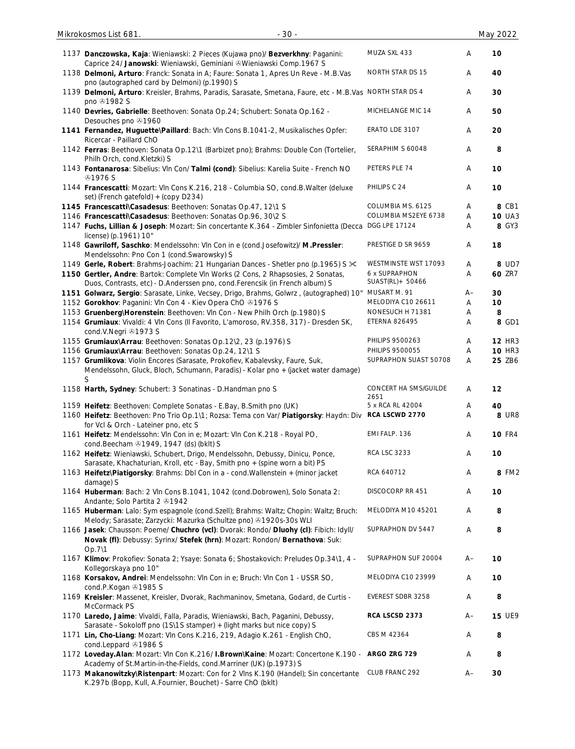| # | Description | Label | Grade | Price |
|---|---|---|---|---|
| 1137 | **Danczowska, Kaja**: Wieniawski: 2 Pieces (Kujawa pno)/ **Bezverkhny**: Paganini: Caprice 24/ **Janowski**: Wieniawski, Geminiani ℗Wieniawski Comp.1967 S | MUZA SXL 433 | A | **10** |
| 1138 | **Delmoni, Arturo**: Franck: Sonata in A; Faure: Sonata 1, Apres Un Reve - M.B.Vas pno (autographed card by Delmoni) (p.1990) S | NORTH STAR DS 15 | A | **40** |
| 1139 | **Delmoni, Arturo**: Kreisler, Brahms, Paradis, Sarasate, Smetana, Faure, etc - M.B.Vas pno ℗1982 S | NORTH STAR DS 4 | A | **30** |
| 1140 | **Devries, Gabrielle**: Beethoven: Sonata Op.24; Schubert: Sonata Op.162 - Desouches pno ℗1960 | MICHELANGE MIC 14 | A | **50** |
| 1141 | **Fernandez, Huguette\Paillard**: Bach: Vln Cons B.1041-2, Musikalisches Opfer: Ricercar - Paillard ChO | ERATO LDE 3107 | A | **20** |
| 1142 | **Ferras**: Beethoven: Sonata Op.12\1 (Barbizet pno); Brahms: Double Con (Tortelier, Philh Orch, cond.Kletzki) S | SERAPHIM S 60048 | A | **8** |
| 1143 | **Fontanarosa**: Sibelius: Vln Con/ **Talmi (cond)**: Sibelius: Karelia Suite - French NO ℗1976 S | PETERS PLE 74 | A | **10** |
| 1144 | **Francescatti**: Mozart: Vln Cons K.216, 218 - Columbia SO, cond.B.Walter (deluxe set) (French gatefold) + (copy D234) | PHILIPS C 24 | A | **10** |
| 1145 | **Francescatti\Casadesus**: Beethoven: Sonatas Op.47, 12\1 S | COLUMBIA MS. 6125 | A | **8** CB1 |
| 1146 | **Francescatti\Casadesus**: Beethoven: Sonatas Op.96, 30\2 S | COLUMBIA MS2EYE 6738 | A | **10** UA3 |
| 1147 | **Fuchs, Lillian & Joseph**: Mozart: Sin concertante K.364 - Zimbler Sinfonietta (Decca license) (p.1961) 10" | DGG LPE 17124 | A | **8** GY3 |
| 1148 | **Gawriloff, Saschko**: Mendelssohn: Vln Con in e (cond.Josefowitz)/ **M.Pressler**: Mendelssohn: Pno Con 1 (cond.Swarowsky) S | PRESTIGE D SR 9659 | A | **18** |
| 1149 | **Gerle, Robert**: Brahms-Joachim: 21 Hungarian Dances - Shetler pno (p.1965) S ✂ | WESTMINSTE WST 17093 | A | **8** UD7 |
| 1150 | **Gertler, Andre**: Bartok: Complete Vln Works (2 Cons, 2 Rhapsosies, 2 Sonatas, Duos, Contrasts, etc) - D.Anderssen pno, cond.Ferencsik (in French album) S | 6 x SUPRAPHON SUAST(RL)+ 50466 | A | **60** ZR7 |
| 1151 | **Golwarz, Sergio**: Sarasate, Linke, Vecsey, Drigo, Brahms, Golwrz , (autographed) 10" | MUSART M. 91 | A– | **30** |
| 1152 | **Gorokhov**: Paganini: Vln Con 4 - Kiev Opera ChO ℗1976 S | MELODIYA C10 26611 | A | **10** |
| 1153 | **Gruenberg\Horenstein**: Beethoven: Vln Con - New Philh Orch (p.1980) S | NONESUCH H 71381 | A | **8** |
| 1154 | **Grumiaux**: Vivaldi: 4 Vln Cons (Il Favorito, L'amoroso, RV.358, 317) - Dresden SK, cond.V.Negri ℗1973 S | ETERNA 826495 | A | **8** GD1 |
| 1155 | **Grumiaux\Arrau**: Beethoven: Sonatas Op.12\2, 23 (p.1976) S | PHILIPS 9500263 | A | **12** HR3 |
| 1156 | **Grumiaux\Arrau**: Beethoven: Sonatas Op.24, 12\1 S | PHILIPS 9500055 | A | **10** HR3 |
| 1157 | **Grumlikova**: Violin Encores (Sarasate, Prokofiev, Kabalevsky, Faure, Suk, Mendelssohn, Gluck, Bloch, Schumann, Paradis) - Kolar pno + (jacket water damage) S | SUPRAPHON SUAST 50708 | A | **25** ZB6 |
| 1158 | **Harth, Sydney**: Schubert: 3 Sonatinas - D.Handman pno S | CONCERT HA SMS/GUILDE 2651 | A | **12** |
| 1159 | **Heifetz**: Beethoven: Complete Sonatas - E.Bay, B.Smith pno (UK) | 5 x RCA RL 42004 | A | **40** |
| 1160 | **Heifetz**: Beethoven: Pno Trio Op.1\1; Rozsa: Tema con Var/ **Piatigorsky**: Haydn: Div for Vcl & Orch - Lateiner pno, etc S | **RCA LSCWD 2770** | A | **8** UR8 |
| 1161 | **Heifetz**: Mendelssohn: Vln Con in e; Mozart: Vln Con K.218 - Royal PO, cond.Beecham ℗1949, 1947 (ds) (bklt) S | EMI FALP. 136 | A | **10** FR4 |
| 1162 | **Heifetz**: Wieniawski, Schubert, Drigo, Mendelssohn, Debussy, Dinicu, Ponce, Sarasate, Khachaturian, Kroll, etc - Bay, Smith pno + (spine worn a bit) PS | RCA LSC 3233 | A | **10** |
| 1163 | **Heifetz\Piatigorsky**: Brahms: Dbl Con in a - cond.Wallenstein + (minor jacket damage) S | RCA 640712 | A | **8** FM2 |
| 1164 | **Huberman**: Bach: 2 Vln Cons B.1041, 1042 (cond.Dobrowen), Solo Sonata 2: Andante; Solo Partita 2 ℗1942 | DISCOCORP RR 451 | A | **10** |
| 1165 | **Huberman**: Lalo: Sym espagnole (cond.Szell); Brahms: Waltz; Chopin: Waltz; Bruch: Melody; Sarasate; Zarzycki: Mazurka (Schultze pno) ℗1920s-30s WLI | MELODIYA M10 45201 | A | **8** |
| 1166 | **Jasek**: Chausson: Poeme/ **Chuchro (vcl)**: Dvorak: Rondo/ **Dluohy (cl)**: Fibich: Idyll/ **Novak (fl)**: Debussy: Syrinx/ **Stefek (hrn)**: Mozart: Rondon/ **Bernathova**: Suk: Op.7\1 | SUPRAPHON DV 5447 | A | **8** |
| 1167 | **Klimov**: Prokofiev: Sonata 2; Ysaye: Sonata 6; Shostakovich: Preludes Op.34\1, 4 - Kollegorskaya pno 10" | SUPRAPHON SUF 20004 | A– | **10** |
| 1168 | **Korsakov, Andrei**: Mendelssohn: Vln Con in e; Bruch: Vln Con 1 - USSR SO, cond.P.Kogan ℗1985 S | MELODIYA C10 23999 | A | **10** |
| 1169 | **Kreisler**: Massenet, Kreisler, Dvorak, Rachmaninov, Smetana, Godard, de Curtis - McCormack PS | EVEREST SDBR 3258 | A | **8** |
| 1170 | **Laredo, Jaime**: Vivaldi, Falla, Paradis, Wieniawski, Bach, Paganini, Debussy, Sarasate - Sokoloff pno (1S\1S stamper) + (light marks but nice copy) S | **RCA LSCSD 2373** | A– | **15** UE9 |
| 1171 | **Lin, Cho-Liang**: Mozart: Vln Cons K.216, 219, Adagio K.261 - English ChO, cond.Leppard ℗1986 S | CBS M 42364 | A | **8** |
| 1172 | **Loveday.Alan**: Mozart: Vln Con K.216/ **I.Brown\Kaine**: Mozart: Concertone K.190 - Academy of St.Martin-in-the-Fields, cond.Marriner (UK) (p.1973) S | **ARGO ZRG 729** | A | **8** |
| 1173 | **Makanowitzky\Ristenpart**: Mozart: Con for 2 Vlns K.190 (Handel); Sin concertante K.297b (Bopp, Kull, A.Fournier, Bouchet) - Sarre ChO (bklt) | CLUB FRANC 292 | A– | **30** |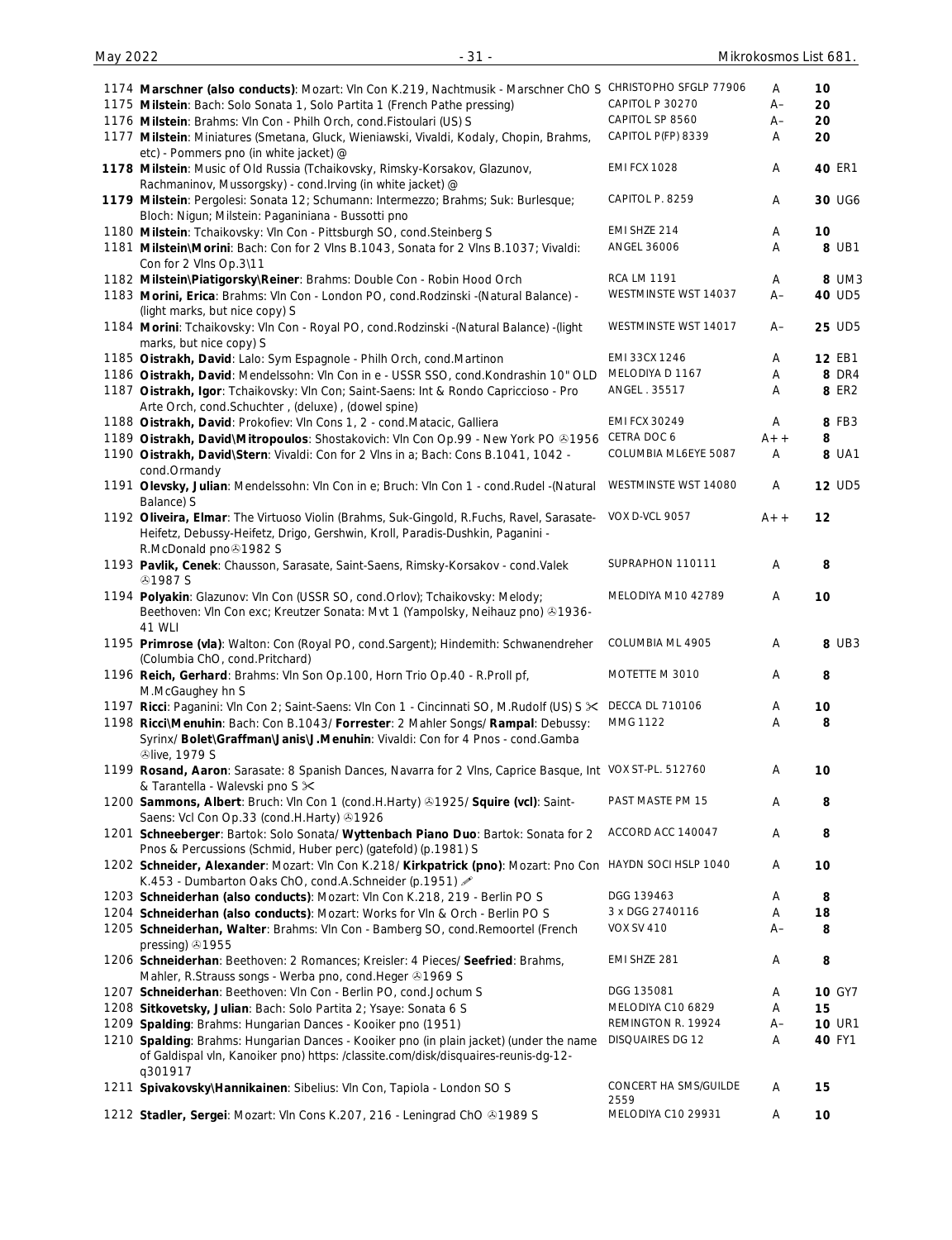| No. | Description | Label | Cond. | Price | Code |
|---|---|---|---|---|---|
| 1174 | **Marschner (also conducts)**: Mozart: Vln Con K.219, Nachtmusik - Marschner ChO S | CHRISTOPHO SFGLP 77906 | A | 10 | |
| 1175 | **Milstein**: Bach: Solo Sonata 1, Solo Partita 1 (French Pathe pressing) | CAPITOL P 30270 | A– | 20 | |
| 1176 | **Milstein**: Brahms: Vln Con - Philh Orch, cond.Fistoulari (US) S | CAPITOL SP 8560 | A– | 20 | |
| 1177 | **Milstein**: Miniatures (Smetana, Gluck, Wieniawski, Vivaldi, Kodaly, Chopin, Brahms, etc) - Pommers pno (in white jacket) @ | CAPITOL P(FP) 8339 | A | 20 | |
| **1178** | **Milstein**: Music of Old Russia (Tchaikovsky, Rimsky-Korsakov, Glazunov, Rachmaninov, Mussorgsky) - cond.Irving (in white jacket) @ | EMI FCX 1028 | A | **40** | ER1 |
| **1179** | **Milstein**: Pergolesi: Sonata 12; Schumann: Intermezzo; Brahms; Suk: Burlesque; Bloch: Nigun; Milstein: Paganiniana - Bussotti pno | CAPITOL P. 8259 | A | **30** | UG6 |
| 1180 | **Milstein**: Tchaikovsky: Vln Con - Pittsburgh SO, cond.Steinberg S | EMI SHZE 214 | A | 10 | |
| 1181 | **Milstein\Morini**: Bach: Con for 2 Vlns B.1043, Sonata for 2 Vlns B.1037; Vivaldi: Con for 2 Vlns Op.3\11 | ANGEL 36006 | A | 8 | UB1 |
| 1182 | **Milstein\Piatigorsky\Reiner**: Brahms: Double Con - Robin Hood Orch | RCA LM 1191 | A | 8 | UM3 |
| 1183 | **Morini, Erica**: Brahms: Vln Con - London PO, cond.Rodzinski -(Natural Balance) - (light marks, but nice copy) S | WESTMINSTE WST 14037 | A– | **40** | UD5 |
| 1184 | **Morini**: Tchaikovsky: Vln Con - Royal PO, cond.Rodzinski -(Natural Balance) -(light marks, but nice copy) S | WESTMINSTE WST 14017 | A– | **25** | UD5 |
| 1185 | **Oistrakh, David**: Lalo: Sym Espagnole - Philh Orch, cond.Martinon | EMI 33CX 1246 | A | **12** | EB1 |
| 1186 | **Oistrakh, David**: Mendelssohn: Vln Con in e - USSR SSO, cond.Kondrashin 10" OLD | MELODIYA D 1167 | A | 8 | DR4 |
| 1187 | **Oistrakh, Igor**: Tchaikovsky: Vln Con; Saint-Saens: Int & Rondo Capriccioso - Pro Arte Orch, cond.Schuchter , (deluxe) , (dowel spine) | ANGEL . 35517 | A | 8 | ER2 |
| 1188 | **Oistrakh, David**: Prokofiev: Vln Cons 1, 2 - cond.Matacic, Galliera | EMI FCX 30249 | A | 8 | FB3 |
| 1189 | **Oistrakh, David\Mitropoulos**: Shostakovich: Vln Con Op.99 - New York PO ℗1956 | CETRA DOC 6 | A++ | 8 | |
| 1190 | **Oistrakh, David\Stern**: Vivaldi: Con for 2 Vlns in a; Bach: Cons B.1041, 1042 - cond.Ormandy | COLUMBIA ML6EYE 5087 | A | 8 | UA1 |
| 1191 | **Olevsky, Julian**: Mendelssohn: Vln Con in e; Bruch: Vln Con 1 - cond.Rudel -(Natural Balance) S | WESTMINSTE WST 14080 | A | **12** | UD5 |
| 1192 | **Oliveira, Elmar**: The Virtuoso Violin (Brahms, Suk-Gingold, R.Fuchs, Ravel, Sarasate-Heifetz, Debussy-Heifetz, Drigo, Gershwin, Kroll, Paradis-Dushkin, Paganini - R.McDonald pno℗1982 S | VOX D-VCL 9057 | A++ | 12 | |
| 1193 | **Pavlik, Cenek**: Chausson, Sarasate, Saint-Saens, Rimsky-Korsakov - cond.Valek ℗1987 S | SUPRAPHON 110111 | A | 8 | |
| 1194 | **Polyakin**: Glazunov: Vln Con (USSR SO, cond.Orlov); Tchaikovsky: Melody; Beethoven: Vln Con exc; Kreutzer Sonata: Mvt 1 (Yampolsky, Neihauz pno) ℗1936-41 WLI | MELODIYA M10 42789 | A | 10 | |
| 1195 | **Primrose (vla)**: Walton: Con (Royal PO, cond.Sargent); Hindemith: Schwanendreher (Columbia ChO, cond.Pritchard) | COLUMBIA ML 4905 | A | 8 | UB3 |
| 1196 | **Reich, Gerhard**: Brahms: Vln Son Op.100, Horn Trio Op.40 - R.Proll pf, M.McGaughey hn S | MOTETTE M 3010 | A | 8 | |
| 1197 | **Ricci**: Paganini: Vln Con 2; Saint-Saens: Vln Con 1 - Cincinnati SO, M.Rudolf (US) S ✂ | DECCA DL 710106 | A | 10 | |
| 1198 | **Ricci\Menuhin**: Bach: Con B.1043/ **Forrester**: 2 Mahler Songs/ **Rampal**: Debussy: Syrinx/ **Bolet\Graffman\Janis\J.Menuhin**: Vivaldi: Con for 4 Pnos - cond.Gamba ℗live, 1979 S | MMG 1122 | A | 8 | |
| 1199 | **Rosand, Aaron**: Sarasate: 8 Spanish Dances, Navarra for 2 Vlns, Caprice Basque, Int & Tarantella - Walevski pno S ✂ | VOX ST-PL. 512760 | A | 10 | |
| 1200 | **Sammons, Albert**: Bruch: Vln Con 1 (cond.H.Harty) ℗1925/ **Squire (vcl)**: Saint-Saens: Vcl Con Op.33 (cond.H.Harty) ℗1926 | PAST MASTE PM 15 | A | 8 | |
| 1201 | **Schneeberger**: Bartok: Solo Sonata/ **Wyttenbach Piano Duo**: Bartok: Sonata for 2 Pnos & Percussions (Schmid, Huber perc) (gatefold) (p.1981) S | ACCORD ACC 140047 | A | 8 | |
| 1202 | **Schneider, Alexander**: Mozart: Vln Con K.218/ **Kirkpatrick (pno)**: Mozart: Pno Con K.453 - Dumbarton Oaks ChO, cond.A.Schneider (p.1951) ✐ | HAYDN SOCI HSLP 1040 | A | 10 | |
| 1203 | **Schneiderhan (also conducts)**: Mozart: Vln Con K.218, 219 - Berlin PO S | DGG 139463 | A | 8 | |
| 1204 | **Schneiderhan (also conducts)**: Mozart: Works for Vln & Orch - Berlin PO S | 3 x DGG 2740116 | A | 18 | |
| 1205 | **Schneiderhan, Walter**: Brahms: Vln Con - Bamberg SO, cond.Remoortel (French pressing) ℗1955 | VOX SV 410 | A– | 8 | |
| 1206 | **Schneiderhan**: Beethoven: 2 Romances; Kreisler: 4 Pieces/ **Seefried**: Brahms, Mahler, R.Strauss songs - Werba pno, cond.Heger ℗1969 S | EMI SHZE 281 | A | 8 | |
| 1207 | **Schneiderhan**: Beethoven: Vln Con - Berlin PO, cond.Jochum S | DGG 135081 | A | **10** | GY7 |
| 1208 | **Sitkovetsky, Julian**: Bach: Solo Partita 2; Ysaye: Sonata 6 S | MELODIYA C10 6829 | A | 15 | |
| 1209 | **Spalding**: Brahms: Hungarian Dances - Kooiker pno (1951) | REMINGTON R. 19924 | A– | **10** | UR1 |
| 1210 | **Spalding**: Brahms: Hungarian Dances - Kooiker pno (in plain jacket) (under the name of Galdispal vln, Kanoiker pno) https: /classite.com/disk/disquaires-reunis-dg-12-q301917 | DISQUAIRES DG 12 | A | **40** | FY1 |
| 1211 | **Spivakovsky\Hannikainen**: Sibelius: Vln Con, Tapiola - London SO S | CONCERT HA SMS/GUILDE 2559 | A | 15 | |
| 1212 | **Stadler, Sergei**: Mozart: Vln Cons K.207, 216 - Leningrad ChO ℗1989 S | MELODIYA C10 29931 | A | 10 | |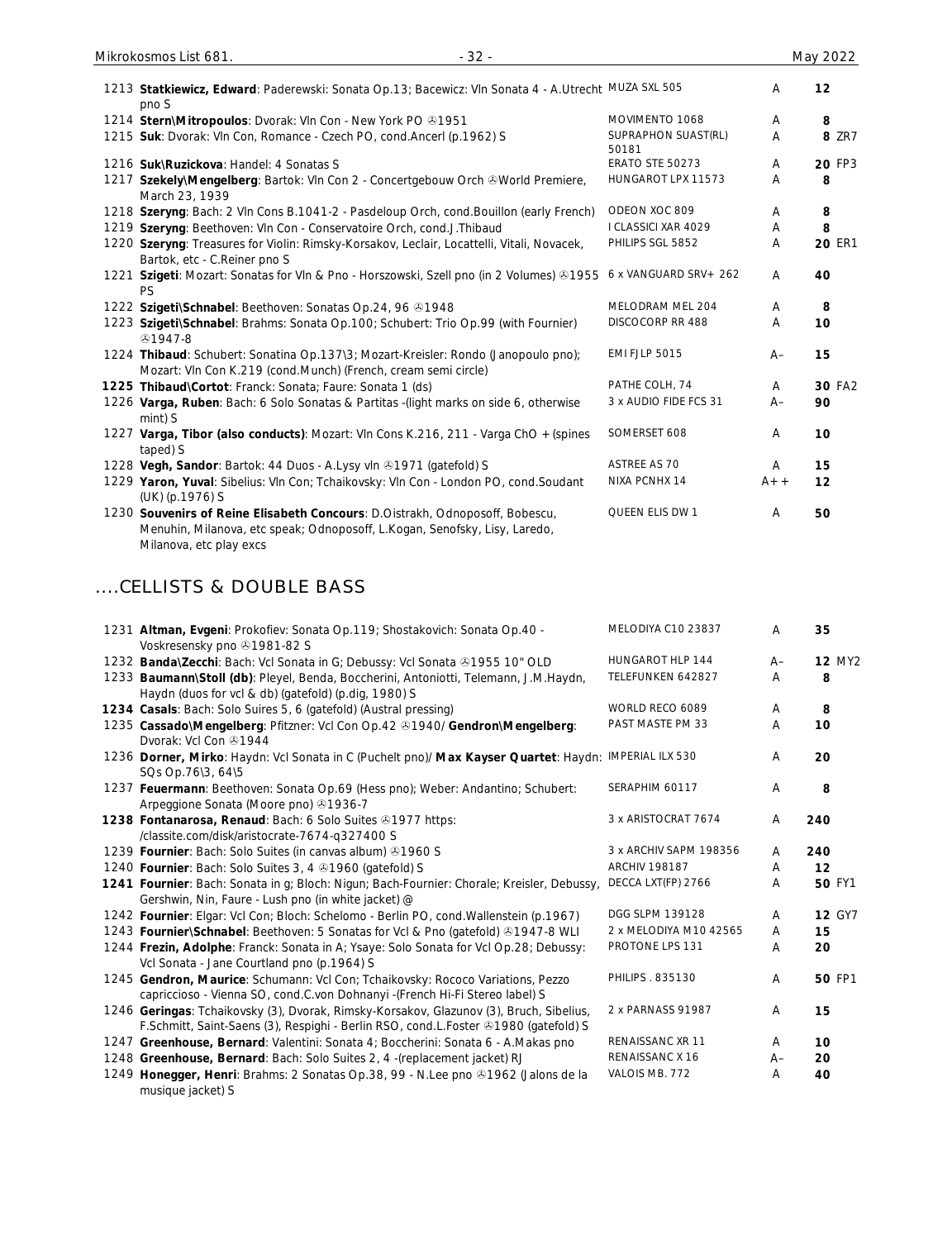| | | | | | |
|---|---|---|---|---|---|
| 1213 | **Statkiewicz, Edward**: Paderewski: Sonata Op.13; Bacewicz: Vln Sonata 4 - A.Utrecht pno S | MUZA SXL 505 | A | 12 | |
| 1214 | **Stern\Mitropoulos**: Dvorak: Vln Con - New York PO ℗1951 | MOVIMENTO 1068 | A | 8 | |
| 1215 | **Suk**: Dvorak: Vln Con, Romance - Czech PO, cond.Ancerl (p.1962) S | SUPRAPHON SUAST(RL) 50181 | A | 8 | ZR7 |
| 1216 | **Suk\Ruzickova**: Handel: 4 Sonatas S | ERATO STE 50273 | A | 20 | FP3 |
| 1217 | **Szekely\Mengelberg**: Bartok: Vln Con 2 - Concertgebouw Orch ℗World Premiere, March 23, 1939 | HUNGAROT LPX 11573 | A | 8 | |
| 1218 | **Szeryng**: Bach: 2 Vln Cons B.1041-2 - Pasdeloup Orch, cond.Bouillon (early French) | ODEON XOC 809 | A | 8 | |
| 1219 | **Szeryng**: Beethoven: Vln Con - Conservatoire Orch, cond.J.Thibaud | I CLASSICI XAR 4029 | A | 8 | |
| 1220 | **Szeryng**: Treasures for Violin: Rimsky-Korsakov, Leclair, Locattelli, Vitali, Novacek, Bartok, etc - C.Reiner pno S | PHILIPS SGL 5852 | A | 20 | ER1 |
| 1221 | **Szigeti**: Mozart: Sonatas for Vln & Pno - Horszowski, Szell pno (in 2 Volumes) ℗1955 PS | 6 x VANGUARD SRV+ 262 | A | 40 | |
| 1222 | **Szigeti\Schnabel**: Beethoven: Sonatas Op.24, 96 ℗1948 | MELODRAM MEL 204 | A | 8 | |
| 1223 | **Szigeti\Schnabel**: Brahms: Sonata Op.100; Schubert: Trio Op.99 (with Fournier) ℗1947-8 | DISCOCORP RR 488 | A | 10 | |
| 1224 | **Thibaud**: Schubert: Sonatina Op.137\3; Mozart-Kreisler: Rondo (Janopoulo pno); Mozart: Vln Con K.219 (cond.Munch) (French, cream semi circle) | EMI FJLP 5015 | A– | 15 | |
| **1225** | **Thibaud\Cortot**: Franck: Sonata; Faure: Sonata 1 (ds) | PATHE COLH, 74 | A | 30 | FA2 |
| 1226 | **Varga, Ruben**: Bach: 6 Solo Sonatas & Partitas -(light marks on side 6, otherwise mint) S | 3 x AUDIO FIDE FCS 31 | A– | 90 | |
| 1227 | **Varga, Tibor (also conducts)**: Mozart: Vln Cons K.216, 211 - Varga ChO + (spines taped) S | SOMERSET 608 | A | 10 | |
| 1228 | **Vegh, Sandor**: Bartok: 44 Duos - A.Lysy vln ℗1971 (gatefold) S | ASTREE AS 70 | A | 15 | |
| 1229 | **Yaron, Yuval**: Sibelius: Vln Con; Tchaikovsky: Vln Con - London PO, cond.Soudant (UK) (p.1976) S | NIXA PCNHX 14 | A++ | 12 | |
| 1230 | **Souvenirs of Reine Elisabeth Concours**: D.Oistrakh, Odnoposoff, Bobescu, Menuhin, Milanova, etc speak; Odnoposoff, L.Kogan, Senofsky, Lisy, Laredo, Milanova, etc play excs | QUEEN ELIS DW 1 | A | 50 | |

## ....CELLISTS & DOUBLE BASS

| | | | | | |
|---|---|---|---|---|---|
| 1231 | **Altman, Evgeni**: Prokofiev: Sonata Op.119; Shostakovich: Sonata Op.40 - Voskresensky pno ℗1981-82 S | MELODIYA C10 23837 | A | 35 | |
| 1232 | **Banda\Zecchi**: Bach: Vcl Sonata in G; Debussy: Vcl Sonata ℗1955 10" OLD | HUNGAROT HLP 144 | A– | 12 | MY2 |
| 1233 | **Baumann\Stoll (db)**: Pleyel, Benda, Boccherini, Antoniotti, Telemann, J.M.Haydn, Haydn (duos for vcl & db) (gatefold) (p.dig, 1980) S | TELEFUNKEN 642827 | A | 8 | |
| **1234** | **Casals**: Bach: Solo Suires 5, 6 (gatefold) (Austral pressing) | WORLD RECO 6089 | A | 8 | |
| 1235 | **Cassado\Mengelberg**: Pfitzner: Vcl Con Op.42 ℗1940/ **Gendron\Mengelberg**: Dvorak: Vcl Con ℗1944 | PAST MASTE PM 33 | A | 10 | |
| 1236 | **Dorner, Mirko**: Haydn: Vcl Sonata in C (Puchelt pno)/ **Max Kayser Quartet**: Haydn: SQs Op.76\3, 64\5 | IMPERIAL ILX 530 | A | 20 | |
| 1237 | **Feuermann**: Beethoven: Sonata Op.69 (Hess pno); Weber: Andantino; Schubert: Arpeggione Sonata (Moore pno) ℗1936-7 | SERAPHIM 60117 | A | 8 | |
| **1238** | **Fontanarosa, Renaud**: Bach: 6 Solo Suites ℗1977 https: /classite.com/disk/aristocrate-7674-q327400 S | 3 x ARISTOCRAT 7674 | A | 240 | |
| 1239 | **Fournier**: Bach: Solo Suites (in canvas album) ℗1960 S | 3 x ARCHIV SAPM 198356 | A | 240 | |
| 1240 | **Fournier**: Bach: Solo Suites 3, 4 ℗1960 (gatefold) S | ARCHIV 198187 | A | 12 | |
| **1241** | **Fournier**: Bach: Sonata in g; Bloch: Nigun; Bach-Fournier: Chorale; Kreisler, Debussy, Gershwin, Nin, Faure - Lush pno (in white jacket) @ | DECCA LXT(FP) 2766 | A | 50 | FY1 |
| 1242 | **Fournier**: Elgar: Vcl Con; Bloch: Schelomo - Berlin PO, cond.Wallenstein (p.1967) | DGG SLPM 139128 | A | 12 | GY7 |
| **1243** | **Fournier\Schnabel**: Beethoven: 5 Sonatas for Vcl & Pno (gatefold) ℗1947-8 WLI | 2 x MELODIYA M10 42565 | A | 15 | |
| 1244 | **Frezin, Adolphe**: Franck: Sonata in A; Ysaye: Solo Sonata for Vcl Op.28; Debussy: Vcl Sonata - Jane Courtland pno (p.1964) S | PROTONE LPS 131 | A | 20 | |
| 1245 | **Gendron, Maurice**: Schumann: Vcl Con; Tchaikovsky: Rococo Variations, Pezzo capriccioso - Vienna SO, cond.C.von Dohnanyi -(French Hi-Fi Stereo label) S | PHILIPS . 835130 | A | 50 | FP1 |
| 1246 | **Geringas**: Tchaikovsky (3), Dvorak, Rimsky-Korsakov, Glazunov (3), Bruch, Sibelius, F.Schmitt, Saint-Saens (3), Respighi - Berlin RSO, cond.L.Foster ℗1980 (gatefold) S | 2 x PARNASS 91987 | A | 15 | |
| 1247 | **Greenhouse, Bernard**: Valentini: Sonata 4; Boccherini: Sonata 6 - A.Makas pno | RENAISSANC XR 11 | A | 10 | |
| 1248 | **Greenhouse, Bernard**: Bach: Solo Suites 2, 4 -(replacement jacket) RJ | RENAISSANC X 16 | A– | 20 | |
| 1249 | **Honegger, Henri**: Brahms: 2 Sonatas Op.38, 99 - N.Lee pno ℗1962 (Jalons de la musique jacket) S | VALOIS MB. 772 | A | 40 | |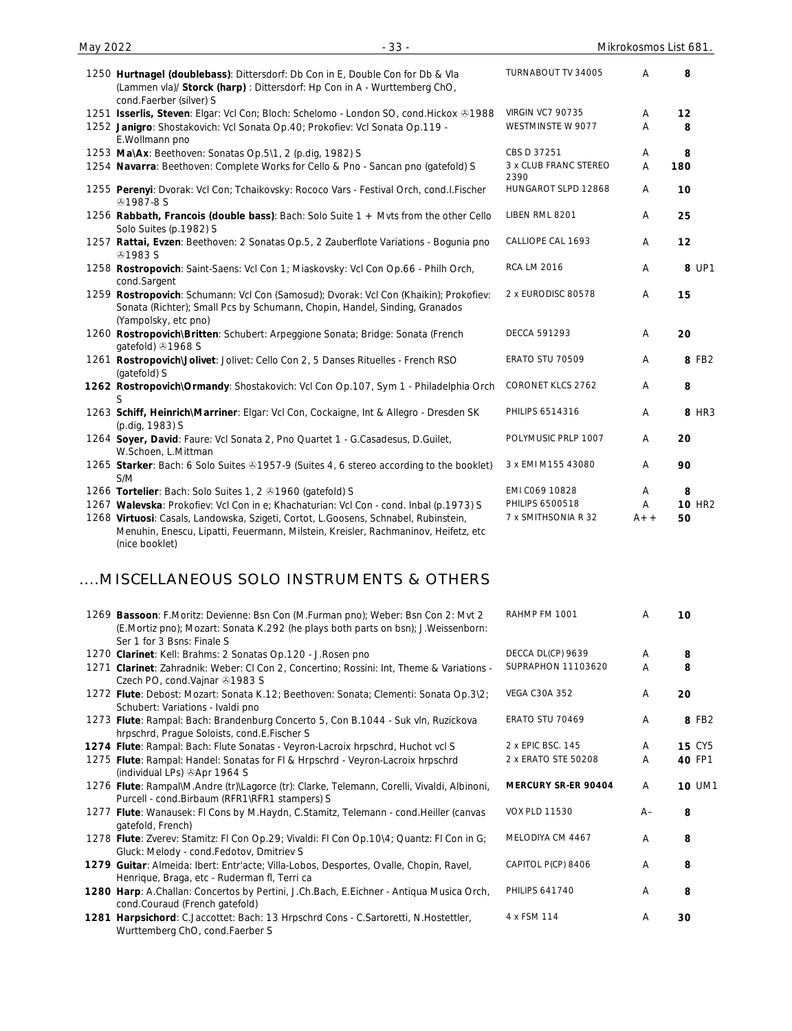| No. | Description | Label | Grade | Price | Code |
|---|---|---|---|---|---|
| 1250 | **Hurtnagel (doublebass)**: Dittersdorf: Db Con in E, Double Con for Db & Vla (Lammen vla)/ **Storck (harp)** : Dittersdorf: Hp Con in A - Wurttemberg ChO, cond.Faerber (silver) S | TURNABOUT TV 34005 | A | 8 | |
| 1251 | **Isserlis, Steven**: Elgar: Vcl Con; Bloch: Schelomo - London SO, cond.Hickox ℗1988 | VIRGIN VC7 90735 | A | 12 | |
| 1252 | **Janigro**: Shostakovich: Vcl Sonata Op.40; Prokofiev: Vcl Sonata Op.119 - E.Wollmann pno | WESTMINSTE W 9077 | A | 8 | |
| 1253 | **Ma\Ax**: Beethoven: Sonatas Op.5\1, 2 (p.dig, 1982) S | CBS D 37251 | A | 8 | |
| 1254 | **Navarra**: Beethoven: Complete Works for Cello & Pno - Sancan pno (gatefold) S | 3 x CLUB FRANC STEREO 2390 | A | 180 | |
| 1255 | **Perenyi**: Dvorak: Vcl Con; Tchaikovsky: Rococo Vars - Festival Orch, cond.I.Fischer ℗1987-8 S | HUNGAROT SLPD 12868 | A | 10 | |
| 1256 | **Rabbath, Francois (double bass)**: Bach: Solo Suite 1 + Mvts from the other Cello Solo Suites (p.1982) S | LIBEN RML 8201 | A | 25 | |
| 1257 | **Rattai, Evzen**: Beethoven: 2 Sonatas Op.5, 2 Zauberflote Variations - Bogunia pno ℗1983 S | CALLIOPE CAL 1693 | A | 12 | |
| 1258 | **Rostropovich**: Saint-Saens: Vcl Con 1; Miaskovsky: Vcl Con Op.66 - Philh Orch, cond.Sargent | RCA LM 2016 | A | 8 | UP1 |
| 1259 | **Rostropovich**: Schumann: Vcl Con (Samosud); Dvorak: Vcl Con (Khaikin); Prokofiev: Sonata (Richter); Small Pcs by Schumann, Chopin, Handel, Sinding, Granados (Yampolsky, etc pno) | 2 x EURODISC 80578 | A | 15 | |
| 1260 | **Rostropovich\Britten**: Schubert: Arpeggione Sonata; Bridge: Sonata (French gatefold) ℗1968 S | DECCA 591293 | A | 20 | |
| 1261 | **Rostropovich\Jolivet**: Jolivet: Cello Con 2, 5 Danses Rituelles - French RSO (gatefold) S | ERATO STU 70509 | A | 8 | FB2 |
| **1262** | **Rostropovich\Ormandy**: Shostakovich: Vcl Con Op.107, Sym 1 - Philadelphia Orch S | CORONET KLCS 2762 | A | 8 | |
| 1263 | **Schiff, Heinrich\Marriner**: Elgar: Vcl Con, Cockaigne, Int & Allegro - Dresden SK (p.dig, 1983) S | PHILIPS 6514316 | A | 8 | HR3 |
| 1264 | **Soyer, David**: Faure: Vcl Sonata 2, Pno Quartet 1 - G.Casadesus, D.Guilet, W.Schoen, L.Mittman | POLYMUSIC PRLP 1007 | A | 20 | |
| 1265 | **Starker**: Bach: 6 Solo Suites ℗1957-9 (Suites 4, 6 stereo according to the booklet) S/M | 3 x EMI M155 43080 | A | 90 | |
| 1266 | **Tortelier**: Bach: Solo Suites 1, 2 ℗1960 (gatefold) S | EMI C069 10828 | A | 8 | |
| 1267 | **Walevska**: Prokofiev: Vcl Con in e; Khachaturian: Vcl Con - cond. Inbal (p.1973) S | PHILIPS 6500518 | A | 10 | HR2 |
| 1268 | **Virtuosi**: Casals, Landowska, Szigeti, Cortot, L.Goosens, Schnabel, Rubinstein, Menuhin, Enescu, Lipatti, Feuermann, Milstein, Kreisler, Rachmaninov, Heifetz, etc (nice booklet) | 7 x SMITHSONIA R 32 | A++ | 50 | |

## ....MISCELLANEOUS SOLO INSTRUMENTS & OTHERS

| No. | Description | Label | Grade | Price | Code |
|---|---|---|---|---|---|
| 1269 | **Bassoon**: F.Moritz: Devienne: Bsn Con (M.Furman pno); Weber: Bsn Con 2: Mvt 2 (E.Mortiz pno); Mozart: Sonata K.292 (he plays both parts on bsn); J.Weissenborn: Ser 1 for 3 Bsns: Finale S | RAHMP FM 1001 | A | 10 | |
| 1270 | **Clarinet**: Kell: Brahms: 2 Sonatas Op.120 - J.Rosen pno | DECCA DL(CP) 9639 | A | 8 | |
| 1271 | **Clarinet**: Zahradnik: Weber: Cl Con 2, Concertino; Rossini: Int, Theme & Variations - Czech PO, cond.Vajnar ℗1983 S | SUPRAPHON 11103620 | A | 8 | |
| 1272 | **Flute**: Debost: Mozart: Sonata K.12; Beethoven: Sonata; Clementi: Sonata Op.3\2; Schubert: Variations - Ivaldi pno | VEGA C30A 352 | A | 20 | |
| 1273 | **Flute**: Rampal: Bach: Brandenburg Concerto 5, Con B.1044 - Suk vln, Ruzickova hrpschrd, Prague Soloists, cond.E.Fischer S | ERATO STU 70469 | A | 8 | FB2 |
| **1274** | **Flute**: Rampal: Bach: Flute Sonatas - Veyron-Lacroix hrpschrd, Huchot vcl S | 2 x EPIC BSC. 145 | A | 15 | CY5 |
| 1275 | **Flute**: Rampal: Handel: Sonatas for Fl & Hrpschrd - Veyron-Lacroix hrpschrd (individual LPs) ℗Apr 1964 S | 2 x ERATO STE 50208 | A | 40 | FP1 |
| 1276 | **Flute**: Rampal\M.Andre (tr)\Lagorce (tr): Clarke, Telemann, Corelli, Vivaldi, Albinoni, Purcell - cond.Birbaum (RFR1\RFR1 stampers) S | **MERCURY SR-ER 90404** | A | 10 | UM1 |
| 1277 | **Flute**: Wanausek: Fl Cons by M.Haydn, C.Stamitz, Telemann - cond.Heiller (canvas gatefold, French) | VOX PLD 11530 | A– | 8 | |
| 1278 | **Flute**: Zverev: Stamitz: Fl Con Op.29; Vivaldi: Fl Con Op.10\4; Quantz: Fl Con in G; Gluck: Melody - cond.Fedotov, Dmitriev S | MELODIYA CM 4467 | A | 8 | |
| **1279** | **Guitar**: Almeida: Ibert: Entr'acte; Villa-Lobos, Desportes, Ovalle, Chopin, Ravel, Henrique, Braga, etc - Ruderman fl, Terri ca | CAPITOL P(CP) 8406 | A | 8 | |
| **1280** | **Harp**: A.Challan: Concertos by Pertini, J.Ch.Bach, E.Eichner - Antiqua Musica Orch, cond.Couraud (French gatefold) | PHILIPS 641740 | A | 8 | |
| **1281** | **Harpsichord**: C.Jaccottet: Bach: 13 Hrpschrd Cons - C.Sartoretti, N.Hostettler, Wurttemberg ChO, cond.Faerber S | 4 x FSM 114 | A | 30 | |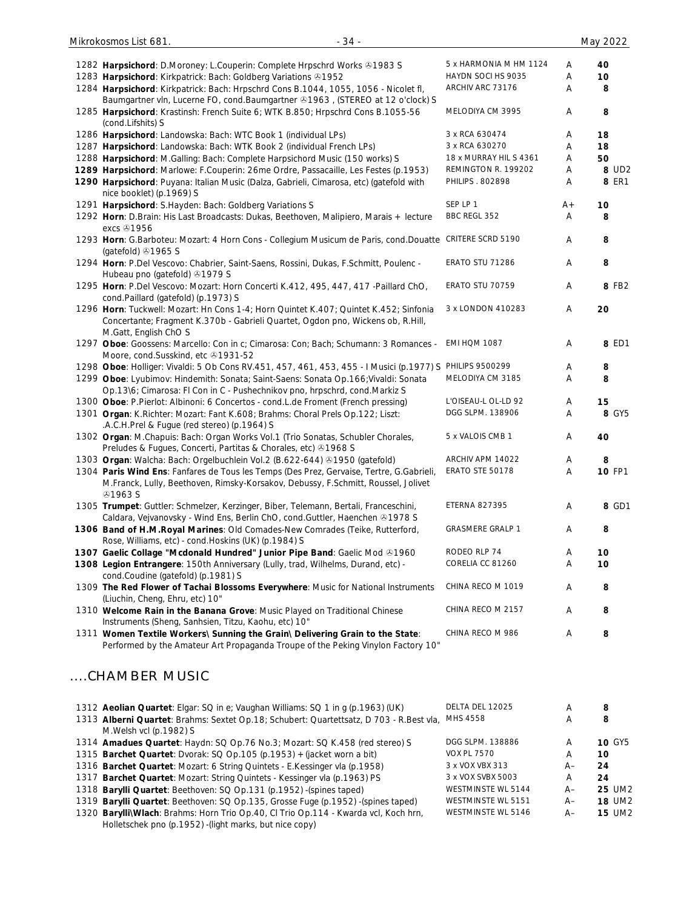| No. | Description | Label | Cond. | Price |
|---|---|---|---|---|
| 1282 | **Harpsichord**: D.Moroney: L.Couperin: Complete Hrpschrd Works ℗1983 S | 5 x HARMONIA M HM 1124 | A | 40 |
| 1283 | **Harpsichord**: Kirkpatrick: Bach: Goldberg Variations ℗1952 | HAYDN SOCI HS 9035 | A | 10 |
| 1284 | **Harpsichord**: Kirkpatrick: Bach: Hrpschrd Cons B.1044, 1055, 1056 - Nicolet fl, Baumgartner vln, Lucerne FO, cond.Baumgartner ℗1963 , (STEREO at 12 o'clock) S | ARCHIV ARC 73176 | A | 8 |
| 1285 | **Harpsichord**: Krastinsh: French Suite 6; WTK B.850; Hrpschrd Cons B.1055-56 (cond.Lifshits) S | MELODIYA CM 3995 | A | 8 |
| 1286 | **Harpsichord**: Landowska: Bach: WTC Book 1 (individual LPs) | 3 x RCA 630474 | A | 18 |
| 1287 | **Harpsichord**: Landowska: Bach: WTK Book 2 (individual French LPs) | 3 x RCA 630270 | A | 18 |
| 1288 | **Harpsichord**: M.Galling: Bach: Complete Harpsichord Music (150 works) S | 18 x MURRAY HIL S 4361 | A | 50 |
| **1289** | **Harpsichord**: Marlowe: F.Couperin: 26me Ordre, Passacaille, Les Festes (p.1953) | REMINGTON R. 199202 | A | 8 UD2 |
| **1290** | **Harpsichord**: Puyana: Italian Music (Dalza, Gabrieli, Cimarosa, etc) (gatefold with nice booklet) (p.1969) S | PHILIPS . 802898 | A | 8 ER1 |
| 1291 | **Harpsichord**: S.Hayden: Bach: Goldberg Variations S | SEP LP 1 | A+ | 10 |
| 1292 | **Horn**: D.Brain: His Last Broadcasts: Dukas, Beethoven, Malipiero, Marais + lecture excs ℗1956 | BBC REGL 352 | A | 8 |
| 1293 | **Horn**: G.Barboteu: Mozart: 4 Horn Cons - Collegium Musicum de Paris, cond.Douatte (gatefold) ℗1965 S | CRITERE SCRD 5190 | A | 8 |
| 1294 | **Horn**: P.Del Vescovo: Chabrier, Saint-Saens, Rossini, Dukas, F.Schmitt, Poulenc - Hubeau pno (gatefold) ℗1979 S | ERATO STU 71286 | A | 8 |
| 1295 | **Horn**: P.Del Vescovo: Mozart: Horn Concerti K.412, 495, 447, 417 -Paillard ChO, cond.Paillard (gatefold) (p.1973) S | ERATO STU 70759 | A | 8 FB2 |
| 1296 | **Horn**: Tuckwell: Mozart: Hn Cons 1-4; Horn Quintet K.407; Quintet K.452; Sinfonia Concertante; Fragment K.370b - Gabrieli Quartet, Ogdon pno, Wickens ob, R.Hill, M.Gatt, English ChO S | 3 x LONDON 410283 | A | 20 |
| 1297 | **Oboe**: Goossens: Marcello: Con in c; Cimarosa: Con; Bach; Schumann: 3 Romances - Moore, cond.Susskind, etc ℗1931-52 | EMI HQM 1087 | A | 8 ED1 |
| 1298 | **Oboe**: Holliger: Vivaldi: 5 Ob Cons RV.451, 457, 461, 453, 455 - I Musici (p.1977) S | PHILIPS 9500299 | A | 8 |
| 1299 | **Oboe**: Lyubimov: Hindemith: Sonata; Saint-Saens: Sonata Op.166;Vivaldi: Sonata Op.13\6; Cimarosa: Fl Con in C - Pushechnikov pno, hrpschrd, cond.Markiz S | MELODIYA CM 3185 | A | 8 |
| 1300 | **Oboe**: P.Pierlot: Albinoni: 6 Concertos - cond.L.de Froment (French pressing) | L'OISEAU-L OL-LD 92 | A | 15 |
| 1301 | **Organ**: K.Richter: Mozart: Fant K.608; Brahms: Choral Prels Op.122; Liszt: .A.C.H.Prel & Fugue (red stereo) (p.1964) S | DGG SLPM. 138906 | A | 8 GY5 |
| 1302 | **Organ**: M.Chapuis: Bach: Organ Works Vol.1 (Trio Sonatas, Schubler Chorales, Preludes & Fugues, Concerti, Partitas & Chorales, etc) ℗1968 S | 5 x VALOIS CMB 1 | A | 40 |
| 1303 | **Organ**: Walcha: Bach: Orgelbuchlein Vol.2 (B.622-644) ℗1950 (gatefold) | ARCHIV APM 14022 | A | 8 |
| 1304 | **Paris Wind Ens**: Fanfares de Tous les Temps (Des Prez, Gervaise, Tertre, G.Gabrieli, M.Franck, Lully, Beethoven, Rimsky-Korsakov, Debussy, F.Schmitt, Roussel, Jolivet ℗1963 S | ERATO STE 50178 | A | 10 FP1 |
| 1305 | **Trumpet**: Guttler: Schmelzer, Kerzinger, Biber, Telemann, Bertali, Franceschini, Caldara, Vejvanovsky - Wind Ens, Berlin ChO, cond.Guttler, Haenchen ℗1978 S | ETERNA 827395 | A | 8 GD1 |
| **1306** | **Band of H.M.Royal Marines**: Old Comades-New Comrades (Teike, Rutterford, Rose, Williams, etc) - cond.Hoskins (UK) (p.1984) S | GRASMERE GRALP 1 | A | 8 |
| **1307** | **Gaelic Collage "Mcdonald Hundred" Junior Pipe Band**: Gaelic Mod ℗1960 | RODEO RLP 74 | A | 10 |
| **1308** | **Legion Entrangere**: 150th Anniversary (Lully, trad, Wilhelms, Durand, etc) - cond.Coudine (gatefold) (p.1981) S | CORELIA CC 81260 | A | 10 |
| 1309 | **The Red Flower of Tachai Blossoms Everywhere**: Music for National Instruments (Liuchin, Cheng, Ehru, etc) 10" | CHINA RECO M 1019 | A | 8 |
| 1310 | **Welcome Rain in the Banana Grove**: Music Played on Traditional Chinese Instruments (Sheng, Sanhsien, Titzu, Kaohu, etc) 10" | CHINA RECO M 2157 | A | 8 |
| 1311 | **Women Textile Workers\ Sunning the Grain\ Delivering Grain to the State**: Performed by the Amateur Art Propaganda Troupe of the Peking Vinylon Factory 10" | CHINA RECO M 986 | A | 8 |

## ....CHAMBER MUSIC

| No. | Description | Label | Cond. | Price |
|---|---|---|---|---|
| 1312 | **Aeolian Quartet**: Elgar: SQ in e; Vaughan Williams: SQ 1 in g (p.1963) (UK) | DELTA DEL 12025 | A | 8 |
| 1313 | **Alberni Quartet**: Brahms: Sextet Op.18; Schubert: Quartettsatz, D 703 - R.Best vla, M.Welsh vcl (p.1982) S | MHS 4558 | A | 8 |
| 1314 | **Amadues Quartet**: Haydn: SQ Op.76 No.3; Mozart: SQ K.458 (red stereo) S | DGG SLPM. 138886 | A | 10 GY5 |
| 1315 | **Barchet Quartet**: Dvorak: SQ Op.105 (p.1953) + (jacket worn a bit) | VOX PL 7570 | A | 10 |
| 1316 | **Barchet Quartet**: Mozart: 6 String Quintets - E.Kessinger vla (p.1958) | 3 x VOX VBX 313 | A– | 24 |
| 1317 | **Barchet Quartet**: Mozart: String Quintets - Kessinger vla (p.1963) PS | 3 x VOX SVBX 5003 | A | 24 |
| 1318 | **Barylli Quartet**: Beethoven: SQ Op.131 (p.1952) -(spines taped) | WESTMINSTE WL 5144 | A– | 25 UM2 |
| 1319 | **Barylli Quartet**: Beethoven: SQ Op.135, Grosse Fuge (p.1952) -(spines taped) | WESTMINSTE WL 5151 | A– | 18 UM2 |
| 1320 | **Barylli\Wlach**: Brahms: Horn Trio Op.40, Cl Trio Op.114 - Kwarda vcl, Koch hrn, Holletschek pno (p.1952) -(light marks, but nice copy) | WESTMINSTE WL 5146 | A– | 15 UM2 |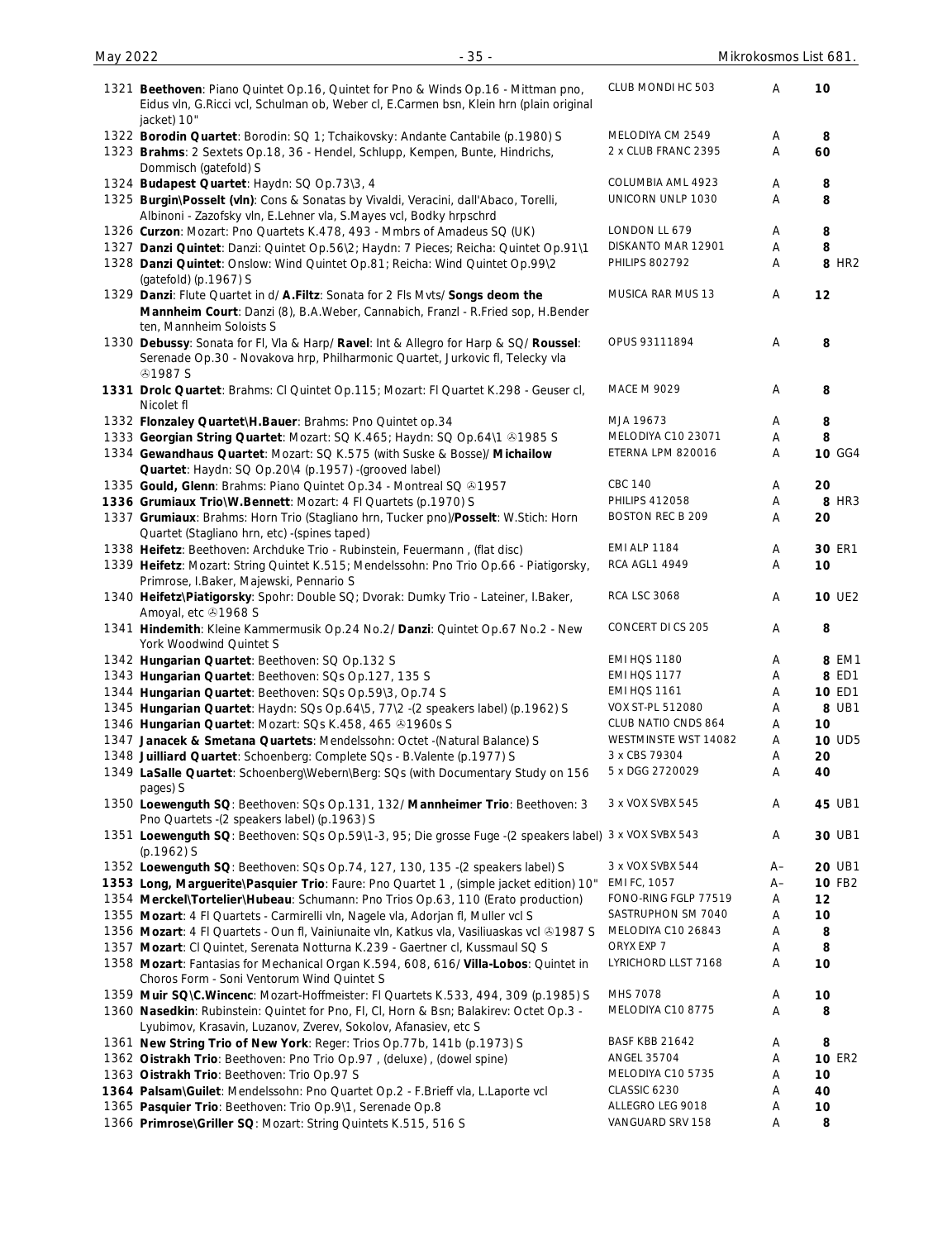| No. | Description | Label | Grade | Price |
|---|---|---|---|---|
| 1321 | **Beethoven**: Piano Quintet Op.16, Quintet for Pno & Winds Op.16 - Mittman pno, Eidus vln, G.Ricci vcl, Schulman ob, Weber cl, E.Carmen bsn, Klein hrn (plain original jacket) 10" | CLUB MONDI HC 503 | A | 10 |
| 1322 | **Borodin Quartet**: Borodin: SQ 1; Tchaikovsky: Andante Cantabile (p.1980) S | MELODIYA CM 2549 | A | 8 |
| 1323 | **Brahms**: 2 Sextets Op.18, 36 - Hendel, Schlupp, Kempen, Bunte, Hindrichs, Dommisch (gatefold) S | 2 x CLUB FRANC 2395 | A | 60 |
| 1324 | **Budapest Quartet**: Haydn: SQ Op.73\3, 4 | COLUMBIA AML 4923 | A | 8 |
| 1325 | **Burgin\Posselt (vln)**: Cons & Sonatas by Vivaldi, Veracini, dall'Abaco, Torelli, Albinoni - Zazofsky vln, E.Lehner vla, S.Mayes vcl, Bodky hrpschrd | UNICORN UNLP 1030 | A | 8 |
| 1326 | **Curzon**: Mozart: Pno Quartets K.478, 493 - Mmbrs of Amadeus SQ (UK) | LONDON LL 679 | A | 8 |
| 1327 | **Danzi Quintet**: Danzi: Quintet Op.56\2; Haydn: 7 Pieces; Reicha: Quintet Op.91\1 | DISKANTO MAR 12901 | A | 8 |
| 1328 | **Danzi Quintet**: Onslow: Wind Quintet Op.81; Reicha: Wind Quintet Op.99\2 (gatefold) (p.1967) S | PHILIPS 802792 | A | 8 HR2 |
| 1329 | **Danzi**: Flute Quartet in d/ **A.Filtz**: Sonata for 2 Fls Mvts/ **Songs deom the Mannheim Court**: Danzi (8), B.A.Weber, Cannabich, Franzl - R.Fried sop, H.Bender ten, Mannheim Soloists S | MUSICA RAR MUS 13 | A | 12 |
| 1330 | **Debussy**: Sonata for Fl, Vla & Harp/ **Ravel**: Int & Allegro for Harp & SQ/ **Roussel**: Serenade Op.30 - Novakova hrp, Philharmonic Quartet, Jurkovic fl, Telecky vla ℗1987 S | OPUS 93111894 | A | 8 |
| 1331 | **Drolc Quartet**: Brahms: Cl Quintet Op.115; Mozart: Fl Quartet K.298 - Geuser cl, Nicolet fl | MACE M 9029 | A | 8 |
| 1332 | **Flonzaley Quartet\H.Bauer**: Brahms: Pno Quintet op.34 | MJA 19673 | A | 8 |
| 1333 | **Georgian String Quartet**: Mozart: SQ K.465; Haydn: SQ Op.64\1 ℗1985 S | MELODIYA C10 23071 | A | 8 |
| 1334 | **Gewandhaus Quartet**: Mozart: SQ K.575 (with Suske & Bosse)/ **Michailow Quartet**: Haydn: SQ Op.20\4 (p.1957) -(grooved label) | ETERNA LPM 820016 | A | 10 GG4 |
| 1335 | **Gould, Glenn**: Brahms: Piano Quintet Op.34 - Montreal SQ ℗1957 | CBC 140 | A | 20 |
| 1336 | **Grumiaux Trio\W.Bennett**: Mozart: 4 Fl Quartets (p.1970) S | PHILIPS 412058 | A | 8 HR3 |
| 1337 | **Grumiaux**: Brahms: Horn Trio (Stagliano hrn, Tucker pno)/**Posselt**: W.Stich: Horn Quartet (Stagliano hrn, etc) -(spines taped) | BOSTON REC B 209 | A | 20 |
| 1338 | **Heifetz**: Beethoven: Archduke Trio - Rubinstein, Feuermann , (flat disc) | EMI ALP 1184 | A | 30 ER1 |
| 1339 | **Heifetz**: Mozart: String Quintet K.515; Mendelssohn: Pno Trio Op.66 - Piatigorsky, Primrose, I.Baker, Majewski, Pennario S | RCA AGL1 4949 | A | 10 |
| 1340 | **Heifetz\Piatigorsky**: Spohr: Double SQ; Dvorak: Dumky Trio - Lateiner, I.Baker, Amoyal, etc ℗1968 S | RCA LSC 3068 | A | 10 UE2 |
| 1341 | **Hindemith**: Kleine Kammermusik Op.24 No.2/ **Danzi**: Quintet Op.67 No.2 - New York Woodwind Quintet S | CONCERT DI CS 205 | A | 8 |
| 1342 | **Hungarian Quartet**: Beethoven: SQ Op.132 S | EMI HQS 1180 | A | 8 EM1 |
| 1343 | **Hungarian Quartet**: Beethoven: SQs Op.127, 135 S | EMI HQS 1177 | A | 8 ED1 |
| 1344 | **Hungarian Quartet**: Beethoven: SQs Op.59\3, Op.74 S | EMI HQS 1161 | A | 10 ED1 |
| 1345 | **Hungarian Quartet**: Haydn: SQs Op.64\5, 77\2 -(2 speakers label) (p.1962) S | VOX ST-PL 512080 | A | 8 UB1 |
| 1346 | **Hungarian Quartet**: Mozart: SQs K.458, 465 ℗1960s S | CLUB NATIO CNDS 864 | A | 10 |
| 1347 | **Janacek & Smetana Quartets**: Mendelssohn: Octet -(Natural Balance) S | WESTMINSTE WST 14082 | A | 10 UD5 |
| 1348 | **Juilliard Quartet**: Schoenberg: Complete SQs - B.Valente (p.1977) S | 3 x CBS 79304 | A | 20 |
| 1349 | **LaSalle Quartet**: Schoenberg\Webern\Berg: SQs (with Documentary Study on 156 pages) S | 5 x DGG 2720029 | A | 40 |
| 1350 | **Loewenguth SQ**: Beethoven: SQs Op.131, 132/ **Mannheimer Trio**: Beethoven: 3 Pno Quartets -(2 speakers label) (p.1963) S | 3 x VOX SVBX 545 | A | 45 UB1 |
| 1351 | **Loewenguth SQ**: Beethoven: SQs Op.59\1-3, 95; Die grosse Fuge -(2 speakers label) (p.1962) S | 3 x VOX SVBX 543 | A | 30 UB1 |
| 1352 | **Loewenguth SQ**: Beethoven: SQs Op.74, 127, 130, 135 -(2 speakers label) S | 3 x VOX SVBX 544 | A– | 20 UB1 |
| 1353 | **Long, Marguerite\Pasquier Trio**: Faure: Pno Quartet 1 , (simple jacket edition) 10" | EMI FC, 1057 | A– | 10 FB2 |
| 1354 | **Merckel\Tortelier\Hubeau**: Schumann: Pno Trios Op.63, 110 (Erato production) | FONO-RING FGLP 77519 | A | 12 |
| 1355 | **Mozart**: 4 Fl Quartets - Carmirelli vln, Nagele vla, Adorjan fl, Muller vcl S | SASTRUPHON SM 7040 | A | 10 |
| 1356 | **Mozart**: 4 Fl Quartets - Oun fl, Vainiunaite vln, Katkus vla, Vasiliuaskas vcl ℗1987 S | MELODIYA C10 26843 | A | 8 |
| 1357 | **Mozart**: Cl Quintet, Serenata Notturna K.239 - Gaertner cl, Kussmaul SQ S | ORYX EXP 7 | A | 8 |
| 1358 | **Mozart**: Fantasias for Mechanical Organ K.594, 608, 616/ **Villa-Lobos**: Quintet in Choros Form - Soni Ventorum Wind Quintet S | LYRICHORD LLST 7168 | A | 10 |
| 1359 | **Muir SQ\C.Wincenc**: Mozart-Hoffmeister: Fl Quartets K.533, 494, 309 (p.1985) S | MHS 7078 | A | 10 |
| 1360 | **Nasedkin**: Rubinstein: Quintet for Pno, Fl, Cl, Horn & Bsn; Balakirev: Octet Op.3 - Lyubimov, Krasavin, Luzanov, Zverev, Sokolov, Afanasiev, etc S | MELODIYA C10 8775 | A | 8 |
| 1361 | **New String Trio of New York**: Reger: Trios Op.77b, 141b (p.1973) S | BASF KBB 21642 | A | 8 |
| 1362 | **Oistrakh Trio**: Beethoven: Pno Trio Op.97 , (deluxe) , (dowel spine) | ANGEL 35704 | A | 10 ER2 |
| 1363 | **Oistrakh Trio**: Beethoven: Trio Op.97 S | MELODIYA C10 5735 | A | 10 |
| 1364 | **Palsam\Guilet**: Mendelssohn: Pno Quartet Op.2 - F.Brieff vla, L.Laporte vcl | CLASSIC 6230 | A | 40 |
| 1365 | **Pasquier Trio**: Beethoven: Trio Op.9\1, Serenade Op.8 | ALLEGRO LEG 9018 | A | 10 |
| 1366 | **Primrose\Griller SQ**: Mozart: String Quintets K.515, 516 S | VANGUARD SRV 158 | A | 8 |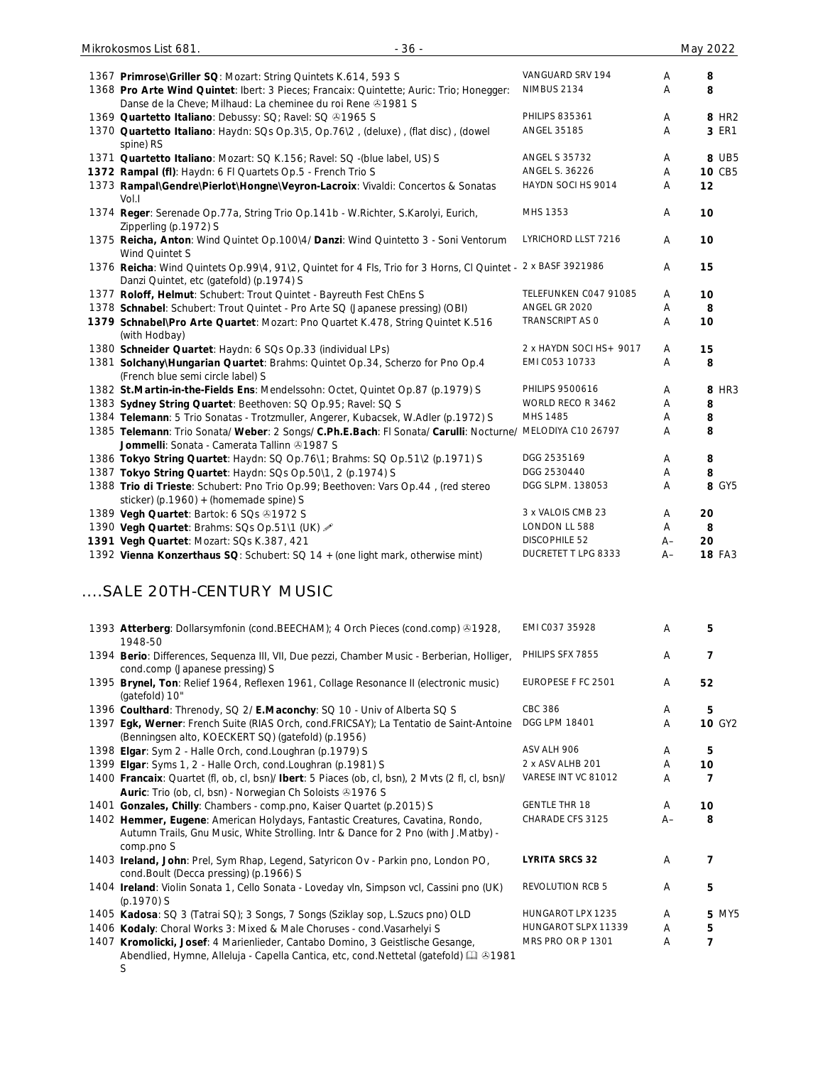| No. | Description | Label | Grade | Price |
|---|---|---|---|---|
| 1367 | **Primrose\Griller SQ**: Mozart: String Quintets K.614, 593 S | VANGUARD SRV 194 | A | 8 |
| 1368 | **Pro Arte Wind Quintet**: Ibert: 3 Pieces; Francaix: Quintette; Auric: Trio; Honegger: Danse de la Cheve; Milhaud: La cheminee du roi Rene ℗1981 S | NIMBUS 2134 | A | 8 |
| 1369 | **Quartetto Italiano**: Debussy: SQ; Ravel: SQ ℗1965 S | PHILIPS 835361 | A | 8 HR2 |
| 1370 | **Quartetto Italiano**: Haydn: SQs Op.3\5, Op.76\2 , (deluxe) , (flat disc) , (dowel spine) RS | ANGEL 35185 | A | 3 ER1 |
| 1371 | **Quartetto Italiano**: Mozart: SQ K.156; Ravel: SQ -(blue label, US) S | ANGEL S 35732 | A | 8 UB5 |
| **1372** | **Rampal (fl)**: Haydn: 6 Fl Quartets Op.5 - French Trio S | ANGEL S. 36226 | A | 10 CB5 |
| 1373 | **Rampal\Gendre\Pierlot\Hongne\Veyron-Lacroix**: Vivaldi: Concertos & Sonatas Vol.I | HAYDN SOCI HS 9014 | A | 12 |
| 1374 | **Reger**: Serenade Op.77a, String Trio Op.141b - W.Richter, S.Karolyi, Eurich, Zipperling (p.1972) S | MHS 1353 | A | 10 |
| 1375 | **Reicha, Anton**: Wind Quintet Op.100\4/ **Danzi**: Wind Quintetto 3 - Soni Ventorum Wind Quintet S | LYRICHORD LLST 7216 | A | 10 |
| 1376 | **Reicha**: Wind Quintets Op.99\4, 91\2, Quintet for 4 Fls, Trio for 3 Horns, Cl Quintet - Danzi Quintet, etc (gatefold) (p.1974) S | 2 x BASF 3921986 | A | 15 |
| 1377 | **Roloff, Helmut**: Schubert: Trout Quintet - Bayreuth Fest ChEns S | TELEFUNKEN C047 91085 | A | 10 |
| 1378 | **Schnabel**: Schubert: Trout Quintet - Pro Arte SQ (Japanese pressing) (OBI) | ANGEL GR 2020 | A | 8 |
| **1379** | **Schnabel\Pro Arte Quartet**: Mozart: Pno Quartet K.478, String Quintet K.516 (with Hodbay) | TRANSCRIPT AS 0 | A | 10 |
| 1380 | **Schneider Quartet**: Haydn: 6 SQs Op.33 (individual LPs) | 2 x HAYDN SOCI HS+ 9017 | A | 15 |
| 1381 | **Solchany\Hungarian Quartet**: Brahms: Quintet Op.34, Scherzo for Pno Op.4 (French blue semi circle label) S | EMI C053 10733 | A | 8 |
| 1382 | **St.Martin-in-the-Fields Ens**: Mendelssohn: Octet, Quintet Op.87 (p.1979) S | PHILIPS 9500616 | A | 8 HR3 |
| 1383 | **Sydney String Quartet**: Beethoven: SQ Op.95; Ravel: SQ S | WORLD RECO R 3462 | A | 8 |
| 1384 | **Telemann**: 5 Trio Sonatas - Trotzmuller, Angerer, Kubacsek, W.Adler (p.1972) S | MHS 1485 | A | 8 |
| 1385 | **Telemann**: Trio Sonata/ **Weber**: 2 Songs/ **C.Ph.E.Bach**: Fl Sonata/ **Carulli**: Nocturne/ **Jommelli**: Sonata - Camerata Tallinn ℗1987 S | MELODIYA C10 26797 | A | 8 |
| 1386 | **Tokyo String Quartet**: Haydn: SQ Op.76\1; Brahms: SQ Op.51\2 (p.1971) S | DGG 2535169 | A | 8 |
| 1387 | **Tokyo String Quartet**: Haydn: SQs Op.50\1, 2 (p.1974) S | DGG 2530440 | A | 8 |
| 1388 | **Trio di Trieste**: Schubert: Pno Trio Op.99; Beethoven: Vars Op.44 , (red stereo sticker) (p.1960) + (homemade spine) S | DGG SLPM. 138053 | A | 8 GY5 |
| 1389 | **Vegh Quartet**: Bartok: 6 SQs ℗1972 S | 3 x VALOIS CMB 23 | A | 20 |
| 1390 | **Vegh Quartet**: Brahms: SQs Op.51\1 (UK) ✐ | LONDON LL 588 | A | 8 |
| **1391** | **Vegh Quartet**: Mozart: SQs K.387, 421 | DISCOPHILE 52 | A– | 20 |
| 1392 | **Vienna Konzerthaus SQ**: Schubert: SQ 14 + (one light mark, otherwise mint) | DUCRETET T LPG 8333 | A– | 18 FA3 |

## ....SALE 20TH-CENTURY MUSIC

| No. | Description | Label | Grade | Price |
|---|---|---|---|---|
| 1393 | **Atterberg**: Dollarsymfonin (cond.BEECHAM); 4 Orch Pieces (cond.comp) ℗1928, 1948-50 | EMI C037 35928 | A | 5 |
| 1394 | **Berio**: Differences, Sequenza III, VII, Due pezzi, Chamber Music - Berberian, Holliger, cond.comp (Japanese pressing) S | PHILIPS SFX 7855 | A | 7 |
| 1395 | **Brynel, Ton**: Relief 1964, Reflexen 1961, Collage Resonance II (electronic music) (gatefold) 10" | EUROPESE F FC 2501 | A | 52 |
| 1396 | **Coulthard**: Threnody, SQ 2/ **E.Maconchy**: SQ 10 - Univ of Alberta SQ S | CBC 386 | A | 5 |
| 1397 | **Egk, Werner**: French Suite (RIAS Orch, cond.FRICSAY); La Tentatio de Saint-Antoine (Benningsen alto, KOECKERT SQ) (gatefold) (p.1956) | DGG LPM 18401 | A | 10 GY2 |
| 1398 | **Elgar**: Sym 2 - Halle Orch, cond.Loughran (p.1979) S | ASV ALH 906 | A | 5 |
| 1399 | **Elgar**: Syms 1, 2 - Halle Orch, cond.Loughran (p.1981) S | 2 x ASV ALHB 201 | A | 10 |
| 1400 | **Francaix**: Quartet (fl, ob, cl, bsn)/ **Ibert**: 5 Piaces (ob, cl, bsn), 2 Mvts (2 fl, cl, bsn)/ **Auric**: Trio (ob, cl, bsn) - Norwegian Ch Soloists ℗1976 S | VARESE INT VC 81012 | A | 7 |
| 1401 | **Gonzales, Chilly**: Chambers - comp.pno, Kaiser Quartet (p.2015) S | GENTLE THR 18 | A | 10 |
| 1402 | **Hemmer, Eugene**: American Holydays, Fantastic Creatures, Cavatina, Rondo, Autumn Trails, Gnu Music, White Strolling. Intr & Dance for 2 Pno (with J.Matby) - comp.pno S | CHARADE CFS 3125 | A– | 8 |
| 1403 | **Ireland, John**: Prel, Sym Rhap, Legend, Satyricon Ov - Parkin pno, London PO, cond.Boult (Decca pressing) (p.1966) S | **LYRITA SRCS 32** | A | 7 |
| 1404 | **Ireland**: Violin Sonata 1, Cello Sonata - Loveday vln, Simpson vcl, Cassini pno (UK) (p.1970) S | REVOLUTION RCB 5 | A | 5 |
| 1405 | **Kadosa**: SQ 3 (Tatrai SQ); 3 Songs, 7 Songs (Sziklay sop, L.Szucs pno) OLD | HUNGAROT LPX 1235 | A | 5 MY5 |
| 1406 | **Kodaly**: Choral Works 3: Mixed & Male Choruses - cond.Vasarhelyi S | HUNGAROT SLPX 11339 | A | 5 |
| 1407 | **Kromolicki, Josef**: 4 Marienlieder, Cantabo Domino, 3 Geistlische Gesange, Abendlied, Hymne, Alleluja - Capella Cantica, etc, cond.Nettetal (gatefold) 📖 ℗1981 S | MRS PRO OR P 1301 | A | 7 |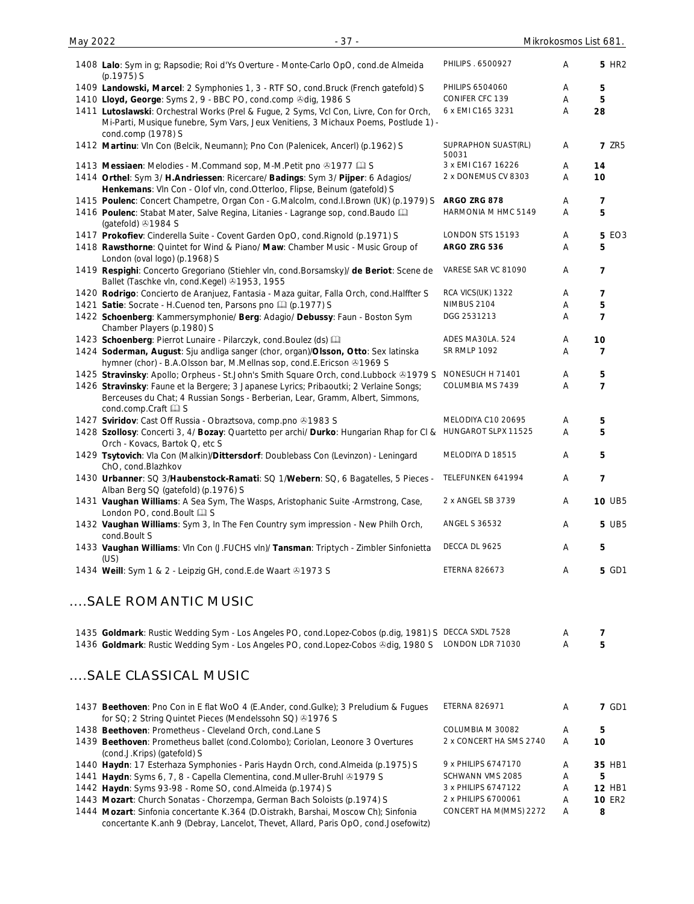| No. | Description | Label | Grade | Price | Code |
|---|---|---|---|---|---|
| 1408 | **Lalo**: Sym in g; Rapsodie; Roi d'Ys Overture - Monte-Carlo OpO, cond.de Almeida (p.1975) S | PHILIPS . 6500927 | A | **5** | HR2 |
| 1409 | **Landowski, Marcel**: 2 Symphonies 1, 3 - RTF SO, cond.Bruck (French gatefold) S | PHILIPS 6504060 | A | **5** | |
| 1410 | **Lloyd, George**: Syms 2, 9 - BBC PO, cond.comp ℗dig, 1986 S | CONIFER CFC 139 | A | **5** | |
| 1411 | **Lutoslawski**: Orchestral Works (Prel & Fugue, 2 Syms, Vcl Con, Livre, Con for Orch, Mi-Parti, Musique funebre, Sym Vars, Jeux Venitiens, 3 Michaux Poems, Postlude 1) - cond.comp (1978) S | 6 x EMI C165 3231 | A | **28** | |
| 1412 | **Martinu**: Vln Con (Belcik, Neumann); Pno Con (Palenicek, Ancerl) (p.1962) S | SUPRAPHON SUAST(RL) 50031 | A | **7** | ZR5 |
| 1413 | **Messiaen**: Melodies - M.Command sop, M-M.Petit pno ℗1977 📖 S | 3 x EMI C167 16226 | A | **14** | |
| 1414 | **Orthel**: Sym 3/ **H.Andriessen**: Ricercare/ **Badings**: Sym 3/ **Pijper**: 6 Adagios/ **Henkemans**: Vln Con - Olof vln, cond.Otterloo, Flipse, Beinum (gatefold) S | 2 x DONEMUS CV 8303 | A | **10** | |
| 1415 | **Poulenc**: Concert Champetre, Organ Con - G.Malcolm, cond.I.Brown (UK) (p.1979) S | **ARGO ZRG 878** | A | **7** | |
| 1416 | **Poulenc**: Stabat Mater, Salve Regina, Litanies - Lagrange sop, cond.Baudo 📖 (gatefold) ℗1984 S | HARMONIA M HMC 5149 | A | **5** | |
| 1417 | **Prokofiev**: Cinderella Suite - Covent Garden OpO, cond.Rignold (p.1971) S | LONDON STS 15193 | A | **5** | EO3 |
| 1418 | **Rawsthorne**: Quintet for Wind & Piano/ **Maw**: Chamber Music - Music Group of London (oval logo) (p.1968) S | **ARGO ZRG 536** | A | **5** | |
| 1419 | **Respighi**: Concerto Gregoriano (Stiehler vln, cond.Borsamsky)/ **de Beriot**: Scene de Ballet (Taschke vln, cond.Kegel) ℗1953, 1955 | VARESE SAR VC 81090 | A | **7** | |
| 1420 | **Rodrigo**: Concierto de Aranjuez, Fantasia - Maza guitar, Falla Orch, cond.Halffter S | RCA VICS(UK) 1322 | A | **7** | |
| 1421 | **Satie**: Socrate - H.Cuenod ten, Parsons pno 📖 (p.1977) S | NIMBUS 2104 | A | **5** | |
| 1422 | **Schoenberg**: Kammersymphonie/ **Berg**: Adagio/ **Debussy**: Faun - Boston Sym Chamber Players (p.1980) S | DGG 2531213 | A | **7** | |
| 1423 | **Schoenberg**: Pierrot Lunaire - Pilarczyk, cond.Boulez (ds) 📖 | ADES MA30LA. 524 | A | **10** | |
| 1424 | **Soderman, August**: Sju andliga sanger (chor, organ)/**Olsson, Otto**: Sex latinska hymner (chor) - B.A.Olsson bar, M.Mellnas sop, cond.E.Ericson ℗1969 S | SR RMLP 1092 | A | **7** | |
| 1425 | **Stravinsky**: Apollo; Orpheus - St.John's Smith Square Orch, cond.Lubbock ℗1979 S | NONESUCH H 71401 | A | **5** | |
| 1426 | **Stravinsky**: Faune et la Bergere; 3 Japanese Lyrics; Pribaoutki; 2 Verlaine Songs; Berceuses du Chat; 4 Russian Songs - Berberian, Lear, Gramm, Albert, Simmons, cond.comp.Craft 📖 S | COLUMBIA MS 7439 | A | **7** | |
| 1427 | **Sviridov**: Cast Off Russia - Obraztsova, comp.pno ℗1983 S | MELODIYA C10 20695 | A | **5** | |
| 1428 | **Szollosy**: Concerti 3, 4/ **Bozay**: Quartetto per archi/ **Durko**: Hungarian Rhap for Cl & Orch - Kovacs, Bartok Q, etc S | HUNGAROT SLPX 11525 | A | **5** | |
| 1429 | **Tsytovich**: Vla Con (Malkin)/**Dittersdorf**: Doublebass Con (Levinzon) - Leningard ChO, cond.Blazhkov | MELODIYA D 18515 | A | **5** | |
| 1430 | **Urbanner**: SQ 3/**Haubenstock-Ramati**: SQ 1/**Webern**: SQ, 6 Bagatelles, 5 Pieces - Alban Berg SQ (gatefold) (p.1976) S | TELEFUNKEN 641994 | A | **7** | |
| 1431 | **Vaughan Williams**: A Sea Sym, The Wasps, Aristophanic Suite -Armstrong, Case, London PO, cond.Boult 📖 S | 2 x ANGEL SB 3739 | A | **10** | UB5 |
| 1432 | **Vaughan Williams**: Sym 3, In The Fen Country sym impression - New Philh Orch, cond.Boult S | ANGEL S 36532 | A | **5** | UB5 |
| 1433 | **Vaughan Williams**: Vln Con (J.FUCHS vln)/ **Tansman**: Triptych - Zimbler Sinfonietta (US) | DECCA DL 9625 | A | **5** | |
| 1434 | **Weill**: Sym 1 & 2 - Leipzig GH, cond.E.de Waart ℗1973 S | ETERNA 826673 | A | **5** | GD1 |

## ....SALE ROMANTIC MUSIC

| No. | Description | Label | Grade | Price | Code |
|---|---|---|---|---|---|
| 1435 | **Goldmark**: Rustic Wedding Sym - Los Angeles PO, cond.Lopez-Cobos (p.dig, 1981) S | DECCA SXDL 7528 | A | **7** | |
| 1436 | **Goldmark**: Rustic Wedding Sym - Los Angeles PO, cond.Lopez-Cobos ℗dig, 1980 S | LONDON LDR 71030 | A | **5** | |

## ....SALE CLASSICAL MUSIC

| No. | Description | Label | Grade | Price | Code |
|---|---|---|---|---|---|
| 1437 | **Beethoven**: Pno Con in E flat WoO 4 (E.Ander, cond.Gulke); 3 Preludium & Fugues for SQ; 2 String Quintet Pieces (Mendelssohn SQ) ℗1976 S | ETERNA 826971 | A | **7** | GD1 |
| 1438 | **Beethoven**: Prometheus - Cleveland Orch, cond.Lane S | COLUMBIA M 30082 | A | **5** | |
| 1439 | **Beethoven**: Prometheus ballet (cond.Colombo); Coriolan, Leonore 3 Overtures (cond.J.Krips) (gatefold) S | 2 x CONCERT HA SMS 2740 | A | **10** | |
| 1440 | **Haydn**: 17 Esterhaza Symphonies - Paris Haydn Orch, cond.Almeida (p.1975) S | 9 x PHILIPS 6747170 | A | **35** | HB1 |
| 1441 | **Haydn**: Syms 6, 7, 8 - Capella Clementina, cond.Muller-Bruhl ℗1979 S | SCHWANN VMS 2085 | A | **5** | |
| 1442 | **Haydn**: Syms 93-98 - Rome SO, cond.Almeida (p.1974) S | 3 x PHILIPS 6747122 | A | **12** | HB1 |
| 1443 | **Mozart**: Church Sonatas - Chorzempa, German Bach Soloists (p.1974) S | 2 x PHILIPS 6700061 | A | **10** | ER2 |
| 1444 | **Mozart**: Sinfonia concertante K.364 (D.Oistrakh, Barshai, Moscow Ch); Sinfonia concertante K.anh 9 (Debray, Lancelot, Thevet, Allard, Paris OpO, cond.Josefowitz) | CONCERT HA M(MMS) 2272 | A | **8** | |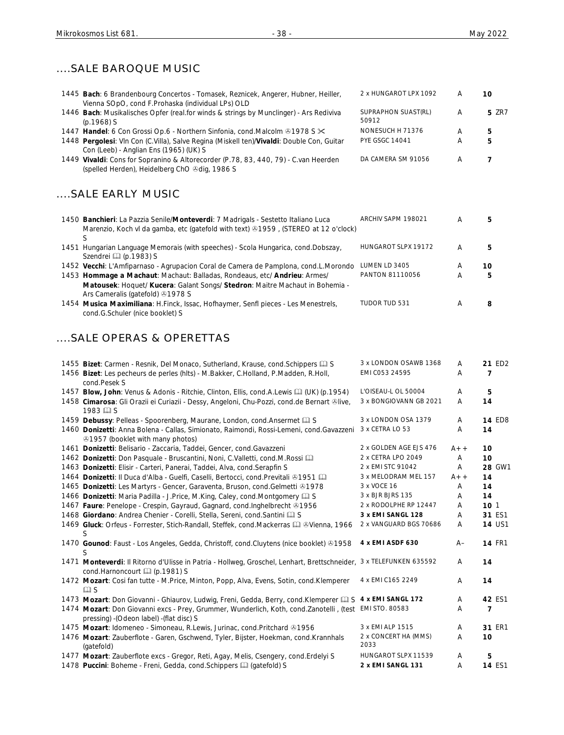## ....SALE BAROQUE MUSIC

| | | | | |
|---|---|---|---|---|
| 1445 | **Bach**: 6 Brandenbourg Concertos - Tomasek, Reznicek, Angerer, Hubner, Heiller, Vienna SOpO, cond F.Prohaska (individual LPs) OLD | 2 x HUNGAROT LPX 1092 | A | **10** |
| 1446 | **Bach**: Musikalisches Opfer (real.for winds & strings by Munclinger) - Ars Rediviva (p.1968) S | SUPRAPHON SUAST(RL) 50912 | A | **5** ZR7 |
| 1447 | **Handel**: 6 Con Grossi Op.6 - Northern Sinfonia, cond.Malcolm ℗1978 S ✂ | NONESUCH H 71376 | A | **5** |
| 1448 | **Pergolesi**: Vln Con (C.Villa), Salve Regina (Miskell ten)/**Vivaldi**: Double Con, Guitar Con (Leeb) - Anglian Ens (1965) (UK) S | PYE GSGC 14041 | A | **5** |
| 1449 | **Vivaldi**: Cons for Sopranino & Altorecorder (P.78, 83, 440, 79) - C.van Heerden (spelled Herden), Heidelberg ChO ℗dig, 1986 S | DA CAMERA SM 91056 | A | **7** |

## ....SALE EARLY MUSIC

| | | | | |
|---|---|---|---|---|
| 1450 | **Banchieri**: La Pazzia Senile/**Monteverdi**: 7 Madrigals - Sestetto Italiano Luca Marenzio, Koch vl da gamba, etc (gatefold with text) ℗1959 , (STEREO at 12 o'clock) S | ARCHIV SAPM 198021 | A | **5** |
| 1451 | Hungarian Language Memorais (with speeches) - Scola Hungarica, cond.Dobszay, Szendrei 📖 (p.1983) S | HUNGAROT SLPX 19172 | A | **5** |
| 1452 | **Vecchi**: L'Amfiparnaso - Agrupacion Coral de Camera de Pamplona, cond.L.Morondo | LUMEN LD 3405 | A | **10** |
| 1453 | **Hommage a Machaut**: Machaut: Balladas, Rondeaus, etc/ **Andrieu**: Armes/ **Matousek**: Hoquet/ **Kucera**: Galant Songs/ **Stedron**: Maitre Machaut in Bohemia - Ars Cameralis (gatefold) ℗1978 S | PANTON 81110056 | A | **5** |
| 1454 | **Musica Maximiliana**: H.Finck, Issac, Hofhaymer, Senfl pieces - Les Menestrels, cond.G.Schuler (nice booklet) S | TUDOR TUD 531 | A | **8** |

## ....SALE OPERAS & OPERETTAS

| | | | | |
|---|---|---|---|---|
| 1455 | **Bizet**: Carmen - Resnik, Del Monaco, Sutherland, Krause, cond.Schippers 📖 S | 3 x LONDON OSAWB 1368 | A | **21** ED2 |
| 1456 | **Bizet**: Les pecheurs de perles (hlts) - M.Bakker, C.Holland, P.Madden, R.Holl, cond.Pesek S | EMI C053 24595 | A | **7** |
| 1457 | **Blow, John**: Venus & Adonis - Ritchie, Clinton, Ellis, cond.A.Lewis 📖 (UK) (p.1954) | L'OISEAU-L OL 50004 | A | **5** |
| 1458 | **Cimarosa**: Gli Orazii ei Curiazii - Dessy, Angeloni, Chu-Pozzi, cond.de Bernart ℗live, 1983 📖 S | 3 x BONGIOVANN GB 2021 | A | **14** |
| 1459 | **Debussy**: Pelleas - Spoorenberg, Maurane, London, cond.Ansermet 📖 S | 3 x LONDON OSA 1379 | A | **14** ED8 |
| 1460 | **Donizetti**: Anna Bolena - Callas, Simionato, Raimondi, Rossi-Lemeni, cond.Gavazzeni ℗1957 (booklet with many photos) | 3 x CETRA LO 53 | A | **14** |
| 1461 | **Donizetti**: Belisario - Zaccaria, Taddei, Gencer, cond.Gavazzeni | 2 x GOLDEN AGE EJS 476 | A++ | **10** |
| 1462 | **Donizetti**: Don Pasquale - Bruscantini, Noni, C.Valletti, cond.M.Rossi 📖 | 2 x CETRA LPO 2049 | A | **10** |
| 1463 | **Donizetti**: Elisir - Carteri, Panerai, Taddei, Alva, cond.Serafin S | 2 x EMI STC 91042 | A | **28** GW1 |
| 1464 | **Donizetti**: Il Duca d'Alba - Guelfi, Caselli, Bertocci, cond.Previtali ℗1951 📖 | 3 x MELODRAM MEL 157 | A++ | **14** |
| 1465 | **Donizetti**: Les Martyrs - Gencer, Garaventa, Bruson, cond.Gelmetti ℗1978 | 3 x VOCE 16 | A | **14** |
| 1466 | **Donizetti**: Maria Padilla - J.Price, M.King, Caley, cond.Montgomery 📖 S | 3 x BJR BJRS 135 | A | **14** |
| 1467 | **Faure**: Penelope - Crespin, Gayraud, Gagnard, cond.Inghelbrecht ℗1956 | 2 x RODOLPHE RP 12447 | A | **10** 1 |
| 1468 | **Giordano**: Andrea Chenier - Corelli, Stella, Sereni, cond.Santini 📖 S | **3 x EMI SANGL 128** | A | **31** ES1 |
| 1469 | **Gluck**: Orfeus - Forrester, Stich-Randall, Steffek, cond.Mackerras 📖 ℗Vienna, 1966 S | 2 x VANGUARD BGS 70686 | A | **14** US1 |
| 1470 | **Gounod**: Faust - Los Angeles, Gedda, Christoff, cond.Cluytens (nice booklet) ℗1958 S | **4 x EMI ASDF 630** | A– | **14** FR1 |
| 1471 | **Monteverdi**: Il Ritorno d'Ulisse in Patria - Hollweg, Groschel, Lenhart, Brettschneider, cond.Harnoncourt 📖 (p.1981) S | 3 x TELEFUNKEN 635592 | A | **14** |
| 1472 | **Mozart**: Cosi fan tutte - M.Price, Minton, Popp, Alva, Evens, Sotin, cond.Klemperer 📖 S | 4 x EMI C165 2249 | A | **14** |
| 1473 | **Mozart**: Don Giovanni - Ghiaurov, Ludwig, Freni, Gedda, Berry, cond.Klemperer 📖 S | **4 x EMI SANGL 172** | A | **42** ES1 |
| 1474 | **Mozart**: Don Giovanni excs - Prey, Grummer, Wunderlich, Koth, cond.Zanotelli , (test pressing) -(Odeon label) -(flat disc) S | EMI STO. 80583 | A | **7** |
| 1475 | **Mozart**: Idomeneo - Simoneau, R.Lewis, Jurinac, cond.Pritchard ℗1956 | 3 x EMI ALP 1515 | A | **31** ER1 |
| 1476 | **Mozart**: Zauberflote - Garen, Gschwend, Tyler, Bijster, Hoekman, cond.Krannhals (gatefold) | 2 x CONCERT HA (MMS) 2033 | A | **10** |
| 1477 | **Mozart**: Zauberflote excs - Gregor, Reti, Agay, Melis, Csengery, cond.Erdelyi S | HUNGAROT SLPX 11539 | A | **5** |
| 1478 | **Puccini**: Boheme - Freni, Gedda, cond.Schippers 📖 (gatefold) S | **2 x EMI SANGL 131** | A | **14** ES1 |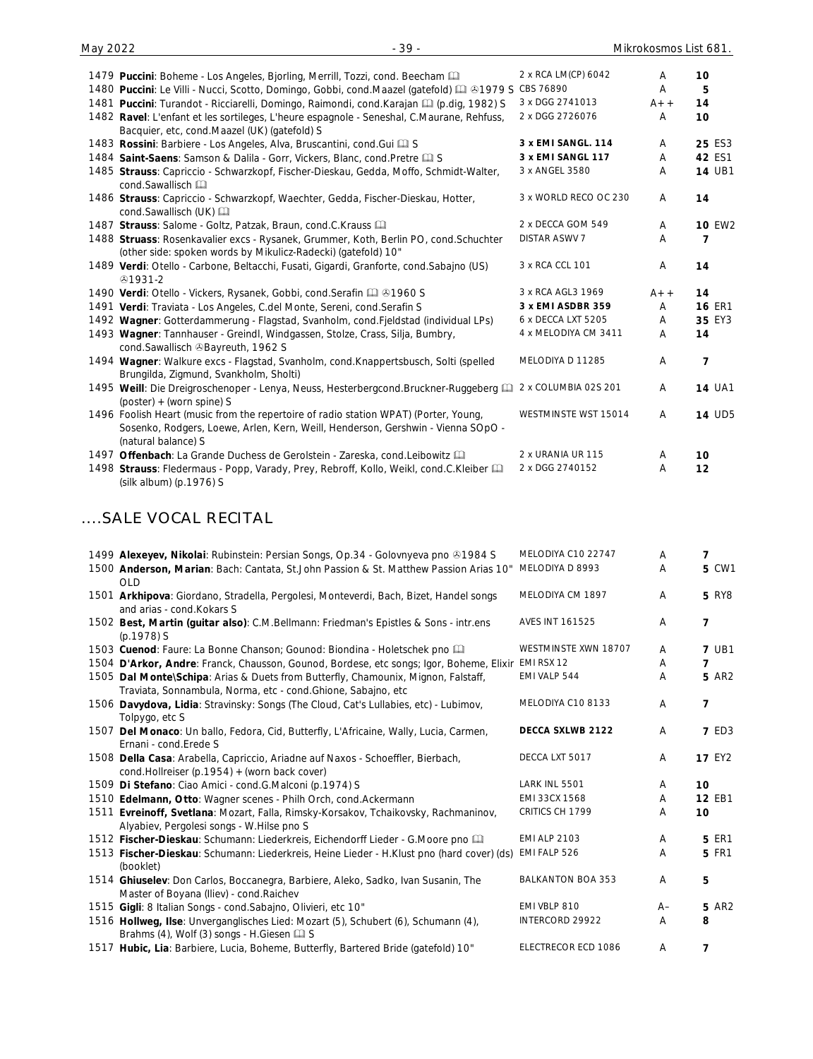| | | | | |
|---|---|---|---|---|
| 1479 | **Puccini**: Boheme - Los Angeles, Bjorling, Merrill, Tozzi, cond. Beecham 🕮 | 2 x RCA LM(CP) 6042 | A | 10 |
| 1480 | **Puccini**: Le Villi - Nucci, Scotto, Domingo, Gobbi, cond.Maazel (gatefold) 🕮 ℗1979 S | CBS 76890 | A | 5 |
| 1481 | **Puccini**: Turandot - Ricciarelli, Domingo, Raimondi, cond.Karajan 🕮 (p.dig, 1982) S | 3 x DGG 2741013 | A++ | 14 |
| 1482 | **Ravel**: L'enfant et les sortileges, L'heure espagnole - Seneshal, C.Maurane, Rehfuss, Bacquier, etc, cond.Maazel (UK) (gatefold) S | 2 x DGG 2726076 | A | 10 |
| 1483 | **Rossini**: Barbiere - Los Angeles, Alva, Bruscantini, cond.Gui 🕮 S | **3 x EMI SANGL. 114** | A | 25 ES3 |
| 1484 | **Saint-Saens**: Samson & Dalila - Gorr, Vickers, Blanc, cond.Pretre 🕮 S | **3 x EMI SANGL 117** | A | 42 ES1 |
| 1485 | **Strauss**: Capriccio - Schwarzkopf, Fischer-Dieskau, Gedda, Moffo, Schmidt-Walter, cond.Sawallisch 🕮 | 3 x ANGEL 3580 | A | 14 UB1 |
| 1486 | **Strauss**: Capriccio - Schwarzkopf, Waechter, Gedda, Fischer-Dieskau, Hotter, cond.Sawallisch (UK) 🕮 | 3 x WORLD RECO OC 230 | A | 14 |
| 1487 | **Strauss**: Salome - Goltz, Patzak, Braun, cond.C.Krauss 🕮 | 2 x DECCA GOM 549 | A | 10 EW2 |
| 1488 | **Struass**: Rosenkavalier excs - Rysanek, Grummer, Koth, Berlin PO, cond.Schuchter (other side: spoken words by Mikulicz-Radecki) (gatefold) 10" | DISTAR ASWV 7 | A | 7 |
| 1489 | **Verdi**: Otello - Carbone, Beltacchi, Fusati, Gigardi, Granforte, cond.Sabajno (US) ℗1931-2 | 3 x RCA CCL 101 | A | 14 |
| 1490 | **Verdi**: Otello - Vickers, Rysanek, Gobbi, cond.Serafin 🕮 ℗1960 S | 3 x RCA AGL3 1969 | A++ | 14 |
| 1491 | **Verdi**: Traviata - Los Angeles, C.del Monte, Sereni, cond.Serafin S | **3 x EMI ASDBR 359** | A | 16 ER1 |
| 1492 | **Wagner**: Gotterdammerung - Flagstad, Svanholm, cond.Fjeldstad (individual LPs) | 6 x DECCA LXT 5205 | A | 35 EY3 |
| 1493 | **Wagner**: Tannhauser - Greindl, Windgassen, Stolze, Crass, Silja, Bumbry, cond.Sawallisch ℗Bayreuth, 1962 S | 4 x MELODIYA CM 3411 | A | 14 |
| 1494 | **Wagner**: Walkure excs - Flagstad, Svanholm, cond.Knappertsbusch, Solti (spelled Brungilda, Zigmund, Svankholm, Sholti) | MELODIYA D 11285 | A | 7 |
| 1495 | **Weill**: Die Dreigroschenoper - Lenya, Neuss, Hesterbergcond.Bruckner-Ruggeberg 🕮 (poster) + (worn spine) S | 2 x COLUMBIA 02S 201 | A | 14 UA1 |
| 1496 | Foolish Heart (music from the repertoire of radio station WPAT) (Porter, Young, Sosenko, Rodgers, Loewe, Arlen, Kern, Weill, Henderson, Gershwin - Vienna SOpO - (natural balance) S | WESTMINSTE WST 15014 | A | 14 UD5 |
| 1497 | **Offenbach**: La Grande Duchess de Gerolstein - Zareska, cond.Leibowitz 🕮 | 2 x URANIA UR 115 | A | 10 |
| 1498 | **Strauss**: Fledermaus - Popp, Varady, Prey, Rebroff, Kollo, Weikl, cond.C.Kleiber 🕮 (silk album) (p.1976) S | 2 x DGG 2740152 | A | 12 |

## ....SALE VOCAL RECITAL

| | | | | |
|---|---|---|---|---|
| 1499 | **Alexeyev, Nikolai**: Rubinstein: Persian Songs, Op.34 - Golovnyeva pno ℗1984 S | MELODIYA C10 22747 | A | 7 |
| 1500 | **Anderson, Marian**: Bach: Cantata, St.John Passion & St. Matthew Passion Arias 10" OLD | MELODIYA D 8993 | A | 5 CW1 |
| 1501 | **Arkhipova**: Giordano, Stradella, Pergolesi, Monteverdi, Bach, Bizet, Handel songs and arias - cond.Kokars S | MELODIYA CM 1897 | A | 5 RY8 |
| 1502 | **Best, Martin (guitar also)**: C.M.Bellmann: Friedman's Epistles & Sons - intr.ens (p.1978) S | AVES INT 161525 | A | 7 |
| 1503 | **Cuenod**: Faure: La Bonne Chanson; Gounod: Biondina - Holetschek pno 🕮 | WESTMINSTE XWN 18707 | A | 7 UB1 |
| 1504 | **D'Arkor, Andre**: Franck, Chausson, Gounod, Bordese, etc songs; Igor, Boheme, Elixir | EMI RSX 12 | A | 7 |
| 1505 | **Dal Monte\Schipa**: Arias & Duets from Butterfly, Chamounix, Mignon, Falstaff, Traviata, Sonnambula, Norma, etc - cond.Ghione, Sabajno, etc | EMI VALP 544 | A | 5 AR2 |
| 1506 | **Davydova, Lidia**: Stravinsky: Songs (The Cloud, Cat's Lullabies, etc) - Lubimov, Tolpygo, etc S | MELODIYA C10 8133 | A | 7 |
| 1507 | **Del Monaco**: Un ballo, Fedora, Cid, Butterfly, L'Africaine, Wally, Lucia, Carmen, Ernani - cond.Erede S | **DECCA SXLWB 2122** | A | 7 ED3 |
| 1508 | **Della Casa**: Arabella, Capriccio, Ariadne auf Naxos - Schoeffler, Bierbach, cond.Hollreiser (p.1954) + (worn back cover) | DECCA LXT 5017 | A | 17 EY2 |
| 1509 | **Di Stefano**: Ciao Amici - cond.G.Malconi (p.1974) S | LARK INL 5501 | A | 10 |
| 1510 | **Edelmann, Otto**: Wagner scenes - Philh Orch, cond.Ackermann | EMI 33CX 1568 | A | 12 EB1 |
| 1511 | **Evreinoff, Svetlana**: Mozart, Falla, Rimsky-Korsakov, Tchaikovsky, Rachmaninov, Alyabiev, Pergolesi songs - W.Hilse pno S | CRITICS CH 1799 | A | 10 |
| 1512 | **Fischer-Dieskau**: Schumann: Liederkreis, Eichendorff Lieder - G.Moore pno 🕮 | EMI ALP 2103 | A | 5 ER1 |
| 1513 | **Fischer-Dieskau**: Schumann: Liederkreis, Heine Lieder - H.Klust pno (hard cover) (ds) (booklet) | EMI FALP 526 | A | 5 FR1 |
| 1514 | **Ghiuselev**: Don Carlos, Boccanegra, Barbiere, Aleko, Sadko, Ivan Susanin, The Master of Boyana (Iliev) - cond.Raichev | BALKANTON BOA 353 | A | 5 |
| 1515 | **Gigli**: 8 Italian Songs - cond.Sabajno, Olivieri, etc 10" | EMI VBLP 810 | A– | 5 AR2 |
| 1516 | **Hollweg, Ilse**: Unverganglisches Lied: Mozart (5), Schubert (6), Schumann (4), Brahms (4), Wolf (3) songs - H.Giesen 🕮 S | INTERCORD 29922 | A | 8 |
| 1517 | **Hubic, Lia**: Barbiere, Lucia, Boheme, Butterfly, Bartered Bride (gatefold) 10" | ELECTRECOR ECD 1086 | A | 7 |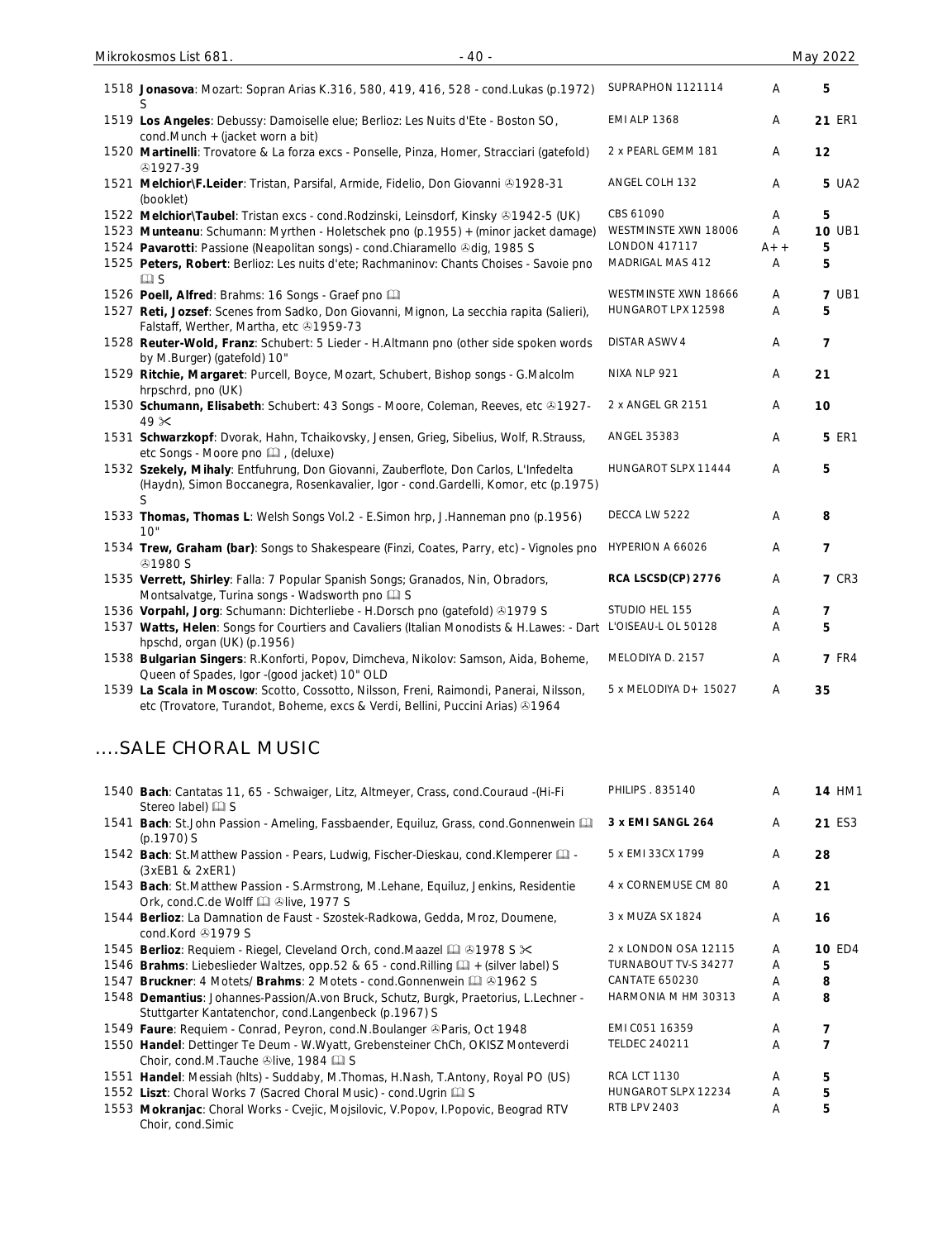| No. | Description | Label | Grade | Price |
|---|---|---|---|---|
| 1518 | **Jonasova**: Mozart: Sopran Arias K.316, 580, 419, 416, 528 - cond.Lukas (p.1972) S | SUPRAPHON 1121114 | A | 5 |
| 1519 | **Los Angeles**: Debussy: Damoiselle elue; Berlioz: Les Nuits d'Ete - Boston SO, cond.Munch + (jacket worn a bit) | EMI ALP 1368 | A | **21** ER1 |
| 1520 | **Martinelli**: Trovatore & La forza excs - Ponselle, Pinza, Homer, Stracciari (gatefold) ℗1927-39 | 2 x PEARL GEMM 181 | A | 12 |
| 1521 | **Melchior\F.Leider**: Tristan, Parsifal, Armide, Fidelio, Don Giovanni ℗1928-31 (booklet) | ANGEL COLH 132 | A | **5** UA2 |
| 1522 | **Melchior\Taubel**: Tristan excs - cond.Rodzinski, Leinsdorf, Kinsky ℗1942-5 (UK) | CBS 61090 | A | 5 |
| 1523 | **Munteanu**: Schumann: Myrthen - Holetschek pno (p.1955) + (minor jacket damage) | WESTMINSTE XWN 18006 | A | **10** UB1 |
| 1524 | **Pavarotti**: Passione (Neapolitan songs) - cond.Chiaramello ℗dig, 1985 S | LONDON 417117 | A++ | 5 |
| 1525 | **Peters, Robert**: Berlioz: Les nuits d'ete; Rachmaninov: Chants Choises - Savoie pno 🕮 S | MADRIGAL MAS 412 | A | 5 |
| 1526 | **Poell, Alfred**: Brahms: 16 Songs - Graef pno 🕮 | WESTMINSTE XWN 18666 | A | **7** UB1 |
| 1527 | **Reti, Jozsef**: Scenes from Sadko, Don Giovanni, Mignon, La secchia rapita (Salieri), Falstaff, Werther, Martha, etc ℗1959-73 | HUNGAROT LPX 12598 | A | 5 |
| 1528 | **Reuter-Wold, Franz**: Schubert: 5 Lieder - H.Altmann pno (other side spoken words by M.Burger) (gatefold) 10" | DISTAR ASWV 4 | A | 7 |
| 1529 | **Ritchie, Margaret**: Purcell, Boyce, Mozart, Schubert, Bishop songs - G.Malcolm hrpschrd, pno (UK) | NIXA NLP 921 | A | 21 |
| 1530 | **Schumann, Elisabeth**: Schubert: 43 Songs - Moore, Coleman, Reeves, etc ℗1927-49 ✂ | 2 x ANGEL GR 2151 | A | 10 |
| 1531 | **Schwarzkopf**: Dvorak, Hahn, Tchaikovsky, Jensen, Grieg, Sibelius, Wolf, R.Strauss, etc Songs - Moore pno 🕮 , (deluxe) | ANGEL 35383 | A | **5** ER1 |
| 1532 | **Szekely, Mihaly**: Entfuhrung, Don Giovanni, Zauberflote, Don Carlos, L'Infedelta (Haydn), Simon Boccanegra, Rosenkavalier, Igor - cond.Gardelli, Komor, etc (p.1975) S | HUNGAROT SLPX 11444 | A | 5 |
| 1533 | **Thomas, Thomas L**: Welsh Songs Vol.2 - E.Simon hrp, J.Hanneman pno (p.1956) 10" | DECCA LW 5222 | A | 8 |
| 1534 | **Trew, Graham (bar)**: Songs to Shakespeare (Finzi, Coates, Parry, etc) - Vignoles pno ℗1980 S | HYPERION A 66026 | A | 7 |
| 1535 | **Verrett, Shirley**: Falla: 7 Popular Spanish Songs; Granados, Nin, Obradors, Montsalvatge, Turina songs - Wadsworth pno 🕮 S | **RCA LSCSD(CP) 2776** | A | **7** CR3 |
| 1536 | **Vorpahl, Jorg**: Schumann: Dichterliebe - H.Dorsch pno (gatefold) ℗1979 S | STUDIO HEL 155 | A | 7 |
| 1537 | **Watts, Helen**: Songs for Courtiers and Cavaliers (Italian Monodists & H.Lawes: - Dart hpschd, organ (UK) (p.1956) | L'OISEAU-L OL 50128 | A | 5 |
| 1538 | **Bulgarian Singers**: R.Konforti, Popov, Dimcheva, Nikolov: Samson, Aida, Boheme, Queen of Spades, Igor -(good jacket) 10" OLD | MELODIYA D. 2157 | A | **7** FR4 |
| 1539 | **La Scala in Moscow**: Scotto, Cossotto, Nilsson, Freni, Raimondi, Panerai, Nilsson, etc (Trovatore, Turandot, Boheme, excs & Verdi, Bellini, Puccini Arias) ℗1964 | 5 x MELODIYA D+ 15027 | A | 35 |

## ....SALE CHORAL MUSIC

| No. | Description | Label | Grade | Price |
|---|---|---|---|---|
| 1540 | **Bach**: Cantatas 11, 65 - Schwaiger, Litz, Altmeyer, Crass, cond.Couraud -(Hi-Fi Stereo label) 🕮 S | PHILIPS . 835140 | A | **14** HM1 |
| 1541 | **Bach**: St.John Passion - Ameling, Fassbaender, Equiluz, Grass, cond.Gonnenwein 🕮 (p.1970) S | **3 x EMI SANGL 264** | A | **21** ES3 |
| 1542 | **Bach**: St.Matthew Passion - Pears, Ludwig, Fischer-Dieskau, cond.Klemperer 🕮 - (3xEB1 & 2xER1) | 5 x EMI 33CX 1799 | A | 28 |
| 1543 | **Bach**: St.Matthew Passion - S.Armstrong, M.Lehane, Equiluz, Jenkins, Residentie Ork, cond.C.de Wolff 🕮 ℗live, 1977 S | 4 x CORNEMUSE CM 80 | A | 21 |
| 1544 | **Berlioz**: La Damnation de Faust - Szostek-Radkowa, Gedda, Mroz, Doumene, cond.Kord ℗1979 S | 3 x MUZA SX 1824 | A | 16 |
| 1545 | **Berlioz**: Requiem - Riegel, Cleveland Orch, cond.Maazel 🕮 ℗1978 S ✂ | 2 x LONDON OSA 12115 | A | **10** ED4 |
| 1546 | **Brahms**: Liebeslieder Waltzes, opp.52 & 65 - cond.Rilling 🕮 + (silver label) S | TURNABOUT TV-S 34277 | A | 5 |
| 1547 | **Bruckner**: 4 Motets/ **Brahms**: 2 Motets - cond.Gonnenwein 🕮 ℗1962 S | CANTATE 650230 | A | 8 |
| 1548 | **Demantius**: Johannes-Passion/A.von Bruck, Schutz, Burgk, Praetorius, L.Lechner - Stuttgarter Kantatenchor, cond.Langenbeck (p.1967) S | HARMONIA M HM 30313 | A | 8 |
| 1549 | **Faure**: Requiem - Conrad, Peyron, cond.N.Boulanger ℗Paris, Oct 1948 | EMI C051 16359 | A | 7 |
| 1550 | **Handel**: Dettinger Te Deum - W.Wyatt, Grebensteiner ChCh, OKISZ Monteverdi Choir, cond.M.Tauche ℗live, 1984 🕮 S | TELDEC 240211 | A | 7 |
| 1551 | **Handel**: Messiah (hlts) - Suddaby, M.Thomas, H.Nash, T.Antony, Royal PO (US) | RCA LCT 1130 | A | 5 |
| 1552 | **Liszt**: Choral Works 7 (Sacred Choral Music) - cond.Ugrin 🕮 S | HUNGAROT SLPX 12234 | A | 5 |
| 1553 | **Mokranjac**: Choral Works - Cvejic, Mojsilovic, V.Popov, I.Popovic, Beograd RTV Choir, cond.Simic | RTB LPV 2403 | A | 5 |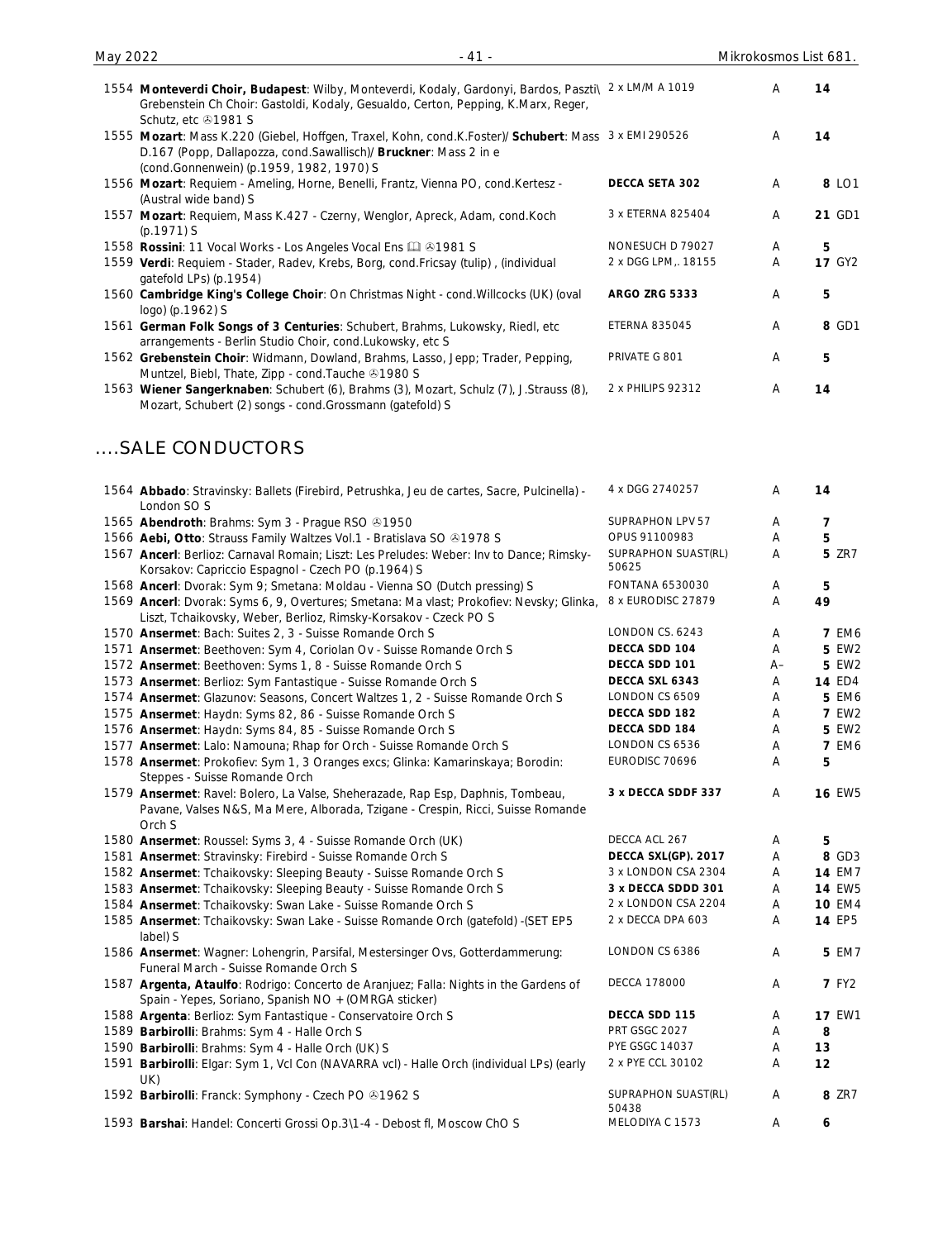| | | | | |
|---|---|---|---|---|
| 1554 **Monteverdi Choir, Budapest**: Wilby, Monteverdi, Kodaly, Gardonyi, Bardos, Paszti\ Grebenstein Ch Choir: Gastoldi, Kodaly, Gesualdo, Certon, Pepping, K.Marx, Reger, Schutz, etc ℗1981 S | 2 x LM/M A 1019 | A | 14 | |
| 1555 **Mozart**: Mass K.220 (Giebel, Hoffgen, Traxel, Kohn, cond.K.Foster)/ **Schubert**: Mass D.167 (Popp, Dallapozza, cond.Sawallisch)/ **Bruckner**: Mass 2 in e (cond.Gonnenwein) (p.1959, 1982, 1970) S | 3 x EMI 290526 | A | 14 | |
| 1556 **Mozart**: Requiem - Ameling, Horne, Benelli, Frantz, Vienna PO, cond.Kertesz - (Austral wide band) S | **DECCA SETA 302** | A | 8 | LO1 |
| 1557 **Mozart**: Requiem, Mass K.427 - Czerny, Wenglor, Apreck, Adam, cond.Koch (p.1971) S | 3 x ETERNA 825404 | A | 21 | GD1 |
| 1558 **Rossini**: 11 Vocal Works - Los Angeles Vocal Ens 📖 ℗1981 S | NONESUCH D 79027 | A | 5 | |
| 1559 **Verdi**: Requiem - Stader, Radev, Krebs, Borg, cond.Fricsay (tulip) , (individual gatefold LPs) (p.1954) | 2 x DGG LPM,. 18155 | A | 17 | GY2 |
| 1560 **Cambridge King's College Choir**: On Christmas Night - cond.Willcocks (UK) (oval logo) (p.1962) S | **ARGO ZRG 5333** | A | 5 | |
| 1561 **German Folk Songs of 3 Centuries**: Schubert, Brahms, Lukowsky, Riedl, etc arrangements - Berlin Studio Choir, cond.Lukowsky, etc S | ETERNA 835045 | A | 8 | GD1 |
| 1562 **Grebenstein Choir**: Widmann, Dowland, Brahms, Lasso, Jepp; Trader, Pepping, Muntzel, Biebl, Thate, Zipp - cond.Tauche ℗1980 S | PRIVATE G 801 | A | 5 | |
| 1563 **Wiener Sangerknaben**: Schubert (6), Brahms (3), Mozart, Schulz (7), J.Strauss (8), Mozart, Schubert (2) songs - cond.Grossmann (gatefold) S | 2 x PHILIPS 92312 | A | 14 | |

## ....SALE CONDUCTORS

| | | | | |
|---|---|---|---|---|
| 1564 **Abbado**: Stravinsky: Ballets (Firebird, Petrushka, Jeu de cartes, Sacre, Pulcinella) - London SO S | 4 x DGG 2740257 | A | 14 | |
| 1565 **Abendroth**: Brahms: Sym 3 - Prague RSO ℗1950 | SUPRAPHON LPV 57 | A | 7 | |
| 1566 **Aebi, Otto**: Strauss Family Waltzes Vol.1 - Bratislava SO ℗1978 S | OPUS 91100983 | A | 5 | |
| 1567 **Ancerl**: Berlioz: Carnaval Romain; Liszt: Les Preludes: Weber: Inv to Dance; Rimsky-Korsakov: Capriccio Espagnol - Czech PO (p.1964) S | SUPRAPHON SUAST(RL) 50625 | A | 5 | ZR7 |
| 1568 **Ancerl**: Dvorak: Sym 9; Smetana: Moldau - Vienna SO (Dutch pressing) S | FONTANA 6530030 | A | 5 | |
| 1569 **Ancerl**: Dvorak: Syms 6, 9, Overtures; Smetana: Ma vlast; Prokofiev: Nevsky; Glinka, Liszt, Tchaikovsky, Weber, Berlioz, Rimsky-Korsakov - Czeck PO S | 8 x EURODISC 27879 | A | 49 | |
| 1570 **Ansermet**: Bach: Suites 2, 3 - Suisse Romande Orch S | LONDON CS. 6243 | A | 7 | EM6 |
| 1571 **Ansermet**: Beethoven: Sym 4, Coriolan Ov - Suisse Romande Orch S | **DECCA SDD 104** | A | 5 | EW2 |
| 1572 **Ansermet**: Beethoven: Syms 1, 8 - Suisse Romande Orch S | **DECCA SDD 101** | A– | 5 | EW2 |
| 1573 **Ansermet**: Berlioz: Sym Fantastique - Suisse Romande Orch S | **DECCA SXL 6343** | A | 14 | ED4 |
| 1574 **Ansermet**: Glazunov: Seasons, Concert Waltzes 1, 2 - Suisse Romande Orch S | LONDON CS 6509 | A | 5 | EM6 |
| 1575 **Ansermet**: Haydn: Syms 82, 86 - Suisse Romande Orch S | **DECCA SDD 182** | A | 7 | EW2 |
| 1576 **Ansermet**: Haydn: Syms 84, 85 - Suisse Romande Orch S | **DECCA SDD 184** | A | 5 | EW2 |
| 1577 **Ansermet**: Lalo: Namouna; Rhap for Orch - Suisse Romande Orch S | LONDON CS 6536 | A | 7 | EM6 |
| 1578 **Ansermet**: Prokofiev: Sym 1, 3 Oranges excs; Glinka: Kamarinskaya; Borodin: Steppes - Suisse Romande Orch | EURODISC 70696 | A | 5 | |
| 1579 **Ansermet**: Ravel: Bolero, La Valse, Sheherazade, Rap Esp, Daphnis, Tombeau, Pavane, Valses N&S, Ma Mere, Alborada, Tzigane - Crespin, Ricci, Suisse Romande Orch S | **3 x DECCA SDDF 337** | A | 16 | EW5 |
| 1580 **Ansermet**: Roussel: Syms 3, 4 - Suisse Romande Orch (UK) | DECCA ACL 267 | A | 5 | |
| 1581 **Ansermet**: Stravinsky: Firebird - Suisse Romande Orch S | **DECCA SXL(GP). 2017** | A | 8 | GD3 |
| 1582 **Ansermet**: Tchaikovsky: Sleeping Beauty - Suisse Romande Orch S | 3 x LONDON CSA 2304 | A | 14 | EM7 |
| 1583 **Ansermet**: Tchaikovsky: Sleeping Beauty - Suisse Romande Orch S | **3 x DECCA SDDD 301** | A | 14 | EW5 |
| 1584 **Ansermet**: Tchaikovsky: Swan Lake - Suisse Romande Orch S | 2 x LONDON CSA 2204 | A | 10 | EM4 |
| 1585 **Ansermet**: Tchaikovsky: Swan Lake - Suisse Romande Orch (gatefold) -(SET EP5 label) S | 2 x DECCA DPA 603 | A | 14 | EP5 |
| 1586 **Ansermet**: Wagner: Lohengrin, Parsifal, Mestersinger Ovs, Gotterdammerung: Funeral March - Suisse Romande Orch S | LONDON CS 6386 | A | 5 | EM7 |
| 1587 **Argenta, Ataulfo**: Rodrigo: Concerto de Aranjuez; Falla: Nights in the Gardens of Spain - Yepes, Soriano, Spanish NO + (OMRGA sticker) | DECCA 178000 | A | 7 | FY2 |
| 1588 **Argenta**: Berlioz: Sym Fantastique - Conservatoire Orch S | **DECCA SDD 115** | A | 17 | EW1 |
| 1589 **Barbirolli**: Brahms: Sym 4 - Halle Orch S | PRT GSGC 2027 | A | 8 | |
| 1590 **Barbirolli**: Brahms: Sym 4 - Halle Orch (UK) S | PYE GSGC 14037 | A | 13 | |
| 1591 **Barbirolli**: Elgar: Sym 1, Vcl Con (NAVARRA vcl) - Halle Orch (individual LPs) (early UK) | 2 x PYE CCL 30102 | A | 12 | |
| 1592 **Barbirolli**: Franck: Symphony - Czech PO ℗1962 S | SUPRAPHON SUAST(RL) 50438 | A | 8 | ZR7 |
| 1593 **Barshai**: Handel: Concerti Grossi Op.3\1-4 - Debost fl, Moscow ChO S | MELODIYA C 1573 | A | 6 | |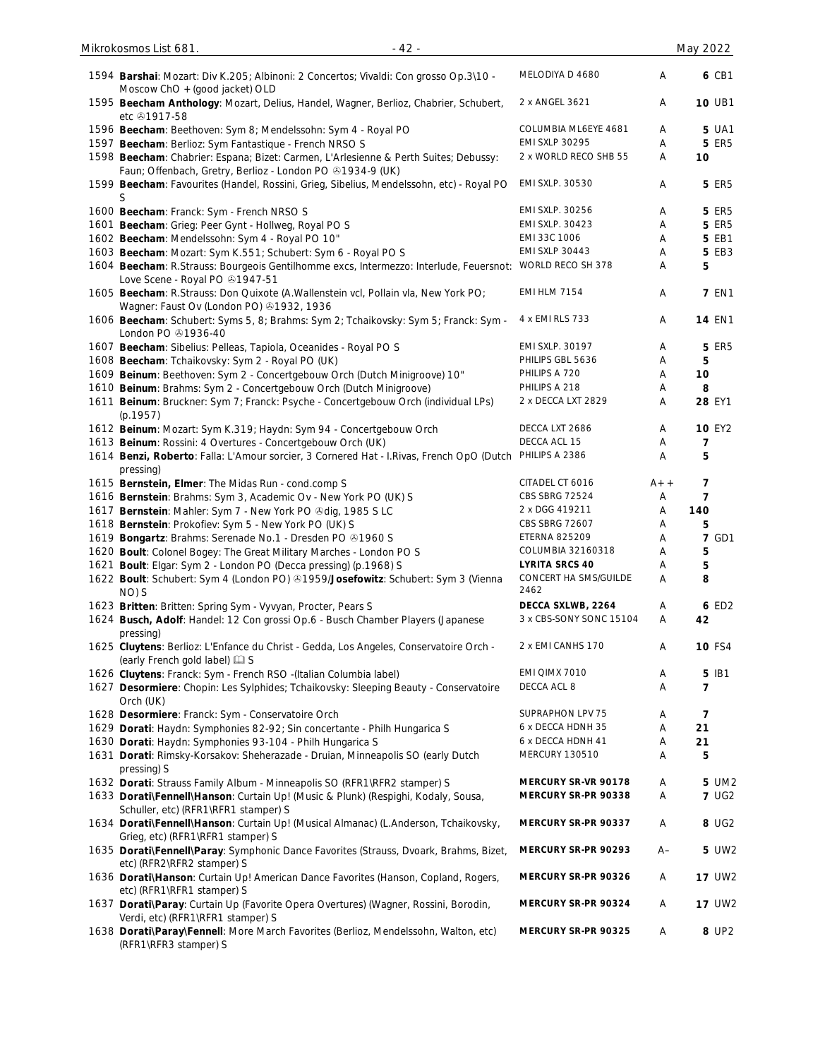| No. | Description | Label | Grade | Price |
|---|---|---|---|---|
| 1594 | **Barshai**: Mozart: Div K.205; Albinoni: 2 Concertos; Vivaldi: Con grosso Op.3\10 - Moscow ChO + (good jacket) OLD | MELODIYA D 4680 | A | **6** CB1 |
| 1595 | **Beecham Anthology**: Mozart, Delius, Handel, Wagner, Berlioz, Chabrier, Schubert, etc ℗1917-58 | 2 x ANGEL 3621 | A | **10** UB1 |
| 1596 | **Beecham**: Beethoven: Sym 8; Mendelssohn: Sym 4 - Royal PO | COLUMBIA ML6EYE 4681 | A | **5** UA1 |
| 1597 | **Beecham**: Berlioz: Sym Fantastique - French NRSO S | EMI SXLP 30295 | A | **5** ER5 |
| 1598 | **Beecham**: Chabrier: Espana; Bizet: Carmen, L'Arlesienne & Perth Suites; Debussy: Faun; Offenbach, Gretry, Berlioz - London PO ℗1934-9 (UK) | 2 x WORLD RECO SHB 55 | A | **10** |
| 1599 | **Beecham**: Favourites (Handel, Rossini, Grieg, Sibelius, Mendelssohn, etc) - Royal PO S | EMI SXLP. 30530 | A | **5** ER5 |
| 1600 | **Beecham**: Franck: Sym - French NRSO S | EMI SXLP. 30256 | A | **5** ER5 |
| 1601 | **Beecham**: Grieg: Peer Gynt - Hollweg, Royal PO S | EMI SXLP. 30423 | A | **5** ER5 |
| 1602 | **Beecham**: Mendelssohn: Sym 4 - Royal PO 10" | EMI 33C 1006 | A | **5** EB1 |
| 1603 | **Beecham**: Mozart: Sym K.551; Schubert: Sym 6 - Royal PO S | EMI SXLP 30443 | A | **5** EB3 |
| 1604 | **Beecham**: R.Strauss: Bourgeois Gentilhomme excs, Intermezzo: Interlude, Feuersnot: Love Scene - Royal PO ℗1947-51 | WORLD RECO SH 378 | A | **5** |
| 1605 | **Beecham**: R.Strauss: Don Quixote (A.Wallenstein vcl, Pollain vla, New York PO; Wagner: Faust Ov (London PO) ℗1932, 1936 | EMI HLM 7154 | A | **7** EN1 |
| 1606 | **Beecham**: Schubert: Syms 5, 8; Brahms: Sym 2; Tchaikovsky: Sym 5; Franck: Sym - London PO ℗1936-40 | 4 x EMI RLS 733 | A | **14** EN1 |
| 1607 | **Beecham**: Sibelius: Pelleas, Tapiola, Oceanides - Royal PO S | EMI SXLP. 30197 | A | **5** ER5 |
| 1608 | **Beecham**: Tchaikovsky: Sym 2 - Royal PO (UK) | PHILIPS GBL 5636 | A | **5** |
| 1609 | **Beinum**: Beethoven: Sym 2 - Concertgebouw Orch (Dutch Minigroove) 10" | PHILIPS A 720 | A | **10** |
| 1610 | **Beinum**: Brahms: Sym 2 - Concertgebouw Orch (Dutch Minigroove) | PHILIPS A 218 | A | **8** |
| 1611 | **Beinum**: Bruckner: Sym 7; Franck: Psyche - Concertgebouw Orch (individual LPs) (p.1957) | 2 x DECCA LXT 2829 | A | **28** EY1 |
| 1612 | **Beinum**: Mozart: Sym K.319; Haydn: Sym 94 - Concertgebouw Orch | DECCA LXT 2686 | A | **10** EY2 |
| 1613 | **Beinum**: Rossini: 4 Overtures - Concertgebouw Orch (UK) | DECCA ACL 15 | A | **7** |
| 1614 | **Benzi, Roberto**: Falla: L'Amour sorcier, 3 Cornered Hat - I.Rivas, French OpO (Dutch pressing) | PHILIPS A 2386 | A | **5** |
| 1615 | **Bernstein, Elmer**: The Midas Run - cond.comp S | CITADEL CT 6016 | A++ | **7** |
| 1616 | **Bernstein**: Brahms: Sym 3, Academic Ov - New York PO (UK) S | CBS SBRG 72524 | A | **7** |
| 1617 | **Bernstein**: Mahler: Sym 7 - New York PO ℗dig, 1985 S LC | 2 x DGG 419211 | A | **140** |
| 1618 | **Bernstein**: Prokofiev: Sym 5 - New York PO (UK) S | CBS SBRG 72607 | A | **5** |
| 1619 | **Bongartz**: Brahms: Serenade No.1 - Dresden PO ℗1960 S | ETERNA 825209 | A | **7** GD1 |
| 1620 | **Boult**: Colonel Bogey: The Great Military Marches - London PO S | COLUMBIA 32160318 | A | **5** |
| 1621 | **Boult**: Elgar: Sym 2 - London PO (Decca pressing) (p.1968) S | **LYRITA SRCS 40** | A | **5** |
| 1622 | **Boult**: Schubert: Sym 4 (London PO) ℗1959/**Josefowitz**: Schubert: Sym 3 (Vienna NO) S | CONCERT HA SMS/GUILDE 2462 | A | **8** |
| 1623 | **Britten**: Britten: Spring Sym - Vyvyan, Procter, Pears S | **DECCA SXLWB, 2264** | A | **6** ED2 |
| 1624 | **Busch, Adolf**: Handel: 12 Con grossi Op.6 - Busch Chamber Players (Japanese pressing) | 3 x CBS-SONY SONC 15104 | A | **42** |
| 1625 | **Cluytens**: Berlioz: L'Enfance du Christ - Gedda, Los Angeles, Conservatoire Orch - (early French gold label) 🕮 S | 2 x EMI CANHS 170 | A | **10** FS4 |
| 1626 | **Cluytens**: Franck: Sym - French RSO -(Italian Columbia label) | EMI QIMX 7010 | A | **5** IB1 |
| 1627 | **Desormiere**: Chopin: Les Sylphides; Tchaikovsky: Sleeping Beauty - Conservatoire Orch (UK) | DECCA ACL 8 | A | **7** |
| 1628 | **Desormiere**: Franck: Sym - Conservatoire Orch | SUPRAPHON LPV 75 | A | **7** |
| 1629 | **Dorati**: Haydn: Symphonies 82-92; Sin concertante - Philh Hungarica S | 6 x DECCA HDNH 35 | A | **21** |
| 1630 | **Dorati**: Haydn: Symphonies 93-104 - Philh Hungarica S | 6 x DECCA HDNH 41 | A | **21** |
| 1631 | **Dorati**: Rimsky-Korsakov: Sheherazade - Druian, Minneapolis SO (early Dutch pressing) S | MERCURY 130510 | A | **5** |
| 1632 | **Dorati**: Strauss Family Album - Minneapolis SO (RFR1\RFR2 stamper) S | **MERCURY SR-VR 90178** | A | **5** UM2 |
| 1633 | **Dorati\Fennell\Hanson**: Curtain Up! (Music & Plunk) (Respighi, Kodaly, Sousa, Schuller, etc) (RFR1\RFR1 stamper) S | **MERCURY SR-PR 90338** | A | **7** UG2 |
| 1634 | **Dorati\Fennell\Hanson**: Curtain Up! (Musical Almanac) (L.Anderson, Tchaikovsky, Grieg, etc) (RFR1\RFR1 stamper) S | **MERCURY SR-PR 90337** | A | **8** UG2 |
| 1635 | **Dorati\Fennell\Paray**: Symphonic Dance Favorites (Strauss, Dvoark, Brahms, Bizet, etc) (RFR2\RFR2 stamper) S | **MERCURY SR-PR 90293** | A– | **5** UW2 |
| 1636 | **Dorati\Hanson**: Curtain Up! American Dance Favorites (Hanson, Copland, Rogers, etc) (RFR1\RFR1 stamper) S | **MERCURY SR-PR 90326** | A | **17** UW2 |
| 1637 | **Dorati\Paray**: Curtain Up (Favorite Opera Overtures) (Wagner, Rossini, Borodin, Verdi, etc) (RFR1\RFR1 stamper) S | **MERCURY SR-PR 90324** | A | **17** UW2 |
| 1638 | **Dorati\Paray\Fennell**: More March Favorites (Berlioz, Mendelssohn, Walton, etc) (RFR1\RFR3 stamper) S | **MERCURY SR-PR 90325** | A | **8** UP2 |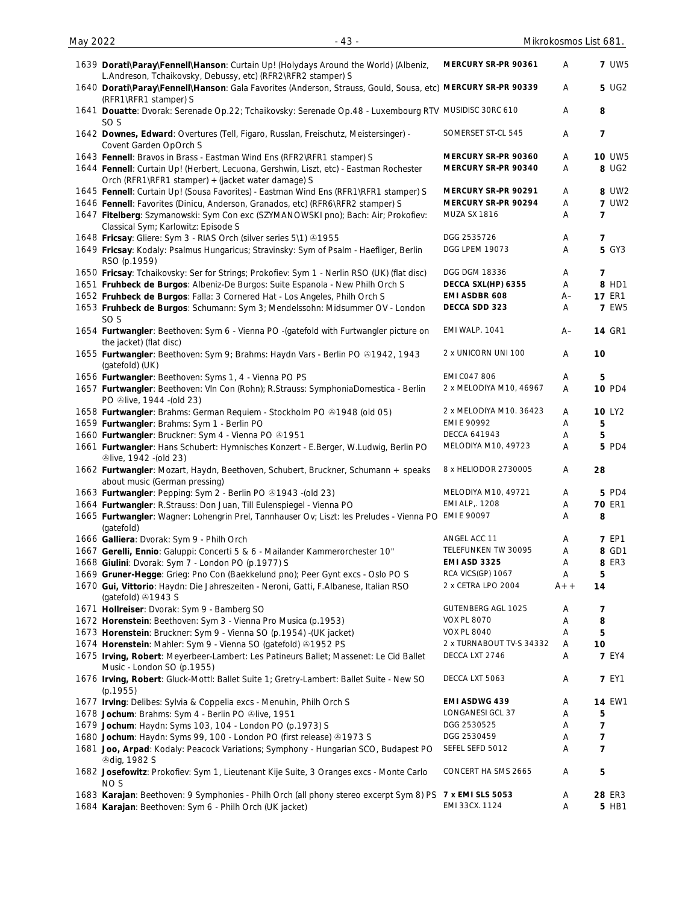| No. | Description | Label | Grade | Price |
|---|---|---|---|---|
| 1639 | **Dorati\Paray\Fennell\Hanson**: Curtain Up! (Holydays Around the World) (Albeniz, L.Andreson, Tchaikovsky, Debussy, etc) (RFR2\RFR2 stamper) S | **MERCURY SR-PR 90361** | A | **7** UW5 |
| 1640 | **Dorati\Paray\Fennell\Hanson**: Gala Favorites (Anderson, Strauss, Gould, Sousa, etc) (RFR1\RFR1 stamper) S | **MERCURY SR-PR 90339** | A | **5** UG2 |
| 1641 | **Douatte**: Dvorak: Serenade Op.22; Tchaikovsky: Serenade Op.48 - Luxembourg RTV SO S | MUSIDISC 30RC 610 | A | **8** |
| 1642 | **Downes, Edward**: Overtures (Tell, Figaro, Russlan, Freischutz, Meistersinger) - Covent Garden OpOrch S | SOMERSET ST-CL 545 | A | **7** |
| 1643 | **Fennell**: Bravos in Brass - Eastman Wind Ens (RFR2\RFR1 stamper) S | **MERCURY SR-PR 90360** | A | **10** UW5 |
| 1644 | **Fennell**: Curtain Up! (Herbert, Lecuona, Gershwin, Liszt, etc) - Eastman Rochester Orch (RFR1\RFR1 stamper) + (jacket water damage) S | **MERCURY SR-PR 90340** | A | **8** UG2 |
| 1645 | **Fennell**: Curtain Up! (Sousa Favorites) - Eastman Wind Ens (RFR1\RFR1 stamper) S | **MERCURY SR-PR 90291** | A | **8** UW2 |
| 1646 | **Fennell**: Favorites (Dinicu, Anderson, Granados, etc) (RFR6\RFR2 stamper) S | **MERCURY SR-PR 90294** | A | **7** UW2 |
| 1647 | **Fitelberg**: Szymanowski: Sym Con exc (SZYMANOWSKI pno); Bach: Air; Prokofiev: Classical Sym; Karlowitz: Episode S | MUZA SX 1816 | A | **7** |
| 1648 | **Fricsay**: Gliere: Sym 3 - RIAS Orch (silver series 5\1) ℗1955 | DGG 2535726 | A | **7** |
| 1649 | **Fricsay**: Kodaly: Psalmus Hungaricus; Stravinsky: Sym of Psalm - Haefliger, Berlin RSO (p.1959) | DGG LPEM 19073 | A | **5** GY3 |
| 1650 | **Fricsay**: Tchaikovsky: Ser for Strings; Prokofiev: Sym 1 - Nerlin RSO (UK) (flat disc) | DGG DGM 18336 | A | **7** |
| 1651 | **Fruhbeck de Burgos**: Albeniz-De Burgos: Suite Espanola - New Philh Orch S | **DECCA SXL(HP) 6355** | A | **8** HD1 |
| 1652 | **Fruhbeck de Burgos**: Falla: 3 Cornered Hat - Los Angeles, Philh Orch S | **EMI ASDBR 608** | A– | **17** ER1 |
| 1653 | **Fruhbeck de Burgos**: Schumann: Sym 3; Mendelssohn: Midsummer OV - London SO S | **DECCA SDD 323** | A | **7** EW5 |
| 1654 | **Furtwangler**: Beethoven: Sym 6 - Vienna PO -(gatefold with Furtwangler picture on the jacket) (flat disc) | EMI WALP. 1041 | A– | **14** GR1 |
| 1655 | **Furtwangler**: Beethoven: Sym 9; Brahms: Haydn Vars - Berlin PO ℗1942, 1943 (gatefold) (UK) | 2 x UNICORN UNI 100 | A | **10** |
| 1656 | **Furtwangler**: Beethoven: Syms 1, 4 - Vienna PO PS | EMI C047 806 | A | **5** |
| 1657 | **Furtwangler**: Beethoven: Vln Con (Rohn); R.Strauss: SymphoniaDomestica - Berlin PO ℗live, 1944 -(old 23) | 2 x MELODIYA M10, 46967 | A | **10** PD4 |
| 1658 | **Furtwangler**: Brahms: German Requiem - Stockholm PO ℗1948 (old 05) | 2 x MELODIYA M10. 36423 | A | **10** LY2 |
| 1659 | **Furtwangler**: Brahms: Sym 1 - Berlin PO | EMI E 90992 | A | **5** |
| 1660 | **Furtwangler**: Bruckner: Sym 4 - Vienna PO ℗1951 | DECCA 641943 | A | **5** |
| 1661 | **Furtwangler**: Hans Schubert: Hymnisches Konzert - E.Berger, W.Ludwig, Berlin PO ℗live, 1942 -(old 23) | MELODIYA M10, 49723 | A | **5** PD4 |
| 1662 | **Furtwangler**: Mozart, Haydn, Beethoven, Schubert, Bruckner, Schumann + speaks about music (German pressing) | 8 x HELIODOR 2730005 | A | **28** |
| 1663 | **Furtwangler**: Pepping: Sym 2 - Berlin PO ℗1943 -(old 23) | MELODIYA M10, 49721 | A | **5** PD4 |
| 1664 | **Furtwangler**: R.Strauss: Don Juan, Tilll Eulenspiegel - Vienna PO | EMI ALP,. 1208 | A | **70** ER1 |
| 1665 | **Furtwangler**: Wagner: Lohengrin Prel, Tannhauser Ov; Liszt: les Preludes - Vienna PO (gatefold) | EMI E 90097 | A | **8** |
| 1666 | **Galliera**: Dvorak: Sym 9 - Philh Orch | ANGEL ACC 11 | A | **7** EP1 |
| 1667 | **Gerelli, Ennio**: Galuppi: Concerti 5 & 6 - Mailander Kammerorchester 10" | TELEFUNKEN TW 30095 | A | **8** GD1 |
| 1668 | **Giulini**: Dvorak: Sym 7 - London PO (p.1977) S | **EMI ASD 3325** | A | **8** ER3 |
| 1669 | **Gruner-Hegge**: Grieg: Pno Con (Baekkelund pno); Peer Gynt excs - Oslo PO S | RCA VICS(GP) 1067 | A | **5** |
| 1670 | **Gui, Vittorio**: Haydn: Die Jahreszeiten - Neroni, Gatti, F.Albanese, Italian RSO (gatefold) ℗1943 S | 2 x CETRA LPO 2004 | A++ | **14** |
| 1671 | **Hollreiser**: Dvorak: Sym 9 - Bamberg SO | GUTENBERG AGL 1025 | A | **7** |
| 1672 | **Horenstein**: Beethoven: Sym 3 - Vienna Pro Musica (p.1953) | VOX PL 8070 | A | **8** |
| 1673 | **Horenstein**: Bruckner: Sym 9 - Vienna SO (p.1954) -(UK jacket) | VOX PL 8040 | A | **5** |
| 1674 | **Horenstein**: Mahler: Sym 9 - Vienna SO (gatefold) ℗1952 PS | 2 x TURNABOUT TV-S 34332 | A | **10** |
| 1675 | **Irving, Robert**: Meyerbeer-Lambert: Les Patineurs Ballet; Massenet: Le Cid Ballet Music - London SO (p.1955) | DECCA LXT 2746 | A | **7** EY4 |
| 1676 | **Irving, Robert**: Gluck-Mottl: Ballet Suite 1; Gretry-Lambert: Ballet Suite - New SO (p.1955) | DECCA LXT 5063 | A | **7** EY1 |
| 1677 | **Irving**: Delibes: Sylvia & Coppelia excs - Menuhin, Philh Orch S | **EMI ASDWG 439** | A | **14** EW1 |
| 1678 | **Jochum**: Brahms: Sym 4 - Berlin PO ℗live, 1951 | LONGANESI GCL 37 | A | **5** |
| 1679 | **Jochum**: Haydn: Syms 103, 104 - London PO (p.1973) S | DGG 2530525 | A | **7** |
| 1680 | **Jochum**: Haydn: Syms 99, 100 - London PO (first release) ℗1973 S | DGG 2530459 | A | **7** |
| 1681 | **Joo, Arpad**: Kodaly: Peacock Variations; Symphony - Hungarian SCO, Budapest PO ℗dig, 1982 S | SEFEL SEFD 5012 | A | **7** |
| 1682 | **Josefowitz**: Prokofiev: Sym 1, Lieutenant Kije Suite, 3 Oranges excs - Monte Carlo NO S | CONCERT HA SMS 2665 | A | **5** |
| 1683 | **Karajan**: Beethoven: 9 Symphonies - Philh Orch (all phony stereo excerpt Sym 8) PS | **7 x EMI SLS 5053** | A | **28** ER3 |
| 1684 | **Karajan**: Beethoven: Sym 6 - Philh Orch (UK jacket) | EMI 33CX. 1124 | A | **5** HB1 |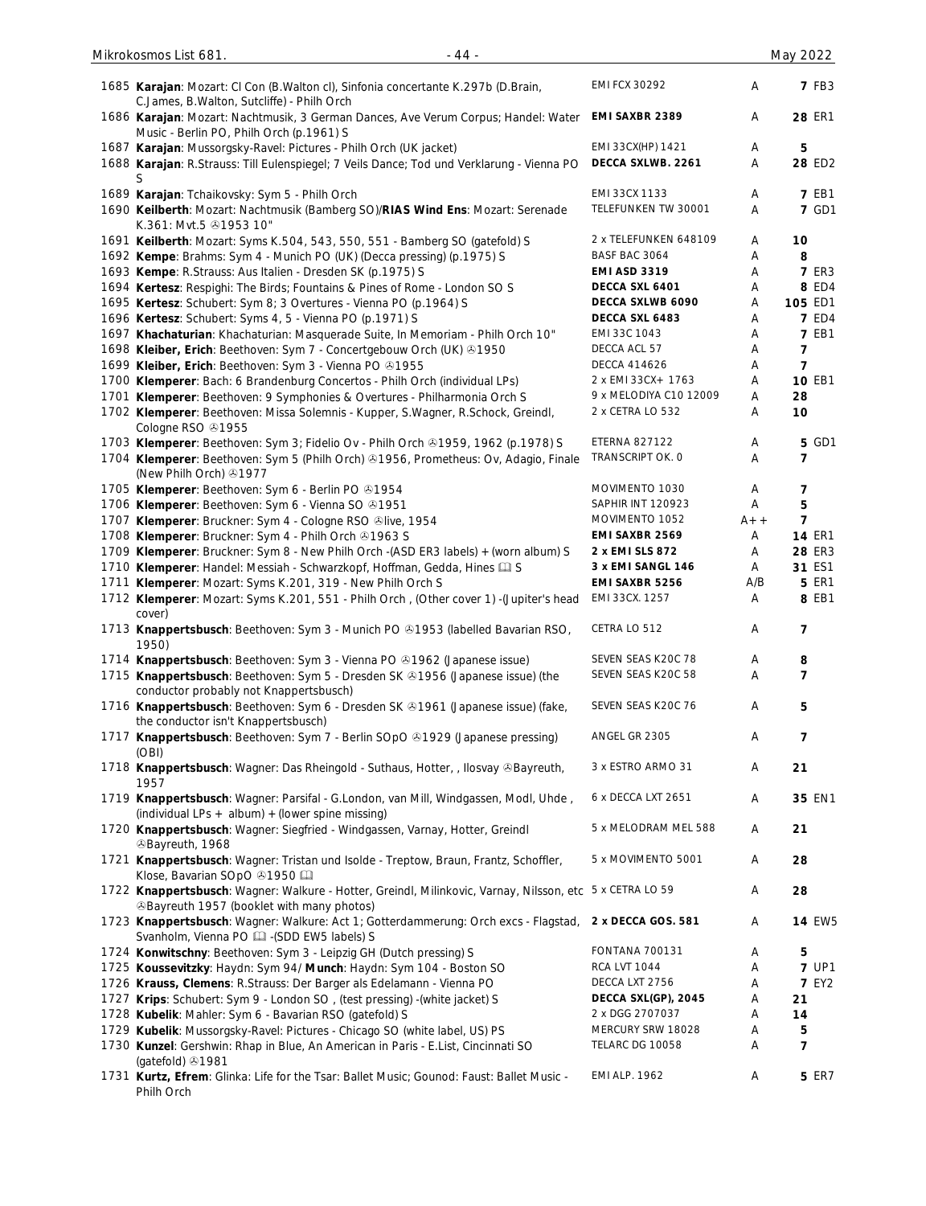| No. | Description | Label | Grade | Price | Code |
|---|---|---|---|---|---|
| 1685 | **Karajan**: Mozart: Cl Con (B.Walton cl), Sinfonia concertante K.297b (D.Brain, C.James, B.Walton, Sutcliffe) - Philh Orch | EMI FCX 30292 | A | 7 | FB3 |
| 1686 | **Karajan**: Mozart: Nachtmusik, 3 German Dances, Ave Verum Corpus; Handel: Water Music - Berlin PO, Philh Orch (p.1961) S | **EMI SAXBR 2389** | A | 28 | ER1 |
| 1687 | **Karajan**: Mussorgsky-Ravel: Pictures - Philh Orch (UK jacket) | EMI 33CX(HP) 1421 | A | 5 | |
| 1688 | **Karajan**: R.Strauss: Till Eulenspiegel; 7 Veils Dance; Tod und Verklarung - Vienna PO S | **DECCA SXLWB. 2261** | A | 28 | ED2 |
| 1689 | **Karajan**: Tchaikovsky: Sym 5 - Philh Orch | EMI 33CX 1133 | A | 7 | EB1 |
| 1690 | **Keilberth**: Mozart: Nachtmusik (Bamberg SO)/**RIAS Wind Ens**: Mozart: Serenade K.361: Mvt.5 ℗1953 10" | TELEFUNKEN TW 30001 | A | 7 | GD1 |
| 1691 | **Keilberth**: Mozart: Syms K.504, 543, 550, 551 - Bamberg SO (gatefold) S | 2 x TELEFUNKEN 648109 | A | 10 | |
| 1692 | **Kempe**: Brahms: Sym 4 - Munich PO (UK) (Decca pressing) (p.1975) S | BASF BAC 3064 | A | 8 | |
| 1693 | **Kempe**: R.Strauss: Aus Italien - Dresden SK (p.1975) S | **EMI ASD 3319** | A | 7 | ER3 |
| 1694 | **Kertesz**: Respighi: The Birds; Fountains & Pines of Rome - London SO S | **DECCA SXL 6401** | A | 8 | ED4 |
| 1695 | **Kertesz**: Schubert: Sym 8; 3 Overtures - Vienna PO (p.1964) S | **DECCA SXLWB 6090** | A | 105 | ED1 |
| 1696 | **Kertesz**: Schubert: Syms 4, 5 - Vienna PO (p.1971) S | **DECCA SXL 6483** | A | 7 | ED4 |
| 1697 | **Khachaturian**: Khachaturian: Masquerade Suite, In Memoriam - Philh Orch 10" | EMI 33C 1043 | A | 7 | EB1 |
| 1698 | **Kleiber, Erich**: Beethoven: Sym 7 - Concertgebouw Orch (UK) ℗1950 | DECCA ACL 57 | A | 7 | |
| 1699 | **Kleiber, Erich**: Beethoven: Sym 3 - Vienna PO ℗1955 | DECCA 414626 | A | 7 | |
| 1700 | **Klemperer**: Bach: 6 Brandenburg Concertos - Philh Orch (individual LPs) | 2 x EMI 33CX+ 1763 | A | 10 | EB1 |
| 1701 | **Klemperer**: Beethoven: 9 Symphonies & Overtures - Philharmonia Orch S | 9 x MELODIYA C10 12009 | A | 28 | |
| 1702 | **Klemperer**: Beethoven: Missa Solemnis - Kupper, S.Wagner, R.Schock, Greindl, Cologne RSO ℗1955 | 2 x CETRA LO 532 | A | 10 | |
| 1703 | **Klemperer**: Beethoven: Sym 3; Fidelio Ov - Philh Orch ℗1959, 1962 (p.1978) S | ETERNA 827122 | A | 5 | GD1 |
| 1704 | **Klemperer**: Beethoven: Sym 5 (Philh Orch) ℗1956, Prometheus: Ov, Adagio, Finale (New Philh Orch) ℗1977 | TRANSCRIPT OK. 0 | A | 7 | |
| 1705 | **Klemperer**: Beethoven: Sym 6 - Berlin PO ℗1954 | MOVIMENTO 1030 | A | 7 | |
| 1706 | **Klemperer**: Beethoven: Sym 6 - Vienna SO ℗1951 | SAPHIR INT 120923 | A | 5 | |
| 1707 | **Klemperer**: Bruckner: Sym 4 - Cologne RSO ℗live, 1954 | MOVIMENTO 1052 | A++ | 7 | |
| 1708 | **Klemperer**: Bruckner: Sym 4 - Philh Orch ℗1963 S | **EMI SAXBR 2569** | A | 14 | ER1 |
| 1709 | **Klemperer**: Bruckner: Sym 8 - New Philh Orch -(ASD ER3 labels) + (worn album) S | **2 x EMI SLS 872** | A | 28 | ER3 |
| 1710 | **Klemperer**: Handel: Messiah - Schwarzkopf, Hoffman, Gedda, Hines 🕮 S | **3 x EMI SANGL 146** | A | 31 | ES1 |
| 1711 | **Klemperer**: Mozart: Syms K.201, 319 - New Philh Orch S | **EMI SAXBR 5256** | A/B | 5 | ER1 |
| 1712 | **Klemperer**: Mozart: Syms K.201, 551 - Philh Orch , (Other cover 1) -(Jupiter's head cover) | EMI 33CX. 1257 | A | 8 | EB1 |
| 1713 | **Knappertsbusch**: Beethoven: Sym 3 - Munich PO ℗1953 (labelled Bavarian RSO, 1950) | CETRA LO 512 | A | 7 | |
| 1714 | **Knappertsbusch**: Beethoven: Sym 3 - Vienna PO ℗1962 (Japanese issue) | SEVEN SEAS K20C 78 | A | 8 | |
| 1715 | **Knappertsbusch**: Beethoven: Sym 5 - Dresden SK ℗1956 (Japanese issue) (the conductor probably not Knappertsbusch) | SEVEN SEAS K20C 58 | A | 7 | |
| 1716 | **Knappertsbusch**: Beethoven: Sym 6 - Dresden SK ℗1961 (Japanese issue) (fake, the conductor isn't Knappertsbusch) | SEVEN SEAS K20C 76 | A | 5 | |
| 1717 | **Knappertsbusch**: Beethoven: Sym 7 - Berlin SOpO ℗1929 (Japanese pressing) (OBI) | ANGEL GR 2305 | A | 7 | |
| 1718 | **Knappertsbusch**: Wagner: Das Rheingold - Suthaus, Hotter, , Ilosvay ℗Bayreuth, 1957 | 3 x ESTRO ARMO 31 | A | 21 | |
| 1719 | **Knappertsbusch**: Wagner: Parsifal - G.London, van Mill, Windgassen, Modl, Uhde , (individual LPs + album) + (lower spine missing) | 6 x DECCA LXT 2651 | A | 35 | EN1 |
| 1720 | **Knappertsbusch**: Wagner: Siegfried - Windgassen, Varnay, Hotter, Greindl ℗Bayreuth, 1968 | 5 x MELODRAM MEL 588 | A | 21 | |
| 1721 | **Knappertsbusch**: Wagner: Tristan und Isolde - Treptow, Braun, Frantz, Schoffler, Klose, Bavarian SOpO ℗1950 🕮 | 5 x MOVIMENTO 5001 | A | 28 | |
| 1722 | **Knappertsbusch**: Wagner: Walkure - Hotter, Greindl, Milinkovic, Varnay, Nilsson, etc ℗Bayreuth 1957 (booklet with many photos) | 5 x CETRA LO 59 | A | 28 | |
| 1723 | **Knappertsbusch**: Wagner: Walkure: Act 1; Gotterdammerung: Orch excs - Flagstad, Svanholm, Vienna PO 🕮 -(SDD EW5 labels) S | **2 x DECCA GOS. 581** | A | 14 | EW5 |
| 1724 | **Konwitschny**: Beethoven: Sym 3 - Leipzig GH (Dutch pressing) S | FONTANA 700131 | A | 5 | |
| 1725 | **Koussevitzky**: Haydn: Sym 94/ **Munch**: Haydn: Sym 104 - Boston SO | RCA LVT 1044 | A | 7 | UP1 |
| 1726 | **Krauss, Clemens**: R.Strauss: Der Barger als Edelamann - Vienna PO | DECCA LXT 2756 | A | 7 | EY2 |
| 1727 | **Krips**: Schubert: Sym 9 - London SO , (test pressing) -(white jacket) S | **DECCA SXL(GP), 2045** | A | 21 | |
| 1728 | **Kubelik**: Mahler: Sym 6 - Bavarian RSO (gatefold) S | 2 x DGG 2707037 | A | 14 | |
| 1729 | **Kubelik**: Mussorgsky-Ravel: Pictures - Chicago SO (white label, US) PS | MERCURY SRW 18028 | A | 5 | |
| 1730 | **Kunzel**: Gershwin: Rhap in Blue, An American in Paris - E.List, Cincinnati SO (gatefold) ℗1981 | TELARC DG 10058 | A | 7 | |
| 1731 | **Kurtz, Efrem**: Glinka: Life for the Tsar: Ballet Music; Gounod: Faust: Ballet Music - Philh Orch | EMI ALP. 1962 | A | 5 | ER7 |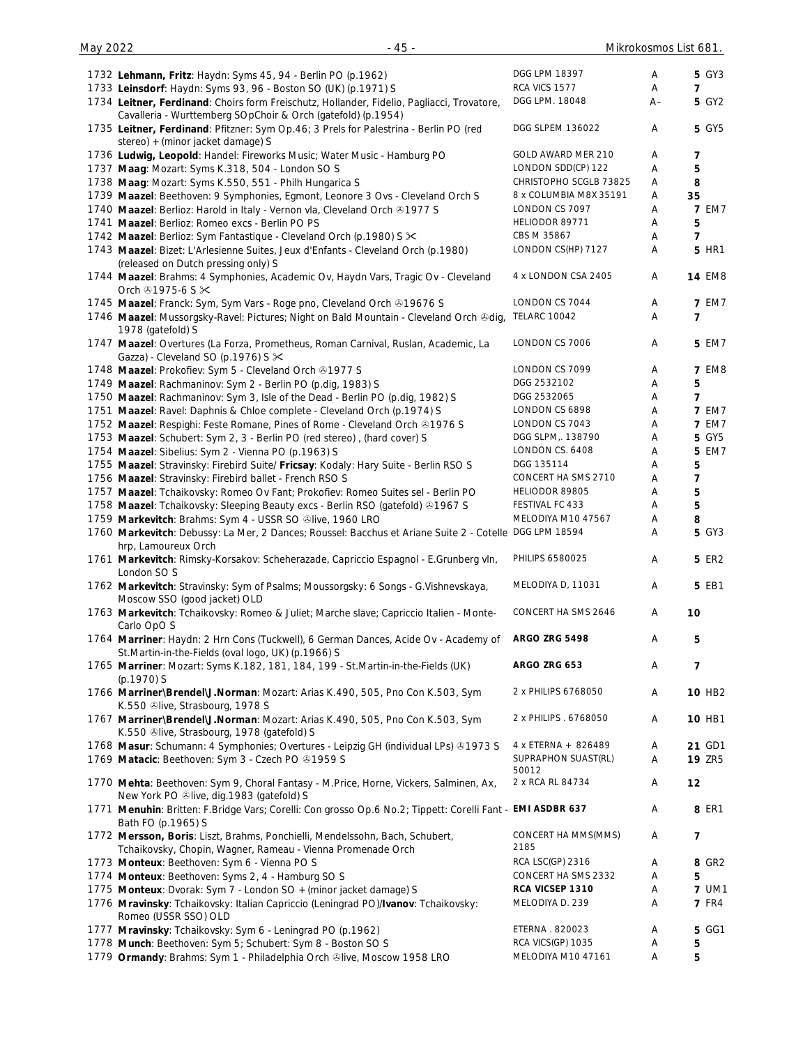| No. | Description | Label | Grade | Price |
|---|---|---|---|---|
| 1732 | **Lehmann, Fritz**: Haydn: Syms 45, 94 - Berlin PO (p.1962) | DGG LPM 18397 | A | **5** GY3 |
| 1733 | **Leinsdorf**: Haydn: Syms 93, 96 - Boston SO (UK) (p.1971) S | RCA VICS 1577 | A | **7** |
| 1734 | **Leitner, Ferdinand**: Choirs form Freischutz, Hollander, Fidelio, Pagliacci, Trovatore, Cavalleria - Wurttemberg SOpChoir & Orch (gatefold) (p.1954) | DGG LPM. 18048 | A– | **5** GY2 |
| 1735 | **Leitner, Ferdinand**: Pfitzner: Sym Op.46; 3 Prels for Palestrina - Berlin PO (red stereo) + (minor jacket damage) S | DGG SLPEM 136022 | A | **5** GY5 |
| 1736 | **Ludwig, Leopold**: Handel: Fireworks Music; Water Music - Hamburg PO | GOLD AWARD MER 210 | A | **7** |
| 1737 | **Maag**: Mozart: Syms K.318, 504 - London SO S | LONDON SDD(CP) 122 | A | **5** |
| 1738 | **Maag**: Mozart: Syms K.550, 551 - Philh Hungarica S | CHRISTOPHO SCGLB 73825 | A | **8** |
| 1739 | **Maazel**: Beethoven: 9 Symphonies, Egmont, Leonore 3 Ovs - Cleveland Orch S | 8 x COLUMBIA M8X 35191 | A | **35** |
| 1740 | **Maazel**: Berlioz: Harold in Italy - Vernon vla, Cleveland Orch ℗1977 S | LONDON CS 7097 | A | **7** EM7 |
| 1741 | **Maazel**: Berlioz: Romeo excs - Berlin PO PS | HELIODOR 89771 | A | **5** |
| 1742 | **Maazel**: Berlioz: Sym Fantastique - Cleveland Orch (p.1980) S ✂ | CBS M 35867 | A | **7** |
| 1743 | **Maazel**: Bizet: L'Arlesienne Suites, Jeux d'Enfants - Cleveland Orch (p.1980) (released on Dutch pressing only) S | LONDON CS(HP) 7127 | A | **5** HR1 |
| 1744 | **Maazel**: Brahms: 4 Symphonies, Academic Ov, Haydn Vars, Tragic Ov - Cleveland Orch ℗1975-6 S ✂ | 4 x LONDON CSA 2405 | A | **14** EM8 |
| 1745 | **Maazel**: Franck: Sym, Sym Vars - Roge pno, Cleveland Orch ℗19676 S | LONDON CS 7044 | A | **7** EM7 |
| 1746 | **Maazel**: Mussorgsky-Ravel: Pictures; Night on Bald Mountain - Cleveland Orch ℗dig, 1978 (gatefold) S | TELARC 10042 | A | **7** |
| 1747 | **Maazel**: Overtures (La Forza, Prometheus, Roman Carnival, Ruslan, Academic, La Gazza) - Cleveland SO (p.1976) S ✂ | LONDON CS 7006 | A | **5** EM7 |
| 1748 | **Maazel**: Prokofiev: Sym 5 - Cleveland Orch ℗1977 S | LONDON CS 7099 | A | **7** EM8 |
| 1749 | **Maazel**: Rachmaninov: Sym 2 - Berlin PO (p.dig, 1983) S | DGG 2532102 | A | **5** |
| 1750 | **Maazel**: Rachmaninov: Sym 3, Isle of the Dead - Berlin PO (p.dig, 1982) S | DGG 2532065 | A | **7** |
| 1751 | **Maazel**: Ravel: Daphnis & Chloe complete - Cleveland Orch (p.1974) S | LONDON CS 6898 | A | **7** EM7 |
| 1752 | **Maazel**: Respighi: Feste Romane, Pines of Rome - Cleveland Orch ℗1976 S | LONDON CS 7043 | A | **7** EM7 |
| 1753 | **Maazel**: Schubert: Sym 2, 3 - Berlin PO (red stereo) , (hard cover) S | DGG SLPM,. 138790 | A | **5** GY5 |
| 1754 | **Maazel**: Sibelius: Sym 2 - Vienna PO (p.1963) S | LONDON CS. 6408 | A | **5** EM7 |
| 1755 | **Maazel**: Stravinsky: Firebird Suite/ **Fricsay**: Kodaly: Hary Suite - Berlin RSO S | DGG 135114 | A | **5** |
| 1756 | **Maazel**: Stravinsky: Firebird ballet - French RSO S | CONCERT HA SMS 2710 | A | **7** |
| 1757 | **Maazel**: Tchaikovsky: Romeo Ov Fant; Prokofiev: Romeo Suites sel - Berlin PO | HELIODOR 89805 | A | **5** |
| 1758 | **Maazel**: Tchaikovsky: Sleeping Beauty excs - Berlin RSO (gatefold) ℗1967 S | FESTIVAL FC 433 | A | **5** |
| 1759 | **Markevitch**: Brahms: Sym 4 - USSR SO ℗live, 1960 LRO | MELODIYA M10 47567 | A | **8** |
| 1760 | **Markevitch**: Debussy: La Mer, 2 Dances; Roussel: Bacchus et Ariane Suite 2 - Cotelle hrp, Lamoureux Orch | DGG LPM 18594 | A | **5** GY3 |
| 1761 | **Markevitch**: Rimsky-Korsakov: Scheherazade, Capriccio Espagnol - E.Grunberg vln, London SO S | PHILIPS 6580025 | A | **5** ER2 |
| 1762 | **Markevitch**: Stravinsky: Sym of Psalms; Moussorgsky: 6 Songs - G.Vishnevskaya, Moscow SSO (good jacket) OLD | MELODIYA D, 11031 | A | **5** EB1 |
| 1763 | **Markevitch**: Tchaikovsky: Romeo & Juliet; Marche slave; Capriccio Italien - Monte-Carlo OpO S | CONCERT HA SMS 2646 | A | **10** |
| 1764 | **Marriner**: Haydn: 2 Hrn Cons (Tuckwell), 6 German Dances, Acide Ov - Academy of St.Martin-in-the-Fields (oval logo, UK) (p.1966) S | **ARGO ZRG 5498** | A | **5** |
| 1765 | **Marriner**: Mozart: Syms K.182, 181, 184, 199 - St.Martin-in-the-Fields (UK) (p.1970) S | **ARGO ZRG 653** | A | **7** |
| 1766 | **Marriner\Brendel\J.Norman**: Mozart: Arias K.490, 505, Pno Con K.503, Sym K.550 ℗live, Strasbourg, 1978 S | 2 x PHILIPS 6768050 | A | **10** HB2 |
| 1767 | **Marriner\Brendel\J.Norman**: Mozart: Arias K.490, 505, Pno Con K.503, Sym K.550 ℗live, Strasbourg, 1978 (gatefold) S | 2 x PHILIPS . 6768050 | A | **10** HB1 |
| 1768 | **Masur**: Schumann: 4 Symphonies; Overtures - Leipzig GH (individual LPs) ℗1973 S | 4 x ETERNA + 826489 | A | **21** GD1 |
| 1769 | **Matacic**: Beethoven: Sym 3 - Czech PO ℗1959 S | SUPRAPHON SUAST(RL) 50012 | A | **19** ZR5 |
| 1770 | **Mehta**: Beethoven: Sym 9, Choral Fantasy - M.Price, Horne, Vickers, Salminen, Ax, New York PO ℗live, dig.1983 (gatefold) S | 2 x RCA RL 84734 | A | **12** |
| 1771 | **Menuhin**: Britten: F.Bridge Vars; Corelli: Con grosso Op.6 No.2; Tippett: Corelli Fant - Bath FO (p.1965) S | **EMI ASDBR 637** | A | **8** ER1 |
| 1772 | **Mersson, Boris**: Liszt, Brahms, Ponchielli, Mendelssohn, Bach, Schubert, Tchaikovsky, Chopin, Wagner, Rameau - Vienna Promenade Orch | CONCERT HA MMS(MMS) 2185 | A | **7** |
| 1773 | **Monteux**: Beethoven: Sym 6 - Vienna PO S | RCA LSC(GP) 2316 | A | **8** GR2 |
| 1774 | **Monteux**: Beethoven: Syms 2, 4 - Hamburg SO S | CONCERT HA SMS 2332 | A | **5** |
| 1775 | **Monteux**: Dvorak: Sym 7 - London SO + (minor jacket damage) S | **RCA VICSEP 1310** | A | **7** UM1 |
| 1776 | **Mravinsky**: Tchaikovsky: Italian Capriccio (Leningrad PO)/**Ivanov**: Tchaikovsky: Romeo (USSR SSO) OLD | MELODIYA D. 239 | A | **7** FR4 |
| 1777 | **Mravinsky**: Tchaikovsky: Sym 6 - Leningrad PO (p.1962) | ETERNA . 820023 | A | **5** GG1 |
| 1778 | **Munch**: Beethoven: Sym 5; Schubert: Sym 8 - Boston SO S | RCA VICS(GP) 1035 | A | **5** |
| 1779 | **Ormandy**: Brahms: Sym 1 - Philadelphia Orch ℗live, Moscow 1958 LRO | MELODIYA M10 47161 | A | **5** |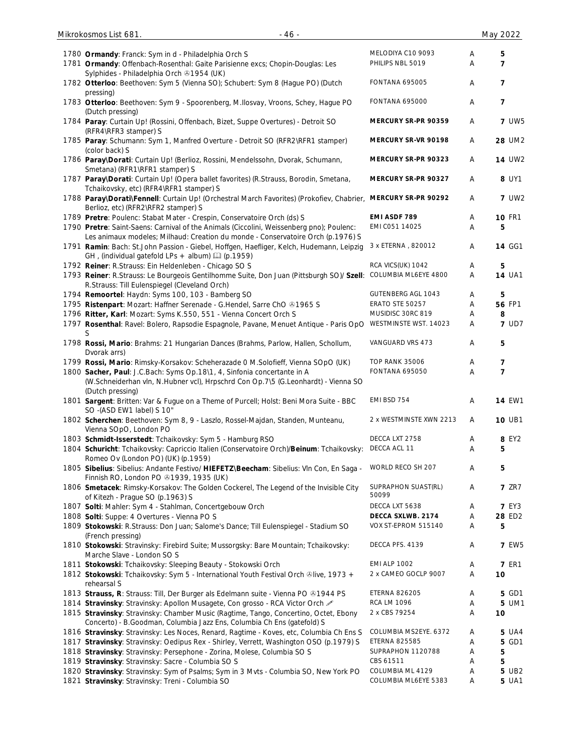| No. | Description | Label | Grade | Price |
|---|---|---|---|---|
| 1780 | **Ormandy**: Franck: Sym in d - Philadelphia Orch S | MELODIYA C10 9093 | A | 5 |
| 1781 | **Ormandy**: Offenbach-Rosenthal: Gaite Parisienne excs; Chopin-Douglas: Les Sylphides - Philadelphia Orch ℗1954 (UK) | PHILIPS NBL 5019 | A | 7 |
| 1782 | **Otterloo**: Beethoven: Sym 5 (Vienna SO); Schubert: Sym 8 (Hague PO) (Dutch pressing) | FONTANA 695005 | A | 7 |
| 1783 | **Otterloo**: Beethoven: Sym 9 - Spoorenberg, M.Ilosvay, Vroons, Schey, Hague PO (Dutch pressing) | FONTANA 695000 | A | 7 |
| 1784 | **Paray**: Curtain Up! (Rossini, Offenbach, Bizet, Suppe Overtures) - Detroit SO (RFR4\RFR3 stamper) S | **MERCURY SR-PR 90359** | A | 7 UW5 |
| 1785 | **Paray**: Schumann: Sym 1, Manfred Overture - Detroit SO (RFR2\RFR1 stamper) (color back) S | **MERCURY SR-VR 90198** | A | 28 UM2 |
| 1786 | **Paray\Dorati**: Curtain Up! (Berlioz, Rossini, Mendelssohn, Dvorak, Schumann, Smetana) (RFR1\RFR1 stamper) S | **MERCURY SR-PR 90323** | A | 14 UW2 |
| 1787 | **Paray\Dorati**: Curtain Up! (Opera ballet favorites) (R.Strauss, Borodin, Smetana, Tchaikovsky, etc) (RFR4\RFR1 stamper) S | **MERCURY SR-PR 90327** | A | 8 UY1 |
| 1788 | **Paray\Dorati\Fennell**: Curtain Up! (Orchestral March Favorites) (Prokofiev, Chabrier, Berlioz, etc) (RFR2\RFR2 stamper) S | **MERCURY SR-PR 90292** | A | 7 UW2 |
| 1789 | **Pretre**: Poulenc: Stabat Mater - Crespin, Conservatoire Orch (ds) S | **EMI ASDF 789** | A | 10 FR1 |
| 1790 | **Pretre**: Saint-Saens: Carnival of the Animals (Ciccolini, Weissenberg pno); Poulenc: Les animaux modeles; Milhaud: Creation du monde - Conservatoire Orch (p.1976) S | EMI C051 14025 | A | 5 |
| 1791 | **Ramin**: Bach: St.John Passion - Giebel, Hoffgen, Haefliger, Kelch, Hudemann, Leipzig GH , (individual gatefold LPs + album) 📖 (p.1959) | 3 x ETERNA , 820012 | A | 14 GG1 |
| 1792 | **Reiner**: R.Strauss: Ein Heldenleben - Chicago SO S | RCA VICS(UK) 1042 | A | 5 |
| 1793 | **Reiner**: R.Strauss: Le Bourgeois Gentilhomme Suite, Don Juan (Pittsburgh SO)/ **Szell**: R.Strauss: Till Eulenspiegel (Cleveland Orch) | COLUMBIA ML6EYE 4800 | A | 14 UA1 |
| 1794 | **Remoortel**: Haydn: Syms 100, 103 - Bamberg SO | GUTENBERG AGL 1043 | A | 5 |
| 1795 | **Ristenpart**: Mozart: Haffner Serenade - G.Hendel, Sarre ChO ℗1965 S | ERATO STE 50257 | A | 56 FP1 |
| 1796 | **Ritter, Karl**: Mozart: Syms K.550, 551 - Vienna Concert Orch S | MUSIDISC 30RC 819 | A | 8 |
| 1797 | **Rosenthal**: Ravel: Bolero, Rapsodie Espagnole, Pavane, Menuet Antique - Paris OpO S | WESTMINSTE WST. 14023 | A | 7 UD7 |
| 1798 | **Rossi, Mario**: Brahms: 21 Hungarian Dances (Brahms, Parlow, Hallen, Schollum, Dvorak arrs) | VANGUARD VRS 473 | A | 5 |
| 1799 | **Rossi, Mario**: Rimsky-Korsakov: Scheherazade 0 M.Solofieff, Vienna SOpO (UK) | TOP RANK 35006 | A | 7 |
| 1800 | **Sacher, Paul**: J.C.Bach: Syms Op.18\1, 4, Sinfonia concertante in A (W.Schneiderhan vln, N.Hubner vcl), Hrpschrd Con Op.7\5 (G.Leonhardt) - Vienna SO (Dutch pressing) | FONTANA 695050 | A | 7 |
| 1801 | **Sargent**: Britten: Var & Fugue on a Theme of Purcell; Holst: Beni Mora Suite - BBC SO -(ASD EW1 label) S 10" | EMI BSD 754 | A | 14 EW1 |
| 1802 | **Scherchen**: Beethoven: Sym 8, 9 - Laszlo, Rossel-Majdan, Standen, Munteanu, Vienna SOpO, London PO | 2 x WESTMINSTE XWN 2213 | A | 10 UB1 |
| 1803 | **Schmidt-Isserstedt**: Tchaikovsky: Sym 5 - Hamburg RSO | DECCA LXT 2758 | A | 8 EY2 |
| 1804 | **Schuricht**: Tchaikovsky: Capriccio Italien (Conservatoire Orch)/**Beinum**: Tchaikovsky: Romeo Ov (London PO) (UK) (p.1959) | DECCA ACL 11 | A | 5 |
| 1805 | **Sibelius**: Sibelius: Andante Festivo/ **HIEFETZ\Beecham**: Sibelius: Vln Con, En Saga - Finnish RO, London PO ℗1939, 1935 (UK) | WORLD RECO SH 207 | A | 5 |
| 1806 | **Smetacek**: Rimsky-Korsakov: The Golden Cockerel, The Legend of the Invisible City of Kitezh - Prague SO (p.1963) S | SUPRAPHON SUAST(RL) 50099 | A | 7 ZR7 |
| 1807 | **Solti**: Mahler: Sym 4 - Stahlman, Concertgebouw Orch | DECCA LXT 5638 | A | 7 EY3 |
| 1808 | **Solti**: Suppe: 4 Overtures - Vienna PO S | **DECCA SXLWB. 2174** | A | 28 ED2 |
| 1809 | **Stokowski**: R.Strauss: Don Juan; Salome's Dance; Till Eulenspiegel - Stadium SO (French pressing) | VOX ST-EPROM 515140 | A | 5 |
| 1810 | **Stokowski**: Stravinsky: Firebird Suite; Mussorgsky: Bare Mountain; Tchaikovsky: Marche Slave - London SO S | DECCA PFS. 4139 | A | 7 EW5 |
| 1811 | **Stokowski**: Tchaikovsky: Sleeping Beauty - Stokowski Orch | EMI ALP 1002 | A | 7 ER1 |
| 1812 | **Stokowski**: Tchaikovsky: Sym 5 - International Youth Festival Orch ℗live, 1973 + rehearsal S | 2 x CAMEO GOCLP 9007 | A | 10 |
| 1813 | **Strauss, R**: Strauss: Till, Der Burger als Edelmann suite - Vienna PO ℗1944 PS | ETERNA 826205 | A | 5 GD1 |
| 1814 | **Stravinsky**: Stravinsky: Apollon Musagete, Con grosso - RCA Victor Orch ✍ | RCA LM 1096 | A | 5 UM1 |
| 1815 | **Stravinsky**: Stravinsky: Chamber Music (Ragtime, Tango, Concertino, Octet, Ebony Concerto) - B.Goodman, Columbia Jazz Ens, Columbia Ch Ens (gatefold) S | 2 x CBS 79254 | A | 10 |
| 1816 | **Stravinsky**: Stravinsky: Les Noces, Renard, Ragtime - Koves, etc, Columbia Ch Ens S | COLUMBIA MS2EYE. 6372 | A | 5 UA4 |
| 1817 | **Stravinsky**: Stravinsky: Oedipus Rex - Shirley, Verrett, Washington OSO (p.1979) S | ETERNA 825585 | A | 5 GD1 |
| 1818 | **Stravinsky**: Stravinsky: Persephone - Zorina, Molese, Columbia SO S | SUPRAPHON 1120788 | A | 5 |
| 1819 | **Stravinsky**: Stravinsky: Sacre - Columbia SO S | CBS 61511 | A | 5 |
| 1820 | **Stravinsky**: Stravinsky: Sym of Psalms; Sym in 3 Mvts - Columbia SO, New York PO | COLUMBIA ML 4129 | A | 5 UB2 |
| 1821 | **Stravinsky**: Stravinsky: Treni - Columbia SO | COLUMBIA ML6EYE 5383 | A | 5 UA1 |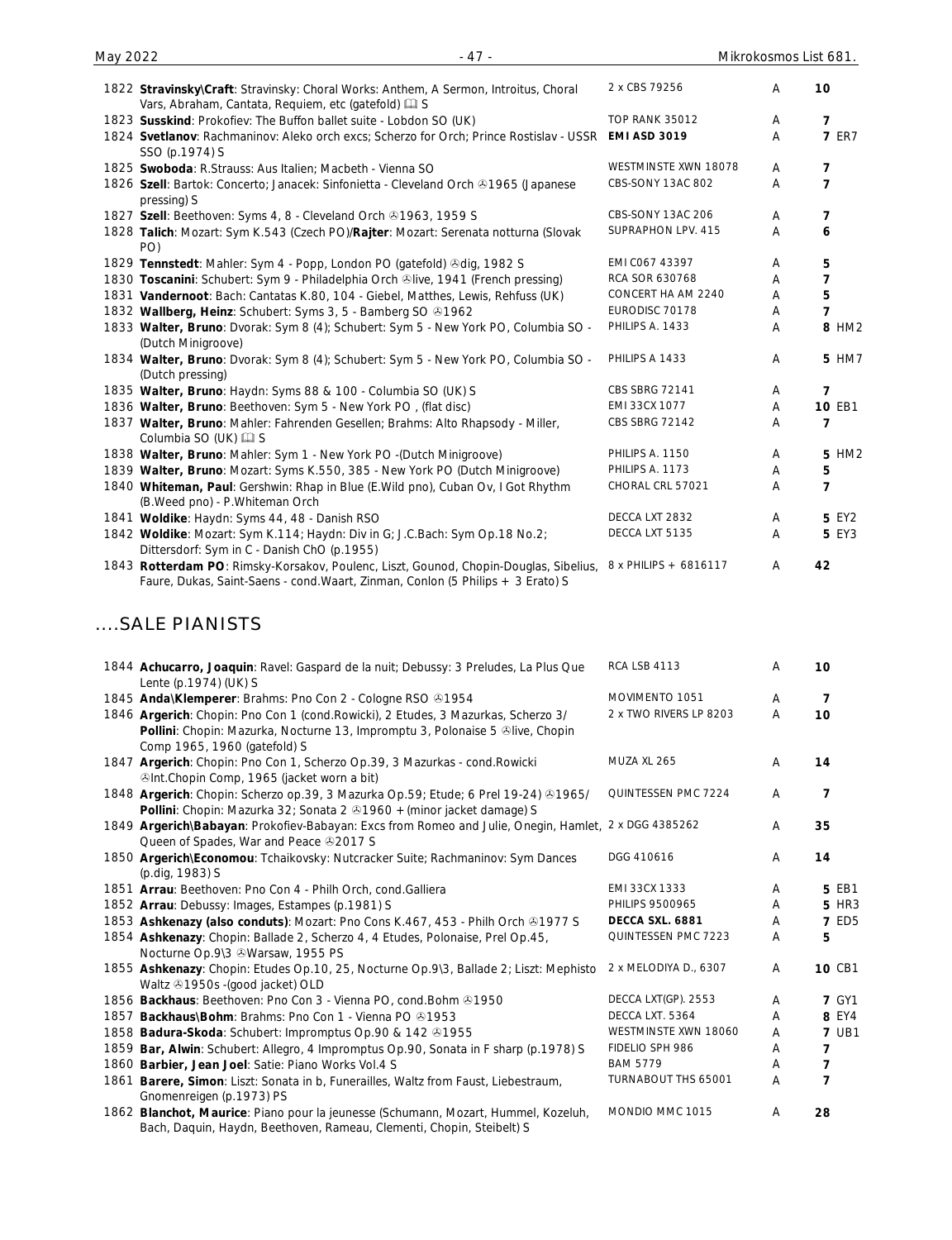| # | Description | Label | Grade | Price |
|---|---|---|---|---|
| 1822 | **Stravinsky\Craft**: Stravinsky: Choral Works: Anthem, A Sermon, Introitus, Choral Vars, Abraham, Cantata, Requiem, etc (gatefold) 📖 S | 2 x CBS 79256 | A | 10 |
| 1823 | **Susskind**: Prokofiev: The Buffon ballet suite - Lobdon SO (UK) | TOP RANK 35012 | A | 7 |
| 1824 | **Svetlanov**: Rachmaninov: Aleko orch excs; Scherzo for Orch; Prince Rostislav - USSR SSO (p.1974) S | **EMI ASD 3019** | A | 7 ER7 |
| 1825 | **Swoboda**: R.Strauss: Aus Italien; Macbeth - Vienna SO | WESTMINSTE XWN 18078 | A | 7 |
| 1826 | **Szell**: Bartok: Concerto; Janacek: Sinfonietta - Cleveland Orch ℗1965 (Japanese pressing) S | CBS-SONY 13AC 802 | A | 7 |
| 1827 | **Szell**: Beethoven: Syms 4, 8 - Cleveland Orch ℗1963, 1959 S | CBS-SONY 13AC 206 | A | 7 |
| 1828 | **Talich**: Mozart: Sym K.543 (Czech PO)/**Rajter**: Mozart: Serenata notturna (Slovak PO) | SUPRAPHON LPV. 415 | A | 6 |
| 1829 | **Tennstedt**: Mahler: Sym 4 - Popp, London PO (gatefold) ℗dig, 1982 S | EMI C067 43397 | A | 5 |
| 1830 | **Toscanini**: Schubert: Sym 9 - Philadelphia Orch ℗live, 1941 (French pressing) | RCA SOR 630768 | A | 7 |
| 1831 | **Vandernoot**: Bach: Cantatas K.80, 104 - Giebel, Matthes, Lewis, Rehfuss (UK) | CONCERT HA AM 2240 | A | 5 |
| 1832 | **Wallberg, Heinz**: Schubert: Syms 3, 5 - Bamberg SO ℗1962 | EURODISC 70178 | A | 7 |
| 1833 | **Walter, Bruno**: Dvorak: Sym 8 (4); Schubert: Sym 5 - New York PO, Columbia SO - (Dutch Minigroove) | PHILIPS A. 1433 | A | 8 HM2 |
| 1834 | **Walter, Bruno**: Dvorak: Sym 8 (4); Schubert: Sym 5 - New York PO, Columbia SO - (Dutch pressing) | PHILIPS A 1433 | A | 5 HM7 |
| 1835 | **Walter, Bruno**: Haydn: Syms 88 & 100 - Columbia SO (UK) S | CBS SBRG 72141 | A | 7 |
| 1836 | **Walter, Bruno**: Beethoven: Sym 5 - New York PO , (flat disc) | EMI 33CX 1077 | A | 10 EB1 |
| 1837 | **Walter, Bruno**: Mahler: Fahrenden Gesellen; Brahms: Alto Rhapsody - Miller, Columbia SO (UK) 📖 S | CBS SBRG 72142 | A | 7 |
| 1838 | **Walter, Bruno**: Mahler: Sym 1 - New York PO -(Dutch Minigroove) | PHILIPS A. 1150 | A | 5 HM2 |
| 1839 | **Walter, Bruno**: Mozart: Syms K.550, 385 - New York PO (Dutch Minigroove) | PHILIPS A. 1173 | A | 5 |
| 1840 | **Whiteman, Paul**: Gershwin: Rhap in Blue (E.Wild pno), Cuban Ov, I Got Rhythm (B.Weed pno) - P.Whiteman Orch | CHORAL CRL 57021 | A | 7 |
| 1841 | **Woldike**: Haydn: Syms 44, 48 - Danish RSO | DECCA LXT 2832 | A | 5 EY2 |
| 1842 | **Woldike**: Mozart: Sym K.114; Haydn: Div in G; J.C.Bach: Sym Op.18 No.2; Dittersdorf: Sym in C - Danish ChO (p.1955) | DECCA LXT 5135 | A | 5 EY3 |
| 1843 | **Rotterdam PO**: Rimsky-Korsakov, Poulenc, Liszt, Gounod, Chopin-Douglas, Sibelius, Faure, Dukas, Saint-Saens - cond.Waart, Zinman, Conlon (5 Philips + 3 Erato) S | 8 x PHILIPS + 6816117 | A | 42 |

## ....SALE PIANISTS

| # | Description | Label | Grade | Price |
|---|---|---|---|---|
| 1844 | **Achucarro, Joaquin**: Ravel: Gaspard de la nuit; Debussy: 3 Preludes, La Plus Que Lente (p.1974) (UK) S | RCA LSB 4113 | A | 10 |
| 1845 | **Anda\Klemperer**: Brahms: Pno Con 2 - Cologne RSO ℗1954 | MOVIMENTO 1051 | A | 7 |
| 1846 | **Argerich**: Chopin: Pno Con 1 (cond.Rowicki), 2 Etudes, 3 Mazurkas, Scherzo 3/ **Pollini**: Chopin: Mazurka, Nocturne 13, Impromptu 3, Polonaise 5 ℗live, Chopin Comp 1965, 1960 (gatefold) S | 2 x TWO RIVERS LP 8203 | A | 10 |
| 1847 | **Argerich**: Chopin: Pno Con 1, Scherzo Op.39, 3 Mazurkas - cond.Rowicki ℗Int.Chopin Comp, 1965 (jacket worn a bit) | MUZA XL 265 | A | 14 |
| 1848 | **Argerich**: Chopin: Scherzo op.39, 3 Mazurka Op.59; Etude; 6 Prel 19-24) ℗1965/ **Pollini**: Chopin: Mazurka 32; Sonata 2 ℗1960 + (minor jacket damage) S | QUINTESSEN PMC 7224 | A | 7 |
| 1849 | **Argerich\Babayan**: Prokofiev-Babayan: Excs from Romeo and Julie, Onegin, Hamlet, Queen of Spades, War and Peace ℗2017 S | 2 x DGG 4385262 | A | 35 |
| 1850 | **Argerich\Economou**: Tchaikovsky: Nutcracker Suite; Rachmaninov: Sym Dances (p.dig, 1983) S | DGG 410616 | A | 14 |
| 1851 | **Arrau**: Beethoven: Pno Con 4 - Philh Orch, cond.Galliera | EMI 33CX 1333 | A | 5 EB1 |
| 1852 | **Arrau**: Debussy: Images, Estampes (p.1981) S | PHILIPS 9500965 | A | 5 HR3 |
| 1853 | **Ashkenazy (also condults)**: Mozart: Pno Cons K.467, 453 - Philh Orch ℗1977 S | **DECCA SXL. 6881** | A | 7 ED5 |
| 1854 | **Ashkenazy**: Chopin: Ballade 2, Scherzo 4, 4 Etudes, Polonaise, Prel Op.45, Nocturne Op.9\3 ℗Warsaw, 1955 PS | QUINTESSEN PMC 7223 | A | 5 |
| 1855 | **Ashkenazy**: Chopin: Etudes Op.10, 25, Nocturne Op.9\3, Ballade 2; Liszt: Mephisto Waltz ℗1950s -(good jacket) OLD | 2 x MELODIYA D., 6307 | A | 10 CB1 |
| 1856 | **Backhaus**: Beethoven: Pno Con 3 - Vienna PO, cond.Bohm ℗1950 | DECCA LXT(GP). 2553 | A | 7 GY1 |
| 1857 | **Backhaus\Bohm**: Brahms: Pno Con 1 - Vienna PO ℗1953 | DECCA LXT. 5364 | A | 8 EY4 |
| 1858 | **Badura-Skoda**: Schubert: Impromptus Op.90 & 142 ℗1955 | WESTMINSTE XWN 18060 | A | 7 UB1 |
| 1859 | **Bar, Alwin**: Schubert: Allegro, 4 Impromptus Op.90, Sonata in F sharp (p.1978) S | FIDELIO SPH 986 | A | 7 |
| 1860 | **Barbier, Jean Joel**: Satie: Piano Works Vol.4 S | BAM 5779 | A | 7 |
| 1861 | **Barere, Simon**: Liszt: Sonata in b, Funerailles, Waltz from Faust, Liebestraum, Gnomenreigen (p.1973) PS | TURNABOUT THS 65001 | A | 7 |
| 1862 | **Blanchot, Maurice**: Piano pour la jeunesse (Schumann, Mozart, Hummel, Kozeluh, Bach, Daquin, Haydn, Beethoven, Rameau, Clementi, Chopin, Steibelt) S | MONDIO MMC 1015 | A | 28 |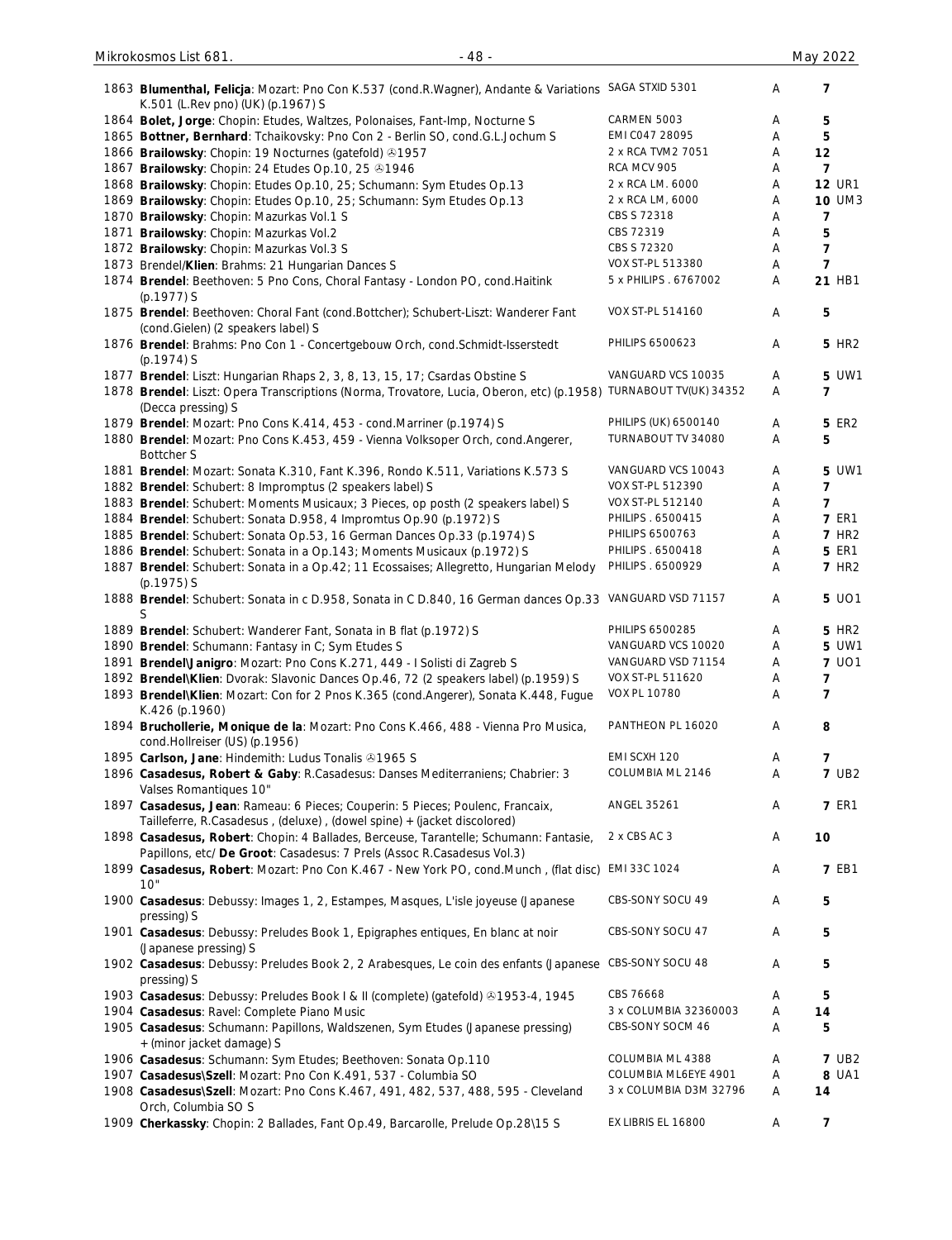| No. | Description | Label | Grade | Price |
|---|---|---|---|---|
| 1863 | **Blumenthal, Felicja**: Mozart: Pno Con K.537 (cond.R.Wagner), Andante & Variations K.501 (L.Rev pno) (UK) (p.1967) S | SAGA STXID 5301 | A | 7 |
| 1864 | **Bolet, Jorge**: Chopin: Etudes, Waltzes, Polonaises, Fant-Imp, Nocturne S | CARMEN 5003 | A | 5 |
| 1865 | **Bottner, Bernhard**: Tchaikovsky: Pno Con 2 - Berlin SO, cond.G.L.Jochum S | EMI C047 28095 | A | 5 |
| 1866 | **Brailowsky**: Chopin: 19 Nocturnes (gatefold) ℗1957 | 2 x RCA TVM2 7051 | A | 12 |
| 1867 | **Brailowsky**: Chopin: 24 Etudes Op.10, 25 ℗1946 | RCA MCV 905 | A | 7 |
| 1868 | **Brailowsky**: Chopin: Etudes Op.10, 25; Schumann: Sym Etudes Op.13 | 2 x RCA LM. 6000 | A | 12 UR1 |
| 1869 | **Brailowsky**: Chopin: Etudes Op.10, 25; Schumann: Sym Etudes Op.13 | 2 x RCA LM, 6000 | A | 10 UM3 |
| 1870 | **Brailowsky**: Chopin: Mazurkas Vol.1 S | CBS S 72318 | A | 7 |
| 1871 | **Brailowsky**: Chopin: Mazurkas Vol.2 | CBS 72319 | A | 5 |
| 1872 | **Brailowsky**: Chopin: Mazurkas Vol.3 S | CBS S 72320 | A | 7 |
| 1873 | Brendel/**Klien**: Brahms: 21 Hungarian Dances S | VOX ST-PL 513380 | A | 7 |
| 1874 | **Brendel**: Beethoven: 5 Pno Cons, Choral Fantasy - London PO, cond.Haitink (p.1977) S | 5 x PHILIPS . 6767002 | A | 21 HB1 |
| 1875 | **Brendel**: Beethoven: Choral Fant (cond.Bottcher); Schubert-Liszt: Wanderer Fant (cond.Gielen) (2 speakers label) S | VOX ST-PL 514160 | A | 5 |
| 1876 | **Brendel**: Brahms: Pno Con 1 - Concertgebouw Orch, cond.Schmidt-Isserstedt (p.1974) S | PHILIPS 6500623 | A | 5 HR2 |
| 1877 | **Brendel**: Liszt: Hungarian Rhaps 2, 3, 8, 13, 15, 17; Csardas Obstine S | VANGUARD VCS 10035 | A | 5 UW1 |
| 1878 | **Brendel**: Liszt: Opera Transcriptions (Norma, Trovatore, Lucia, Oberon, etc) (p.1958) (Decca pressing) S | TURNABOUT TV(UK) 34352 | A | 7 |
| 1879 | **Brendel**: Mozart: Pno Cons K.414, 453 - cond.Marriner (p.1974) S | PHILIPS (UK) 6500140 | A | 5 ER2 |
| 1880 | **Brendel**: Mozart: Pno Cons K.453, 459 - Vienna Volksoper Orch, cond.Angerer, Bottcher S | TURNABOUT TV 34080 | A | 5 |
| 1881 | **Brendel**: Mozart: Sonata K.310, Fant K.396, Rondo K.511, Variations K.573 S | VANGUARD VCS 10043 | A | 5 UW1 |
| 1882 | **Brendel**: Schubert: 8 Impromptus (2 speakers label) S | VOX ST-PL 512390 | A | 7 |
| 1883 | **Brendel**: Schubert: Moments Musicaux; 3 Pieces, op posth (2 speakers label) S | VOX ST-PL 512140 | A | 7 |
| 1884 | **Brendel**: Schubert: Sonata D.958, 4 Impromtus Op.90 (p.1972) S | PHILIPS . 6500415 | A | 7 ER1 |
| 1885 | **Brendel**: Schubert: Sonata Op.53, 16 German Dances Op.33 (p.1974) S | PHILIPS 6500763 | A | 7 HR2 |
| 1886 | **Brendel**: Schubert: Sonata in a Op.143; Moments Musicaux (p.1972) S | PHILIPS . 6500418 | A | 5 ER1 |
| 1887 | **Brendel**: Schubert: Sonata in a Op.42; 11 Ecossaises; Allegretto, Hungarian Melody (p.1975) S | PHILIPS . 6500929 | A | 7 HR2 |
| 1888 | **Brendel**: Schubert: Sonata in c D.958, Sonata in C D.840, 16 German dances Op.33 S | VANGUARD VSD 71157 | A | 5 UO1 |
| 1889 | **Brendel**: Schubert: Wanderer Fant, Sonata in B flat (p.1972) S | PHILIPS 6500285 | A | 5 HR2 |
| 1890 | **Brendel**: Schumann: Fantasy in C; Sym Etudes S | VANGUARD VCS 10020 | A | 5 UW1 |
| 1891 | **Brendel\Janigro**: Mozart: Pno Cons K.271, 449 - I Solisti di Zagreb S | VANGUARD VSD 71154 | A | 7 UO1 |
| 1892 | **Brendel\Klien**: Dvorak: Slavonic Dances Op.46, 72 (2 speakers label) (p.1959) S | VOX ST-PL 511620 | A | 7 |
| 1893 | **Brendel\Klien**: Mozart: Con for 2 Pnos K.365 (cond.Angerer), Sonata K.448, Fugue K.426 (p.1960) | VOX PL 10780 | A | 7 |
| 1894 | **Bruchollerie, Monique de la**: Mozart: Pno Cons K.466, 488 - Vienna Pro Musica, cond.Hollreiser (US) (p.1956) | PANTHEON PL 16020 | A | 8 |
| 1895 | **Carlson, Jane**: Hindemith: Ludus Tonalis ℗1965 S | EMI SCXH 120 | A | 7 |
| 1896 | **Casadesus, Robert & Gaby**: R.Casadesus: Danses Mediterraniens; Chabrier: 3 Valses Romantiques 10" | COLUMBIA ML 2146 | A | 7 UB2 |
| 1897 | **Casadesus, Jean**: Rameau: 6 Pieces; Couperin: 5 Pieces; Poulenc, Francaix, Tailleferre, R.Casadesus , (deluxe) , (dowel spine) + (jacket discolored) | ANGEL 35261 | A | 7 ER1 |
| 1898 | **Casadesus, Robert**: Chopin: 4 Ballades, Berceuse, Tarantelle; Schumann: Fantasie, Papillons, etc/ **De Groot**: Casadesus: 7 Prels (Assoc R.Casadesus Vol.3) | 2 x CBS AC 3 | A | 10 |
| 1899 | **Casadesus, Robert**: Mozart: Pno Con K.467 - New York PO, cond.Munch , (flat disc) 10" | EMI 33C 1024 | A | 7 EB1 |
| 1900 | **Casadesus**: Debussy: Images 1, 2, Estampes, Masques, L'isle joyeuse (Japanese pressing) S | CBS-SONY SOCU 49 | A | 5 |
| 1901 | **Casadesus**: Debussy: Preludes Book 1, Epigraphes entiques, En blanc at noir (Japanese pressing) S | CBS-SONY SOCU 47 | A | 5 |
| 1902 | **Casadesus**: Debussy: Preludes Book 2, 2 Arabesques, Le coin des enfants (Japanese pressing) S | CBS-SONY SOCU 48 | A | 5 |
| 1903 | **Casadesus**: Debussy: Preludes Book I & II (complete) (gatefold) ℗1953-4, 1945 | CBS 76668 | A | 5 |
| 1904 | **Casadesus**: Ravel: Complete Piano Music | 3 x COLUMBIA 32360003 | A | 14 |
| 1905 | **Casadesus**: Schumann: Papillons, Waldszenen, Sym Etudes (Japanese pressing) + (minor jacket damage) S | CBS-SONY SOCM 46 | A | 5 |
| 1906 | **Casadesus**: Schumann: Sym Etudes; Beethoven: Sonata Op.110 | COLUMBIA ML 4388 | A | 7 UB2 |
| 1907 | **Casadesus\Szell**: Mozart: Pno Con K.491, 537 - Columbia SO | COLUMBIA ML6EYE 4901 | A | 8 UA1 |
| 1908 | **Casadesus\Szell**: Mozart: Pno Cons K.467, 491, 482, 537, 488, 595 - Cleveland Orch, Columbia SO S | 3 x COLUMBIA D3M 32796 | A | 14 |
| 1909 | **Cherkassky**: Chopin: 2 Ballades, Fant Op.49, Barcarolle, Prelude Op.28\15 S | EX LIBRIS EL 16800 | A | 7 |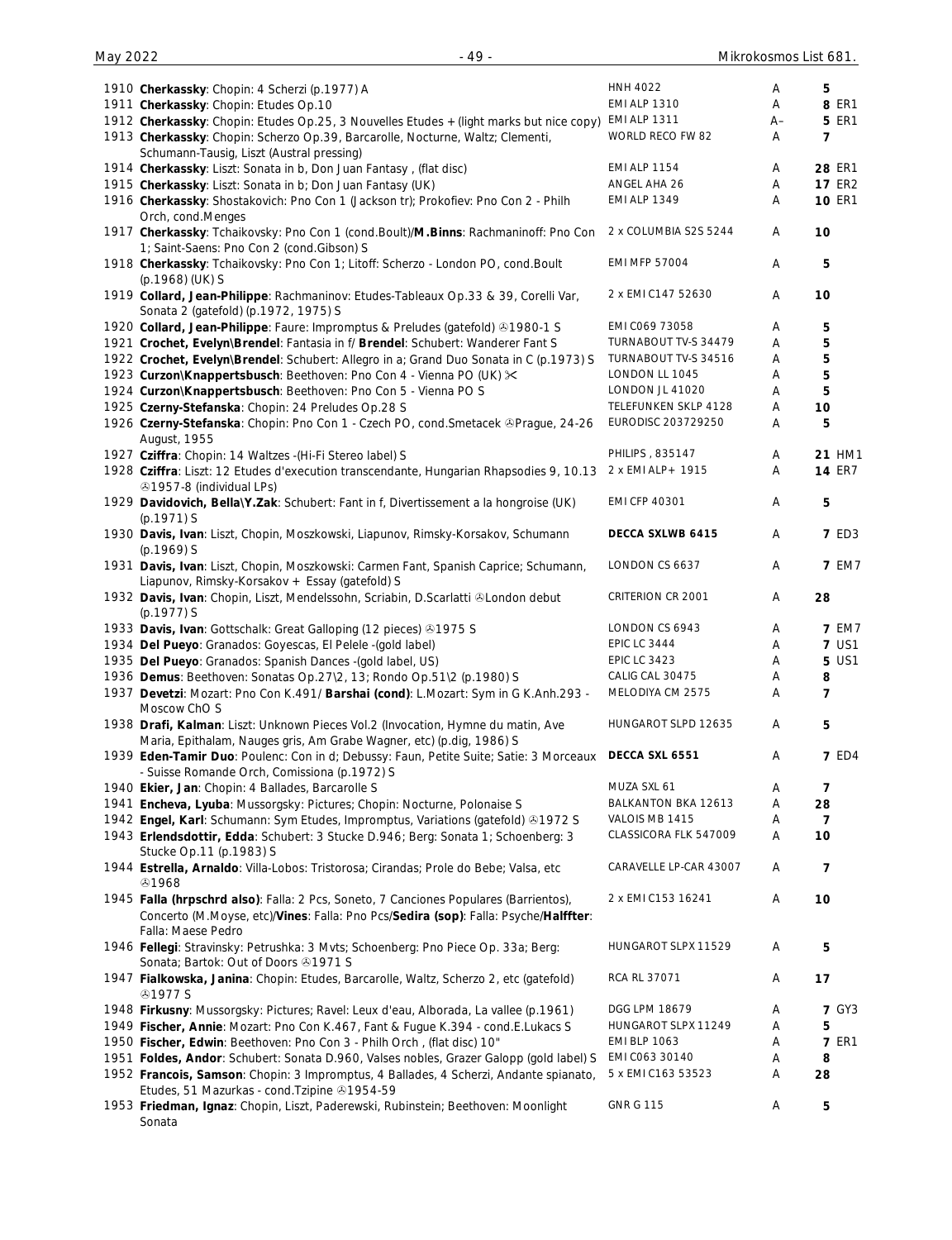| No. | Description | Label | Cond. | Price |
|---|---|---|---|---|
| 1910 | **Cherkassky**: Chopin: 4 Scherzi (p.1977) A | HNH 4022 | A | 5 |
| 1911 | **Cherkassky**: Chopin: Etudes Op.10 | EMI ALP 1310 | A | **8** ER1 |
| 1912 | **Cherkassky**: Chopin: Etudes Op.25, 3 Nouvelles Etudes + (light marks but nice copy) | EMI ALP 1311 | A– | **5** ER1 |
| 1913 | **Cherkassky**: Chopin: Scherzo Op.39, Barcarolle, Nocturne, Waltz; Clementi, Schumann-Tausig, Liszt (Austral pressing) | WORLD RECO FW 82 | A | 7 |
| 1914 | **Cherkassky**: Liszt: Sonata in b, Don Juan Fantasy , (flat disc) | EMI ALP 1154 | A | **28** ER1 |
| 1915 | **Cherkassky**: Liszt: Sonata in b; Don Juan Fantasy (UK) | ANGEL AHA 26 | A | **17** ER2 |
| 1916 | **Cherkassky**: Shostakovich: Pno Con 1 (Jackson tr); Prokofiev: Pno Con 2 - Philh Orch, cond.Menges | EMI ALP 1349 | A | **10** ER1 |
| 1917 | **Cherkassky**: Tchaikovsky: Pno Con 1 (cond.Boult)/**M.Binns**: Rachmaninoff: Pno Con 1; Saint-Saens: Pno Con 2 (cond.Gibson) S | 2 x COLUMBIA S2S 5244 | A | 10 |
| 1918 | **Cherkassky**: Tchaikovsky: Pno Con 1; Litoff: Scherzo - London PO, cond.Boult (p.1968) (UK) S | EMI MFP 57004 | A | 5 |
| 1919 | **Collard, Jean-Philippe**: Rachmaninov: Etudes-Tableaux Op.33 & 39, Corelli Var, Sonata 2 (gatefold) (p.1972, 1975) S | 2 x EMI C147 52630 | A | 10 |
| 1920 | **Collard, Jean-Philippe**: Faure: Impromptus & Preludes (gatefold) ℗1980-1 S | EMI C069 73058 | A | 5 |
| 1921 | **Crochet, Evelyn\Brendel**: Fantasia in f/ **Brendel**: Schubert: Wanderer Fant S | TURNABOUT TV-S 34479 | A | 5 |
| 1922 | **Crochet, Evelyn\Brendel**: Schubert: Allegro in a; Grand Duo Sonata in C (p.1973) S | TURNABOUT TV-S 34516 | A | 5 |
| 1923 | **Curzon\Knappertsbusch**: Beethoven: Pno Con 4 - Vienna PO (UK) ✂ | LONDON LL 1045 | A | 5 |
| 1924 | **Curzon\Knappertsbusch**: Beethoven: Pno Con 5 - Vienna PO S | LONDON JL 41020 | A | 5 |
| 1925 | **Czerny-Stefanska**: Chopin: 24 Preludes Op.28 S | TELEFUNKEN SKLP 4128 | A | 10 |
| 1926 | **Czerny-Stefanska**: Chopin: Pno Con 1 - Czech PO, cond.Smetacek ℗Prague, 24-26 August, 1955 | EURODISC 203729250 | A | 5 |
| 1927 | **Cziffra**: Chopin: 14 Waltzes -(Hi-Fi Stereo label) S | PHILIPS , 835147 | A | **21** HM1 |
| 1928 | **Cziffra**: Liszt: 12 Etudes d'execution transcendante, Hungarian Rhapsodies 9, 10.13 ℗1957-8 (individual LPs) | 2 x EMI ALP+ 1915 | A | **14** ER7 |
| 1929 | **Davidovich, Bella\Y.Zak**: Schubert: Fant in f, Divertissement a la hongroise (UK) (p.1971) S | EMI CFP 40301 | A | 5 |
| 1930 | **Davis, Ivan**: Liszt, Chopin, Moszkowski, Liapunov, Rimsky-Korsakov, Schumann (p.1969) S | **DECCA SXLWB 6415** | A | **7** ED3 |
| 1931 | **Davis, Ivan**: Liszt, Chopin, Moszkowski: Carmen Fant, Spanish Caprice; Schumann, Liapunov, Rimsky-Korsakov + Essay (gatefold) S | LONDON CS 6637 | A | **7** EM7 |
| 1932 | **Davis, Ivan**: Chopin, Liszt, Mendelssohn, Scriabin, D.Scarlatti ℗London debut (p.1977) S | CRITERION CR 2001 | A | 28 |
| 1933 | **Davis, Ivan**: Gottschalk: Great Galloping (12 pieces) ℗1975 S | LONDON CS 6943 | A | **7** EM7 |
| 1934 | **Del Pueyo**: Granados: Goyescas, El Pelele -(gold label) | EPIC LC 3444 | A | **7** US1 |
| 1935 | **Del Pueyo**: Granados: Spanish Dances -(gold label, US) | EPIC LC 3423 | A | **5** US1 |
| 1936 | **Demus**: Beethoven: Sonatas Op.27\2, 13; Rondo Op.51\2 (p.1980) S | CALIG CAL 30475 | A | 8 |
| 1937 | **Devetzi**: Mozart: Pno Con K.491/ **Barshai (cond)**: L.Mozart: Sym in G K.Anh.293 - Moscow ChO S | MELODIYA CM 2575 | A | 7 |
| 1938 | **Drafi, Kalman**: Liszt: Unknown Pieces Vol.2 (Invocation, Hymne du matin, Ave Maria, Epithalam, Nauges gris, Am Grabe Wagner, etc) (p.dig, 1986) S | HUNGAROT SLPD 12635 | A | 5 |
| 1939 | **Eden-Tamir Duo**: Poulenc: Con in d; Debussy: Faun, Petite Suite; Satie: 3 Morceaux - Suisse Romande Orch, Comissiona (p.1972) S | **DECCA SXL 6551** | A | **7** ED4 |
| 1940 | **Ekier, Jan**: Chopin: 4 Ballades, Barcarolle S | MUZA SXL 61 | A | 7 |
| 1941 | **Encheva, Lyuba**: Mussorgsky: Pictures; Chopin: Nocturne, Polonaise S | BALKANTON BKA 12613 | A | 28 |
| 1942 | **Engel, Karl**: Schumann: Sym Etudes, Impromptus, Variations (gatefold) ℗1972 S | VALOIS MB 1415 | A | 7 |
| 1943 | **Erlendsdottir, Edda**: Schubert: 3 Stucke D.946; Berg: Sonata 1; Schoenberg: 3 Stucke Op.11 (p.1983) S | CLASSICORA FLK 547009 | A | 10 |
| 1944 | **Estrella, Arnaldo**: Villa-Lobos: Tristorosa; Cirandas; Prole do Bebe; Valsa, etc ℗1968 | CARAVELLE LP-CAR 43007 | A | 7 |
| 1945 | **Falla (hrpschrd also)**: Falla: 2 Pcs, Soneto, 7 Canciones Populares (Barrientos), Concerto (M.Moyse, etc)/**Vines**: Falla: Pno Pcs/**Sedira (sop)**: Falla: Psyche/**Halffter**: Falla: Maese Pedro | 2 x EMI C153 16241 | A | 10 |
| 1946 | **Fellegi**: Stravinsky: Petrushka: 3 Mvts; Schoenberg: Pno Piece Op. 33a; Berg: Sonata; Bartok: Out of Doors ℗1971 S | HUNGAROT SLPX 11529 | A | 5 |
| 1947 | **Fialkowska, Janina**: Chopin: Etudes, Barcarolle, Waltz, Scherzo 2, etc (gatefold) ℗1977 S | RCA RL 37071 | A | 17 |
| 1948 | **Firkusny**: Mussorgsky: Pictures; Ravel: Leux d'eau, Alborada, La vallee (p.1961) | DGG LPM 18679 | A | **7** GY3 |
| 1949 | **Fischer, Annie**: Mozart: Pno Con K.467, Fant & Fugue K.394 - cond.E.Lukacs S | HUNGAROT SLPX 11249 | A | 5 |
| 1950 | **Fischer, Edwin**: Beethoven: Pno Con 3 - Philh Orch , (flat disc) 10" | EMI BLP 1063 | A | **7** ER1 |
| 1951 | **Foldes, Andor**: Schubert: Sonata D.960, Valses nobles, Grazer Galopp (gold label) S | EMI C063 30140 | A | 8 |
| 1952 | **Francois, Samson**: Chopin: 3 Impromptus, 4 Ballades, 4 Scherzi, Andante spianato, Etudes, 51 Mazurkas - cond.Tzipine ℗1954-59 | 5 x EMI C163 53523 | A | 28 |
| 1953 | **Friedman, Ignaz**: Chopin, Liszt, Paderewski, Rubinstein; Beethoven: Moonlight Sonata | GNR G 115 | A | 5 |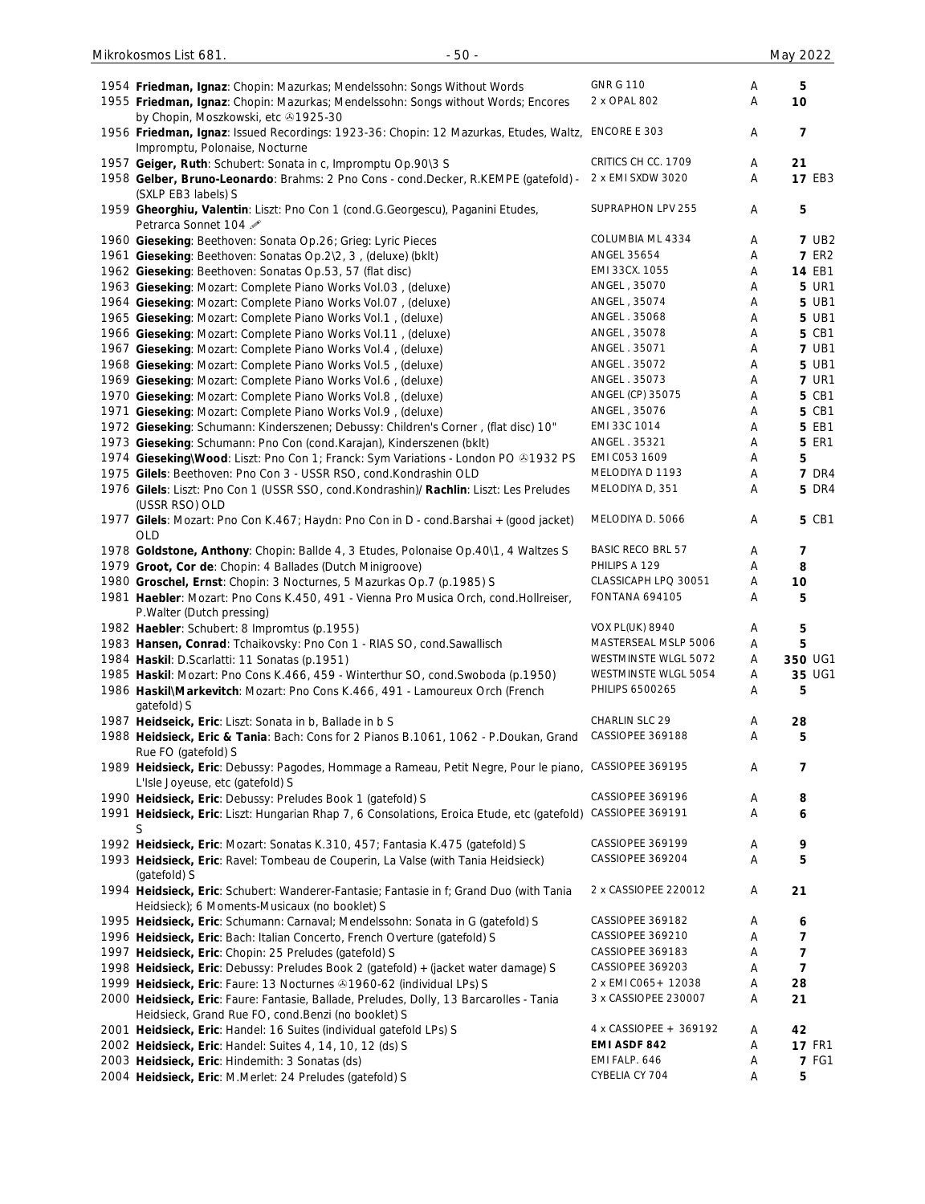| No. | Description | Label | Grade | Price | Condition |
|---|---|---|---|---|---|
| 1954 | **Friedman, Ignaz**: Chopin: Mazurkas; Mendelssohn: Songs Without Words | GNR G 110 | A | 5 | |
| 1955 | **Friedman, Ignaz**: Chopin: Mazurkas; Mendelssohn: Songs without Words; Encores by Chopin, Moszkowski, etc ℗1925-30 | 2 x OPAL 802 | A | 10 | |
| 1956 | **Friedman, Ignaz**: Issued Recordings: 1923-36: Chopin: 12 Mazurkas, Etudes, Waltz, Impromptu, Polonaise, Nocturne | ENCORE E 303 | A | 7 | |
| 1957 | **Geiger, Ruth**: Schubert: Sonata in c, Impromptu Op.90\3 S | CRITICS CH CC. 1709 | A | 21 | |
| 1958 | **Gelber, Bruno-Leonardo**: Brahms: 2 Pno Cons - cond.Decker, R.KEMPE (gatefold) - (SXLP EB3 labels) S | 2 x EMI SXDW 3020 | A | 17 | EB3 |
| 1959 | **Gheorghiu, Valentin**: Liszt: Pno Con 1 (cond.G.Georgescu), Paganini Etudes, Petrarca Sonnet 104 ✐ | SUPRAPHON LPV 255 | A | 5 | |
| 1960 | **Gieseking**: Beethoven: Sonata Op.26; Grieg: Lyric Pieces | COLUMBIA ML 4334 | A | 7 | UB2 |
| 1961 | **Gieseking**: Beethoven: Sonatas Op.2\2, 3 , (deluxe) (bklt) | ANGEL 35654 | A | 7 | ER2 |
| 1962 | **Gieseking**: Beethoven: Sonatas Op.53, 57 (flat disc) | EMI 33CX. 1055 | A | 14 | EB1 |
| 1963 | **Gieseking**: Mozart: Complete Piano Works Vol.03 , (deluxe) | ANGEL , 35070 | A | 5 | UR1 |
| 1964 | **Gieseking**: Mozart: Complete Piano Works Vol.07 , (deluxe) | ANGEL , 35074 | A | 5 | UB1 |
| 1965 | **Gieseking**: Mozart: Complete Piano Works Vol.1 , (deluxe) | ANGEL . 35068 | A | 5 | UB1 |
| 1966 | **Gieseking**: Mozart: Complete Piano Works Vol.11 , (deluxe) | ANGEL , 35078 | A | 5 | CB1 |
| 1967 | **Gieseking**: Mozart: Complete Piano Works Vol.4 , (deluxe) | ANGEL . 35071 | A | 7 | UB1 |
| 1968 | **Gieseking**: Mozart: Complete Piano Works Vol.5 , (deluxe) | ANGEL . 35072 | A | 5 | UB1 |
| 1969 | **Gieseking**: Mozart: Complete Piano Works Vol.6 , (deluxe) | ANGEL . 35073 | A | 7 | UR1 |
| 1970 | **Gieseking**: Mozart: Complete Piano Works Vol.8 , (deluxe) | ANGEL (CP) 35075 | A | 5 | CB1 |
| 1971 | **Gieseking**: Mozart: Complete Piano Works Vol.9 , (deluxe) | ANGEL , 35076 | A | 5 | CB1 |
| 1972 | **Gieseking**: Schumann: Kinderszenen; Debussy: Children's Corner , (flat disc) 10" | EMI 33C 1014 | A | 5 | EB1 |
| 1973 | **Gieseking**: Schumann: Pno Con (cond.Karajan), Kinderszenen (bklt) | ANGEL . 35321 | A | 5 | ER1 |
| 1974 | **Gieseking\Wood**: Liszt: Pno Con 1; Franck: Sym Variations - London PO ℗1932 PS | EMI C053 1609 | A | 5 | |
| 1975 | **Gilels**: Beethoven: Pno Con 3 - USSR RSO, cond.Kondrashin OLD | MELODIYA D 1193 | A | 7 | DR4 |
| 1976 | **Gilels**: Liszt: Pno Con 1 (USSR SSO, cond.Kondrashin)/ **Rachlin**: Liszt: Les Preludes (USSR RSO) OLD | MELODIYA D, 351 | A | 5 | DR4 |
| 1977 | **Gilels**: Mozart: Pno Con K.467; Haydn: Pno Con in D - cond.Barshai + (good jacket) OLD | MELODIYA D. 5066 | A | 5 | CB1 |
| 1978 | **Goldstone, Anthony**: Chopin: Ballde 4, 3 Etudes, Polonaise Op.40\1, 4 Waltzes S | BASIC RECO BRL 57 | A | 7 | |
| 1979 | **Groot, Cor de**: Chopin: 4 Ballades (Dutch Minigroove) | PHILIPS A 129 | A | 8 | |
| 1980 | **Groschel, Ernst**: Chopin: 3 Nocturnes, 5 Mazurkas Op.7 (p.1985) S | CLASSICAPH LPQ 30051 | A | 10 | |
| 1981 | **Haebler**: Mozart: Pno Cons K.450, 491 - Vienna Pro Musica Orch, cond.Hollreiser, P.Walter (Dutch pressing) | FONTANA 694105 | A | 5 | |
| 1982 | **Haebler**: Schubert: 8 Impromtus (p.1955) | VOX PL(UK) 8940 | A | 5 | |
| 1983 | **Hansen, Conrad**: Tchaikovsky: Pno Con 1 - RIAS SO, cond.Sawallisch | MASTERSEAL MSLP 5006 | A | 5 | |
| 1984 | **Haskil**: D.Scarlatti: 11 Sonatas (p.1951) | WESTMINSTE WLGL 5072 | A | 350 | UG1 |
| 1985 | **Haskil**: Mozart: Pno Cons K.466, 459 - Winterthur SO, cond.Swoboda (p.1950) | WESTMINSTE WLGL 5054 | A | 35 | UG1 |
| 1986 | **Haskil\Markevitch**: Mozart: Pno Cons K.466, 491 - Lamoureux Orch (French gatefold) S | PHILIPS 6500265 | A | 5 | |
| 1987 | **Heidseick, Eric**: Liszt: Sonata in b, Ballade in b S | CHARLIN SLC 29 | A | 28 | |
| 1988 | **Heidseick, Eric & Tania**: Bach: Cons for 2 Pianos B.1061, 1062 - P.Doukan, Grand Rue FO (gatefold) S | CASSIOPEE 369188 | A | 5 | |
| 1989 | **Heidseick, Eric**: Debussy: Pagodes, Hommage a Rameau, Petit Negre, Pour le piano, L'Isle Joyeuse, etc (gatefold) S | CASSIOPEE 369195 | A | 7 | |
| 1990 | **Heidseick, Eric**: Debussy: Preludes Book 1 (gatefold) S | CASSIOPEE 369196 | A | 8 | |
| 1991 | **Heidseick, Eric**: Liszt: Hungarian Rhap 7, 6 Consolations, Eroica Etude, etc (gatefold) S | CASSIOPEE 369191 | A | 6 | |
| 1992 | **Heidseick, Eric**: Mozart: Sonatas K.310, 457; Fantasia K.475 (gatefold) S | CASSIOPEE 369199 | A | 9 | |
| 1993 | **Heidseick, Eric**: Ravel: Tombeau de Couperin, La Valse (with Tania Heidsieck) (gatefold) S | CASSIOPEE 369204 | A | 5 | |
| 1994 | **Heidseick, Eric**: Schubert: Wanderer-Fantasie; Fantasie in f; Grand Duo (with Tania Heidsieck); 6 Moments-Musicaux (no booklet) S | 2 x CASSIOPEE 220012 | A | 21 | |
| 1995 | **Heidseick, Eric**: Schumann: Carnaval; Mendelssohn: Sonata in G (gatefold) S | CASSIOPEE 369182 | A | 6 | |
| 1996 | **Heidseick, Eric**: Bach: Italian Concerto, French Overture (gatefold) S | CASSIOPEE 369210 | A | 7 | |
| 1997 | **Heidsieck, Eric**: Chopin: 25 Preludes (gatefold) S | CASSIOPEE 369183 | A | 7 | |
| 1998 | **Heidsieck, Eric**: Debussy: Preludes Book 2 (gatefold) + (jacket water damage) S | CASSIOPEE 369203 | A | 7 | |
| 1999 | **Heidsieck, Eric**: Faure: 13 Nocturnes ℗1960-62 (individual LPs) S | 2 x EMI C065+ 12038 | A | 28 | |
| 2000 | **Heidsieck, Eric**: Faure: Fantasie, Ballade, Preludes, Dolly, 13 Barcarolles - Tania Heidsieck, Grand Rue FO, cond.Benzi (no booklet) S | 3 x CASSIOPEE 230007 | A | 21 | |
| 2001 | **Heidsieck, Eric**: Handel: 16 Suites (individual gatefold LPs) S | 4 x CASSIOPEE + 369192 | A | 42 | |
| 2002 | **Heidsieck, Eric**: Handel: Suites 4, 14, 10, 12 (ds) S | **EMI ASDF 842** | A | 17 | FR1 |
| 2003 | **Heidsieck, Eric**: Hindemith: 3 Sonatas (ds) | EMI FALP. 646 | A | 7 | FG1 |
| 2004 | **Heidsieck, Eric**: M.Merlet: 24 Preludes (gatefold) S | CYBELIA CY 704 | A | 5 | |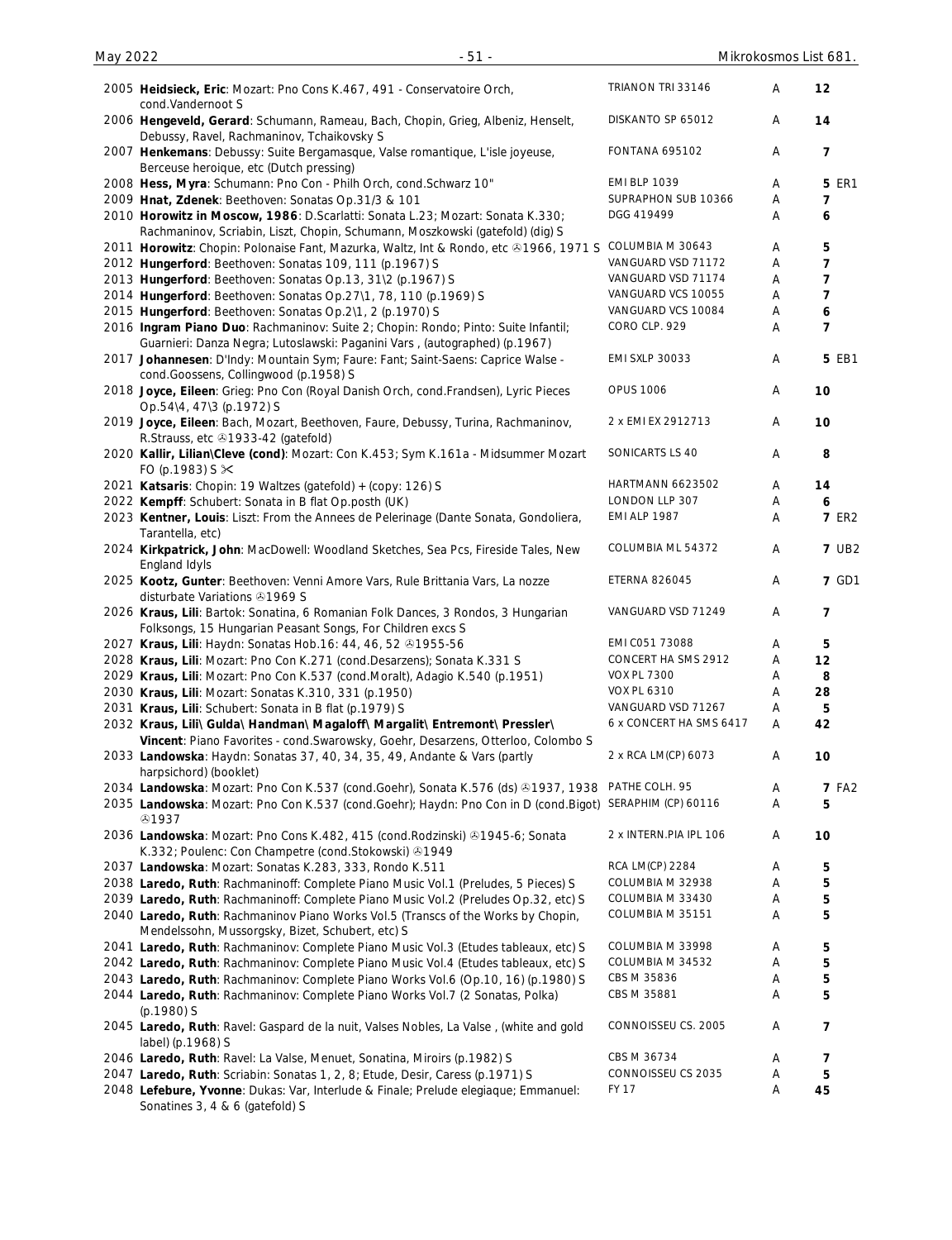| No. | Description | Label | Cond. | Price |
|---|---|---|---|---|
| 2005 | **Heidsieck, Eric**: Mozart: Pno Cons K.467, 491 - Conservatoire Orch, cond.Vandernoot S | TRIANON TRI 33146 | A | **12** |
| 2006 | **Hengeveld, Gerard**: Schumann, Rameau, Bach, Chopin, Grieg, Albeniz, Henselt, Debussy, Ravel, Rachmaninov, Tchaikovsky S | DISKANTO SP 65012 | A | **14** |
| 2007 | **Henkemans**: Debussy: Suite Bergamasque, Valse romantique, L'isle joyeuse, Berceuse heroique, etc (Dutch pressing) | FONTANA 695102 | A | **7** |
| 2008 | **Hess, Myra**: Schumann: Pno Con - Philh Orch, cond.Schwarz 10" | EMI BLP 1039 | A | **5** ER1 |
| 2009 | **Hnat, Zdenek**: Beethoven: Sonatas Op.31/3 & 101 | SUPRAPHON SUB 10366 | A | **7** |
| 2010 | **Horowitz in Moscow, 1986**: D.Scarlatti: Sonata L.23; Mozart: Sonata K.330; Rachmaninov, Scriabin, Liszt, Chopin, Schumann, Moszkowski (gatefold) (dig) S | DGG 419499 | A | **6** |
| 2011 | **Horowitz**: Chopin: Polonaise Fant, Mazurka, Waltz, Int & Rondo, etc ℗1966, 1971 S | COLUMBIA M 30643 | A | **5** |
| 2012 | **Hungerford**: Beethoven: Sonatas 109, 111 (p.1967) S | VANGUARD VSD 71172 | A | **7** |
| 2013 | **Hungerford**: Beethoven: Sonatas Op.13, 31\2 (p.1967) S | VANGUARD VSD 71174 | A | **7** |
| 2014 | **Hungerford**: Beethoven: Sonatas Op.27\1, 78, 110 (p.1969) S | VANGUARD VCS 10055 | A | **7** |
| 2015 | **Hungerford**: Beethoven: Sonatas Op.2\1, 2 (p.1970) S | VANGUARD VCS 10084 | A | **6** |
| 2016 | **Ingram Piano Duo**: Rachmaninov: Suite 2; Chopin: Rondo; Pinto: Suite Infantil; Guarnieri: Danza Negra; Lutoslawski: Paganini Vars , (autographed) (p.1967) | CORO CLP. 929 | A | **7** |
| 2017 | **Johannesen**: D'Indy: Mountain Sym; Faure: Fant; Saint-Saens: Caprice Walse - cond.Goossens, Collingwood (p.1958) S | EMI SXLP 30033 | A | **5** EB1 |
| 2018 | **Joyce, Eileen**: Grieg: Pno Con (Royal Danish Orch, cond.Frandsen), Lyric Pieces Op.54\4, 47\3 (p.1972) S | OPUS 1006 | A | **10** |
| 2019 | **Joyce, Eileen**: Bach, Mozart, Beethoven, Faure, Debussy, Turina, Rachmaninov, R.Strauss, etc ℗1933-42 (gatefold) | 2 x EMI EX 2912713 | A | **10** |
| 2020 | **Kallir, Lilian\Cleve (cond)**: Mozart: Con K.453; Sym K.161a - Midsummer Mozart FO (p.1983) S ✂ | SONICARTS LS 40 | A | **8** |
| 2021 | **Katsaris**: Chopin: 19 Waltzes (gatefold) + (copy: 126) S | HARTMANN 6623502 | A | **14** |
| 2022 | **Kempff**: Schubert: Sonata in B flat Op.posth (UK) | LONDON LLP 307 | A | **6** |
| 2023 | **Kentner, Louis**: Liszt: From the Annees de Pelerinage (Dante Sonata, Gondoliera, Tarantella, etc) | EMI ALP 1987 | A | **7** ER2 |
| 2024 | **Kirkpatrick, John**: MacDowell: Woodland Sketches, Sea Pcs, Fireside Tales, New England Idyls | COLUMBIA ML 54372 | A | **7** UB2 |
| 2025 | **Kootz, Gunter**: Beethoven: Venni Amore Vars, Rule Brittania Vars, La nozze disturbate Variations ℗1969 S | ETERNA 826045 | A | **7** GD1 |
| 2026 | **Kraus, Lili**: Bartok: Sonatina, 6 Romanian Folk Dances, 3 Rondos, 3 Hungarian Folksongs, 15 Hungarian Peasant Songs, For Children excs S | VANGUARD VSD 71249 | A | **7** |
| 2027 | **Kraus, Lili**: Haydn: Sonatas Hob.16: 44, 46, 52 ℗1955-56 | EMI C051 73088 | A | **5** |
| 2028 | **Kraus, Lili**: Mozart: Pno Con K.271 (cond.Desarzens); Sonata K.331 S | CONCERT HA SMS 2912 | A | **12** |
| 2029 | **Kraus, Lili**: Mozart: Pno Con K.537 (cond.Moralt), Adagio K.540 (p.1951) | VOX PL 7300 | A | **8** |
| 2030 | **Kraus, Lili**: Mozart: Sonatas K.310, 331 (p.1950) | VOX PL 6310 | A | **28** |
| 2031 | **Kraus, Lili**: Schubert: Sonata in B flat (p.1979) S | VANGUARD VSD 71267 | A | **5** |
| 2032 | **Kraus, Lili\ Gulda\ Handman\ Magaloff\ Margalit\ Entremont\ Pressler\ Vincent**: Piano Favorites - cond.Swarowsky, Goehr, Desarzens, Otterloo, Colombo S | 6 x CONCERT HA SMS 6417 | A | **42** |
| 2033 | **Landowska**: Haydn: Sonatas 37, 40, 34, 35, 49, Andante & Vars (partly harpsichord) (booklet) | 2 x RCA LM(CP) 6073 | A | **10** |
| 2034 | **Landowska**: Mozart: Pno Con K.537 (cond.Goehr), Sonata K.576 (ds) ℗1937, 1938 | PATHE COLH. 95 | A | **7** FA2 |
| 2035 | **Landowska**: Mozart: Pno Con K.537 (cond.Goehr); Haydn: Pno Con in D (cond.Bigot) ℗1937 | SERAPHIM (CP) 60116 | A | **5** |
| 2036 | **Landowska**: Mozart: Pno Cons K.482, 415 (cond.Rodzinski) ℗1945-6; Sonata K.332; Poulenc: Con Champetre (cond.Stokowski) ℗1949 | 2 x INTERN.PIA IPL 106 | A | **10** |
| 2037 | **Landowska**: Mozart: Sonatas K.283, 333, Rondo K.511 | RCA LM(CP) 2284 | A | **5** |
| 2038 | **Laredo, Ruth**: Rachmaninoff: Complete Piano Music Vol.1 (Preludes, 5 Pieces) S | COLUMBIA M 32938 | A | **5** |
| 2039 | **Laredo, Ruth**: Rachmaninoff: Complete Piano Music Vol.2 (Preludes Op.32, etc) S | COLUMBIA M 33430 | A | **5** |
| 2040 | **Laredo, Ruth**: Rachmaninov Piano Works Vol.5 (Transcs of the Works by Chopin, Mendelssohn, Mussorgsky, Bizet, Schubert, etc) S | COLUMBIA M 35151 | A | **5** |
| 2041 | **Laredo, Ruth**: Rachmaninov: Complete Piano Music Vol.3 (Etudes tableaux, etc) S | COLUMBIA M 33998 | A | **5** |
| 2042 | **Laredo, Ruth**: Rachmaninov: Complete Piano Music Vol.4 (Etudes tableaux, etc) S | COLUMBIA M 34532 | A | **5** |
| 2043 | **Laredo, Ruth**: Rachmaninov: Complete Piano Works Vol.6 (Op.10, 16) (p.1980) S | CBS M 35836 | A | **5** |
| 2044 | **Laredo, Ruth**: Rachmaninov: Complete Piano Works Vol.7 (2 Sonatas, Polka) (p.1980) S | CBS M 35881 | A | **5** |
| 2045 | **Laredo, Ruth**: Ravel: Gaspard de la nuit, Valses Nobles, La Valse , (white and gold label) (p.1968) S | CONNOISSEU CS. 2005 | A | **7** |
| 2046 | **Laredo, Ruth**: Ravel: La Valse, Menuet, Sonatina, Miroirs (p.1982) S | CBS M 36734 | A | **7** |
| 2047 | **Laredo, Ruth**: Scriabin: Sonatas 1, 2, 8; Etude, Desir, Caress (p.1971) S | CONNOISSEU CS 2035 | A | **5** |
| 2048 | **Lefebure, Yvonne**: Dukas: Var, Interlude & Finale; Prelude elegiaque; Emmanuel: Sonatines 3, 4 & 6 (gatefold) S | FY 17 | A | **45** |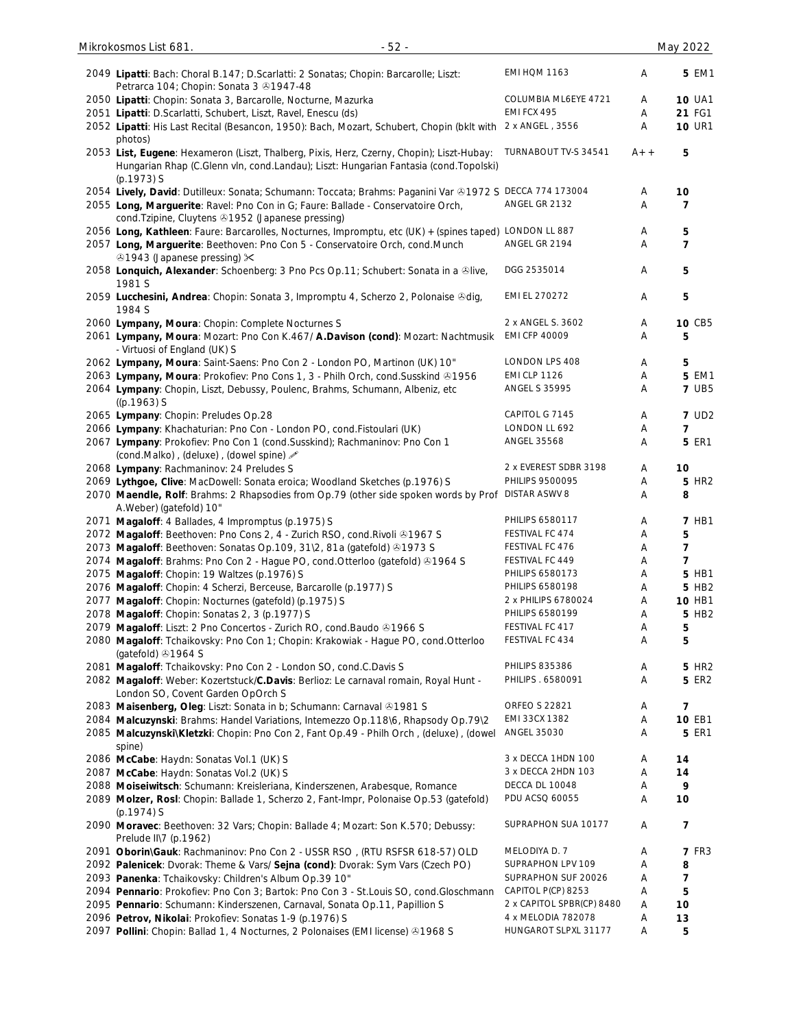| No. | Description | Label | Grade | Price |
|---|---|---|---|---|
| 2049 | **Lipatti**: Bach: Choral B.147; D.Scarlatti: 2 Sonatas; Chopin: Barcarolle; Liszt: Petrarca 104; Chopin: Sonata 3 ℗1947-48 | EMI HQM 1163 | A | **5** EM1 |
| 2050 | **Lipatti**: Chopin: Sonata 3, Barcarolle, Nocturne, Mazurka | COLUMBIA ML6EYE 4721 | A | **10** UA1 |
| 2051 | **Lipatti**: D.Scarlatti, Schubert, Liszt, Ravel, Enescu (ds) | EMI FCX 495 | A | **21** FG1 |
| 2052 | **Lipatti**: His Last Recital (Besancon, 1950): Bach, Mozart, Schubert, Chopin (bklt with photos) | 2 x ANGEL , 3556 | A | **10** UR1 |
| 2053 | **List, Eugene**: Hexameron (Liszt, Thalberg, Pixis, Herz, Czerny, Chopin); Liszt-Hubay: Hungarian Rhap (C.Glenn vln, cond.Landau); Liszt: Hungarian Fantasia (cond.Topolski) (p.1973) S | TURNABOUT TV-S 34541 | A++ | **5** |
| 2054 | **Lively, David**: Dutilleux: Sonata; Schumann: Toccata; Brahms: Paganini Var ℗1972 S | DECCA 774 173004 | A | **10** |
| 2055 | **Long, Marguerite**: Ravel: Pno Con in G; Faure: Ballade - Conservatoire Orch, cond.Tzipine, Cluytens ℗1952 (Japanese pressing) | ANGEL GR 2132 | A | **7** |
| 2056 | **Long, Kathleen**: Faure: Barcarolles, Nocturnes, Impromptu, etc (UK) + (spines taped) | LONDON LL 887 | A | **5** |
| 2057 | **Long, Marguerite**: Beethoven: Pno Con 5 - Conservatoire Orch, cond.Munch ℗1943 (Japanese pressing) ✂ | ANGEL GR 2194 | A | **7** |
| 2058 | **Lonquich, Alexander**: Schoenberg: 3 Pno Pcs Op.11; Schubert: Sonata in a ℗live, 1981 S | DGG 2535014 | A | **5** |
| 2059 | **Lucchesini, Andrea**: Chopin: Sonata 3, Impromptu 4, Scherzo 2, Polonaise ℗dig, 1984 S | EMI EL 270272 | A | **5** |
| 2060 | **Lympany, Moura**: Chopin: Complete Nocturnes S | 2 x ANGEL S. 3602 | A | **10** CB5 |
| 2061 | **Lympany, Moura**: Mozart: Pno Con K.467/ **A.Davison (cond)**: Mozart: Nachtmusik - Virtuosi of England (UK) S | EMI CFP 40009 | A | **5** |
| 2062 | **Lympany, Moura**: Saint-Saens: Pno Con 2 - London PO, Martinon (UK) 10" | LONDON LPS 408 | A | **5** |
| 2063 | **Lympany, Moura**: Prokofiev: Pno Cons 1, 3 - Philh Orch, cond.Susskind ℗1956 | EMI CLP 1126 | A | **5** EM1 |
| 2064 | **Lympany**: Chopin, Liszt, Debussy, Poulenc, Brahms, Schumann, Albeniz, etc ((p.1963) S | ANGEL S 35995 | A | **7** UB5 |
| 2065 | **Lympany**: Chopin: Preludes Op.28 | CAPITOL G 7145 | A | **7** UD2 |
| 2066 | **Lympany**: Khachaturian: Pno Con - London PO, cond.Fistoulari (UK) | LONDON LL 692 | A | **7** |
| 2067 | **Lympany**: Prokofiev: Pno Con 1 (cond.Susskind); Rachmaninov: Pno Con 1 (cond.Malko) , (deluxe) , (dowel spine) ✎ | ANGEL 35568 | A | **5** ER1 |
| 2068 | **Lympany**: Rachmaninov: 24 Preludes S | 2 x EVEREST SDBR 3198 | A | **10** |
| 2069 | **Lythgoe, Clive**: MacDowell: Sonata eroica; Woodland Sketches (p.1976) S | PHILIPS 9500095 | A | **5** HR2 |
| 2070 | **Maendle, Rolf**: Brahms: 2 Rhapsodies from Op.79 (other side spoken words by Prof A.Weber) (gatefold) 10" | DISTAR ASWV 8 | A | **8** |
| 2071 | **Magaloff**: 4 Ballades, 4 Impromptus (p.1975) S | PHILIPS 6580117 | A | **7** HB1 |
| 2072 | **Magaloff**: Beethoven: Pno Cons 2, 4 - Zurich RSO, cond.Rivoli ℗1967 S | FESTIVAL FC 474 | A | **5** |
| 2073 | **Magaloff**: Beethoven: Sonatas Op.109, 31\2, 81a (gatefold) ℗1973 S | FESTIVAL FC 476 | A | **7** |
| 2074 | **Magaloff**: Brahms: Pno Con 2 - Hague PO, cond.Otterloo (gatefold) ℗1964 S | FESTIVAL FC 449 | A | **7** |
| 2075 | **Magaloff**: Chopin: 19 Waltzes (p.1976) S | PHILIPS 6580173 | A | **5** HB1 |
| 2076 | **Magaloff**: Chopin: 4 Scherzi, Berceuse, Barcarolle (p.1977) S | PHILIPS 6580198 | A | **5** HB2 |
| 2077 | **Magaloff**: Chopin: Nocturnes (gatefold) (p.1975) S | 2 x PHILIPS 6780024 | A | **10** HB1 |
| 2078 | **Magaloff**: Chopin: Sonatas 2, 3 (p.1977) S | PHILIPS 6580199 | A | **5** HB2 |
| 2079 | **Magaloff**: Liszt: 2 Pno Concertos - Zurich RO, cond.Baudo ℗1966 S | FESTIVAL FC 417 | A | **5** |
| 2080 | **Magaloff**: Tchaikovsky: Pno Con 1; Chopin: Krakowiak - Hague PO, cond.Otterloo (gatefold) ℗1964 S | FESTIVAL FC 434 | A | **5** |
| 2081 | **Magaloff**: Tchaikovsky: Pno Con 2 - London SO, cond.C.Davis S | PHILIPS 835386 | A | **5** HR2 |
| 2082 | **Magaloff**: Weber: Kozertstuck/**C.Davis**: Berlioz: Le carnaval romain, Royal Hunt - London SO, Covent Garden OpOrch S | PHILIPS . 6580091 | A | **5** ER2 |
| 2083 | **Maisenberg, Oleg**: Liszt: Sonata in b; Schumann: Carnaval ℗1981 S | ORFEO S 22821 | A | **7** |
| 2084 | **Malcuzynski**: Brahms: Handel Variations, Intemezzo Op.118\6, Rhapsody Op.79\2 | EMI 33CX 1382 | A | **10** EB1 |
| 2085 | **Malcuzynski\Kletzki**: Chopin: Pno Con 2, Fant Op.49 - Philh Orch , (deluxe) , (dowel spine) | ANGEL 35030 | A | **5** ER1 |
| 2086 | **McCabe**: Haydn: Sonatas Vol.1 (UK) S | 3 x DECCA 1HDN 100 | A | **14** |
| 2087 | **McCabe**: Haydn: Sonatas Vol.2 (UK) S | 3 x DECCA 2HDN 103 | A | **14** |
| 2088 | **Moiseiwitsch**: Schumann: Kreisleriana, Kinderszenen, Arabesque, Romance | DECCA DL 10048 | A | **9** |
| 2089 | **Molzer, Rosl**: Chopin: Ballade 1, Scherzo 2, Fant-Impr, Polonaise Op.53 (gatefold) (p.1974) S | PDU ACSQ 60055 | A | **10** |
| 2090 | **Moravec**: Beethoven: 32 Vars; Chopin: Ballade 4; Mozart: Son K.570; Debussy: Prelude II\7 (p.1962) | SUPRAPHON SUA 10177 | A | **7** |
| 2091 | **Oborin\Gauk**: Rachmaninov: Pno Con 2 - USSR RSO , (RTU RSFSR 618-57) OLD | MELODIYA D. 7 | A | **7** FR3 |
| 2092 | **Palenicek**: Dvorak: Theme & Vars/ **Sejna (cond)**: Dvorak: Sym Vars (Czech PO) | SUPRAPHON LPV 109 | A | **8** |
| 2093 | **Panenka**: Tchaikovsky: Children's Album Op.39 10" | SUPRAPHON SUF 20026 | A | **7** |
| 2094 | **Pennario**: Prokofiev: Pno Con 3; Bartok: Pno Con 3 - St.Louis SO, cond.Gloschmann | CAPITOL P(CP) 8253 | A | **5** |
| 2095 | **Pennario**: Schumann: Kinderszenen, Carnaval, Sonata Op.11, Papillion S | 2 x CAPITOL SPBR(CP) 8480 | A | **10** |
| 2096 | **Petrov, Nikolai**: Prokofiev: Sonatas 1-9 (p.1976) S | 4 x MELODIA 782078 | A | **13** |
| 2097 | **Pollini**: Chopin: Ballad 1, 4 Nocturnes, 2 Polonaises (EMI license) ℗1968 S | HUNGAROT SLPXL 31177 | A | **5** |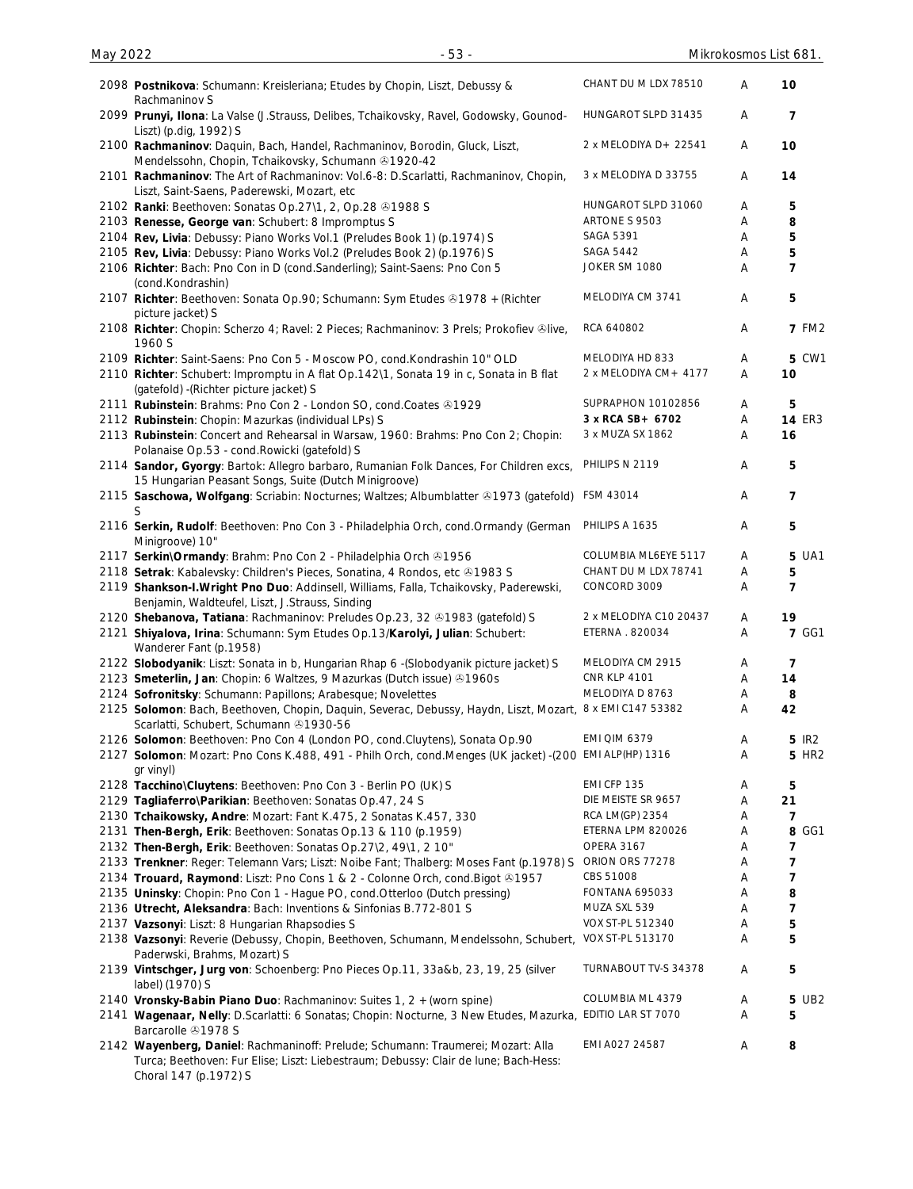| No. | Description | Label | Grade | Price | |
|---|---|---|---|---|---|
| 2098 | **Postnikova**: Schumann: Kreisleriana; Etudes by Chopin, Liszt, Debussy & Rachmaninov S | CHANT DU M LDX 78510 | A | 10 | |
| 2099 | **Prunyi, Ilona**: La Valse (J.Strauss, Delibes, Tchaikovsky, Ravel, Godowsky, Gounod-Liszt) (p.dig, 1992) S | HUNGAROT SLPD 31435 | A | 7 | |
| 2100 | **Rachmaninov**: Daquin, Bach, Handel, Rachmaninov, Borodin, Gluck, Liszt, Mendelssohn, Chopin, Tchaikovsky, Schumann ℗1920-42 | 2 x MELODIYA D+ 22541 | A | 10 | |
| 2101 | **Rachmaninov**: The Art of Rachmaninov: Vol.6-8: D.Scarlatti, Rachmaninov, Chopin, Liszt, Saint-Saens, Paderewski, Mozart, etc | 3 x MELODIYA D 33755 | A | 14 | |
| 2102 | **Ranki**: Beethoven: Sonatas Op.27\1, 2, Op.28 ℗1988 S | HUNGAROT SLPD 31060 | A | 5 | |
| 2103 | **Renesse, George van**: Schubert: 8 Impromptus S | ARTONE S 9503 | A | 8 | |
| 2104 | **Rev, Livia**: Debussy: Piano Works Vol.1 (Preludes Book 1) (p.1974) S | SAGA 5391 | A | 5 | |
| 2105 | **Rev, Livia**: Debussy: Piano Works Vol.2 (Preludes Book 2) (p.1976) S | SAGA 5442 | A | 5 | |
| 2106 | **Richter**: Bach: Pno Con in D (cond.Sanderling); Saint-Saens: Pno Con 5 (cond.Kondrashin) | JOKER SM 1080 | A | 7 | |
| 2107 | **Richter**: Beethoven: Sonata Op.90; Schumann: Sym Etudes ℗1978 + (Richter picture jacket) S | MELODIYA CM 3741 | A | 5 | |
| 2108 | **Richter**: Chopin: Scherzo 4; Ravel: 2 Pieces; Rachmaninov: 3 Prels; Prokofiev ℗live, 1960 S | RCA 640802 | A | 7 | FM2 |
| 2109 | **Richter**: Saint-Saens: Pno Con 5 - Moscow PO, cond.Kondrashin 10" OLD | MELODIYA HD 833 | A | 5 | CW1 |
| 2110 | **Richter**: Schubert: Impromptu in A flat Op.142\1, Sonata 19 in c, Sonata in B flat (gatefold) -(Richter picture jacket) S | 2 x MELODIYA CM+ 4177 | A | 10 | |
| 2111 | **Rubinstein**: Brahms: Pno Con 2 - London SO, cond.Coates ℗1929 | SUPRAPHON 10102856 | A | 5 | |
| 2112 | **Rubinstein**: Chopin: Mazurkas (individual LPs) S | **3 x RCA SB+ 6702** | A | 14 | ER3 |
| 2113 | **Rubinstein**: Concert and Rehearsal in Warsaw, 1960: Brahms: Pno Con 2; Chopin: Polanaise Op.53 - cond.Rowicki (gatefold) S | 3 x MUZA SX 1862 | A | 16 | |
| 2114 | **Sandor, Gyorgy**: Bartok: Allegro barbaro, Rumanian Folk Dances, For Children excs, 15 Hungarian Peasant Songs, Suite (Dutch Minigroove) | PHILIPS N 2119 | A | 5 | |
| 2115 | **Saschowa, Wolfgang**: Scriabin: Nocturnes; Waltzes; Albumblatter ℗1973 (gatefold) S | FSM 43014 | A | 7 | |
| 2116 | **Serkin, Rudolf**: Beethoven: Pno Con 3 - Philadelphia Orch, cond.Ormandy (German Minigroove) 10" | PHILIPS A 1635 | A | 5 | |
| 2117 | **Serkin\Ormandy**: Brahm: Pno Con 2 - Philadelphia Orch ℗1956 | COLUMBIA ML6EYE 5117 | A | 5 | UA1 |
| 2118 | **Setrak**: Kabalevsky: Children's Pieces, Sonatina, 4 Rondos, etc ℗1983 S | CHANT DU M LDX 78741 | A | 5 | |
| 2119 | **Shankson-I.Wright Pno Duo**: Addinsell, Williams, Falla, Tchaikovsky, Paderewski, Benjamin, Waldteufel, Liszt, J.Strauss, Sinding | CONCORD 3009 | A | 7 | |
| 2120 | **Shebanova, Tatiana**: Rachmaninov: Preludes Op.23, 32 ℗1983 (gatefold) S | 2 x MELODIYA C10 20437 | A | 19 | |
| 2121 | **Shiyalova, Irina**: Schumann: Sym Etudes Op.13/**Karolyi, Julian**: Schubert: Wanderer Fant (p.1958) | ETERNA . 820034 | A | 7 | GG1 |
| 2122 | **Slobodyanik**: Liszt: Sonata in b, Hungarian Rhap 6 -(Slobodyanik picture jacket) S | MELODIYA CM 2915 | A | 7 | |
| 2123 | **Smeterlin, Jan**: Chopin: 6 Waltzes, 9 Mazurkas (Dutch issue) ℗1960s | CNR KLP 4101 | A | 14 | |
| 2124 | **Sofronitsky**: Schumann: Papillons; Arabesque; Novelettes | MELODIYA D 8763 | A | 8 | |
| 2125 | **Solomon**: Bach, Beethoven, Chopin, Daquin, Severac, Debussy, Haydn, Liszt, Mozart, Scarlatti, Schubert, Schumann ℗1930-56 | 8 x EMI C147 53382 | A | 42 | |
| 2126 | **Solomon**: Beethoven: Pno Con 4 (London PO, cond.Cluytens), Sonata Op.90 | EMI QIM 6379 | A | 5 | IR2 |
| 2127 | **Solomon**: Mozart: Pno Cons K.488, 491 - Philh Orch, cond.Menges (UK jacket) -(200 gr vinyl) | EMI ALP(HP) 1316 | A | 5 | HR2 |
| 2128 | **Tacchino\Cluytens**: Beethoven: Pno Con 3 - Berlin PO (UK) S | EMI CFP 135 | A | 5 | |
| 2129 | **Tagliaferro\Parikian**: Beethoven: Sonatas Op.47, 24 S | DIE MEISTE SR 9657 | A | 21 | |
| 2130 | **Tchaikowsky, Andre**: Mozart: Fant K.475, 2 Sonatas K.457, 330 | RCA LM(GP) 2354 | A | 7 | |
| 2131 | **Then-Bergh, Erik**: Beethoven: Sonatas Op.13 & 110 (p.1959) | ETERNA LPM 820026 | A | 8 | GG1 |
| 2132 | **Then-Bergh, Erik**: Beethoven: Sonatas Op.27\2, 49\1, 2 10" | OPERA 3167 | A | 7 | |
| 2133 | **Trenkner**: Reger: Telemann Vars; Liszt: Noibe Fant; Thalberg: Moses Fant (p.1978) S | ORION ORS 77278 | A | 7 | |
| 2134 | **Trouard, Raymond**: Liszt: Pno Cons 1 & 2 - Colonne Orch, cond.Bigot ℗1957 | CBS 51008 | A | 7 | |
| 2135 | **Uninsky**: Chopin: Pno Con 1 - Hague PO, cond.Otterloo (Dutch pressing) | FONTANA 695033 | A | 8 | |
| 2136 | **Utrecht, Aleksandra**: Bach: Inventions & Sinfonias B.772-801 S | MUZA SXL 539 | A | 7 | |
| 2137 | **Vazsonyi**: Liszt: 8 Hungarian Rhapsodies S | VOX ST-PL 512340 | A | 5 | |
| 2138 | **Vazsonyi**: Reverie (Debussy, Chopin, Beethoven, Schumann, Mendelssohn, Schubert, Paderwski, Brahms, Mozart) S | VOX ST-PL 513170 | A | 5 | |
| 2139 | **Vintschger, Jurg von**: Schoenberg: Pno Pieces Op.11, 33a&b, 23, 19, 25 (silver label) (1970) S | TURNABOUT TV-S 34378 | A | 5 | |
| 2140 | **Vronsky-Babin Piano Duo**: Rachmaninov: Suites 1, 2 + (worn spine) | COLUMBIA ML 4379 | A | 5 | UB2 |
| 2141 | **Wagenaar, Nelly**: D.Scarlatti: 6 Sonatas; Chopin: Nocturne, 3 New Etudes, Mazurka, Barcarolle ℗1978 S | EDITIO LAR ST 7070 | A | 5 | |
| 2142 | **Wayenberg, Daniel**: Rachmaninoff: Prelude; Schumann: Traumerei; Mozart: Alla Turca; Beethoven: Fur Elise; Liszt: Liebestraum; Debussy: Clair de lune; Bach-Hess: Choral 147 (p.1972) S | EMI A027 24587 | A | 8 | |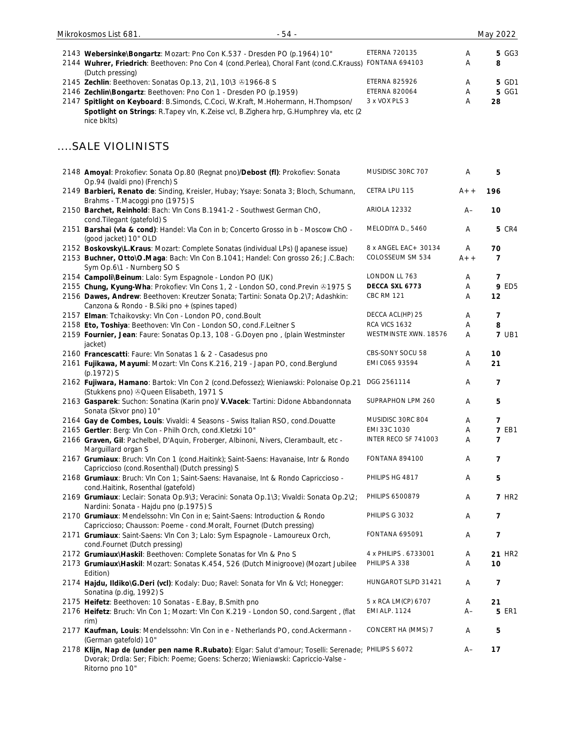| | | | | |
|---|---|---|---|---|
| 2143 **Webersinke\Bongartz**: Mozart: Pno Con K.537 - Dresden PO (p.1964) 10" | ETERNA 720135 | A | 5 | GG3 |
| 2144 **Wuhrer, Friedrich**: Beethoven: Pno Con 4 (cond.Perlea), Choral Fant (cond.C.Krauss) (Dutch pressing) | FONTANA 694103 | A | 8 | |
| 2145 **Zechlin**: Beethoven: Sonatas Op.13, 2\1, 10\3 ℗1966-8 S | ETERNA 825926 | A | 5 | GD1 |
| 2146 **Zechlin\Bongartz**: Beethoven: Pno Con 1 - Dresden PO (p.1959) | ETERNA 820064 | A | 5 | GG1 |
| 2147 **Spitlight on Keyboard**: B.Simonds, C.Coci, W.Kraft, M.Hohermann, H.Thompson/ **Spotlight on Strings**: R.Tapey vln, K.Zeise vcl, B.Zighera hrp, G.Humphrey vla, etc (2 nice bklts) | 3 x VOX PLS 3 | A | 28 | |

## ....SALE VIOLINISTS

| | | | | |
|---|---|---|---|---|
| 2148 **Amoyal**: Prokofiev: Sonata Op.80 (Regnat pno)/**Debost (fl)**: Prokofiev: Sonata Op.94 (Ivaldi pno) (French) S | MUSIDISC 30RC 707 | A | 5 | |
| 2149 **Barbieri, Renato de**: Sinding, Kreisler, Hubay; Ysaye: Sonata 3; Bloch, Schumann, Brahms - T.Macoggi pno (1975) S | CETRA LPU 115 | A++ | 196 | |
| 2150 **Barchet, Reinhold**: Bach: Vln Cons B.1941-2 - Southwest German ChO, cond.Tilegant (gatefold) S | ARIOLA 12332 | A– | 10 | |
| 2151 **Barshai (vla & cond)**: Handel: Vla Con in b; Concerto Grosso in b - Moscow ChO - (good jacket) 10" OLD | MELODIYA D., 5460 | A | 5 | CR4 |
| 2152 **Boskovsky\L.Kraus**: Mozart: Complete Sonatas (individual LPs) (Japanese issue) | 8 x ANGEL EAC+ 30134 | A | 70 | |
| 2153 **Buchner, Otto\O.Maga**: Bach: Vln Con B.1041; Handel: Con grosso 26; J.C.Bach: Sym Op.6\1 - Nurnberg SO S | COLOSSEUM SM 534 | A++ | 7 | |
| 2154 **Campoli\Beinum**: Lalo: Sym Espagnole - London PO (UK) | LONDON LL 763 | A | 7 | |
| 2155 **Chung, Kyung-Wha**: Prokofiev: Vln Cons 1, 2 - London SO, cond.Previn ℗1975 S | **DECCA SXL 6773** | A | 9 | ED5 |
| 2156 **Dawes, Andrew**: Beethoven: Kreutzer Sonata; Tartini: Sonata Op.2\7; Adashkin: Canzona & Rondo - B.Siki pno + (spines taped) | CBC RM 121 | A | 12 | |
| 2157 **Elman**: Tchaikovsky: Vln Con - London PO, cond.Boult | DECCA ACL(HP) 25 | A | 7 | |
| 2158 **Eto, Toshiya**: Beethoven: Vln Con - London SO, cond.F.Leitner S | RCA VICS 1632 | A | 8 | |
| 2159 **Fournier, Jean**: Faure: Sonatas Op.13, 108 - G.Doyen pno , (plain Westminster jacket) | WESTMINSTE XWN. 18576 | A | 7 | UB1 |
| 2160 **Francescatti**: Faure: Vln Sonatas 1 & 2 - Casadesus pno | CBS-SONY SOCU 58 | A | 10 | |
| 2161 **Fujikawa, Mayumi**: Mozart: Vln Cons K.216, 219 - Japan PO, cond.Berglund (p.1972) S | EMI C065 93594 | A | 21 | |
| 2162 **Fujiwara, Hamano**: Bartok: Vln Con 2 (cond.Defossez); Wieniawski: Polonaise Op.21 (Stukkens pno) ℗Queen Elisabeth, 1971 S | DGG 2561114 | A | 7 | |
| 2163 **Gasparek**: Suchon: Sonatina (Karin pno)/ **V.Vacek**: Tartini: Didone Abbandonnata Sonata (Skvor pno) 10" | SUPRAPHON LPM 260 | A | 5 | |
| 2164 **Gay de Combes, Louis**: Vivaldi: 4 Seasons - Swiss Italian RSO, cond.Douatte | MUSIDISC 30RC 804 | A | 7 | |
| 2165 **Gertler**: Berg: Vln Con - Philh Orch, cond.Kletzki 10" | EMI 33C 1030 | A | 7 | EB1 |
| 2166 **Graven, Gil**: Pachelbel, D'Aquin, Froberger, Albinoni, Nivers, Clerambault, etc - Marguillard organ S | INTER RECO SF 741003 | A | 7 | |
| 2167 **Grumiaux**: Bruch: Vln Con 1 (cond.Haitink); Saint-Saens: Havanaise, Intr & Rondo Capriccioso (cond.Rosenthal) (Dutch pressing) S | FONTANA 894100 | A | 7 | |
| 2168 **Grumiaux**: Bruch: Vln Con 1; Saint-Saens: Havanaise, Int & Rondo Capriccioso - cond.Haitink, Rosenthal (gatefold) | PHILIPS HG 4817 | A | 5 | |
| 2169 **Grumiaux**: Leclair: Sonata Op.9\3; Veracini: Sonata Op.1\3; Vivaldi: Sonata Op.2\2; Nardini: Sonata - Hajdu pno (p.1975) S | PHILIPS 6500879 | A | 7 | HR2 |
| 2170 **Grumiaux**: Mendelssohn: Vln Con in e; Saint-Saens: Introduction & Rondo Capriccioso; Chausson: Poeme - cond.Moralt, Fournet (Dutch pressing) | PHILIPS G 3032 | A | 7 | |
| 2171 **Grumiaux**: Saint-Saens: Vln Con 3; Lalo: Sym Espagnole - Lamoureux Orch, cond.Fournet (Dutch pressing) | FONTANA 695091 | A | 7 | |
| 2172 **Grumiaux\Haskil**: Beethoven: Complete Sonatas for Vln & Pno S | 4 x PHILIPS . 6733001 | A | 21 | HR2 |
| 2173 **Grumiaux\Haskil**: Mozart: Sonatas K.454, 526 (Dutch Minigroove) (Mozart Jubilee Edition) | PHILIPS A 338 | A | 10 | |
| 2174 **Hajdu, Ildiko\G.Deri (vcl)**: Kodaly: Duo; Ravel: Sonata for Vln & Vcl; Honegger: Sonatina (p.dig, 1992) S | HUNGAROT SLPD 31421 | A | 7 | |
| 2175 **Heifetz**: Beethoven: 10 Sonatas - E.Bay, B.Smith pno | 5 x RCA LM(CP) 6707 | A | 21 | |
| 2176 **Heifetz**: Bruch: Vln Con 1; Mozart: Vln Con K.219 - London SO, cond.Sargent , (flat rim) | EMI ALP. 1124 | A– | 5 | ER1 |
| 2177 **Kaufman, Louis**: Mendelssohn: Vln Con in e - Netherlands PO, cond.Ackermann - (German gatefold) 10" | CONCERT HA (MMS) 7 | A | 5 | |
| 2178 **Klijn, Nap de (under pen name R.Rubato)**: Elgar: Salut d'amour; Toselli: Serenade; Dvorak; Drdla: Ser; Fibich: Poeme; Goens: Scherzo; Wieniawski: Capriccio-Valse - Ritorno pno 10" | PHILIPS S 6072 | A– | 17 | |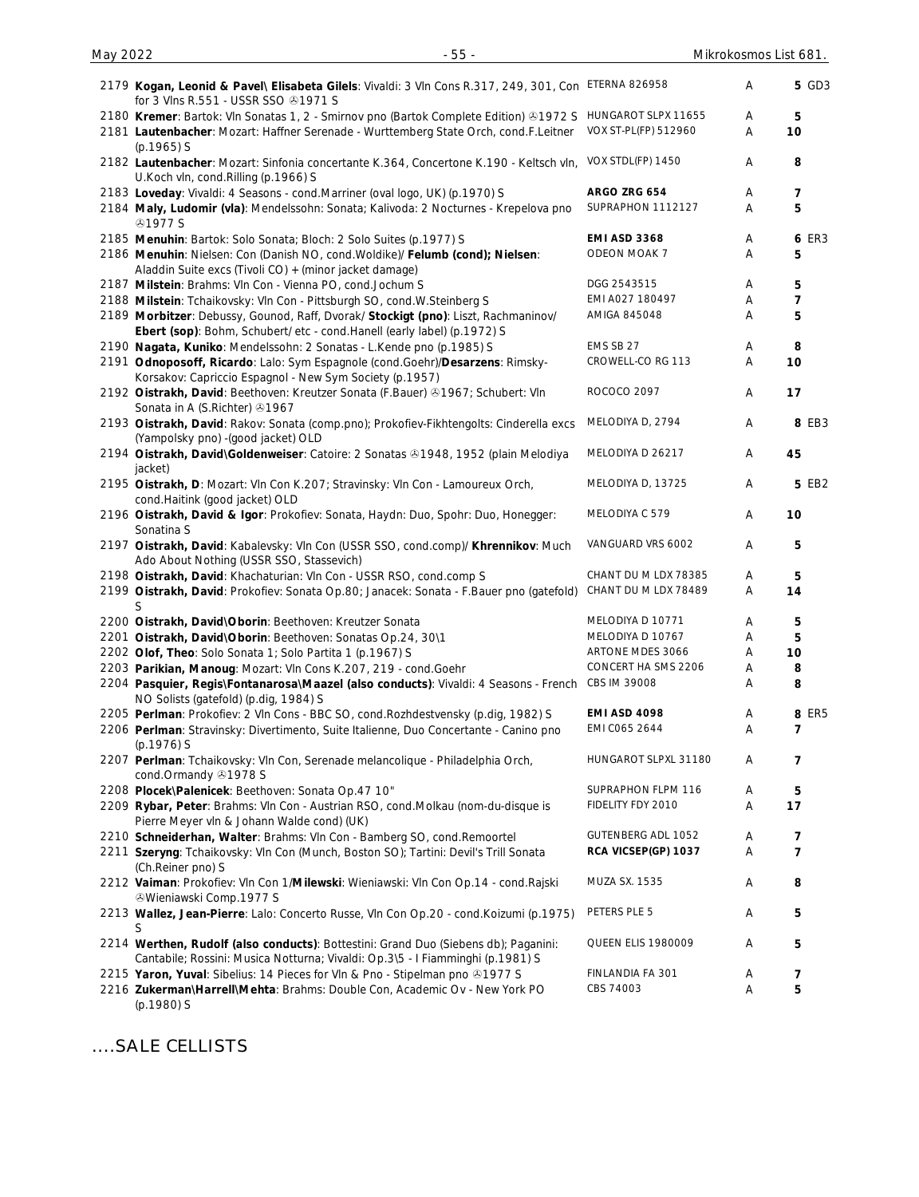| No. | Description | Label | Grade | Price | |
|---|---|---|---|---|---|
| 2179 | **Kogan, Leonid & Pavel\ Elisabeta Gilels**: Vivaldi: 3 Vln Cons R.317, 249, 301, Con for 3 Vlns R.551 - USSR SSO ℗1971 S | ETERNA 826958 | A | **5** | GD3 |
| 2180 | **Kremer**: Bartok: Vln Sonatas 1, 2 - Smirnov pno (Bartok Complete Edition) ℗1972 S | HUNGAROT SLPX 11655 | A | **5** | |
| 2181 | **Lautenbacher**: Mozart: Haffner Serenade - Wurttemberg State Orch, cond.F.Leitner (p.1965) S | VOX ST-PL(FP) 512960 | A | **10** | |
| 2182 | **Lautenbacher**: Mozart: Sinfonia concertante K.364, Concertone K.190 - Keltsch vln, U.Koch vln, cond.Rilling (p.1966) S | VOX STDL(FP) 1450 | A | **8** | |
| 2183 | **Loveday**: Vivaldi: 4 Seasons - cond.Marriner (oval logo, UK) (p.1970) S | **ARGO ZRG 654** | A | **7** | |
| 2184 | **Maly, Ludomir (vla)**: Mendelssohn: Sonata; Kalivoda: 2 Nocturnes - Krepelova pno ℗1977 S | SUPRAPHON 1112127 | A | **5** | |
| 2185 | **Menuhin**: Bartok: Solo Sonata; Bloch: 2 Solo Suites (p.1977) S | **EMI ASD 3368** | A | **6** | ER3 |
| 2186 | **Menuhin**: Nielsen: Con (Danish NO, cond.Woldike)/ **Felumb (cond); Nielsen**: Aladdin Suite excs (Tivoli CO) + (minor jacket damage) | ODEON MOAK 7 | A | **5** | |
| 2187 | **Milstein**: Brahms: Vln Con - Vienna PO, cond.Jochum S | DGG 2543515 | A | **5** | |
| 2188 | **Milstein**: Tchaikovsky: Vln Con - Pittsburgh SO, cond.W.Steinberg S | EMI A027 180497 | A | **7** | |
| 2189 | **Morbitzer**: Debussy, Gounod, Raff, Dvorak/ **Stockigt (pno)**: Liszt, Rachmaninov/ **Ebert (sop)**: Bohm, Schubert/ etc - cond.Hanell (early label) (p.1972) S | AMIGA 845048 | A | **5** | |
| 2190 | **Nagata, Kuniko**: Mendelssohn: 2 Sonatas - L.Kende pno (p.1985) S | EMS SB 27 | A | **8** | |
| 2191 | **Odnoposoff, Ricardo**: Lalo: Sym Espagnole (cond.Goehr)/**Desarzens**: Rimsky-Korsakov: Capriccio Espagnol - New Sym Society (p.1957) | CROWELL-CO RG 113 | A | **10** | |
| 2192 | **Oistrakh, David**: Beethoven: Kreutzer Sonata (F.Bauer) ℗1967; Schubert: Vln Sonata in A (S.Richter) ℗1967 | ROCOCO 2097 | A | **17** | |
| 2193 | **Oistrakh, David**: Rakov: Sonata (comp.pno); Prokofiev-Fikhtengolts: Cinderella excs (Yampolsky pno) -(good jacket) OLD | MELODIYA D, 2794 | A | **8** | EB3 |
| 2194 | **Oistrakh, David\Goldenweiser**: Catoire: 2 Sonatas ℗1948, 1952 (plain Melodiya jacket) | MELODIYA D 26217 | A | **45** | |
| 2195 | **Oistrakh, D**: Mozart: Vln Con K.207; Stravinsky: Vln Con - Lamoureux Orch, cond.Haitink (good jacket) OLD | MELODIYA D, 13725 | A | **5** | EB2 |
| 2196 | **Oistrakh, David & Igor**: Prokofiev: Sonata, Haydn: Duo, Spohr: Duo, Honegger: Sonatina S | MELODIYA C 579 | A | **10** | |
| 2197 | **Oistrakh, David**: Kabalevsky: Vln Con (USSR SSO, cond.comp)/ **Khrennikov**: Much Ado About Nothing (USSR SSO, Stassevich) | VANGUARD VRS 6002 | A | **5** | |
| 2198 | **Oistrakh, David**: Khachaturian: Vln Con - USSR RSO, cond.comp S | CHANT DU M LDX 78385 | A | **5** | |
| 2199 | **Oistrakh, David**: Prokofiev: Sonata Op.80; Janacek: Sonata - F.Bauer pno (gatefold) S | CHANT DU M LDX 78489 | A | **14** | |
| 2200 | **Oistrakh, David\Oborin**: Beethoven: Kreutzer Sonata | MELODIYA D 10771 | A | **5** | |
| 2201 | **Oistrakh, David\Oborin**: Beethoven: Sonatas Op.24, 30\1 | MELODIYA D 10767 | A | **5** | |
| 2202 | **Olof, Theo**: Solo Sonata 1; Solo Partita 1 (p.1967) S | ARTONE MDES 3066 | A | **10** | |
| 2203 | **Parikian, Manoug**: Mozart: Vln Cons K.207, 219 - cond.Goehr | CONCERT HA SMS 2206 | A | **8** | |
| 2204 | **Pasquier, Regis\Fontanarosa\Maazel (also conducts)**: Vivaldi: 4 Seasons - French NO Solists (gatefold) (p.dig, 1984) S | CBS IM 39008 | A | **8** | |
| 2205 | **Perlman**: Prokofiev: 2 Vln Cons - BBC SO, cond.Rozhdestvensky (p.dig, 1982) S | **EMI ASD 4098** | A | **8** | ER5 |
| 2206 | **Perlman**: Stravinsky: Divertimento, Suite Italienne, Duo Concertante - Canino pno (p.1976) S | EMI C065 2644 | A | **7** | |
| 2207 | **Perlman**: Tchaikovsky: Vln Con, Serenade melancolique - Philadelphia Orch, cond.Ormandy ℗1978 S | HUNGAROT SLPXL 31180 | A | **7** | |
| 2208 | **Plocek\Palenicek**: Beethoven: Sonata Op.47 10" | SUPRAPHON FLPM 116 | A | **5** | |
| 2209 | **Rybar, Peter**: Brahms: Vln Con - Austrian RSO, cond.Molkau (nom-du-disque is Pierre Meyer vln & Johann Walde cond) (UK) | FIDELITY FDY 2010 | A | **17** | |
| 2210 | **Schneiderhan, Walter**: Brahms: Vln Con - Bamberg SO, cond.Remoortel | GUTENBERG ADL 1052 | A | **7** | |
| 2211 | **Szeryng**: Tchaikovsky: Vln Con (Munch, Boston SO); Tartini: Devil's Trill Sonata (Ch.Reiner pno) S | **RCA VICSEP(GP) 1037** | A | **7** | |
| 2212 | **Vaiman**: Prokofiev: Vln Con 1/**Milewski**: Wieniawski: Vln Con Op.14 - cond.Rajski ℗Wieniawski Comp.1977 S | MUZA SX. 1535 | A | **8** | |
| 2213 | **Wallez, Jean-Pierre**: Lalo: Concerto Russe, Vln Con Op.20 - cond.Koizumi (p.1975) S | PETERS PLE 5 | A | **5** | |
| 2214 | **Werthen, Rudolf (also conducts)**: Bottestini: Grand Duo (Siebens db); Paganini: Cantabile; Rossini: Musica Notturna; Vivaldi: Op.3\5 - I Fiamminghi (p.1981) S | QUEEN ELIS 1980009 | A | **5** | |
| 2215 | **Yaron, Yuval**: Sibelius: 14 Pieces for Vln & Pno - Stipelman pno ℗1977 S | FINLANDIA FA 301 | A | **7** | |
| 2216 | **Zukerman\Harrell\Mehta**: Brahms: Double Con, Academic Ov - New York PO (p.1980) S | CBS 74003 | A | **5** | |

## ....SALE CELLISTS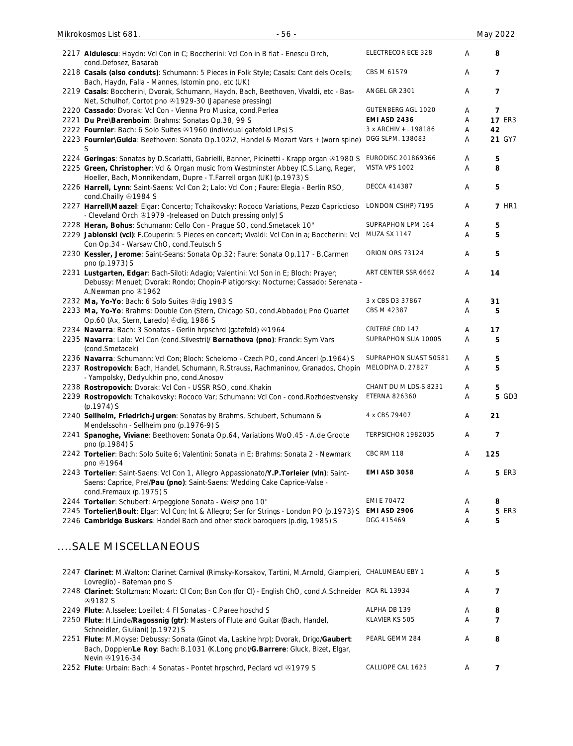| | | | | |
|---|---|---|---|---|
| 2217 **Aldulescu**: Haydn: Vcl Con in C; Boccherini: Vcl Con in B flat - Enescu Orch, cond.Defosez, Basarab | ELECTRECOR ECE 328 | A | 8 | |
| 2218 **Casals (also conduts)**: Schumann: 5 Pieces in Folk Style; Casals: Cant dels Ocells; Bach, Haydn, Falla - Mannes, Istomin pno, etc (UK) | CBS M 61579 | A | 7 | |
| 2219 **Casals**: Boccherini, Dvorak, Schumann, Haydn, Bach, Beethoven, Vivaldi, etc - Bas-Net, Schulhof, Cortot pno ℗1929-30 (Japanese pressing) | ANGEL GR 2301 | A | 7 | |
| 2220 **Cassado**: Dvorak: Vcl Con - Vienna Pro Musica, cond.Perlea | GUTENBERG AGL 1020 | A | 7 | |
| 2221 **Du Pre\Barenboim**: Brahms: Sonatas Op.38, 99 S | **EMI ASD 2436** | A | 17 | ER3 |
| 2222 **Fournier**: Bach: 6 Solo Suites ℗1960 (individual gatefold LPs) S | 3 x ARCHIV + . 198186 | A | 42 | |
| 2223 **Fournier\Gulda**: Beethoven: Sonata Op.102\2, Handel & Mozart Vars + (worn spine) S | DGG SLPM. 138083 | A | 21 | GY7 |
| 2224 **Geringas**: Sonatas by D.Scarlatti, Gabrielli, Banner, Picinetti - Krapp organ ℗1980 S | EURODISC 201869366 | A | 5 | |
| 2225 **Green, Christopher**: Vcl & Organ music from Westminster Abbey (C.S.Lang, Reger, Hoeller, Bach, Monnikendam, Dupre - T.Farrell organ (UK) (p.1973) S | VISTA VPS 1002 | A | 8 | |
| 2226 **Harrell, Lynn**: Saint-Saens: Vcl Con 2; Lalo: Vcl Con ; Faure: Elegia - Berlin RSO, cond.Chailly ℗1984 S | DECCA 414387 | A | 5 | |
| 2227 **Harrell\Maazel**: Elgar: Concerto; Tchaikovsky: Rococo Variations, Pezzo Capriccioso - Cleveland Orch ℗1979 -(released on Dutch pressing only) S | LONDON CS(HP) 7195 | A | 7 | HR1 |
| 2228 **Heran, Bohus**: Schumann: Cello Con - Prague SO, cond.Smetacek 10" | SUPRAPHON LPM 164 | A | 5 | |
| 2229 **Jablonski (vcl)**: F.Couperin: 5 Pieces en concert; Vivaldi: Vcl Con in a; Boccherini: Vcl Con Op.34 - Warsaw ChO, cond.Teutsch S | MUZA SX 1147 | A | 5 | |
| 2230 **Kessler, Jerome**: Saint-Seans: Sonata Op.32; Faure: Sonata Op.117 - B.Carmen pno (p.1973) S | ORION ORS 73124 | A | 5 | |
| 2231 **Lustgarten, Edgar**: Bach-Siloti: Adagio; Valentini: Vcl Son in E; Bloch: Prayer; Debussy: Menuet; Dvorak: Rondo; Chopin-Piatigorsky: Nocturne; Cassado: Serenata - A.Newman pno ℗1962 | ART CENTER SSR 6662 | A | 14 | |
| 2232 **Ma, Yo-Yo**: Bach: 6 Solo Suites ℗dig 1983 S | 3 x CBS D3 37867 | A | 31 | |
| 2233 **Ma, Yo-Yo**: Brahms: Double Con (Stern, Chicago SO, cond.Abbado); Pno Quartet Op.60 (Ax, Stern, Laredo) ℗dig, 1986 S | CBS M 42387 | A | 5 | |
| 2234 **Navarra**: Bach: 3 Sonatas - Gerlin hrpschrd (gatefold) ℗1964 | CRITERE CRD 147 | A | 17 | |
| 2235 **Navarra**: Lalo: Vcl Con (cond.Silvestri)/ **Bernathova (pno)**: Franck: Sym Vars (cond.Smetacek) | SUPRAPHON SUA 10005 | A | 5 | |
| 2236 **Navarra**: Schumann: Vcl Con; Bloch: Schelomo - Czech PO, cond.Ancerl (p.1964) S | SUPRAPHON SUAST 50581 | A | 5 | |
| 2237 **Rostropovich**: Bach, Handel, Schumann, R.Strauss, Rachmaninov, Granados, Chopin - Yampolsky, Dedyukhin pno, cond.Anosov | MELODIYA D. 27827 | A | 5 | |
| 2238 **Rostropovich**: Dvorak: Vcl Con - USSR RSO, cond.Khakin | CHANT DU M LDS-S 8231 | A | 5 | |
| 2239 **Rostropovich**: Tchaikovsky: Rococo Var; Schumann: Vcl Con - cond.Rozhdestvensky (p.1974) S | ETERNA 826360 | A | 5 | GD3 |
| 2240 **Sellheim, Friedrich-Jurgen**: Sonatas by Brahms, Schubert, Schumann & Mendelssohn - Sellheim pno (p.1976-9) S | 4 x CBS 79407 | A | 21 | |
| 2241 **Spanoghe, Viviane**: Beethoven: Sonata Op.64, Variations WoO.45 - A.de Groote pno (p.1984) S | TERPSICHOR 1982035 | A | 7 | |
| 2242 **Tortelier**: Bach: Solo Suite 6; Valentini: Sonata in E; Brahms: Sonata 2 - Newmark pno ℗1964 | CBC RM 118 | A | 125 | |
| 2243 **Tortelier**: Saint-Saens: Vcl Con 1, Allegro Appassionato/**Y.P.Torleier (vln)**: Saint-Saens: Caprice, Prel/**Pau (pno)**: Saint-Saens: Wedding Cake Caprice-Valse - cond.Fremaux (p.1975) S | **EMI ASD 3058** | A | 5 | ER3 |
| 2244 **Tortelier**: Schubert: Arpeggione Sonata - Weisz pno 10" | EMI E 70472 | A | 8 | |
| 2245 **Tortelier\Boult**: Elgar: Vcl Con; Int & Allegro; Ser for Strings - London PO (p.1973) S | **EMI ASD 2906** | A | 5 | ER3 |
| 2246 **Cambridge Buskers**: Handel Bach and other stock baroquers (p.dig, 1985) S | DGG 415469 | A | 5 | |

## ....SALE MISCELLANEOUS

| | | | | |
|---|---|---|---|---|
| 2247 **Clarinet**: M.Walton: Clarinet Carnival (Rimsky-Korsakov, Tartini, M.Arnold, Giampieri, Lovreglio) - Bateman pno S | CHALUMEAU EBY 1 | A | 5 | |
| 2248 **Clarinet**: Stoltzman: Mozart: Cl Con; Bsn Con (for Cl) - English ChO, cond.A.Schneider ℗9182 S | RCA RL 13934 | A | 7 | |
| 2249 **Flute**: A.Isselee: Loeillet: 4 Fl Sonatas - C.Paree hpschd S | ALPHA DB 139 | A | 8 | |
| 2250 **Flute**: H.Linde/**Ragossnig (gtr)**: Masters of Flute and Guitar (Bach, Handel, Schneidler, Giuliani) (p.1972) S | KLAVIER KS 505 | A | 7 | |
| 2251 **Flute**: M.Moyse: Debussy: Sonata (Ginot vla, Laskine hrp); Dvorak, Drigo/**Gaubert**: Bach, Doppler/**Le Roy**: Bach: B.1031 (K.Long pno)/**G.Barrere**: Gluck, Bizet, Elgar, Nevin ℗1916-34 | PEARL GEMM 284 | A | 8 | |
| 2252 **Flute**: Urbain: Bach: 4 Sonatas - Pontet hrpschrd, Peclard vcl ℗1979 S | CALLIOPE CAL 1625 | A | 7 | |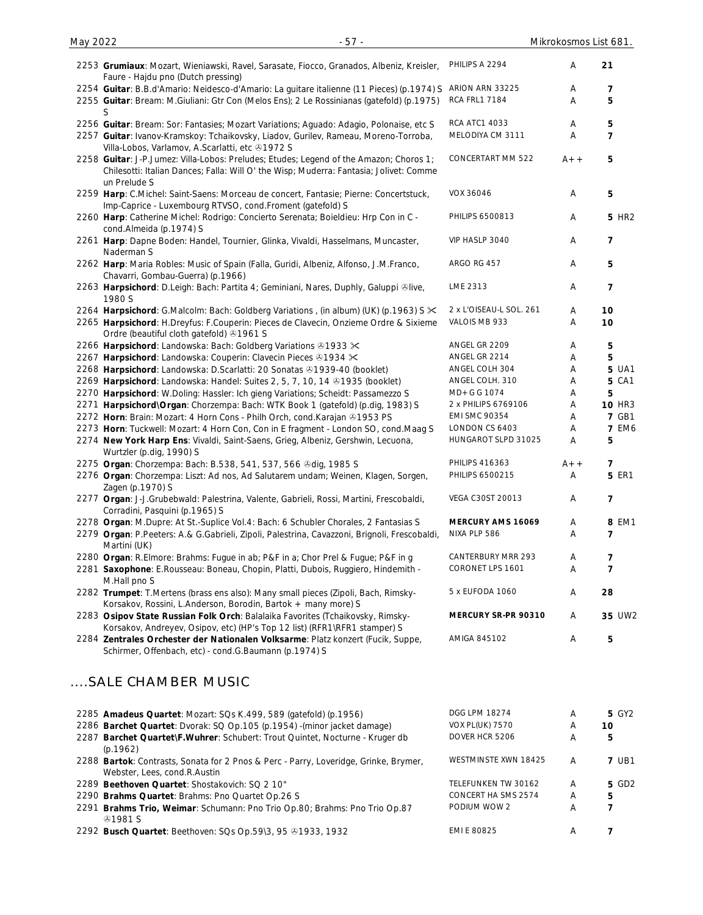| No. | Description | Label | Grade | Price | Code |
|---|---|---|---|---|---|
| 2253 | **Grumiaux**: Mozart, Wieniawski, Ravel, Sarasate, Fiocco, Granados, Albeniz, Kreisler, Faure - Hajdu pno (Dutch pressing) | PHILIPS A 2294 | A | 21 | |
| 2254 | **Guitar**: B.B.d'Amario: Neidesco-d'Amario: La guitare italienne (11 Pieces) (p.1974) S | ARION ARN 33225 | A | 7 | |
| 2255 | **Guitar**: Bream: M.Giuliani: Gtr Con (Melos Ens); 2 Le Rossinianas (gatefold) (p.1975) S | RCA FRL1 7184 | A | 5 | |
| 2256 | **Guitar**: Bream: Sor: Fantasies; Mozart Variations; Aguado: Adagio, Polonaise, etc S | RCA ATC1 4033 | A | 5 | |
| 2257 | **Guitar**: Ivanov-Kramskoy: Tchaikovsky, Liadov, Gurilev, Rameau, Moreno-Torroba, Villa-Lobos, Varlamov, A.Scarlatti, etc ℗1972 S | MELODIYA CM 3111 | A | 7 | |
| 2258 | **Guitar**: J-P.Jumez: Villa-Lobos: Preludes; Etudes; Legend of the Amazon; Choros 1; Chilesotti: Italian Dances; Falla: Will O' the Wisp; Muderra: Fantasia; Jolivet: Comme un Prelude S | CONCERTART MM 522 | A++ | 5 | |
| 2259 | **Harp**: C.Michel: Saint-Saens: Morceau de concert, Fantasie; Pierne: Concertstuck, Imp-Caprice - Luxembourg RTVSO, cond.Froment (gatefold) S | VOX 36046 | A | 5 | |
| 2260 | **Harp**: Catherine Michel: Rodrigo: Concierto Serenata; Boieldieu: Hrp Con in C - cond.Almeida (p.1974) S | PHILIPS 6500813 | A | 5 | HR2 |
| 2261 | **Harp**: Dapne Boden: Handel, Tournier, Glinka, Vivaldi, Hasselmans, Muncaster, Naderman S | VIP HASLP 3040 | A | 7 | |
| 2262 | **Harp**: Maria Robles: Music of Spain (Falla, Guridi, Albeniz, Alfonso, J.M.Franco, Chavarri, Gombau-Guerra) (p.1966) | ARGO RG 457 | A | 5 | |
| 2263 | **Harpsichord**: D.Leigh: Bach: Partita 4; Geminiani, Nares, Duphly, Galuppi ℗live, 1980 S | LME 2313 | A | 7 | |
| 2264 | **Harpsichord**: G.Malcolm: Bach: Goldberg Variations , (in album) (UK) (p.1963) S ✂ | 2 x L'OISEAU-L SOL. 261 | A | 10 | |
| 2265 | **Harpsichord**: H.Dreyfus: F.Couperin: Pieces de Clavecin, Onzieme Ordre & Sixieme Ordre (beautiful cloth gatefold) ℗1961 S | VALOIS MB 933 | A | 10 | |
| 2266 | **Harpsichord**: Landowska: Bach: Goldberg Variations ℗1933 ✂ | ANGEL GR 2209 | A | 5 | |
| 2267 | **Harpsichord**: Landowska: Couperin: Clavecin Pieces ℗1934 ✂ | ANGEL GR 2214 | A | 5 | |
| 2268 | **Harpsichord**: Landowska: D.Scarlatti: 20 Sonatas ℗1939-40 (booklet) | ANGEL COLH 304 | A | 5 | UA1 |
| 2269 | **Harpsichord**: Landowska: Handel: Suites 2, 5, 7, 10, 14 ℗1935 (booklet) | ANGEL COLH. 310 | A | 5 | CA1 |
| 2270 | **Harpsichord**: W.Doling: Hassler: Ich gieng Variations; Scheidt: Passamezzo S | MD+G G 1074 | A | 5 | |
| 2271 | **Harpsichord\Organ**: Chorzempa: Bach: WTK Book 1 (gatefold) (p.dig, 1983) S | 2 x PHILIPS 6769106 | A | 10 | HR3 |
| 2272 | **Horn**: Brain: Mozart: 4 Horn Cons - Philh Orch, cond.Karajan ℗1953 PS | EMI SMC 90354 | A | 7 | GB1 |
| 2273 | **Horn**: Tuckwell: Mozart: 4 Horn Cons, Con in E fragment - London SO, cond.Maag S | LONDON CS 6403 | A | 7 | EM6 |
| 2274 | **New York Harp Ens**: Vivaldi, Saint-Saens, Grieg, Albeniz, Gershwin, Lecuona, Wurtzler (p.dig, 1990) S | HUNGAROT SLPD 31025 | A | 5 | |
| 2275 | **Organ**: Chorzempa: Bach: B.538, 541, 537, 566 ℗dig, 1985 S | PHILIPS 416363 | A++ | 7 | |
| 2276 | **Organ**: Chorzempa: Liszt: Ad nos, Ad Salutarem undam; Weinen, Klagen, Sorgen, Zagen (p.1970) S | PHILIPS 6500215 | A | 5 | ER1 |
| 2277 | **Organ**: J-J.Grubebwald: Palestrina, Valente, Gabrieli, Rossi, Martini, Frescobaldi, Corradini, Pasquini (p.1965) S | VEGA C30ST 20013 | A | 7 | |
| 2278 | **Organ**: M.Dupre: At St.-Suplice Vol.4: Bach: 6 Schubler Chorales, 2 Fantasias S | **MERCURY AMS 16069** | A | 8 | EM1 |
| 2279 | **Organ**: P.Peeters: A.& G.Gabrieli, Zipoli, Palestrina, Cavazzoni, Brignoli, Frescobaldi, Martini (UK) | NIXA PLP 586 | A | 7 | |
| 2280 | **Organ**: R.Elmore: Brahms: Fugue in ab; P&F in a; Chor Prel & Fugue; P&F in g | CANTERBURY MRR 293 | A | 7 | |
| 2281 | **Saxophone**: E.Rousseau: Boneau, Chopin, Platti, Dubois, Ruggiero, Hindemith - M.Hall pno S | CORONET LPS 1601 | A | 7 | |
| 2282 | **Trumpet**: T.Mertens (brass ens also): Many small pieces (Zipoli, Bach, Rimsky-Korsakov, Rossini, L.Anderson, Borodin, Bartok + many more) S | 5 x EUFODA 1060 | A | 28 | |
| 2283 | **Osipov State Russian Folk Orch**: Balalaika Favorites (Tchaikovsky, Rimsky-Korsakov, Andreyev, Osipov, etc) (HP's Top 12 list) (RFR1\RFR1 stamper) S | **MERCURY SR-PR 90310** | A | 35 | UW2 |
| 2284 | **Zentrales Orchester der Nationalen Volksarme**: Platz konzert (Fucik, Suppe, Schirmer, Offenbach, etc) - cond.G.Baumann (p.1974) S | AMIGA 845102 | A | 5 | |

## ....SALE CHAMBER MUSIC

| No. | Description | Label | Grade | Price | Code |
|---|---|---|---|---|---|
| 2285 | **Amadeus Quartet**: Mozart: SQs K.499, 589 (gatefold) (p.1956) | DGG LPM 18274 | A | 5 | GY2 |
| 2286 | **Barchet Quartet**: Dvorak: SQ Op.105 (p.1954) -(minor jacket damage) | VOX PL(UK) 7570 | A | 10 | |
| 2287 | **Barchet Quartet\F.Wuhrer**: Schubert: Trout Quintet, Nocturne - Kruger db (p.1962) | DOVER HCR 5206 | A | 5 | |
| 2288 | **Bartok**: Contrasts, Sonata for 2 Pnos & Perc - Parry, Loveridge, Grinke, Brymer, Webster, Lees, cond.R.Austin | WESTMINSTE XWN 18425 | A | 7 | UB1 |
| 2289 | **Beethoven Quartet**: Shostakovich: SQ 2 10" | TELEFUNKEN TW 30162 | A | 5 | GD2 |
| 2290 | **Brahms Quartet**: Brahms: Pno Quartet Op.26 S | CONCERT HA SMS 2574 | A | 5 | |
| 2291 | **Brahms Trio, Weimar**: Schumann: Pno Trio Op.80; Brahms: Pno Trio Op.87 ℗1981 S | PODIUM WOW 2 | A | 7 | |
| 2292 | **Busch Quartet**: Beethoven: SQs Op.59\3, 95 ℗1933, 1932 | EMI E 80825 | A | 7 | |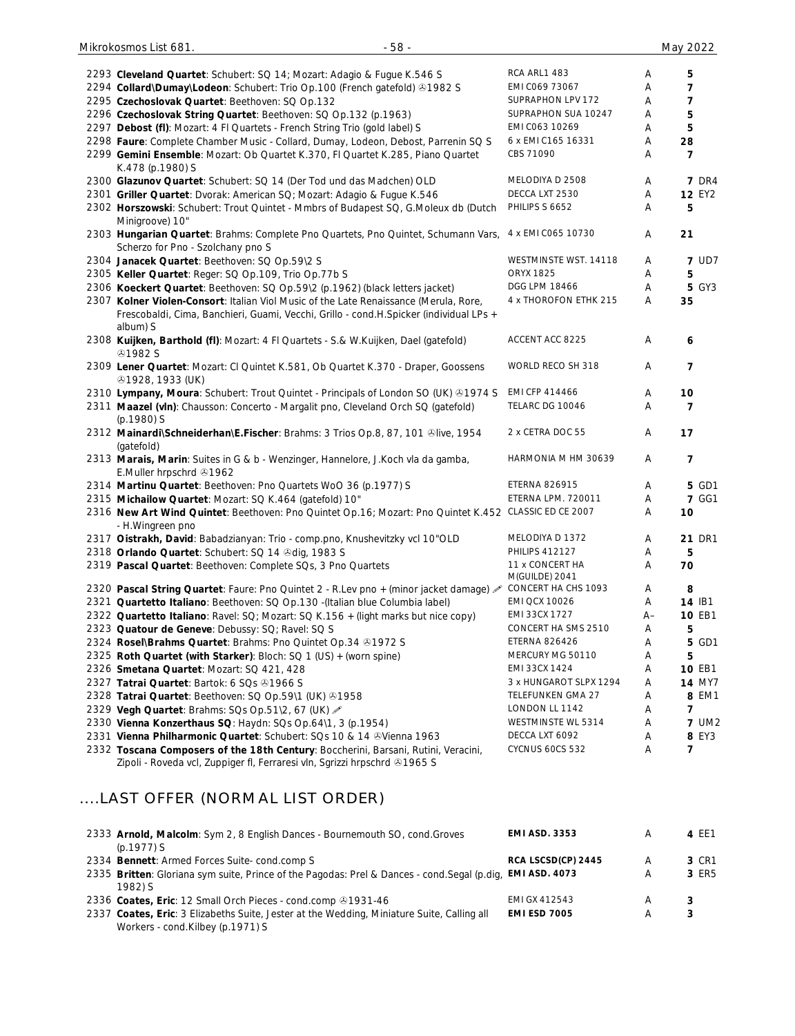| No. | Description | Label | Grade | Price | Code |
|---|---|---|---|---|---|
| 2293 | **Cleveland Quartet**: Schubert: SQ 14; Mozart: Adagio & Fugue K.546 S | RCA ARL1 483 | A | 5 | |
| 2294 | **Collard\Dumay\Lodeon**: Schubert: Trio Op.100 (French gatefold) ℗1982 S | EMI C069 73067 | A | 7 | |
| 2295 | **Czechoslovak Quartet**: Beethoven: SQ Op.132 | SUPRAPHON LPV 172 | A | 7 | |
| 2296 | **Czechoslovak String Quartet**: Beethoven: SQ Op.132 (p.1963) | SUPRAPHON SUA 10247 | A | 5 | |
| 2297 | **Debost (fl)**: Mozart: 4 Fl Quartets - French String Trio (gold label) S | EMI C063 10269 | A | 5 | |
| 2298 | **Faure**: Complete Chamber Music - Collard, Dumay, Lodeon, Debost, Parrenin SQ S | 6 x EMI C165 16331 | A | 28 | |
| 2299 | **Gemini Ensemble**: Mozart: Ob Quartet K.370, Fl Quartet K.285, Piano Quartet K.478 (p.1980) S | CBS 71090 | A | 7 | |
| 2300 | **Glazunov Quartet**: Schubert: SQ 14 (Der Tod und das Madchen) OLD | MELODIYA D 2508 | A | 7 | DR4 |
| 2301 | **Griller Quartet**: Dvorak: American SQ; Mozart: Adagio & Fugue K.546 | DECCA LXT 2530 | A | 12 | EY2 |
| 2302 | **Horszowski**: Schubert: Trout Quintet - Mmbrs of Budapest SQ, G.Moleux db (Dutch Minigroove) 10" | PHILIPS S 6652 | A | 5 | |
| 2303 | **Hungarian Quartet**: Brahms: Complete Pno Quartets, Pno Quintet, Schumann Vars, Scherzo for Pno - Szolchany pno S | 4 x EMI C065 10730 | A | 21 | |
| 2304 | **Janacek Quartet**: Beethoven: SQ Op.59\2 S | WESTMINSTE WST. 14118 | A | 7 | UD7 |
| 2305 | **Keller Quartet**: Reger: SQ Op.109, Trio Op.77b S | ORYX 1825 | A | 5 | |
| 2306 | **Koeckert Quartet**: Beethoven: SQ Op.59\2 (p.1962) (black letters jacket) | DGG LPM 18466 | A | 5 | GY3 |
| 2307 | **Kolner Violen-Consort**: Italian Viol Music of the Late Renaissance (Merula, Rore, Frescobaldi, Cima, Banchieri, Guami, Vecchi, Grillo - cond.H.Spicker (individual LPs + album) S | 4 x THOROFON ETHK 215 | A | 35 | |
| 2308 | **Kuijken, Barthold (fl)**: Mozart: 4 Fl Quartets - S.& W.Kuijken, Dael (gatefold) ℗1982 S | ACCENT ACC 8225 | A | 6 | |
| 2309 | **Lener Quartet**: Mozart: Cl Quintet K.581, Ob Quartet K.370 - Draper, Goossens ℗1928, 1933 (UK) | WORLD RECO SH 318 | A | 7 | |
| 2310 | **Lympany, Moura**: Schubert: Trout Quintet - Principals of London SO (UK) ℗1974 S | EMI CFP 414466 | A | 10 | |
| 2311 | **Maazel (vln)**: Chausson: Concerto - Margalit pno, Cleveland Orch SQ (gatefold) (p.1980) S | TELARC DG 10046 | A | 7 | |
| 2312 | **Mainardi\Schneiderhan\E.Fischer**: Brahms: 3 Trios Op.8, 87, 101 ℗live, 1954 (gatefold) | 2 x CETRA DOC 55 | A | 17 | |
| 2313 | **Marais, Marin**: Suites in G & b - Wenzinger, Hannelore, J.Koch vla da gamba, E.Muller hrpschrd ℗1962 | HARMONIA M HM 30639 | A | 7 | |
| 2314 | **Martinu Quartet**: Beethoven: Pno Quartets WoO 36 (p.1977) S | ETERNA 826915 | A | 5 | GD1 |
| 2315 | **Michailow Quartet**: Mozart: SQ K.464 (gatefold) 10" | ETERNA LPM. 720011 | A | 7 | GG1 |
| 2316 | **New Art Wind Quintet**: Beethoven: Pno Quintet Op.16; Mozart: Pno Quintet K.452 - H.Wingreen pno | CLASSIC ED CE 2007 | A | 10 | |
| 2317 | **Oistrakh, David**: Babadzianyan: Trio - comp.pno, Knushevitzky vcl 10"OLD | MELODIYA D 1372 | A | 21 | DR1 |
| 2318 | **Orlando Quartet**: Schubert: SQ 14 ℗dig, 1983 S | PHILIPS 412127 | A | 5 | |
| 2319 | **Pascal Quartet**: Beethoven: Complete SQs, 3 Pno Quartets | 11 x CONCERT HA M(GUILDE) 2041 | A | 70 | |
| 2320 | **Pascal String Quartet**: Faure: Pno Quintet 2 - R.Lev pno + (minor jacket damage) ✎ | CONCERT HA CHS 1093 | A | 8 | |
| 2321 | **Quartetto Italiano**: Beethoven: SQ Op.130 -(Italian blue Columbia label) | EMI QCX 10026 | A | 14 | IB1 |
| 2322 | **Quartetto Italiano**: Ravel: SQ; Mozart: SQ K.156 + (light marks but nice copy) | EMI 33CX 1727 | A– | 10 | EB1 |
| 2323 | **Quatour de Geneve**: Debussy: SQ; Ravel: SQ S | CONCERT HA SMS 2510 | A | 5 | |
| 2324 | **Rosel\Brahms Quartet**: Brahms: Pno Quintet Op.34 ℗1972 S | ETERNA 826426 | A | 5 | GD1 |
| 2325 | **Roth Quartet (with Starker)**: Bloch: SQ 1 (US) + (worn spine) | MERCURY MG 50110 | A | 5 | |
| 2326 | **Smetana Quartet**: Mozart: SQ 421, 428 | EMI 33CX 1424 | A | 10 | EB1 |
| 2327 | **Tatrai Quartet**: Bartok: 6 SQs ℗1966 S | 3 x HUNGAROT SLPX 1294 | A | 14 | MY7 |
| 2328 | **Tatrai Quartet**: Beethoven: SQ Op.59\1 (UK) ℗1958 | TELEFUNKEN GMA 27 | A | 8 | EM1 |
| 2329 | **Vegh Quartet**: Brahms: SQs Op.51\2, 67 (UK) ✎ | LONDON LL 1142 | A | 7 | |
| 2330 | **Vienna Konzerthaus SQ**: Haydn: SQs Op.64\1, 3 (p.1954) | WESTMINSTE WL 5314 | A | 7 | UM2 |
| 2331 | **Vienna Philharmonic Quartet**: Schubert: SQs 10 & 14 ℗Vienna 1963 | DECCA LXT 6092 | A | 8 | EY3 |
| 2332 | **Toscana Composers of the 18th Century**: Boccherini, Barsani, Rutini, Veracini, Zipoli - Roveda vcl, Zuppiger fl, Ferraresi vln, Sgrizzi hrpschrd ℗1965 S | CYCNUS 60CS 532 | A | 7 | |

## ....LAST OFFER (NORMAL LIST ORDER)

| No. | Description | Label | Grade | Price | Code |
|---|---|---|---|---|---|
| 2333 | **Arnold, Malcolm**: Sym 2, 8 English Dances - Bournemouth SO, cond.Groves (p.1977) S | **EMI ASD. 3353** | A | 4 | EE1 |
| 2334 | **Bennett**: Armed Forces Suite- cond.comp S | **RCA LSCSD(CP) 2445** | A | 3 | CR1 |
| 2335 | **Britten**: Gloriana sym suite, Prince of the Pagodas: Prel & Dances - cond.Segal (p.dig, 1982) S | **EMI ASD. 4073** | A | 3 | ER5 |
| 2336 | **Coates, Eric**: 12 Small Orch Pieces - cond.comp ℗1931-46 | EMI GX 412543 | A | 3 | |
| 2337 | **Coates, Eric**: 3 Elizabeths Suite, Jester at the Wedding, Miniature Suite, Calling all Workers - cond.Kilbey (p.1971) S | **EMI ESD 7005** | A | 3 | |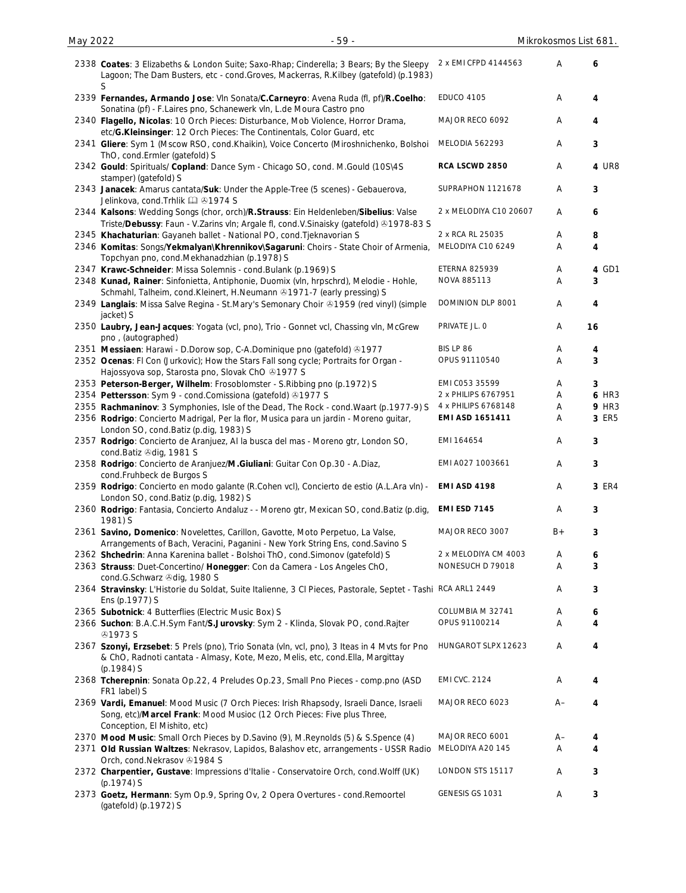| No. | Description | Label | Cond. | Price |
|---|---|---|---|---|
| 2338 | **Coates**: 3 Elizabeths & London Suite; Saxo-Rhap; Cinderella; 3 Bears; By the Sleepy Lagoon; The Dam Busters, etc - cond.Groves, Mackerras, R.Kilbey (gatefold) (p.1983) S | 2 x EMI CFPD 4144563 | A | 6 |
| 2339 | **Fernandes, Armando Jose**: Vln Sonata/**C.Carneyro**: Avena Ruda (fl, pf)/**R.Coelho**: Sonatina (pf) - F.Laires pno, Schanewerk vln, L.de Moura Castro pno | EDUCO 4105 | A | 4 |
| 2340 | **Flagello, Nicolas**: 10 Orch Pieces: Disturbance, Mob Violence, Horror Drama, etc/**G.Kleinsinger**: 12 Orch Pieces: The Continentals, Color Guard, etc | MAJOR RECO 6092 | A | 4 |
| 2341 | **Gliere**: Sym 1 (Mscow RSO, cond.Khaikin), Voice Concerto (Miroshnichenko, Bolshoi ThO, cond.Ermler (gatefold) S | MELODIA 562293 | A | 3 |
| 2342 | **Gould**: Spirituals/ **Copland**: Dance Sym - Chicago SO, cond. M.Gould (10S\4S stamper) (gatefold) S | **RCA LSCWD 2850** | A | **4** UR8 |
| 2343 | **Janacek**: Amarus cantata/**Suk**: Under the Apple-Tree (5 scenes) - Gebauerova, Jelinkova, cond.Trhlik 📖 ℗1974 S | SUPRAPHON 1121678 | A | 3 |
| 2344 | **Kalsons**: Wedding Songs (chor, orch)/**R.Strauss**: Ein Heldenleben/**Sibelius**: Valse Triste/**Debussy**: Faun - V.Zarins vln; Argale fl, cond.V.Sinaisky (gatefold) ℗1978-83 S | 2 x MELODIYA C10 20607 | A | 6 |
| 2345 | **Khachaturian**: Gayaneh ballet - National PO, cond.Tjeknavorian S | 2 x RCA RL 25035 | A | 8 |
| 2346 | **Komitas**: Songs/**Yekmalyan\Khrennikov\Sagaruni**: Choirs - State Choir of Armenia, Topchyan pno, cond.Mekhanadzhian (p.1978) S | MELODIYA C10 6249 | A | 4 |
| 2347 | **Krawc-Schneider**: Missa Solemnis - cond.Bulank (p.1969) S | ETERNA 825939 | A | 4 GD1 |
| 2348 | **Kunad, Rainer**: Sinfonietta, Antiphonie, Duomix (vln, hrpschrd), Melodie - Hohle, Schmahl, Talheim, cond.Kleinert, H.Neumann ℗1971-7 (early pressing) S | NOVA 885113 | A | 3 |
| 2349 | **Langlais**: Missa Salve Regina - St.Mary's Semonary Choir ℗1959 (red vinyl) (simple jacket) S | DOMINION DLP 8001 | A | 4 |
| 2350 | **Laubry, Jean-Jacques**: Yogata (vcl, pno), Trio - Gonnet vcl, Chassing vln, McGrew pno , (autographed) | PRIVATE JL. 0 | A | 16 |
| 2351 | **Messiaen**: Harawi - D.Dorow sop, C-A.Dominique pno (gatefold) ℗1977 | BIS LP 86 | A | 4 |
| 2352 | **Ocenas**: Fl Con (Jurkovic); How the Stars Fall song cycle; Portraits for Organ - Hajossyova sop, Starosta pno, Slovak ChO ℗1977 S | OPUS 91110540 | A | 3 |
| 2353 | **Peterson-Berger, Wilhelm**: Frosoblomster - S.Ribbing pno (p.1972) S | EMI C053 35599 | A | 3 |
| 2354 | **Pettersson**: Sym 9 - cond.Comissiona (gatefold) ℗1977 S | 2 x PHILIPS 6767951 | A | **6** HR3 |
| 2355 | **Rachmaninov**: 3 Symphonies, Isle of the Dead, The Rock - cond.Waart (p.1977-9) S | 4 x PHILIPS 6768148 | A | **9** HR3 |
| 2356 | **Rodrigo**: Concierto Madrigal, Per la flor, Musica para un jardin - Moreno guitar, London SO, cond.Batiz (p.dig, 1983) S | **EMI ASD 1651411** | A | **3** ER5 |
| 2357 | **Rodrigo**: Concierto de Aranjuez, Al la busca del mas - Moreno gtr, London SO, cond.Batiz ℗dig, 1981 S | EMI 164654 | A | 3 |
| 2358 | **Rodrigo**: Concierto de Aranjuez/**M.Giuliani**: Guitar Con Op.30 - A.Diaz, cond.Fruhbeck de Burgos S | EMI A027 1003661 | A | 3 |
| 2359 | **Rodrigo**: Concierto en modo galante (R.Cohen vcl), Concierto de estio (A.L.Ara vln) - London SO, cond.Batiz (p.dig, 1982) S | **EMI ASD 4198** | A | **3** ER4 |
| 2360 | **Rodrigo**: Fantasia, Concierto Andaluz - - Moreno gtr, Mexican SO, cond.Batiz (p.dig, 1981) S | **EMI ESD 7145** | A | 3 |
| 2361 | **Savino, Domenico**: Novelettes, Carillon, Gavotte, Moto Perpetuo, La Valse, Arrangements of Bach, Veracini, Paganini - New York String Ens, cond.Savino S | MAJOR RECO 3007 | B+ | 3 |
| 2362 | **Shchedrin**: Anna Karenina ballet - Bolshoi ThO, cond.Simonov (gatefold) S | 2 x MELODIYA CM 4003 | A | 6 |
| 2363 | **Strauss**: Duet-Concertino/ **Honegger**: Con da Camera - Los Angeles ChO, cond.G.Schwarz ℗dig, 1980 S | NONESUCH D 79018 | A | 3 |
| 2364 | **Stravinsky**: L'Historie du Soldat, Suite Italienne, 3 Cl Pieces, Pastorale, Septet - Tashi Ens (p.1977) S | RCA ARL1 2449 | A | 3 |
| 2365 | **Subotnick**: 4 Butterflies (Electric Music Box) S | COLUMBIA M 32741 | A | 6 |
| 2366 | **Suchon**: B.A.C.H.Sym Fant/**S.Jurovsky**: Sym 2 - Klinda, Slovak PO, cond.Rajter ℗1973 S | OPUS 91100214 | A | 4 |
| 2367 | **Szonyi, Erzsebet**: 5 Prels (pno), Trio Sonata (vln, vcl, pno), 3 Iteas in 4 Mvts for Pno & ChO, Radnoti cantata - Almasy, Kote, Mezo, Melis, etc, cond.Ella, Margittay (p.1984) S | HUNGAROT SLPX 12623 | A | 4 |
| 2368 | **Tcherepnin**: Sonata Op.22, 4 Preludes Op.23, Small Pno Pieces - comp.pno (ASD FR1 label) S | EMI CVC. 2124 | A | 4 |
| 2369 | **Vardi, Emanuel**: Mood Music (7 Orch Pieces: Irish Rhapsody, Israeli Dance, Israeli Song, etc)/**Marcel Frank**: Mood Musioc (12 Orch Pieces: Five plus Three, Conception, El Mishito, etc) | MAJOR RECO 6023 | A– | 4 |
| 2370 | **Mood Music**: Small Orch Pieces by D.Savino (9), M.Reynolds (5) & S.Spence (4) | MAJOR RECO 6001 | A– | 4 |
| 2371 | **Old Russian Waltzes**: Nekrasov, Lapidos, Balashov etc, arrangements - USSR Radio Orch, cond.Nekrasov ℗1984 S | MELODIYA A20 145 | A | 4 |
| 2372 | **Charpentier, Gustave**: Impressions d'Italie - Conservatoire Orch, cond.Wolff (UK) (p.1974) S | LONDON STS 15117 | A | 3 |
| 2373 | **Goetz, Hermann**: Sym Op.9, Spring Ov, 2 Opera Overtures - cond.Remoortel (gatefold) (p.1972) S | GENESIS GS 1031 | A | 3 |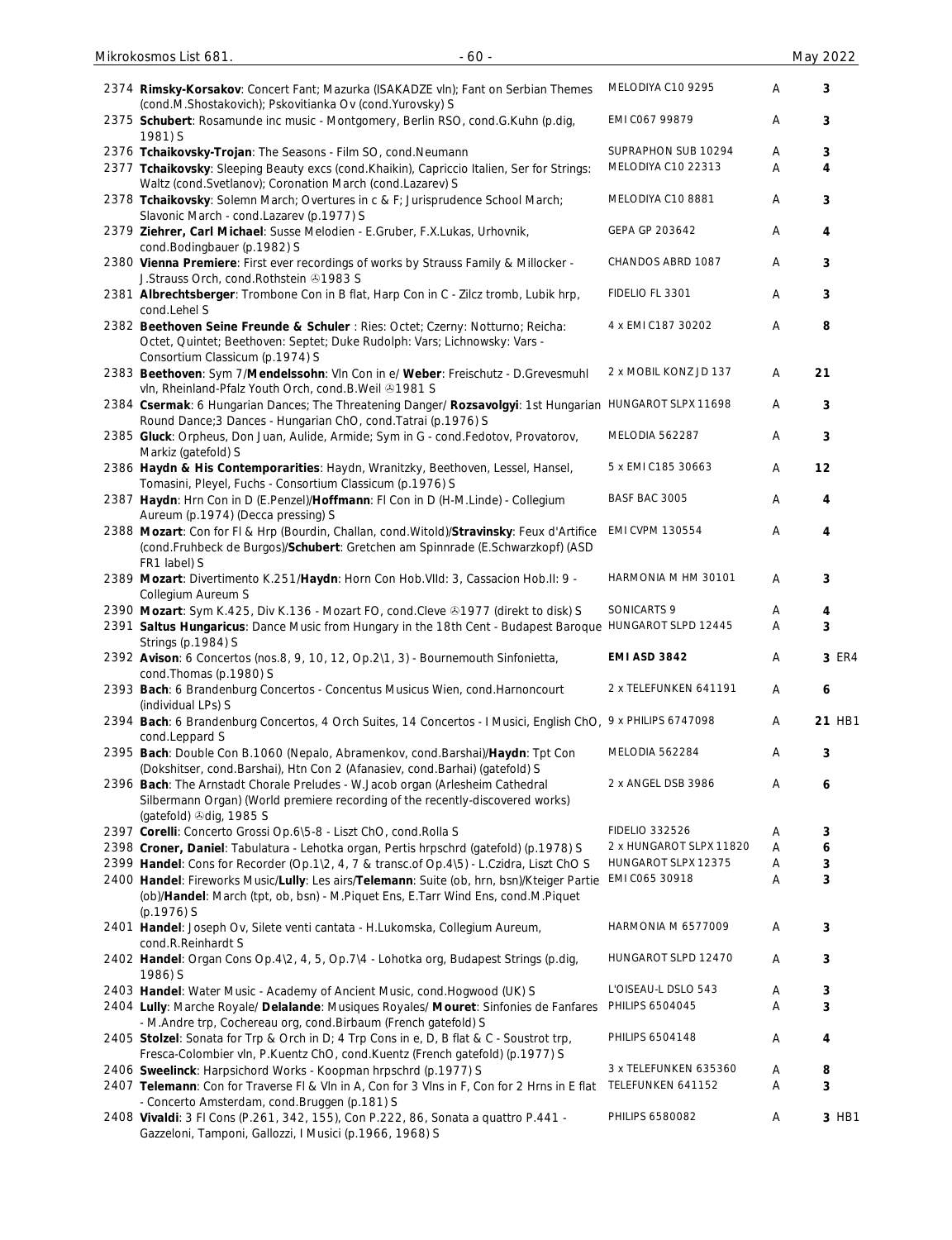| No. | Description | Label | Cond. | Price |
|---|---|---|---|---|
| 2374 | **Rimsky-Korsakov**: Concert Fant; Mazurka (ISAKADZE vln); Fant on Serbian Themes (cond.M.Shostakovich); Pskovitianka Ov (cond.Yurovsky) S | MELODIYA C10 9295 | A | 3 |
| 2375 | **Schubert**: Rosamunde inc music - Montgomery, Berlin RSO, cond.G.Kuhn (p.dig, 1981) S | EMI C067 99879 | A | 3 |
| 2376 | **Tchaikovsky-Trojan**: The Seasons - Film SO, cond.Neumann | SUPRAPHON SUB 10294 | A | 3 |
| 2377 | **Tchaikovsky**: Sleeping Beauty excs (cond.Khaikin), Capriccio Italien, Ser for Strings: Waltz (cond.Svetlanov); Coronation March (cond.Lazarev) S | MELODIYA C10 22313 | A | 4 |
| 2378 | **Tchaikovsky**: Solemn March; Overtures in c & F; Jurisprudence School March; Slavonic March - cond.Lazarev (p.1977) S | MELODIYA C10 8881 | A | 3 |
| 2379 | **Ziehrer, Carl Michael**: Susse Melodien - E.Gruber, F.X.Lukas, Urhovnik, cond.Bodingbauer (p.1982) S | GEPA GP 203642 | A | 4 |
| 2380 | **Vienna Premiere**: First ever recordings of works by Strauss Family & Millocker - J.Strauss Orch, cond.Rothstein ℗1983 S | CHANDOS ABRD 1087 | A | 3 |
| 2381 | **Albrechtsberger**: Trombone Con in B flat, Harp Con in C - Zilcz tromb, Lubik hrp, cond.Lehel S | FIDELIO FL 3301 | A | 3 |
| 2382 | **Beethoven Seine Freunde & Schuler** : Ries: Octet; Czerny: Notturno; Reicha: Octet, Quintet; Beethoven: Septet; Duke Rudolph: Vars; Lichnowsky: Vars - Consortium Classicum (p.1974) S | 4 x EMI C187 30202 | A | 8 |
| 2383 | **Beethoven**: Sym 7/**Mendelssohn**: Vln Con in e/ **Weber**: Freischutz - D.Grevesmuhl vln, Rheinland-Pfalz Youth Orch, cond.B.Weil ℗1981 S | 2 x MOBIL KONZ JD 137 | A | 21 |
| 2384 | **Csermak**: 6 Hungarian Dances; The Threatening Danger/ **Rozsavolgyi**: 1st Hungarian Round Dance;3 Dances - Hungarian ChO, cond.Tatrai (p.1976) S | HUNGAROT SLPX 11698 | A | 3 |
| 2385 | **Gluck**: Orpheus, Don Juan, Aulide, Armide; Sym in G - cond.Fedotov, Provatorov, Markiz (gatefold) S | MELODIA 562287 | A | 3 |
| 2386 | **Haydn & His Contemporarities**: Haydn, Wranitzky, Beethoven, Lessel, Hansel, Tomasini, Pleyel, Fuchs - Consortium Classicum (p.1976) S | 5 x EMI C185 30663 | A | 12 |
| 2387 | **Haydn**: Hrn Con in D (E.Penzel)/**Hoffmann**: Fl Con in D (H-M.Linde) - Collegium Aureum (p.1974) (Decca pressing) S | BASF BAC 3005 | A | 4 |
| 2388 | **Mozart**: Con for Fl & Hrp (Bourdin, Challan, cond.Witold)/**Stravinsky**: Feux d'Artifice (cond.Fruhbeck de Burgos)/**Schubert**: Gretchen am Spinnrade (E.Schwarzkopf) (ASD FR1 label) S | EMI CVPM 130554 | A | 4 |
| 2389 | **Mozart**: Divertimento K.251/**Haydn**: Horn Con Hob.VIId: 3, Cassacion Hob.II: 9 - Collegium Aureum S | HARMONIA M HM 30101 | A | 3 |
| 2390 | **Mozart**: Sym K.425, Div K.136 - Mozart FO, cond.Cleve ℗1977 (direkt to disk) S | SONICARTS 9 | A | 4 |
| 2391 | **Saltus Hungaricus**: Dance Music from Hungary in the 18th Cent - Budapest Baroque Strings (p.1984) S | HUNGAROT SLPD 12445 | A | 3 |
| 2392 | **Avison**: 6 Concertos (nos.8, 9, 10, 12, Op.2\1, 3) - Bournemouth Sinfonietta, cond.Thomas (p.1980) S | **EMI ASD 3842** | A | 3 ER4 |
| 2393 | **Bach**: 6 Brandenburg Concertos - Concentus Musicus Wien, cond.Harnoncourt (individual LPs) S | 2 x TELEFUNKEN 641191 | A | 6 |
| 2394 | **Bach**: 6 Brandenburg Concertos, 4 Orch Suites, 14 Concertos - I Musici, English ChO, cond.Leppard S | 9 x PHILIPS 6747098 | A | 21 HB1 |
| 2395 | **Bach**: Double Con B.1060 (Nepalo, Abramenkov, cond.Barshai)/**Haydn**: Tpt Con (Dokshitser, cond.Barshai), Htn Con 2 (Afanasiev, cond.Barhai) (gatefold) S | MELODIA 562284 | A | 3 |
| 2396 | **Bach**: The Arnstadt Chorale Preludes - W.Jacob organ (Arlesheim Cathedral Silbermann Organ) (World premiere recording of the recently-discovered works) (gatefold) ℗dig, 1985 S | 2 x ANGEL DSB 3986 | A | 6 |
| 2397 | **Corelli**: Concerto Grossi Op.6\5-8 - Liszt ChO, cond.Rolla S | FIDELIO 332526 | A | 3 |
| 2398 | **Croner, Daniel**: Tabulatura - Lehotka organ, Pertis hrpschrd (gatefold) (p.1978) S | 2 x HUNGAROT SLPX 11820 | A | 6 |
| 2399 | **Handel**: Cons for Recorder (Op.1\2, 4, 7 & transc.of Op.4\5) - L.Czidra, Liszt ChO S | HUNGAROT SLPX 12375 | A | 3 |
| 2400 | **Handel**: Fireworks Music/**Lully**: Les airs/**Telemann**: Suite (ob, hrn, bsn)/Kteiger Partie (ob)/**Handel**: March (tpt, ob, bsn) - M.Piquet Ens, E.Tarr Wind Ens, cond.M.Piquet (p.1976) S | EMI C065 30918 | A | 3 |
| 2401 | **Handel**: Joseph Ov, Silete venti cantata - H.Lukomska, Collegium Aureum, cond.R.Reinhardt S | HARMONIA M 6577009 | A | 3 |
| 2402 | **Handel**: Organ Cons Op.4\2, 4, 5, Op.7\4 - Lohotka org, Budapest Strings (p.dig, 1986) S | HUNGAROT SLPD 12470 | A | 3 |
| 2403 | **Handel**: Water Music - Academy of Ancient Music, cond.Hogwood (UK) S | L'OISEAU-L DSLO 543 | A | 3 |
| 2404 | **Lully**: Marche Royale/ **Delalande**: Musiques Royales/ **Mouret**: Sinfonies de Fanfares - M.Andre trp, Cochereau org, cond.Birbaum (French gatefold) S | PHILIPS 6504045 | A | 3 |
| 2405 | **Stolzel**: Sonata for Trp & Orch in D; 4 Trp Cons in e, D, B flat & C - Soustrot trp, Fresca-Colombier vln, P.Kuentz ChO, cond.Kuentz (French gatefold) (p.1977) S | PHILIPS 6504148 | A | 4 |
| 2406 | **Sweelinck**: Harpsichord Works - Koopman hrpschrd (p.1977) S | 3 x TELEFUNKEN 635360 | A | 8 |
| 2407 | **Telemann**: Con for Traverse Fl & Vln in A, Con for 3 Vlns in F, Con for 2 Hrns in E flat - Concerto Amsterdam, cond.Bruggen (p.181) S | TELEFUNKEN 641152 | A | 3 |
| 2408 | **Vivaldi**: 3 Fl Cons (P.261, 342, 155), Con P.222, 86, Sonata a quattro P.441 - Gazzeloni, Tamponi, Gallozzi, I Musici (p.1966, 1968) S | PHILIPS 6580082 | A | 3 HB1 |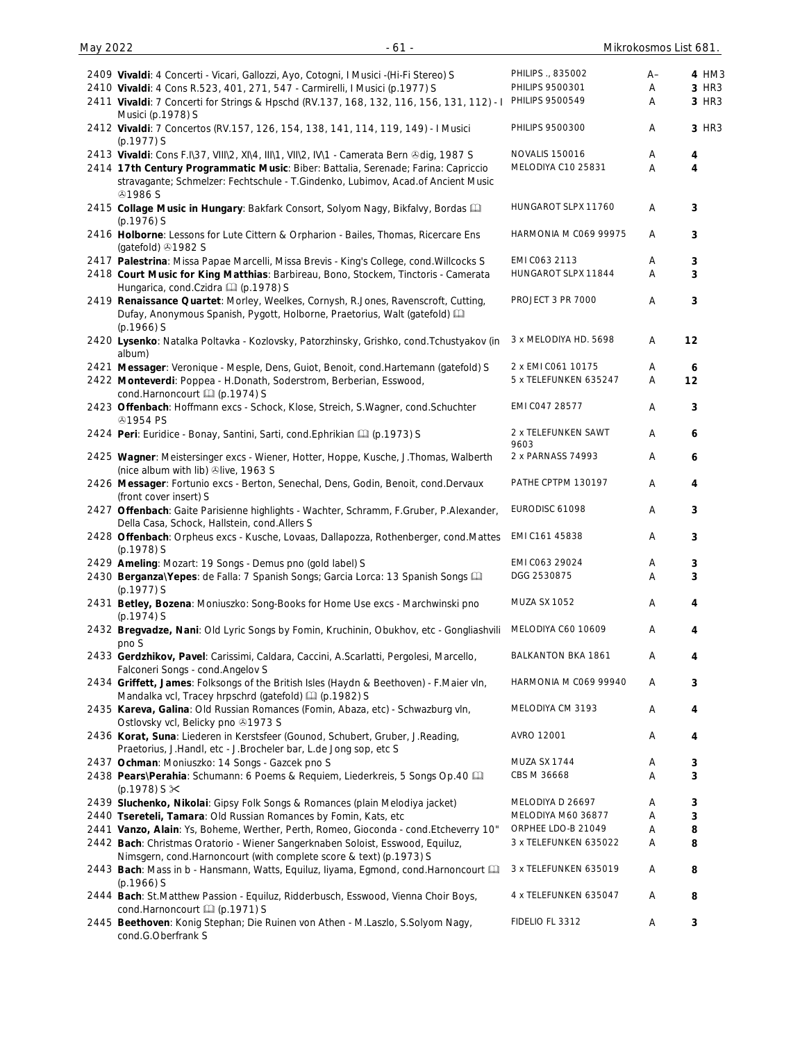| No. | Description | Label | Grade | Price |
|---|---|---|---|---|
| 2409 | **Vivaldi**: 4 Concerti - Vicari, Gallozzi, Ayo, Cotogni, I Musici -(Hi-Fi Stereo) S | PHILIPS ., 835002 | A– | 4 HM3 |
| 2410 | **Vivaldi**: 4 Cons R.523, 401, 271, 547 - Carmirelli, I Musici (p.1977) S | PHILIPS 9500301 | A | 3 HR3 |
| 2411 | **Vivaldi**: 7 Concerti for Strings & Hpschd (RV.137, 168, 132, 116, 156, 131, 112) - I Musici (p.1978) S | PHILIPS 9500549 | A | 3 HR3 |
| 2412 | **Vivaldi**: 7 Concertos (RV.157, 126, 154, 138, 141, 114, 119, 149) - I Musici (p.1977) S | PHILIPS 9500300 | A | 3 HR3 |
| 2413 | **Vivaldi**: Cons F.I\37, VIII\2, XI\4, III\1, VII\2, IV\1 - Camerata Bern ℗dig, 1987 S | NOVALIS 150016 | A | 4 |
| 2414 | **17th Century Programmatic Music**: Biber: Battalia, Serenade; Farina: Capriccio stravagante; Schmelzer: Fechtschule - T.Gindenko, Lubimov, Acad.of Ancient Music ℗1986 S | MELODIYA C10 25831 | A | 4 |
| 2415 | **Collage Music in Hungary**: Bakfark Consort, Solyom Nagy, Bikfalvy, Bordas 🕮 (p.1976) S | HUNGAROT SLPX 11760 | A | 3 |
| 2416 | **Holborne**: Lessons for Lute Cittern & Orpharion - Bailes, Thomas, Ricercare Ens (gatefold) ℗1982 S | HARMONIA M C069 99975 | A | 3 |
| 2417 | **Palestrina**: Missa Papae Marcelli, Missa Brevis - King's College, cond.Willcocks S | EMI C063 2113 | A | 3 |
| 2418 | **Court Music for King Matthias**: Barbireau, Bono, Stockem, Tinctoris - Camerata Hungarica, cond.Czidra 🕮 (p.1978) S | HUNGAROT SLPX 11844 | A | 3 |
| 2419 | **Renaissance Quartet**: Morley, Weelkes, Cornysh, R.Jones, Ravenscroft, Cutting, Dufay, Anonymous Spanish, Pygott, Holborne, Praetorius, Walt (gatefold) 🕮 (p.1966) S | PROJECT 3 PR 7000 | A | 3 |
| 2420 | **Lysenko**: Natalka Poltavka - Kozlovsky, Patorzhinsky, Grishko, cond.Tchustyakov (in album) | 3 x MELODIYA HD. 5698 | A | 12 |
| 2421 | **Messager**: Veronique - Mesple, Dens, Guiot, Benoit, cond.Hartemann (gatefold) S | 2 x EMI C061 10175 | A | 6 |
| 2422 | **Monteverdi**: Poppea - H.Donath, Soderstrom, Berberian, Esswood, cond.Harnoncourt 🕮 (p.1974) S | 5 x TELEFUNKEN 635247 | A | 12 |
| 2423 | **Offenbach**: Hoffmann excs - Schock, Klose, Streich, S.Wagner, cond.Schuchter ℗1954 PS | EMI C047 28577 | A | 3 |
| 2424 | **Peri**: Euridice - Bonay, Santini, Sarti, cond.Ephrikian 🕮 (p.1973) S | 2 x TELEFUNKEN SAWT 9603 | A | 6 |
| 2425 | **Wagner**: Meistersinger excs - Wiener, Hotter, Hoppe, Kusche, J.Thomas, Walberth (nice album with lib) ℗live, 1963 S | 2 x PARNASS 74993 | A | 6 |
| 2426 | **Messager**: Fortunio excs - Berton, Senechal, Dens, Godin, Benoit, cond.Dervaux (front cover insert) S | PATHE CPTPM 130197 | A | 4 |
| 2427 | **Offenbach**: Gaite Parisienne highlights - Wachter, Schramm, F.Gruber, P.Alexander, Della Casa, Schock, Hallstein, cond.Allers S | EURODISC 61098 | A | 3 |
| 2428 | **Offenbach**: Orpheus excs - Kusche, Lovaas, Dallapozza, Rothenberger, cond.Mattes (p.1978) S | EMI C161 45838 | A | 3 |
| 2429 | **Ameling**: Mozart: 19 Songs - Demus pno (gold label) S | EMI C063 29024 | A | 3 |
| 2430 | **Berganza\Yepes**: de Falla: 7 Spanish Songs; Garcia Lorca: 13 Spanish Songs 🕮 (p.1977) S | DGG 2530875 | A | 3 |
| 2431 | **Betley, Bozena**: Moniuszko: Song-Books for Home Use excs - Marchwinski pno (p.1974) S | MUZA SX 1052 | A | 4 |
| 2432 | **Bregvadze, Nani**: Old Lyric Songs by Fomin, Kruchinin, Obukhov, etc - Gongliashvili pno S | MELODIYA C60 10609 | A | 4 |
| 2433 | **Gerdzhikov, Pavel**: Carissimi, Caldara, Caccini, A.Scarlatti, Pergolesi, Marcello, Falconeri Songs - cond.Angelov S | BALKANTON BKA 1861 | A | 4 |
| 2434 | **Griffett, James**: Folksongs of the British Isles (Haydn & Beethoven) - F.Maier vln, Mandalka vcl, Tracey hrpschrd (gatefold) 🕮 (p.1982) S | HARMONIA M C069 99940 | A | 3 |
| 2435 | **Kareva, Galina**: Old Russian Romances (Fomin, Abaza, etc) - Schwazburg vln, Ostlovsky vcl, Belicky pno ℗1973 S | MELODIYA CM 3193 | A | 4 |
| 2436 | **Korat, Suna**: Liederen in Kerstsfeer (Gounod, Schubert, Gruber, J.Reading, Praetorius, J.Handl, etc - J.Brocheler bar, L.de Jong sop, etc S | AVRO 12001 | A | 4 |
| 2437 | **Ochman**: Moniuszko: 14 Songs - Gazcek pno S | MUZA SX 1744 | A | 3 |
| 2438 | **Pears\Perahia**: Schumann: 6 Poems & Requiem, Liederkreis, 5 Songs Op.40 🕮 (p.1978) S ✂ | CBS M 36668 | A | 3 |
| 2439 | **Sluchenko, Nikolai**: Gipsy Folk Songs & Romances (plain Melodiya jacket) | MELODIYA D 26697 | A | 3 |
| 2440 | **Tsereteli, Tamara**: Old Russian Romances by Fomin, Kats, etc | MELODIYA M60 36877 | A | 3 |
| 2441 | **Vanzo, Alain**: Ys, Boheme, Werther, Perth, Romeo, Gioconda - cond.Etcheverry 10" | ORPHEE LDO-B 21049 | A | 8 |
| 2442 | **Bach**: Christmas Oratorio - Wiener Sangerknaben Soloist, Esswood, Equiluz, Nimsgern, cond.Harnoncourt (with complete score & text) (p.1973) S | 3 x TELEFUNKEN 635022 | A | 8 |
| 2443 | **Bach**: Mass in b - Hansmann, Watts, Equiluz, Iiyama, Egmond, cond.Harnoncourt 🕮 (p.1966) S | 3 x TELEFUNKEN 635019 | A | 8 |
| 2444 | **Bach**: St.Matthew Passion - Equiluz, Ridderbusch, Esswood, Vienna Choir Boys, cond.Harnoncourt 🕮 (p.1971) S | 4 x TELEFUNKEN 635047 | A | 8 |
| 2445 | **Beethoven**: Konig Stephan; Die Ruinen von Athen - M.Laszlo, S.Solyom Nagy, cond.G.Oberfrank S | FIDELIO FL 3312 | A | 3 |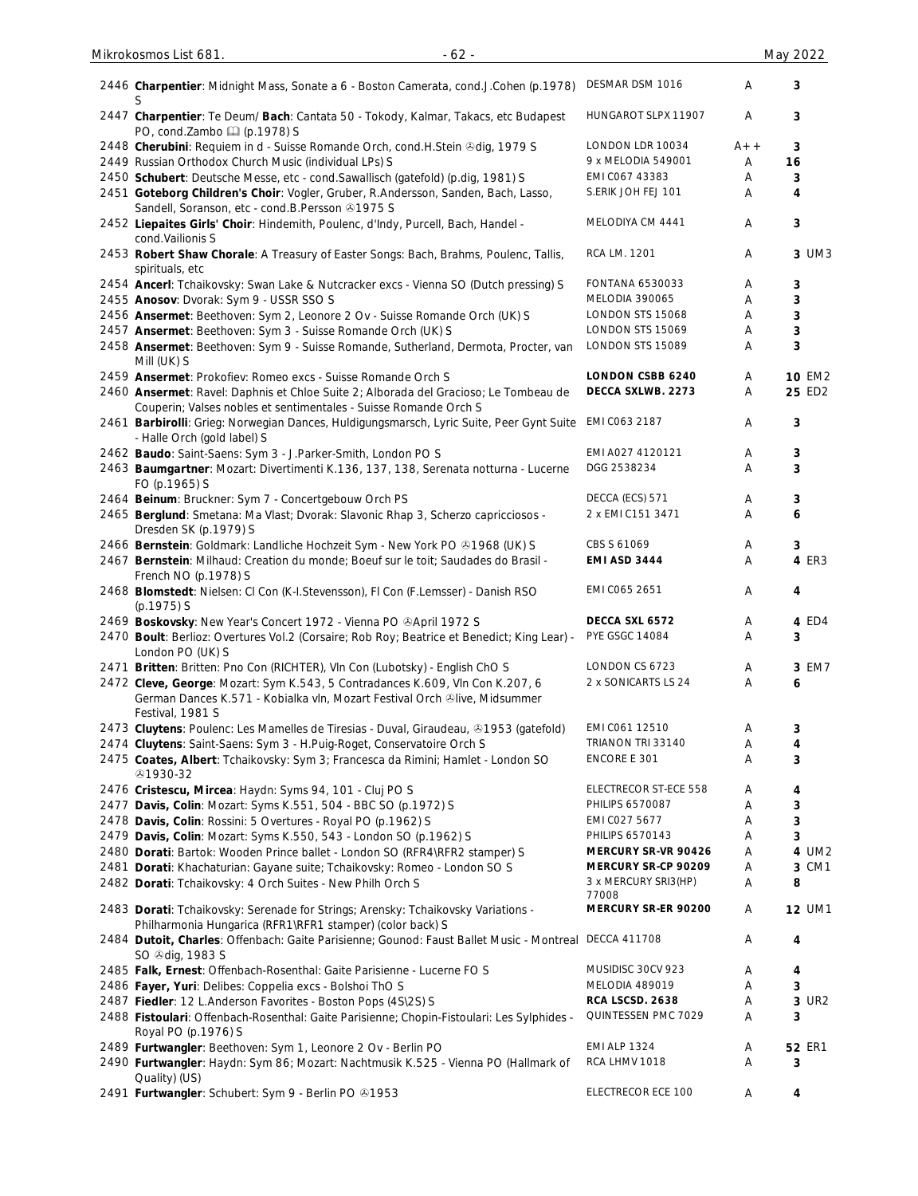| No. | Description | Label | Grade | Price |
|---|---|---|---|---|
| 2446 | **Charpentier**: Midnight Mass, Sonate a 6 - Boston Camerata, cond.J.Cohen (p.1978) S | DESMAR DSM 1016 | A | 3 |
| 2447 | **Charpentier**: Te Deum/ **Bach**: Cantata 50 - Tokody, Kalmar, Takacs, etc Budapest PO, cond.Zambo 📖 (p.1978) S | HUNGAROT SLPX 11907 | A | 3 |
| 2448 | **Cherubini**: Requiem in d - Suisse Romande Orch, cond.H.Stein ℗dig, 1979 S | LONDON LDR 10034 | A++ | 3 |
| 2449 | Russian Orthodox Church Music (individual LPs) S | 9 x MELODIA 549001 | A | 16 |
| 2450 | **Schubert**: Deutsche Messe, etc - cond.Sawallisch (gatefold) (p.dig, 1981) S | EMI C067 43383 | A | 3 |
| 2451 | **Goteborg Children's Choir**: Vogler, Gruber, R.Andersson, Sanden, Bach, Lasso, Sandell, Soranson, etc - cond.B.Persson ℗1975 S | S.ERIK JOH FEJ 101 | A | 4 |
| 2452 | **Liepaites Girls' Choir**: Hindemith, Poulenc, d'Indy, Purcell, Bach, Handel - cond.Vailionis S | MELODIYA CM 4441 | A | 3 |
| 2453 | **Robert Shaw Chorale**: A Treasury of Easter Songs: Bach, Brahms, Poulenc, Tallis, spirituals, etc | RCA LM. 1201 | A | 3 UM3 |
| 2454 | **Ancerl**: Tchaikovsky: Swan Lake & Nutcracker excs - Vienna SO (Dutch pressing) S | FONTANA 6530033 | A | 3 |
| 2455 | **Anosov**: Dvorak: Sym 9 - USSR SSO S | MELODIA 390065 | A | 3 |
| 2456 | **Ansermet**: Beethoven: Sym 2, Leonore 2 Ov - Suisse Romande Orch (UK) S | LONDON STS 15068 | A | 3 |
| 2457 | **Ansermet**: Beethoven: Sym 3 - Suisse Romande Orch (UK) S | LONDON STS 15069 | A | 3 |
| 2458 | **Ansermet**: Beethoven: Sym 9 - Suisse Romande, Sutherland, Dermota, Procter, van Mill (UK) S | LONDON STS 15089 | A | 3 |
| 2459 | **Ansermet**: Prokofiev: Romeo excs - Suisse Romande Orch S | **LONDON CSBB 6240** | A | **10** EM2 |
| 2460 | **Ansermet**: Ravel: Daphnis et Chloe Suite 2; Alborada del Gracioso; Le Tombeau de Couperin; Valses nobles et sentimentales - Suisse Romande Orch S | **DECCA SXLWB. 2273** | A | **25** ED2 |
| 2461 | **Barbirolli**: Grieg: Norwegian Dances, Huldigungsmarsch, Lyric Suite, Peer Gynt Suite - Halle Orch (gold label) S | EMI C063 2187 | A | 3 |
| 2462 | **Baudo**: Saint-Saens: Sym 3 - J.Parker-Smith, London PO S | EMI A027 4120121 | A | 3 |
| 2463 | **Baumgartner**: Mozart: Divertimenti K.136, 137, 138, Serenata notturna - Lucerne FO (p.1965) S | DGG 2538234 | A | 3 |
| 2464 | **Beinum**: Bruckner: Sym 7 - Concertgebouw Orch PS | DECCA (ECS) 571 | A | 3 |
| 2465 | **Berglund**: Smetana: Ma Vlast; Dvorak: Slavonic Rhap 3, Scherzo capricciosos - Dresden SK (p.1979) S | 2 x EMI C151 3471 | A | 6 |
| 2466 | **Bernstein**: Goldmark: Landliche Hochzeit Sym - New York PO ℗1968 (UK) S | CBS S 61069 | A | 3 |
| 2467 | **Bernstein**: Milhaud: Creation du monde; Boeuf sur le toit; Saudades do Brasil - French NO (p.1978) S | **EMI ASD 3444** | A | **4** ER3 |
| 2468 | **Blomstedt**: Nielsen: Cl Con (K-I.Stevensson), Fl Con (F.Lemsser) - Danish RSO (p.1975) S | EMI C065 2651 | A | 4 |
| 2469 | **Boskovsky**: New Year's Concert 1972 - Vienna PO ℗April 1972 S | **DECCA SXL 6572** | A | **4** ED4 |
| 2470 | **Boult**: Berlioz: Overtures Vol.2 (Corsaire; Rob Roy; Beatrice et Benedict; King Lear) - London PO (UK) S | PYE GSGC 14084 | A | 3 |
| 2471 | **Britten**: Britten: Pno Con (RICHTER), Vln Con (Lubotsky) - English ChO S | LONDON CS 6723 | A | 3 EM7 |
| 2472 | **Cleve, George**: Mozart: Sym K.543, 5 Contradances K.609, Vln Con K.207, 6 German Dances K.571 - Kobialka vln, Mozart Festival Orch ℗live, Midsummer Festival, 1981 S | 2 x SONICARTS LS 24 | A | 6 |
| 2473 | **Cluytens**: Poulenc: Les Mamelles de Tiresias - Duval, Giraudeau, ℗1953 (gatefold) | EMI C061 12510 | A | 3 |
| 2474 | **Cluytens**: Saint-Saens: Sym 3 - H.Puig-Roget, Conservatoire Orch S | TRIANON TRI 33140 | A | 4 |
| 2475 | **Coates, Albert**: Tchaikovsky: Sym 3; Francesca da Rimini; Hamlet - London SO ℗1930-32 | ENCORE E 301 | A | 3 |
| 2476 | **Cristescu, Mircea**: Haydn: Syms 94, 101 - Cluj PO S | ELECTRECOR ST-ECE 558 | A | 4 |
| 2477 | **Davis, Colin**: Mozart: Syms K.551, 504 - BBC SO (p.1972) S | PHILIPS 6570087 | A | 3 |
| 2478 | **Davis, Colin**: Rossini: 5 Overtures - Royal PO (p.1962) S | EMI C027 5677 | A | 3 |
| 2479 | **Davis, Colin**: Mozart: Syms K.550, 543 - London SO (p.1962) S | PHILIPS 6570143 | A | 3 |
| 2480 | **Dorati**: Bartok: Wooden Prince ballet - London SO (RFR4\RFR2 stamper) S | **MERCURY SR-VR 90426** | A | **4** UM2 |
| 2481 | **Dorati**: Khachaturian: Gayane suite; Tchaikovsky: Romeo - London SO S | **MERCURY SR-CP 90209** | A | **3** CM1 |
| 2482 | **Dorati**: Tchaikovsky: 4 Orch Suites - New Philh Orch S | 3 x MERCURY SRI3(HP) 77008 | A | 8 |
| 2483 | **Dorati**: Tchaikovsky: Serenade for Strings; Arensky: Tchaikovsky Variations - Philharmonia Hungarica (RFR1\RFR1 stamper) (color back) S | **MERCURY SR-ER 90200** | A | **12** UM1 |
| 2484 | **Dutoit, Charles**: Offenbach: Gaite Parisienne; Gounod: Faust Ballet Music - Montreal SO ℗dig, 1983 S | DECCA 411708 | A | 4 |
| 2485 | **Falk, Ernest**: Offenbach-Rosenthal: Gaite Parisienne - Lucerne FO S | MUSIDISC 30CV 923 | A | 4 |
| 2486 | **Fayer, Yuri**: Delibes: Coppelia excs - Bolshoi ThO S | MELODIA 489019 | A | 3 |
| 2487 | **Fiedler**: 12 L.Anderson Favorites - Boston Pops (4S\2S) S | **RCA LSCSD. 2638** | A | **3** UR2 |
| 2488 | **Fistoulari**: Offenbach-Rosenthal: Gaite Parisienne; Chopin-Fistoulari: Les Sylphides - Royal PO (p.1976) S | QUINTESSEN PMC 7029 | A | 3 |
| 2489 | **Furtwangler**: Beethoven: Sym 1, Leonore 2 Ov - Berlin PO | **EMI ALP 1324** | A | **52** ER1 |
| 2490 | **Furtwangler**: Haydn: Sym 86; Mozart: Nachtmusik K.525 - Vienna PO (Hallmark of Quality) (US) | RCA LHMV 1018 | A | 3 |
| 2491 | **Furtwangler**: Schubert: Sym 9 - Berlin PO ℗1953 | ELECTRECOR ECE 100 | A | 4 |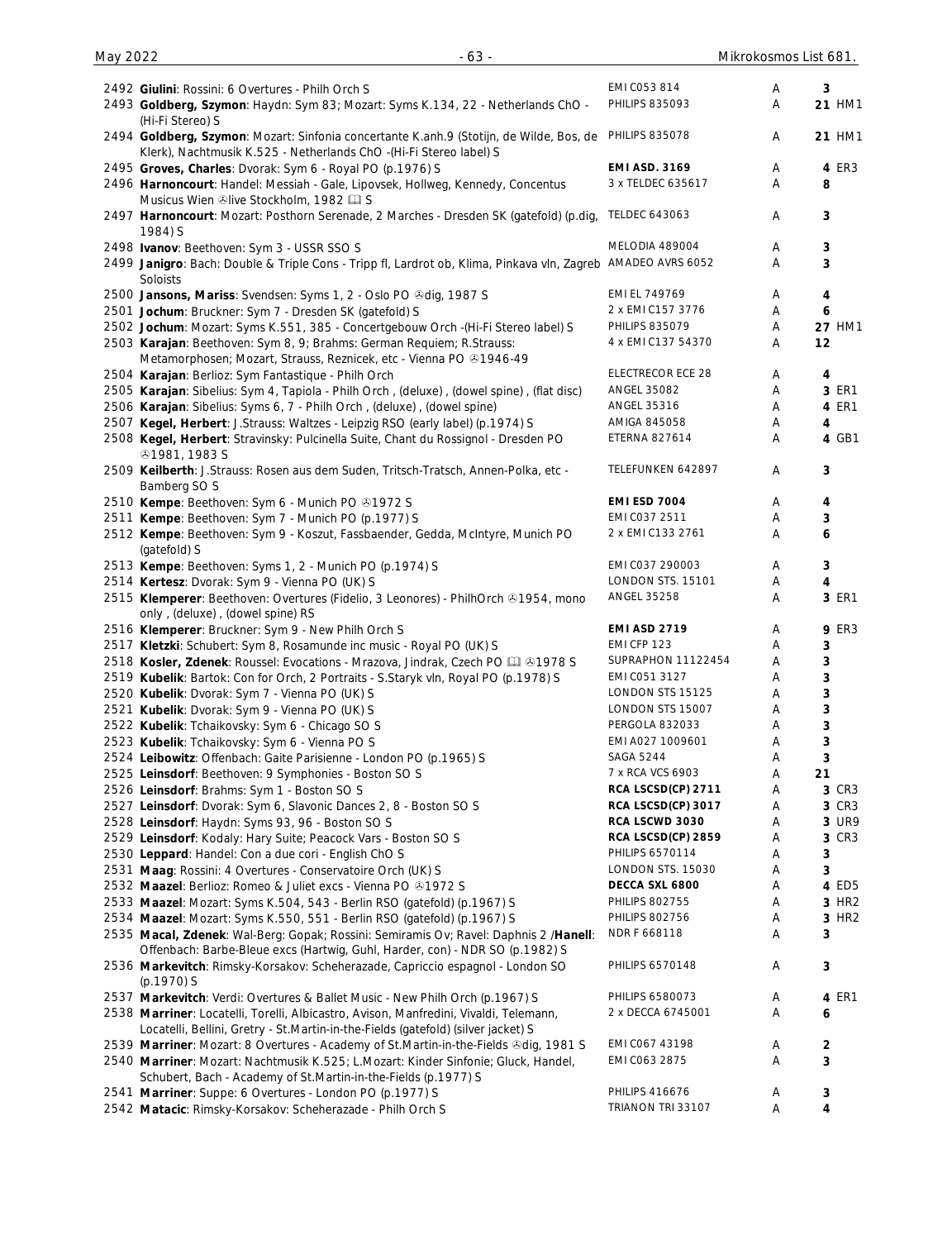| No. | Description | Label | Grade | Price | Code |
|---|---|---|---|---|---|
| 2492 | **Giulini**: Rossini: 6 Overtures - Philh Orch S | EMI C053 814 | A | 3 | |
| 2493 | **Goldberg, Szymon**: Haydn: Sym 83; Mozart: Syms K.134, 22 - Netherlands ChO - (Hi-Fi Stereo) S | PHILIPS 835093 | A | 21 | HM1 |
| 2494 | **Goldberg, Szymon**: Mozart: Sinfonia concertante K.anh.9 (Stotijn, de Wilde, Bos, de Klerk), Nachtmusik K.525 - Netherlands ChO -(Hi-Fi Stereo label) S | PHILIPS 835078 | A | 21 | HM1 |
| 2495 | **Groves, Charles**: Dvorak: Sym 6 - Royal PO (p.1976) S | **EMI ASD. 3169** | A | 4 | ER3 |
| 2496 | **Harnoncourt**: Handel: Messiah - Gale, Lipovsek, Hollweg, Kennedy, Concentus Musicus Wien ℗live Stockholm, 1982 📖 S | 3 x TELDEC 635617 | A | 8 | |
| 2497 | **Harnoncourt**: Mozart: Posthorn Serenade, 2 Marches - Dresden SK (gatefold) (p.dig, 1984) S | TELDEC 643063 | A | 3 | |
| 2498 | **Ivanov**: Beethoven: Sym 3 - USSR SSO S | MELODIA 489004 | A | 3 | |
| 2499 | **Janigro**: Bach: Double & Triple Cons - Tripp fl, Lardrot ob, Klima, Pinkava vln, Zagreb Soloists | AMADEO AVRS 6052 | A | 3 | |
| 2500 | **Jansons, Mariss**: Svendsen: Syms 1, 2 - Oslo PO ℗dig, 1987 S | EMI EL 749769 | A | 4 | |
| 2501 | **Jochum**: Bruckner: Sym 7 - Dresden SK (gatefold) S | 2 x EMI C157 3776 | A | 6 | |
| 2502 | **Jochum**: Mozart: Syms K.551, 385 - Concertgebouw Orch -(Hi-Fi Stereo label) S | PHILIPS 835079 | A | 27 | HM1 |
| 2503 | **Karajan**: Beethoven: Sym 8, 9; Brahms: German Requiem; R.Strauss: Metamorphosen; Mozart, Strauss, Reznicek, etc - Vienna PO ℗1946-49 | 4 x EMI C137 54370 | A | 12 | |
| 2504 | **Karajan**: Berlioz: Sym Fantastique - Philh Orch | ELECTRECOR ECE 28 | A | 4 | |
| 2505 | **Karajan**: Sibelius: Sym 4, Tapiola - Philh Orch , (deluxe) , (dowel spine) , (flat disc) | ANGEL 35082 | A | 3 | ER1 |
| 2506 | **Karajan**: Sibelius: Syms 6, 7 - Philh Orch , (deluxe) , (dowel spine) | ANGEL 35316 | A | 4 | ER1 |
| 2507 | **Kegel, Herbert**: J.Strauss: Waltzes - Leipzig RSO (early label) (p.1974) S | AMIGA 845058 | A | 4 | |
| 2508 | **Kegel, Herbert**: Stravinsky: Pulcinella Suite, Chant du Rossignol - Dresden PO ℗1981, 1983 S | ETERNA 827614 | A | 4 | GB1 |
| 2509 | **Keilberth**: J.Strauss: Rosen aus dem Suden, Tritsch-Tratsch, Annen-Polka, etc - Bamberg SO S | TELEFUNKEN 642897 | A | 3 | |
| 2510 | **Kempe**: Beethoven: Sym 6 - Munich PO ℗1972 S | **EMI ESD 7004** | A | 4 | |
| 2511 | **Kempe**: Beethoven: Sym 7 - Munich PO (p.1977) S | EMI C037 2511 | A | 3 | |
| 2512 | **Kempe**: Beethoven: Sym 9 - Koszut, Fassbaender, Gedda, McIntyre, Munich PO (gatefold) S | 2 x EMI C133 2761 | A | 6 | |
| 2513 | **Kempe**: Beethoven: Syms 1, 2 - Munich PO (p.1974) S | EMI C037 290003 | A | 3 | |
| 2514 | **Kertesz**: Dvorak: Sym 9 - Vienna PO (UK) S | LONDON STS. 15101 | A | 4 | |
| 2515 | **Klemperer**: Beethoven: Overtures (Fidelio, 3 Leonores) - PhilhOrch ℗1954, mono only , (deluxe) , (dowel spine) RS | ANGEL 35258 | A | 3 | ER1 |
| 2516 | **Klemperer**: Bruckner: Sym 9 - New Philh Orch S | **EMI ASD 2719** | A | 9 | ER3 |
| 2517 | **Kletzki**: Schubert: Sym 8, Rosamunde inc music - Royal PO (UK) S | EMI CFP 123 | A | 3 | |
| 2518 | **Kosler, Zdenek**: Roussel: Evocations - Mrazova, Jindrak, Czech PO 📖 ℗1978 S | SUPRAPHON 11122454 | A | 3 | |
| 2519 | **Kubelik**: Bartok: Con for Orch, 2 Portraits - S.Staryk vln, Royal PO (p.1978) S | EMI C051 3127 | A | 3 | |
| 2520 | **Kubelik**: Dvorak: Sym 7 - Vienna PO (UK) S | LONDON STS 15125 | A | 3 | |
| 2521 | **Kubelik**: Dvorak: Sym 9 - Vienna PO (UK) S | LONDON STS 15007 | A | 3 | |
| 2522 | **Kubelik**: Tchaikovsky: Sym 6 - Chicago SO S | PERGOLA 832033 | A | 3 | |
| 2523 | **Kubelik**: Tchaikovsky: Sym 6 - Vienna PO S | EMI A027 1009601 | A | 3 | |
| 2524 | **Leibowitz**: Offenbach: Gaite Parisienne - London PO (p.1965) S | SAGA 5244 | A | 3 | |
| 2525 | **Leinsdorf**: Beethoven: 9 Symphonies - Boston SO S | 7 x RCA VCS 6903 | A | 21 | |
| 2526 | **Leinsdorf**: Brahms: Sym 1 - Boston SO S | **RCA LSCSD(CP) 2711** | A | 3 | CR3 |
| 2527 | **Leinsdorf**: Dvorak: Sym 6, Slavonic Dances 2, 8 - Boston SO S | **RCA LSCSD(CP) 3017** | A | 3 | CR3 |
| 2528 | **Leinsdorf**: Haydn: Syms 93, 96 - Boston SO S | **RCA LSCWD 3030** | A | 3 | UR9 |
| 2529 | **Leinsdorf**: Kodaly: Hary Suite; Peacock Vars - Boston SO S | **RCA LSCSD(CP) 2859** | A | 3 | CR3 |
| 2530 | **Leppard**: Handel: Con a due cori - English ChO S | PHILIPS 6570114 | A | 3 | |
| 2531 | **Maag**: Rossini: 4 Overtures - Conservatoire Orch (UK) S | LONDON STS. 15030 | A | 3 | |
| 2532 | **Maazel**: Berlioz: Romeo & Juliet excs - Vienna PO ℗1972 S | **DECCA SXL 6800** | A | 4 | ED5 |
| 2533 | **Maazel**: Mozart: Syms K.504, 543 - Berlin RSO (gatefold) (p.1967) S | PHILIPS 802755 | A | 3 | HR2 |
| 2534 | **Maazel**: Mozart: Syms K.550, 551 - Berlin RSO (gatefold) (p.1967) S | PHILIPS 802756 | A | 3 | HR2 |
| 2535 | **Macal, Zdenek**: Wal-Berg: Gopak; Rossini: Semiramis Ov; Ravel: Daphnis 2 /**Hanell**: Offenbach: Barbe-Bleue excs (Hartwig, Guhl, Harder, con) - NDR SO (p.1982) S | NDR F 668118 | A | 3 | |
| 2536 | **Markevitch**: Rimsky-Korsakov: Scheherazade, Capriccio espagnol - London SO (p.1970) S | PHILIPS 6570148 | A | 3 | |
| 2537 | **Markevitch**: Verdi: Overtures & Ballet Music - New Philh Orch (p.1967) S | PHILIPS 6580073 | A | 4 | ER1 |
| 2538 | **Marriner**: Locatelli, Torelli, Albicastro, Avison, Manfredini, Vivaldi, Telemann, Locatelli, Bellini, Gretry - St.Martin-in-the-Fields (gatefold) (silver jacket) S | 2 x DECCA 6745001 | A | 6 | |
| 2539 | **Marriner**: Mozart: 8 Overtures - Academy of St.Martin-in-the-Fields ℗dig, 1981 S | EMI C067 43198 | A | 2 | |
| 2540 | **Marriner**: Mozart: Nachtmusik K.525; L.Mozart: Kinder Sinfonie; Gluck, Handel, Schubert, Bach - Academy of St.Martin-in-the-Fields (p.1977) S | EMI C063 2875 | A | 3 | |
| 2541 | **Marriner**: Suppe: 6 Overtures - London PO (p.1977) S | PHILIPS 416676 | A | 3 | |
| 2542 | **Matacic**: Rimsky-Korsakov: Scheherazade - Philh Orch S | TRIANON TRI 33107 | A | 4 | |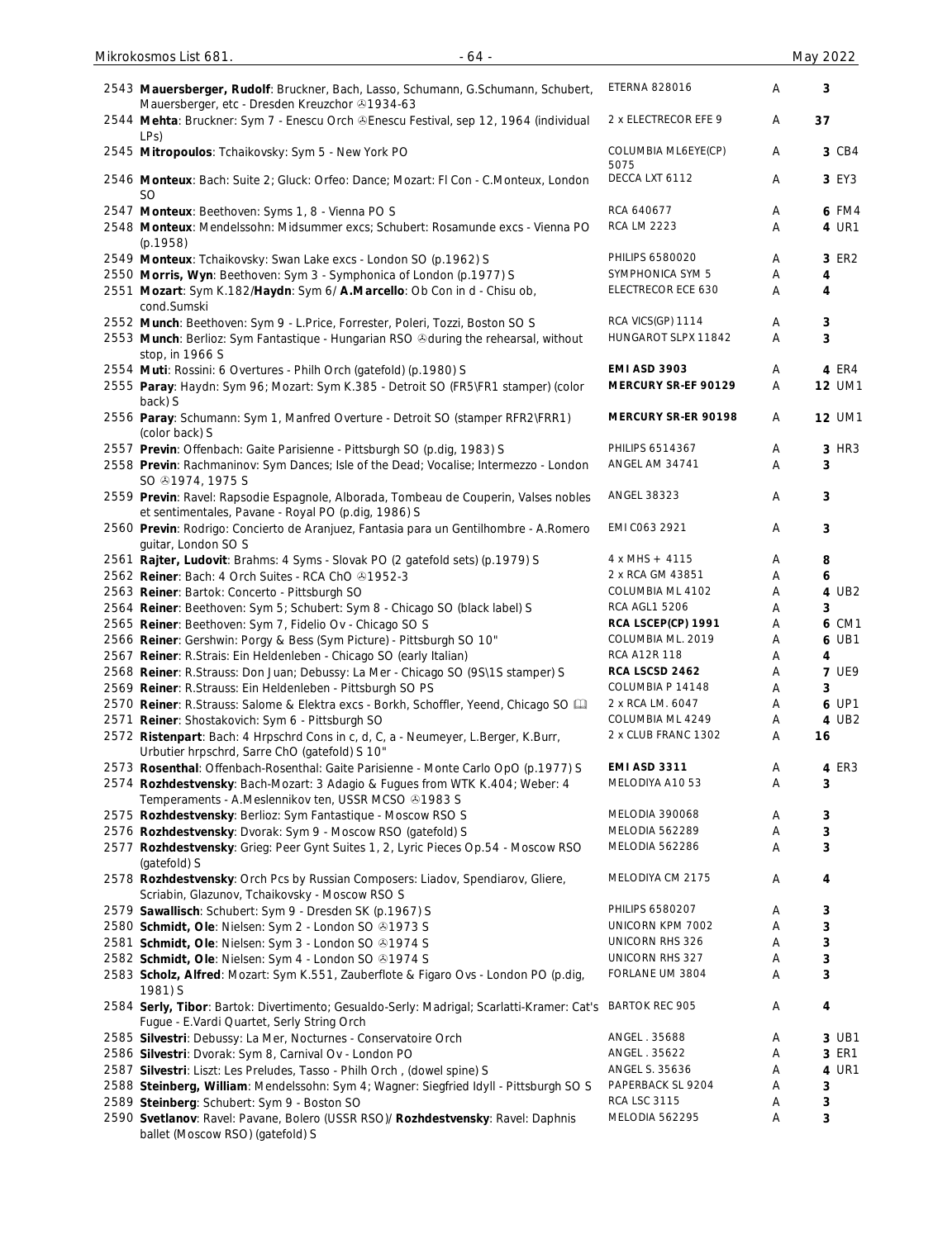| No. | Description | Label | Grade | Price |
|---|---|---|---|---|
| 2543 | **Mauersberger, Rudolf**: Bruckner, Bach, Lasso, Schumann, G.Schumann, Schubert, Mauersberger, etc - Dresden Kreuzchor ℗1934-63 | ETERNA 828016 | A | 3 |
| 2544 | **Mehta**: Bruckner: Sym 7 - Enescu Orch ℗Enescu Festival, sep 12, 1964 (individual LPs) | 2 x ELECTRECOR EFE 9 | A | 37 |
| 2545 | **Mitropoulos**: Tchaikovsky: Sym 5 - New York PO | COLUMBIA ML6EYE(CP) 5075 | A | 3 CB4 |
| 2546 | **Monteux**: Bach: Suite 2; Gluck: Orfeo: Dance; Mozart: Fl Con - C.Monteux, London SO | DECCA LXT 6112 | A | 3 EY3 |
| 2547 | **Monteux**: Beethoven: Syms 1, 8 - Vienna PO S | RCA 640677 | A | 6 FM4 |
| 2548 | **Monteux**: Mendelssohn: Midsummer excs; Schubert: Rosamunde excs - Vienna PO (p.1958) | RCA LM 2223 | A | 4 UR1 |
| 2549 | **Monteux**: Tchaikovsky: Swan Lake excs - London SO (p.1962) S | PHILIPS 6580020 | A | 3 ER2 |
| 2550 | **Morris, Wyn**: Beethoven: Sym 3 - Symphonica of London (p.1977) S | SYMPHONICA SYM 5 | A | 4 |
| 2551 | **Mozart**: Sym K.182/**Haydn**: Sym 6/ **A.Marcello**: Ob Con in d - Chisu ob, cond.Sumski | ELECTRECOR ECE 630 | A | 4 |
| 2552 | **Munch**: Beethoven: Sym 9 - L.Price, Forrester, Poleri, Tozzi, Boston SO S | RCA VICS(GP) 1114 | A | 3 |
| 2553 | **Munch**: Berlioz: Sym Fantastique - Hungarian RSO ℗during the rehearsal, without stop, in 1966 S | HUNGAROT SLPX 11842 | A | 3 |
| 2554 | **Muti**: Rossini: 6 Overtures - Philh Orch (gatefold) (p.1980) S | **EMI ASD 3903** | A | 4 ER4 |
| 2555 | **Paray**: Haydn: Sym 96; Mozart: Sym K.385 - Detroit SO (FR5\FR1 stamper) (color back) S | **MERCURY SR-EF 90129** | A | 12 UM1 |
| 2556 | **Paray**: Schumann: Sym 1, Manfred Overture - Detroit SO (stamper RFR2\FRR1) (color back) S | **MERCURY SR-ER 90198** | A | 12 UM1 |
| 2557 | **Previn**: Offenbach: Gaite Parisienne - Pittsburgh SO (p.dig, 1983) S | PHILIPS 6514367 | A | 3 HR3 |
| 2558 | **Previn**: Rachmaninov: Sym Dances; Isle of the Dead; Vocalise; Intermezzo - London SO ℗1974, 1975 S | ANGEL AM 34741 | A | 3 |
| 2559 | **Previn**: Ravel: Rapsodie Espagnole, Alborada, Tombeau de Couperin, Valses nobles et sentimentales, Pavane - Royal PO (p.dig, 1986) S | ANGEL 38323 | A | 3 |
| 2560 | **Previn**: Rodrigo: Concierto de Aranjuez, Fantasia para un Gentilhombre - A.Romero guitar, London SO S | EMI C063 2921 | A | 3 |
| 2561 | **Rajter, Ludovit**: Brahms: 4 Syms - Slovak PO (2 gatefold sets) (p.1979) S | 4 x MHS + 4115 | A | 8 |
| 2562 | **Reiner**: Bach: 4 Orch Suites - RCA ChO ℗1952-3 | 2 x RCA GM 43851 | A | 6 |
| 2563 | **Reiner**: Bartok: Concerto - Pittsburgh SO | COLUMBIA ML 4102 | A | 4 UB2 |
| 2564 | **Reiner**: Beethoven: Sym 5; Schubert: Sym 8 - Chicago SO (black label) S | RCA AGL1 5206 | A | 3 |
| 2565 | **Reiner**: Beethoven: Sym 7, Fidelio Ov - Chicago SO S | **RCA LSCEP(CP) 1991** | A | 6 CM1 |
| 2566 | **Reiner**: Gershwin: Porgy & Bess (Sym Picture) - Pittsburgh SO 10" | COLUMBIA ML. 2019 | A | 6 UB1 |
| 2567 | **Reiner**: R.Strais: Ein Heldenleben - Chicago SO (early Italian) | RCA A12R 118 | A | 4 |
| 2568 | **Reiner**: R.Strauss: Don Juan; Debussy: La Mer - Chicago SO (9S\1S stamper) S | **RCA LSCSD 2462** | A | 7 UE9 |
| 2569 | **Reiner**: R.Strauss: Ein Heldenleben - Pittsburgh SO PS | COLUMBIA P 14148 | A | 3 |
| 2570 | **Reiner**: R.Strauss: Salome & Elektra excs - Borkh, Schoffler, Yeend, Chicago SO 🕮 | 2 x RCA LM. 6047 | A | 6 UP1 |
| 2571 | **Reiner**: Shostakovich: Sym 6 - Pittsburgh SO | COLUMBIA ML 4249 | A | 4 UB2 |
| 2572 | **Ristenpart**: Bach: 4 Hrpschrd Cons in c, d, C, a - Neumeyer, L.Berger, K.Burr, Urbutier hrpschrd, Sarre ChO (gatefold) S 10" | 2 x CLUB FRANC 1302 | A | 16 |
| 2573 | **Rosenthal**: Offenbach-Rosenthal: Gaite Parisienne - Monte Carlo OpO (p.1977) S | **EMI ASD 3311** | A | 4 ER3 |
| 2574 | **Rozhdestvensky**: Bach-Mozart: 3 Adagio & Fugues from WTK K.404; Weber: 4 Temperaments - A.Meslennikov ten, USSR MCSO ℗1983 S | MELODIYA A10 53 | A | 3 |
| 2575 | **Rozhdestvensky**: Berlioz: Sym Fantastique - Moscow RSO S | MELODIA 390068 | A | 3 |
| 2576 | **Rozhdestvensky**: Dvorak: Sym 9 - Moscow RSO (gatefold) S | MELODIA 562289 | A | 3 |
| 2577 | **Rozhdestvensky**: Grieg: Peer Gynt Suites 1, 2, Lyric Pieces Op.54 - Moscow RSO (gatefold) S | MELODIA 562286 | A | 3 |
| 2578 | **Rozhdestvensky**: Orch Pcs by Russian Composers: Liadov, Spendiarov, Gliere, Scriabin, Glazunov, Tchaikovsky - Moscow RSO S | MELODIYA CM 2175 | A | 4 |
| 2579 | **Sawallisch**: Schubert: Sym 9 - Dresden SK (p.1967) S | PHILIPS 6580207 | A | 3 |
| 2580 | **Schmidt, Ole**: Nielsen: Sym 2 - London SO ℗1973 S | UNICORN KPM 7002 | A | 3 |
| 2581 | **Schmidt, Ole**: Nielsen: Sym 3 - London SO ℗1974 S | UNICORN RHS 326 | A | 3 |
| 2582 | **Schmidt, Ole**: Nielsen: Sym 4 - London SO ℗1974 S | UNICORN RHS 327 | A | 3 |
| 2583 | **Scholz, Alfred**: Mozart: Sym K.551, Zauberflote & Figaro Ovs - London PO (p.dig, 1981) S | FORLANE UM 3804 | A | 3 |
| 2584 | **Serly, Tibor**: Bartok: Divertimento; Gesualdo-Serly: Madrigal; Scarlatti-Kramer: Cat's Fugue - E.Vardi Quartet, Serly String Orch | BARTOK REC 905 | A | 4 |
| 2585 | **Silvestri**: Debussy: La Mer, Nocturnes - Conservatoire Orch | ANGEL . 35688 | A | 3 UB1 |
| 2586 | **Silvestri**: Dvorak: Sym 8, Carnival Ov - London PO | ANGEL . 35622 | A | 3 ER1 |
| 2587 | **Silvestri**: Liszt: Les Preludes, Tasso - Philh Orch , (dowel spine) S | ANGEL S. 35636 | A | 4 UR1 |
| 2588 | **Steinberg, William**: Mendelssohn: Sym 4; Wagner: Siegfried Idyll - Pittsburgh SO S | PAPERBACK SL 9204 | A | 3 |
| 2589 | **Steinberg**: Schubert: Sym 9 - Boston SO | RCA LSC 3115 | A | 3 |
| 2590 | **Svetlanov**: Ravel: Pavane, Bolero (USSR RSO)/ **Rozhdestvensky**: Ravel: Daphnis ballet (Moscow RSO) (gatefold) S | MELODIA 562295 | A | 3 |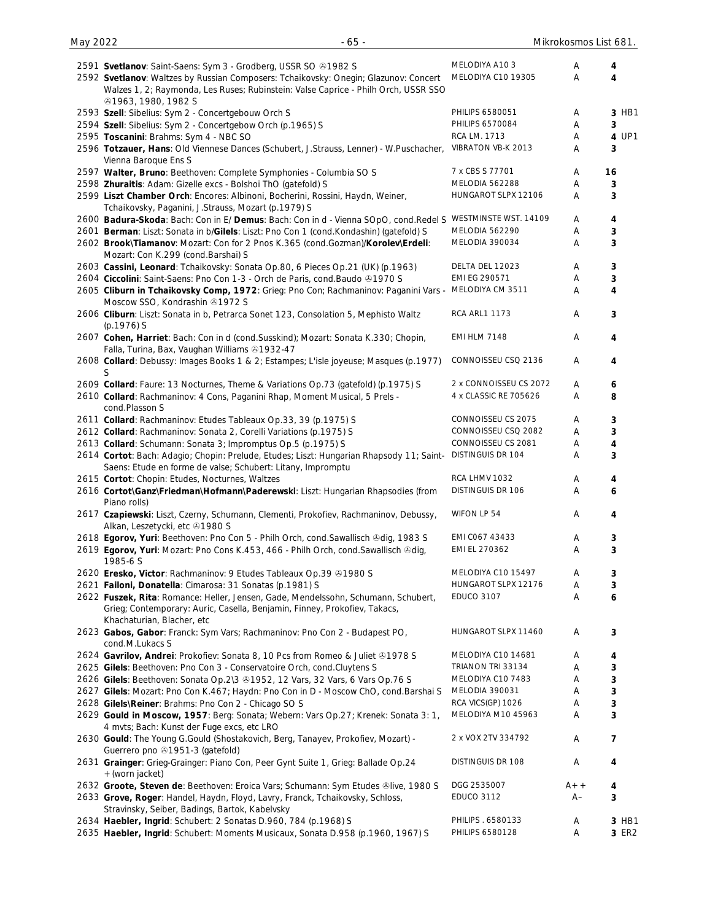| No. | Description | Label | Grade | Price |
|---|---|---|---|---|
| 2591 | **Svetlanov**: Saint-Saens: Sym 3 - Grodberg, USSR SO ℗1982 S | MELODIYA A10 3 | A | 4 |
| 2592 | **Svetlanov**: Waltzes by Russian Composers: Tchaikovsky: Onegin; Glazunov: Concert Walzes 1, 2; Raymonda, Les Ruses; Rubinstein: Valse Caprice - Philh Orch, USSR SSO ℗1963, 1980, 1982 S | MELODIYA C10 19305 | A | 4 |
| 2593 | **Szell**: Sibelius: Sym 2 - Concertgebouw Orch S | PHILIPS 6580051 | A | 3 HB1 |
| 2594 | **Szell**: Sibelius: Sym 2 - Concertgebow Orch (p.1965) S | PHILIPS 6570084 | A | 3 |
| 2595 | **Toscanini**: Brahms: Sym 4 - NBC SO | RCA LM. 1713 | A | 4 UP1 |
| 2596 | **Totzauer, Hans**: Old Viennese Dances (Schubert, J.Strauss, Lenner) - W.Puschacher, Vienna Baroque Ens S | VIBRATON VB-K 2013 | A | 3 |
| 2597 | **Walter, Bruno**: Beethoven: Complete Symphonies - Columbia SO S | 7 x CBS S 77701 | A | 16 |
| 2598 | **Zhuraitis**: Adam: Gizelle excs - Bolshoi ThO (gatefold) S | MELODIA 562288 | A | 3 |
| 2599 | **Liszt Chamber Orch**: Encores: Albinoni, Bocherini, Rossini, Haydn, Weiner, Tchaikovsky, Paganini, J.Strauss, Mozart (p.1979) S | HUNGAROT SLPX 12106 | A | 3 |
| 2600 | **Badura-Skoda**: Bach: Con in E/ **Demus**: Bach: Con in d - Vienna SOpO, cond.Redel S | WESTMINSTE WST. 14109 | A | 4 |
| 2601 | **Berman**: Liszt: Sonata in b/**Gilels**: Liszt: Pno Con 1 (cond.Kondashin) (gatefold) S | MELODIA 562290 | A | 3 |
| 2602 | **Brook\Tiamanov**: Mozart: Con for 2 Pnos K.365 (cond.Gozman)/**Korolev\Erdeli**: Mozart: Con K.299 (cond.Barshai) S | MELODIA 390034 | A | 3 |
| 2603 | **Cassini, Leonard**: Tchaikovsky: Sonata Op.80, 6 Pieces Op.21 (UK) (p.1963) | DELTA DEL 12023 | A | 3 |
| 2604 | **Ciccolini**: Saint-Saens: Pno Con 1-3 - Orch de Paris, cond.Baudo ℗1970 S | EMI EG 290571 | A | 3 |
| 2605 | **Cliburn in Tchaikovsky Comp, 1972**: Grieg: Pno Con; Rachmaninov: Paganini Vars - Moscow SSO, Kondrashin ℗1972 S | MELODIYA CM 3511 | A | 4 |
| 2606 | **Cliburn**: Liszt: Sonata in b, Petrarca Sonet 123, Consolation 5, Mephisto Waltz (p.1976) S | RCA ARL1 1173 | A | 3 |
| 2607 | **Cohen, Harriet**: Bach: Con in d (cond.Susskind); Mozart: Sonata K.330; Chopin, Falla, Turina, Bax, Vaughan Williams ℗1932-47 | EMI HLM 7148 | A | 4 |
| 2608 | **Collard**: Debussy: Images Books 1 & 2; Estampes; L'isle joyeuse; Masques (p.1977) S | CONNOISSEU CSQ 2136 | A | 4 |
| 2609 | **Collard**: Faure: 13 Nocturnes, Theme & Variations Op.73 (gatefold) (p.1975) S | 2 x CONNOISSEU CS 2072 | A | 6 |
| 2610 | **Collard**: Rachmaninov: 4 Cons, Paganini Rhap, Moment Musical, 5 Prels - cond.Plasson S | 4 x CLASSIC RE 705626 | A | 8 |
| 2611 | **Collard**: Rachmaninov: Etudes Tableaux Op.33, 39 (p.1975) S | CONNOISSEU CS 2075 | A | 3 |
| 2612 | **Collard**: Rachmaninov: Sonata 2, Corelli Variations (p.1975) S | CONNOISSEU CSQ 2082 | A | 3 |
| 2613 | **Collard**: Schumann: Sonata 3; Impromptus Op.5 (p.1975) S | CONNOISSEU CS 2081 | A | 4 |
| 2614 | **Cortot**: Bach: Adagio; Chopin: Prelude, Etudes; Liszt: Hungarian Rhapsody 11; Saint-Saens: Etude en forme de valse; Schubert: Litany, Impromptu | DISTINGUIS DR 104 | A | 3 |
| 2615 | **Cortot**: Chopin: Etudes, Nocturnes, Waltzes | RCA LHMV 1032 | A | 4 |
| 2616 | **Cortot\Ganz\Friedman\Hofmann\Paderewski**: Liszt: Hungarian Rhapsodies (from Piano rolls) | DISTINGUIS DR 106 | A | 6 |
| 2617 | **Czapiewski**: Liszt, Czerny, Schumann, Clementi, Prokofiev, Rachmaninov, Debussy, Alkan, Leszetycki, etc ℗1980 S | WIFON LP 54 | A | 4 |
| 2618 | **Egorov, Yuri**: Beethoven: Pno Con 5 - Philh Orch, cond.Sawallisch ℗dig, 1983 S | EMI C067 43433 | A | 3 |
| 2619 | **Egorov, Yuri**: Mozart: Pno Cons K.453, 466 - Philh Orch, cond.Sawallisch ℗dig, 1985-6 S | EMI EL 270362 | A | 3 |
| 2620 | **Eresko, Victor**: Rachmaninov: 9 Etudes Tableaux Op.39 ℗1980 S | MELODIYA C10 15497 | A | 3 |
| 2621 | **Failoni, Donatella**: Cimarosa: 31 Sonatas (p.1981) S | HUNGAROT SLPX 12176 | A | 3 |
| 2622 | **Fuszek, Rita**: Romance: Heller, Jensen, Gade, Mendelssohn, Schumann, Schubert, Grieg; Contemporary: Auric, Casella, Benjamin, Finney, Prokofiev, Takacs, Khachaturian, Blacher, etc | EDUCO 3107 | A | 6 |
| 2623 | **Gabos, Gabor**: Franck: Sym Vars; Rachmaninov: Pno Con 2 - Budapest PO, cond.M.Lukacs S | HUNGAROT SLPX 11460 | A | 3 |
| 2624 | **Gavrilov, Andrei**: Prokofiev: Sonata 8, 10 Pcs from Romeo & Juliet ℗1978 S | MELODIYA C10 14681 | A | 4 |
| 2625 | **Gilels**: Beethoven: Pno Con 3 - Conservatoire Orch, cond.Cluytens S | TRIANON TRI 33134 | A | 3 |
| 2626 | **Gilels**: Beethoven: Sonata Op.2\3 ℗1952, 12 Vars, 32 Vars, 6 Vars Op.76 S | MELODIYA C10 7483 | A | 3 |
| 2627 | **Gilels**: Mozart: Pno Con K.467; Haydn: Pno Con in D - Moscow ChO, cond.Barshai S | MELODIA 390031 | A | 3 |
| 2628 | **Gilels\Reiner**: Brahms: Pno Con 2 - Chicago SO S | RCA VICS(GP) 1026 | A | 3 |
| 2629 | **Gould in Moscow, 1957**: Berg: Sonata; Webern: Vars Op.27; Krenek: Sonata 3: 1, 4 mvts; Bach: Kunst der Fuge excs, etc LRO | MELODIYA M10 45963 | A | 3 |
| 2630 | **Gould**: The Young G.Gould (Shostakovich, Berg, Tanayev, Prokofiev, Mozart) - Guerrero pno ℗1951-3 (gatefold) | 2 x VOX 2TV 334792 | A | 7 |
| 2631 | **Grainger**: Grieg-Grainger: Piano Con, Peer Gynt Suite 1, Grieg: Ballade Op.24 + (worn jacket) | DISTINGUIS DR 108 | A | 4 |
| 2632 | **Groote, Steven de**: Beethoven: Eroica Vars; Schumann: Sym Etudes ℗live, 1980 S | DGG 2535007 | A++ | 4 |
| 2633 | **Grove, Roger**: Handel, Haydn, Floyd, Lavry, Franck, Tchaikovsky, Schloss, Stravinsky, Seiber, Badings, Bartok, Kabelvsky | EDUCO 3112 | A– | 3 |
| 2634 | **Haebler, Ingrid**: Schubert: 2 Sonatas D.960, 784 (p.1968) S | PHILIPS . 6580133 | A | 3 HB1 |
| 2635 | **Haebler, Ingrid**: Schubert: Moments Musicaux, Sonata D.958 (p.1960, 1967) S | PHILIPS 6580128 | A | 3 ER2 |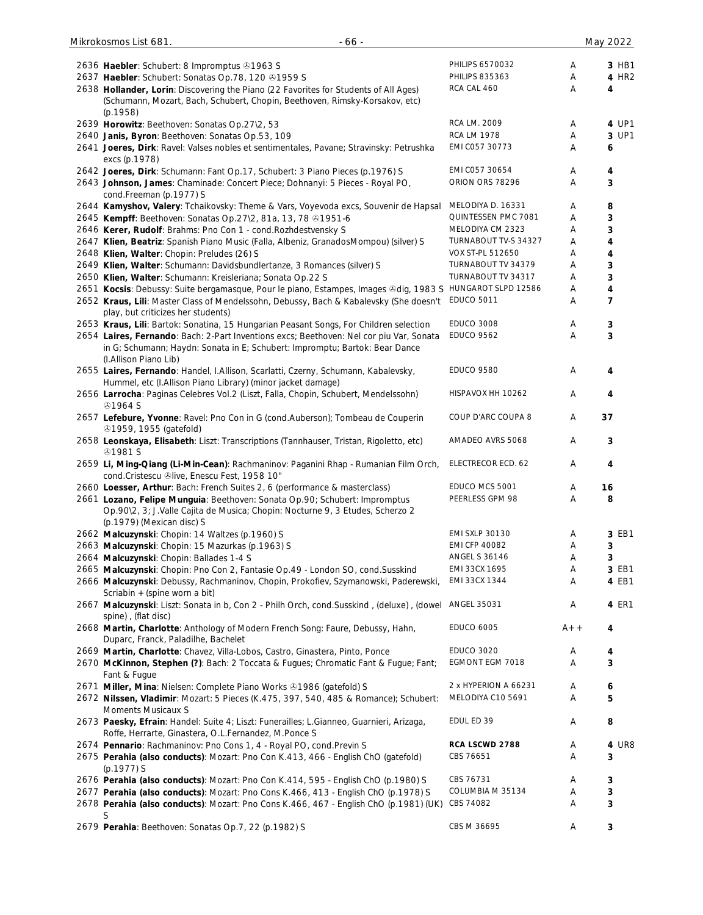| No. | Description | Label | Cond. | Price | |
|---|---|---|---|---|---|
| 2636 | **Haebler**: Schubert: 8 Impromptus ℗1963 S | PHILIPS 6570032 | A | 3 | HB1 |
| 2637 | **Haebler**: Schubert: Sonatas Op.78, 120 ℗1959 S | PHILIPS 835363 | A | 4 | HR2 |
| 2638 | **Hollander, Lorin**: Discovering the Piano (22 Favorites for Students of All Ages) (Schumann, Mozart, Bach, Schubert, Chopin, Beethoven, Rimsky-Korsakov, etc) (p.1958) | RCA CAL 460 | A | 4 | |
| 2639 | **Horowitz**: Beethoven: Sonatas Op.27\2, 53 | RCA LM. 2009 | A | 4 | UP1 |
| 2640 | **Janis, Byron**: Beethoven: Sonatas Op.53, 109 | RCA LM 1978 | A | 3 | UP1 |
| 2641 | **Joeres, Dirk**: Ravel: Valses nobles et sentimentales, Pavane; Stravinsky: Petrushka excs (p.1978) | EMI C057 30773 | A | 6 | |
| 2642 | **Joeres, Dirk**: Schumann: Fant Op.17, Schubert: 3 Piano Pieces (p.1976) S | EMI C057 30654 | A | 4 | |
| 2643 | **Johnson, James**: Chaminade: Concert Piece; Dohnanyi: 5 Pieces - Royal PO, cond.Freeman (p.1977) S | ORION ORS 78296 | A | 3 | |
| 2644 | **Kamyshov, Valery**: Tchaikovsky: Theme & Vars, Voyevoda excs, Souvenir de Hapsal | MELODIYA D. 16331 | A | 8 | |
| 2645 | **Kempff**: Beethoven: Sonatas Op.27\2, 81a, 13, 78 ℗1951-6 | QUINTESSEN PMC 7081 | A | 3 | |
| 2646 | **Kerer, Rudolf**: Brahms: Pno Con 1 - cond.Rozhdestvensky S | MELODIYA CM 2323 | A | 3 | |
| 2647 | **Klien, Beatriz**: Spanish Piano Music (Falla, Albeniz, GranadosMompou) (silver) S | TURNABOUT TV-S 34327 | A | 4 | |
| 2648 | **Klien, Walter**: Chopin: Preludes (26) S | VOX ST-PL 512650 | A | 4 | |
| 2649 | **Klien, Walter**: Schumann: Davidsbundlertanze, 3 Romances (silver) S | TURNABOUT TV 34379 | A | 3 | |
| 2650 | **Klien, Walter**: Schumann: Kreisleriana; Sonata Op.22 S | TURNABOUT TV 34317 | A | 3 | |
| 2651 | **Kocsis**: Debussy: Suite bergamasque, Pour le piano, Estampes, Images ℗dig, 1983 S | HUNGAROT SLPD 12586 | A | 4 | |
| 2652 | **Kraus, Lili**: Master Class of Mendelssohn, Debussy, Bach & Kabalevsky (She doesn't play, but criticizes her students) | EDUCO 5011 | A | 7 | |
| 2653 | **Kraus, Lili**: Bartok: Sonatina, 15 Hungarian Peasant Songs, For Children selection | EDUCO 3008 | A | 3 | |
| 2654 | **Laires, Fernando**: Bach: 2-Part Inventions excs; Beethoven: Nel cor piu Var, Sonata in G; Schumann; Haydn: Sonata in E; Schubert: Impromptu; Bartok: Bear Dance (I.Allison Piano Lib) | EDUCO 9562 | A | 3 | |
| 2655 | **Laires, Fernando**: Handel, I.Allison, Scarlatti, Czerny, Schumann, Kabalevsky, Hummel, etc (I.Allison Piano Library) (minor jacket damage) | EDUCO 9580 | A | 4 | |
| 2656 | **Larrocha**: Paginas Celebres Vol.2 (Liszt, Falla, Chopin, Schubert, Mendelssohn) ℗1964 S | HISPAVOX HH 10262 | A | 4 | |
| 2657 | **Lefebure, Yvonne**: Ravel: Pno Con in G (cond.Auberson); Tombeau de Couperin ℗1959, 1955 (gatefold) | COUP D'ARC COUPA 8 | A | 37 | |
| 2658 | **Leonskaya, Elisabeth**: Liszt: Transcriptions (Tannhauser, Tristan, Rigoletto, etc) ℗1981 S | AMADEO AVRS 5068 | A | 3 | |
| 2659 | **Li, Ming-Qiang (Li-Min-Cean)**: Rachmaninov: Paganini Rhap - Rumanian Film Orch, cond.Cristescu ℗live, Enescu Fest, 1958 10" | ELECTRECOR ECD. 62 | A | 4 | |
| 2660 | **Loesser, Arthur**: Bach: French Suites 2, 6 (performance & masterclass) | EDUCO MCS 5001 | A | 16 | |
| 2661 | **Lozano, Felipe Munguia**: Beethoven: Sonata Op.90; Schubert: Impromptus Op.90\2, 3; J.Valle Cajita de Musica; Chopin: Nocturne 9, 3 Etudes, Scherzo 2 (p.1979) (Mexican disc) S | PEERLESS GPM 98 | A | 8 | |
| 2662 | **Malcuzynski**: Chopin: 14 Waltzes (p.1960) S | EMI SXLP 30130 | A | 3 | EB1 |
| 2663 | **Malcuzynski**: Chopin: 15 Mazurkas (p.1963) S | EMI CFP 40082 | A | 3 | |
| 2664 | **Malcuzynski**: Chopin: Ballades 1-4 S | ANGEL S 36146 | A | 3 | |
| 2665 | **Malcuzynski**: Chopin: Pno Con 2, Fantasie Op.49 - London SO, cond.Susskind | EMI 33CX 1695 | A | 3 | EB1 |
| 2666 | **Malcuzynski**: Debussy, Rachmaninov, Chopin, Prokofiev, Szymanowski, Paderewski, Scriabin + (spine worn a bit) | EMI 33CX 1344 | A | 4 | EB1 |
| 2667 | **Malcuzynski**: Liszt: Sonata in b, Con 2 - Philh Orch, cond.Susskind , (deluxe) , (dowel spine) , (flat disc) | ANGEL 35031 | A | 4 | ER1 |
| 2668 | **Martin, Charlotte**: Anthology of Modern French Song: Faure, Debussy, Hahn, Duparc, Franck, Paladilhe, Bachelet | EDUCO 6005 | A++ | 4 | |
| 2669 | **Martin, Charlotte**: Chavez, Villa-Lobos, Castro, Ginastera, Pinto, Ponce | EDUCO 3020 | A | 4 | |
| 2670 | **McKinnon, Stephen (?)**: Bach: 2 Toccata & Fugues; Chromatic Fant & Fugue; Fant; Fant & Fugue | EGMONT EGM 7018 | A | 3 | |
| 2671 | **Miller, Mina**: Nielsen: Complete Piano Works ℗1986 (gatefold) S | 2 x HYPERION A 66231 | A | 6 | |
| 2672 | **Nilssen, Vladimir**: Mozart: 5 Pieces (K.475, 397, 540, 485 & Romance); Schubert: Moments Musicaux S | MELODIYA C10 5691 | A | 5 | |
| 2673 | **Paesky, Efrain**: Handel: Suite 4; Liszt: Funerailles; L.Gianneo, Guarnieri, Arizaga, Roffe, Herrarte, Ginastera, O.L.Fernandez, M.Ponce S | EDUL ED 39 | A | 8 | |
| 2674 | **Pennario**: Rachmaninov: Pno Cons 1, 4 - Royal PO, cond.Previn S | **RCA LSCWD 2788** | A | 4 | UR8 |
| 2675 | **Perahia (also conducts)**: Mozart: Pno Con K.413, 466 - English ChO (gatefold) (p.1977) S | CBS 76651 | A | 3 | |
| 2676 | **Perahia (also conducts)**: Mozart: Pno Con K.414, 595 - English ChO (p.1980) S | CBS 76731 | A | 3 | |
| 2677 | **Perahia (also conducts)**: Mozart: Pno Cons K.466, 413 - English ChO (p.1978) S | COLUMBIA M 35134 | A | 3 | |
| 2678 | **Perahia (also conducts)**: Mozart: Pno Cons K.466, 467 - English ChO (p.1981) (UK) S | CBS 74082 | A | 3 | |
| 2679 | **Perahia**: Beethoven: Sonatas Op.7, 22 (p.1982) S | CBS M 36695 | A | 3 | |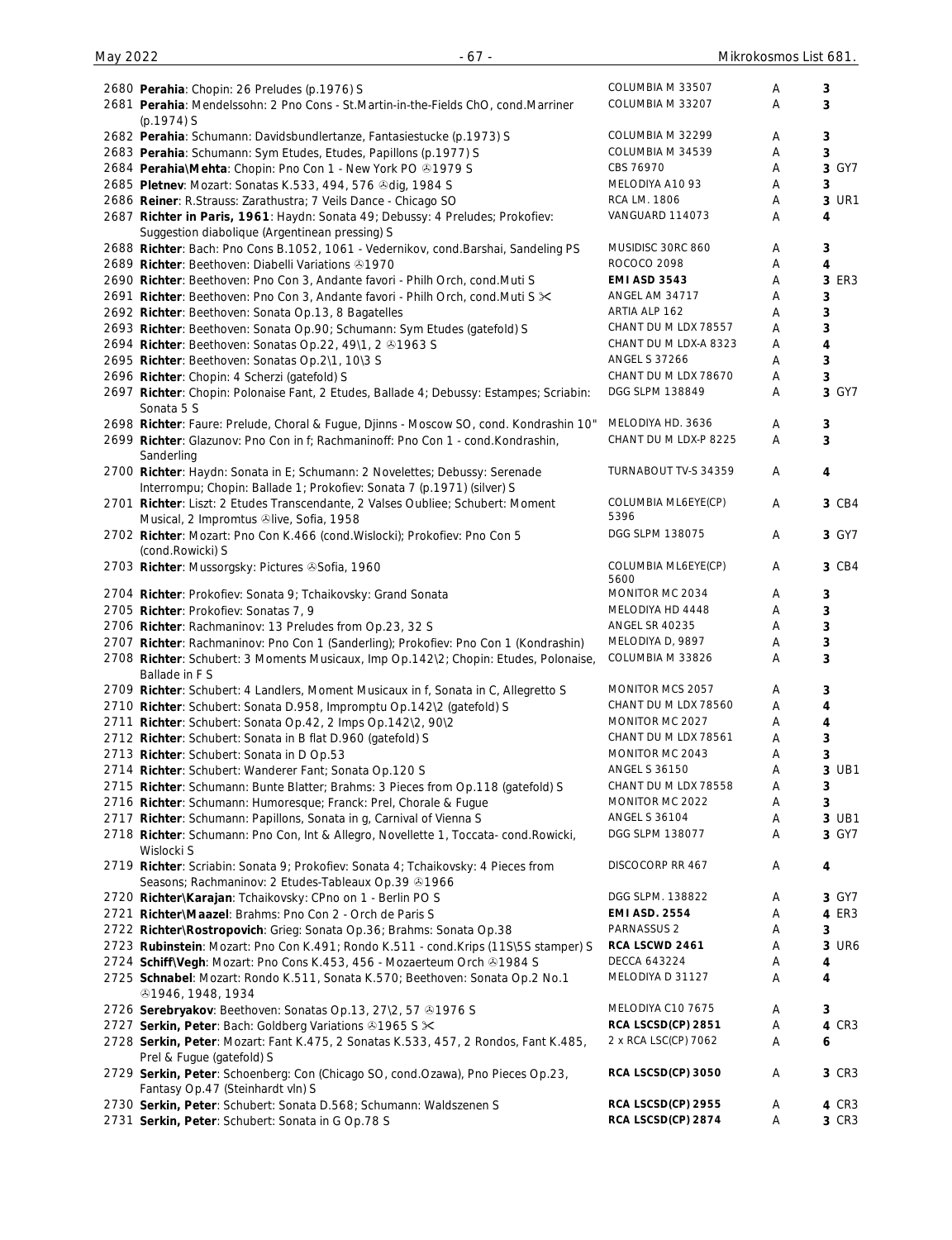| No. | Description | Label | Cond. | Price |
|---|---|---|---|---|
| 2680 | **Perahia**: Chopin: 26 Preludes (p.1976) S | COLUMBIA M 33507 | A | 3 |
| 2681 | **Perahia**: Mendelssohn: 2 Pno Cons - St.Martin-in-the-Fields ChO, cond.Marriner (p.1974) S | COLUMBIA M 33207 | A | 3 |
| 2682 | **Perahia**: Schumann: Davidsbundlertanze, Fantasiestucke (p.1973) S | COLUMBIA M 32299 | A | 3 |
| 2683 | **Perahia**: Schumann: Sym Etudes, Etudes, Papillons (p.1977) S | COLUMBIA M 34539 | A | 3 |
| 2684 | **Perahia\Mehta**: Chopin: Pno Con 1 - New York PO ℗1979 S | CBS 76970 | A | 3 GY7 |
| 2685 | **Pletnev**: Mozart: Sonatas K.533, 494, 576 ℗dig, 1984 S | MELODIYA A10 93 | A | 3 |
| 2686 | **Reiner**: R.Strauss: Zarathustra; 7 Veils Dance - Chicago SO | RCA LM. 1806 | A | 3 UR1 |
| 2687 | **Richter in Paris, 1961**: Haydn: Sonata 49; Debussy: 4 Preludes; Prokofiev: Suggestion diabolique (Argentinean pressing) S | VANGUARD 114073 | A | 4 |
| 2688 | **Richter**: Bach: Pno Cons B.1052, 1061 - Vedernikov, cond.Barshai, Sandeling PS | MUSIDISC 30RC 860 | A | 3 |
| 2689 | **Richter**: Beethoven: Diabelli Variations ℗1970 | ROCOCO 2098 | A | 4 |
| 2690 | **Richter**: Beethoven: Pno Con 3, Andante favori - Philh Orch, cond.Muti S | **EMI ASD 3543** | A | 3 ER3 |
| 2691 | **Richter**: Beethoven: Pno Con 3, Andante favori - Philh Orch, cond.Muti S ✂ | ANGEL AM 34717 | A | 3 |
| 2692 | **Richter**: Beethoven: Sonata Op.13, 8 Bagatelles | ARTIA ALP 162 | A | 3 |
| 2693 | **Richter**: Beethoven: Sonata Op.90; Schumann: Sym Etudes (gatefold) S | CHANT DU M LDX 78557 | A | 3 |
| 2694 | **Richter**: Beethoven: Sonatas Op.22, 49\1, 2 ℗1963 S | CHANT DU M LDX-A 8323 | A | 4 |
| 2695 | **Richter**: Beethoven: Sonatas Op.2\1, 10\3 S | ANGEL S 37266 | A | 3 |
| 2696 | **Richter**: Chopin: 4 Scherzi (gatefold) S | CHANT DU M LDX 78670 | A | 3 |
| 2697 | **Richter**: Chopin: Polonaise Fant, 2 Etudes, Ballade 4; Debussy: Estampes; Scriabin: Sonata 5 S | DGG SLPM 138849 | A | 3 GY7 |
| 2698 | **Richter**: Faure: Prelude, Choral & Fugue, Djinns - Moscow SO, cond. Kondrashin 10" | MELODIYA HD. 3636 | A | 3 |
| 2699 | **Richter**: Glazunov: Pno Con in f; Rachmaninoff: Pno Con 1 - cond.Kondrashin, Sanderling | CHANT DU M LDX-P 8225 | A | 3 |
| 2700 | **Richter**: Haydn: Sonata in E; Schumann: 2 Novelettes; Debussy: Serenade Interrompu; Chopin: Ballade 1; Prokofiev: Sonata 7 (p.1971) (silver) S | TURNABOUT TV-S 34359 | A | 4 |
| 2701 | **Richter**: Liszt: 2 Etudes Transcendante, 2 Valses Oubliee; Schubert: Moment Musical, 2 Impromtus ℗live, Sofia, 1958 | COLUMBIA ML6EYE(CP) 5396 | A | 3 CB4 |
| 2702 | **Richter**: Mozart: Pno Con K.466 (cond.Wislocki); Prokofiev: Pno Con 5 (cond.Rowicki) S | DGG SLPM 138075 | A | 3 GY7 |
| 2703 | **Richter**: Mussorgsky: Pictures ℗Sofia, 1960 | COLUMBIA ML6EYE(CP) 5600 | A | 3 CB4 |
| 2704 | **Richter**: Prokofiev: Sonata 9; Tchaikovsky: Grand Sonata | MONITOR MC 2034 | A | 3 |
| 2705 | **Richter**: Prokofiev: Sonatas 7, 9 | MELODIYA HD 4448 | A | 3 |
| 2706 | **Richter**: Rachmaninov: 13 Preludes from Op.23, 32 S | ANGEL SR 40235 | A | 3 |
| 2707 | **Richter**: Rachmaninov: Pno Con 1 (Sanderling); Prokofiev: Pno Con 1 (Kondrashin) | MELODIYA D, 9897 | A | 3 |
| 2708 | **Richter**: Schubert: 3 Moments Musicaux, Imp Op.142\2; Chopin: Etudes, Polonaise, Ballade in F S | COLUMBIA M 33826 | A | 3 |
| 2709 | **Richter**: Schubert: 4 Landlers, Moment Musicaux in f, Sonata in C, Allegretto S | MONITOR MCS 2057 | A | 3 |
| 2710 | **Richter**: Schubert: Sonata D.958, Impromptu Op.142\2 (gatefold) S | CHANT DU M LDX 78560 | A | 4 |
| 2711 | **Richter**: Schubert: Sonata Op.42, 2 Imps Op.142\2, 90\2 | MONITOR MC 2027 | A | 4 |
| 2712 | **Richter**: Schubert: Sonata in B flat D.960 (gatefold) S | CHANT DU M LDX 78561 | A | 3 |
| 2713 | **Richter**: Schubert: Sonata in D Op.53 | MONITOR MC 2043 | A | 3 |
| 2714 | **Richter**: Schubert: Wanderer Fant; Sonata Op.120 S | ANGEL S 36150 | A | 3 UB1 |
| 2715 | **Richter**: Schumann: Bunte Blatter; Brahms: 3 Pieces from Op.118 (gatefold) S | CHANT DU M LDX 78558 | A | 3 |
| 2716 | **Richter**: Schumann: Humoresque; Franck: Prel, Chorale & Fugue | MONITOR MC 2022 | A | 3 |
| 2717 | **Richter**: Schumann: Papillons, Sonata in g, Carnival of Vienna S | ANGEL S 36104 | A | 3 UB1 |
| 2718 | **Richter**: Schumann: Pno Con, Int & Allegro, Novellette 1, Toccata- cond.Rowicki, Wislocki S | DGG SLPM 138077 | A | 3 GY7 |
| 2719 | **Richter**: Scriabin: Sonata 9; Prokofiev: Sonata 4; Tchaikovsky: 4 Pieces from Seasons; Rachmaninov: 2 Etudes-Tableaux Op.39 ℗1966 | DISCOCORP RR 467 | A | 4 |
| 2720 | **Richter\Karajan**: Tchaikovsky: CPno on 1 - Berlin PO S | DGG SLPM. 138822 | A | 3 GY7 |
| 2721 | **Richter\Maazel**: Brahms: Pno Con 2 - Orch de Paris S | **EMI ASD. 2554** | A | 4 ER3 |
| 2722 | **Richter\Rostropovich**: Grieg: Sonata Op.36; Brahms: Sonata Op.38 | PARNASSUS 2 | A | 3 |
| 2723 | **Rubinstein**: Mozart: Pno Con K.491; Rondo K.511 - cond.Krips (11S\5S stamper) S | **RCA LSCWD 2461** | A | 3 UR6 |
| 2724 | **Schiff\Vegh**: Mozart: Pno Cons K.453, 456 - Mozaerteum Orch ℗1984 S | DECCA 643224 | A | 4 |
| 2725 | **Schnabel**: Mozart: Rondo K.511, Sonata K.570; Beethoven: Sonata Op.2 No.1 ℗1946, 1948, 1934 | MELODIYA D 31127 | A | 4 |
| 2726 | **Serebryakov**: Beethoven: Sonatas Op.13, 27\2, 57 ℗1976 S | MELODIYA C10 7675 | A | 3 |
| 2727 | **Serkin, Peter**: Bach: Goldberg Variations ℗1965 S ✂ | **RCA LSCSD(CP) 2851** | A | 4 CR3 |
| 2728 | **Serkin, Peter**: Mozart: Fant K.475, 2 Sonatas K.533, 457, 2 Rondos, Fant K.485, Prel & Fugue (gatefold) S | 2 x RCA LSC(CP) 7062 | A | 6 |
| 2729 | **Serkin, Peter**: Schoenberg: Con (Chicago SO, cond.Ozawa), Pno Pieces Op.23, Fantasy Op.47 (Steinhardt vln) S | **RCA LSCSD(CP) 3050** | A | 3 CR3 |
| 2730 | **Serkin, Peter**: Schubert: Sonata D.568; Schumann: Waldszenen S | **RCA LSCSD(CP) 2955** | A | 4 CR3 |
| 2731 | **Serkin, Peter**: Schubert: Sonata in G Op.78 S | **RCA LSCSD(CP) 2874** | A | 3 CR3 |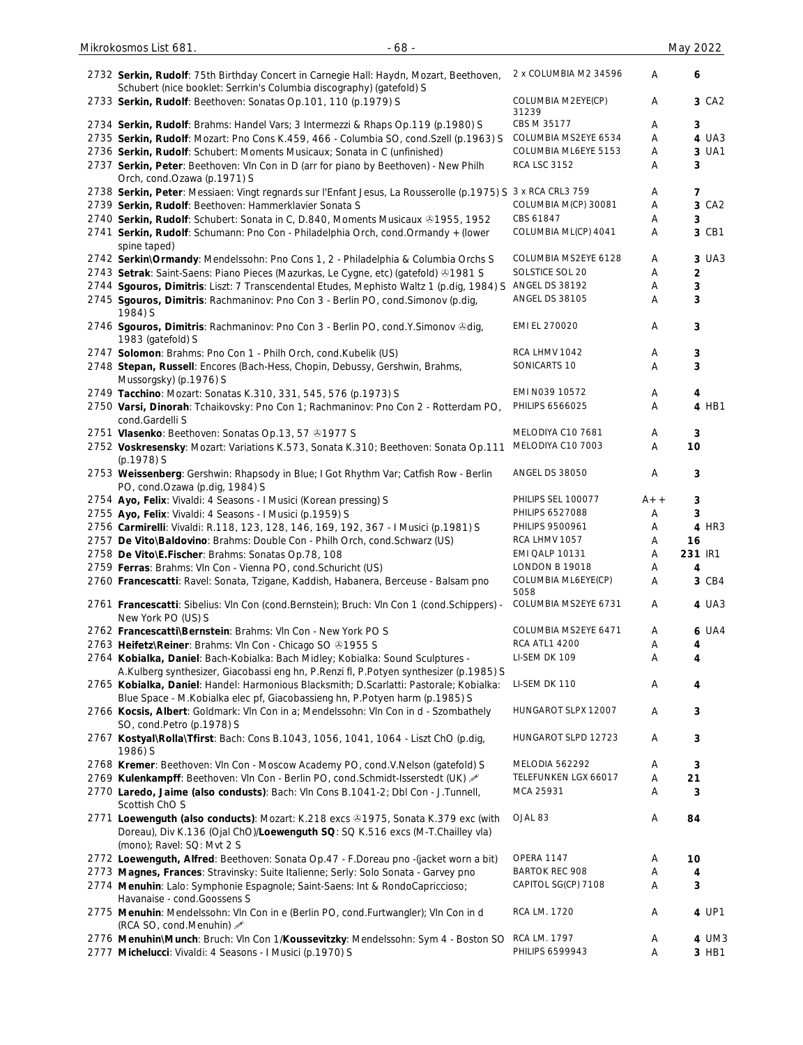| No. | Description | Label | Grade | Price |
|---|---|---|---|---|
| 2732 | **Serkin, Rudolf**: 75th Birthday Concert in Carnegie Hall: Haydn, Mozart, Beethoven, Schubert (nice booklet: Serrkin's Columbia discography) (gatefold) S | 2 x COLUMBIA M2 34596 | A | 6 |
| 2733 | **Serkin, Rudolf**: Beethoven: Sonatas Op.101, 110 (p.1979) S | COLUMBIA M2EYE(CP) 31239 | A | 3 CA2 |
| 2734 | **Serkin, Rudolf**: Brahms: Handel Vars; 3 Intermezzi & Rhaps Op.119 (p.1980) S | CBS M 35177 | A | 3 |
| 2735 | **Serkin, Rudolf**: Mozart: Pno Cons K.459, 466 - Columbia SO, cond.Szell (p.1963) S | COLUMBIA MS2EYE 6534 | A | 4 UA3 |
| 2736 | **Serkin, Rudolf**: Schubert: Moments Musicaux; Sonata in C (unfinished) | COLUMBIA ML6EYE 5153 | A | 3 UA1 |
| 2737 | **Serkin, Peter**: Beethoven: Vln Con in D (arr for piano by Beethoven) - New Philh Orch, cond.Ozawa (p.1971) S | RCA LSC 3152 | A | 3 |
| 2738 | **Serkin, Peter**: Messiaen: Vingt regnards sur l'Enfant Jesus, La Rousserolle (p.1975) S | 3 x RCA CRL3 759 | A | 7 |
| 2739 | **Serkin, Rudolf**: Beethoven: Hammerklavier Sonata S | COLUMBIA M(CP) 30081 | A | 3 CA2 |
| 2740 | **Serkin, Rudolf**: Schubert: Sonata in C, D.840, Moments Musicaux ℗1955, 1952 | CBS 61847 | A | 3 |
| 2741 | **Serkin, Rudolf**: Schumann: Pno Con - Philadelphia Orch, cond.Ormandy + (lower spine taped) | COLUMBIA ML(CP) 4041 | A | 3 CB1 |
| 2742 | **Serkin\Ormandy**: Mendelssohn: Pno Cons 1, 2 - Philadelphia & Columbia Orchs S | COLUMBIA MS2EYE 6128 | A | 3 UA3 |
| 2743 | **Setrak**: Saint-Saens: Piano Pieces (Mazurkas, Le Cygne, etc) (gatefold) ℗1981 S | SOLSTICE SOL 20 | A | 2 |
| 2744 | **Sgouros, Dimitris**: Liszt: 7 Transcendental Etudes, Mephisto Waltz 1 (p.dig, 1984) S | ANGEL DS 38192 | A | 3 |
| 2745 | **Sgouros, Dimitris**: Rachmaninov: Pno Con 3 - Berlin PO, cond.Simonov (p.dig, 1984) S | ANGEL DS 38105 | A | 3 |
| 2746 | **Sgouros, Dimitris**: Rachmaninov: Pno Con 3 - Berlin PO, cond.Y.Simonov ℗dig, 1983 (gatefold) S | EMI EL 270020 | A | 3 |
| 2747 | **Solomon**: Brahms: Pno Con 1 - Philh Orch, cond.Kubelik (US) | RCA LHMV 1042 | A | 3 |
| 2748 | **Stepan, Russell**: Encores (Bach-Hess, Chopin, Debussy, Gershwin, Brahms, Mussorgsky) (p.1976) S | SONICARTS 10 | A | 3 |
| 2749 | **Tacchino**: Mozart: Sonatas K.310, 331, 545, 576 (p.1973) S | EMI N039 10572 | A | 4 |
| 2750 | **Varsi, Dinorah**: Tchaikovsky: Pno Con 1; Rachmaninov: Pno Con 2 - Rotterdam PO, cond.Gardelli S | PHILIPS 6566025 | A | 4 HB1 |
| 2751 | **Vlasenko**: Beethoven: Sonatas Op.13, 57 ℗1977 S | MELODIYA C10 7681 | A | 3 |
| 2752 | **Voskresensky**: Mozart: Variations K.573, Sonata K.310; Beethoven: Sonata Op.111 (p.1978) S | MELODIYA C10 7003 | A | 10 |
| 2753 | **Weissenberg**: Gershwin: Rhapsody in Blue; I Got Rhythm Var; Catfish Row - Berlin PO, cond.Ozawa (p.dig, 1984) S | ANGEL DS 38050 | A | 3 |
| 2754 | **Ayo, Felix**: Vivaldi: 4 Seasons - I Musici (Korean pressing) S | PHILIPS SEL 100077 | A++ | 3 |
| 2755 | **Ayo, Felix**: Vivaldi: 4 Seasons - I Musici (p.1959) S | PHILIPS 6527088 | A | 3 |
| 2756 | **Carmirelli**: Vivaldi: R.118, 123, 128, 146, 169, 192, 367 - I Musici (p.1981) S | PHILIPS 9500961 | A | 4 HR3 |
| 2757 | **De Vito\Baldovino**: Brahms: Double Con - Philh Orch, cond.Schwarz (US) | RCA LHMV 1057 | A | 16 |
| 2758 | **De Vito\E.Fischer**: Brahms: Sonatas Op.78, 108 | EMI QALP 10131 | A | 231 IR1 |
| 2759 | **Ferras**: Brahms: Vln Con - Vienna PO, cond.Schuricht (US) | LONDON B 19018 | A | 4 |
| 2760 | **Francescatti**: Ravel: Sonata, Tzigane, Kaddish, Habanera, Berceuse - Balsam pno | COLUMBIA ML6EYE(CP) 5058 | A | 3 CB4 |
| 2761 | **Francescatti**: Sibelius: Vln Con (cond.Bernstein); Bruch: Vln Con 1 (cond.Schippers) - New York PO (US) S | COLUMBIA MS2EYE 6731 | A | 4 UA3 |
| 2762 | **Francescatti\Bernstein**: Brahms: Vln Con - New York PO S | COLUMBIA MS2EYE 6471 | A | 6 UA4 |
| 2763 | **Heifetz\Reiner**: Brahms: Vln Con - Chicago SO ℗1955 S | RCA ATL1 4200 | A | 4 |
| 2764 | **Kobialka, Daniel**: Bach-Kobialka: Bach Midley; Kobialka: Sound Sculptures - A.Kulberg synthesizer, Giacobassi eng hn, P.Renzi fl, P.Potyen synthesizer (p.1985) S | LI-SEM DK 109 | A | 4 |
| 2765 | **Kobialka, Daniel**: Handel: Harmonious Blacksmith; D.Scarlatti: Pastorale; Kobialka: Blue Space - M.Kobialka elec pf, Giacobassieng hn, P.Potyen harm (p.1985) S | LI-SEM DK 110 | A | 4 |
| 2766 | **Kocsis, Albert**: Goldmark: Vln Con in a; Mendelssohn: Vln Con in d - Szombathely SO, cond.Petro (p.1978) S | HUNGAROT SLPX 12007 | A | 3 |
| 2767 | **Kostyal\Rolla\Tfirst**: Bach: Cons B.1043, 1056, 1041, 1064 - Liszt ChO (p.dig, 1986) S | HUNGAROT SLPD 12723 | A | 3 |
| 2768 | **Kremer**: Beethoven: Vln Con - Moscow Academy PO, cond.V.Nelson (gatefold) S | MELODIA 562292 | A | 3 |
| 2769 | **Kulenkampff**: Beethoven: Vln Con - Berlin PO, cond.Schmidt-Isserstedt (UK) ✐ | TELEFUNKEN LGX 66017 | A | 21 |
| 2770 | **Laredo, Jaime (also condusts)**: Bach: Vln Cons B.1041-2; Dbl Con - J.Tunnell, Scottish ChO S | MCA 25931 | A | 3 |
| 2771 | **Loewenguth (also conducts)**: Mozart: K.218 excs ℗1975, Sonata K.379 exc (with Doreau), Div K.136 (Ojal ChO)/**Loewenguth SQ**: SQ K.516 excs (M-T.Chailley vla) (mono); Ravel: SQ: Mvt 2 S | OJAL 83 | A | 84 |
| 2772 | **Loewenguth, Alfred**: Beethoven: Sonata Op.47 - F.Doreau pno -(jacket worn a bit) | OPERA 1147 | A | 10 |
| 2773 | **Magnes, Frances**: Stravinsky: Suite Italienne; Serly: Solo Sonata - Garvey pno | BARTOK REC 908 | A | 4 |
| 2774 | **Menuhin**: Lalo: Symphonie Espagnole; Saint-Saens: Int & RondoCapriccioso; Havanaise - cond.Goossens S | CAPITOL SG(CP) 7108 | A | 3 |
| 2775 | **Menuhin**: Mendelssohn: Vln Con in e (Berlin PO, cond.Furtwangler); Vln Con in d (RCA SO, cond.Menuhin) ✐ | RCA LM. 1720 | A | 4 UP1 |
| 2776 | **Menuhin\Munch**: Bruch: Vln Con 1/**Koussevitzky**: Mendelssohn: Sym 4 - Boston SO | RCA LM. 1797 | A | 4 UM3 |
| 2777 | **Michelucci**: Vivaldi: 4 Seasons - I Musici (p.1970) S | PHILIPS 6599943 | A | 3 HB1 |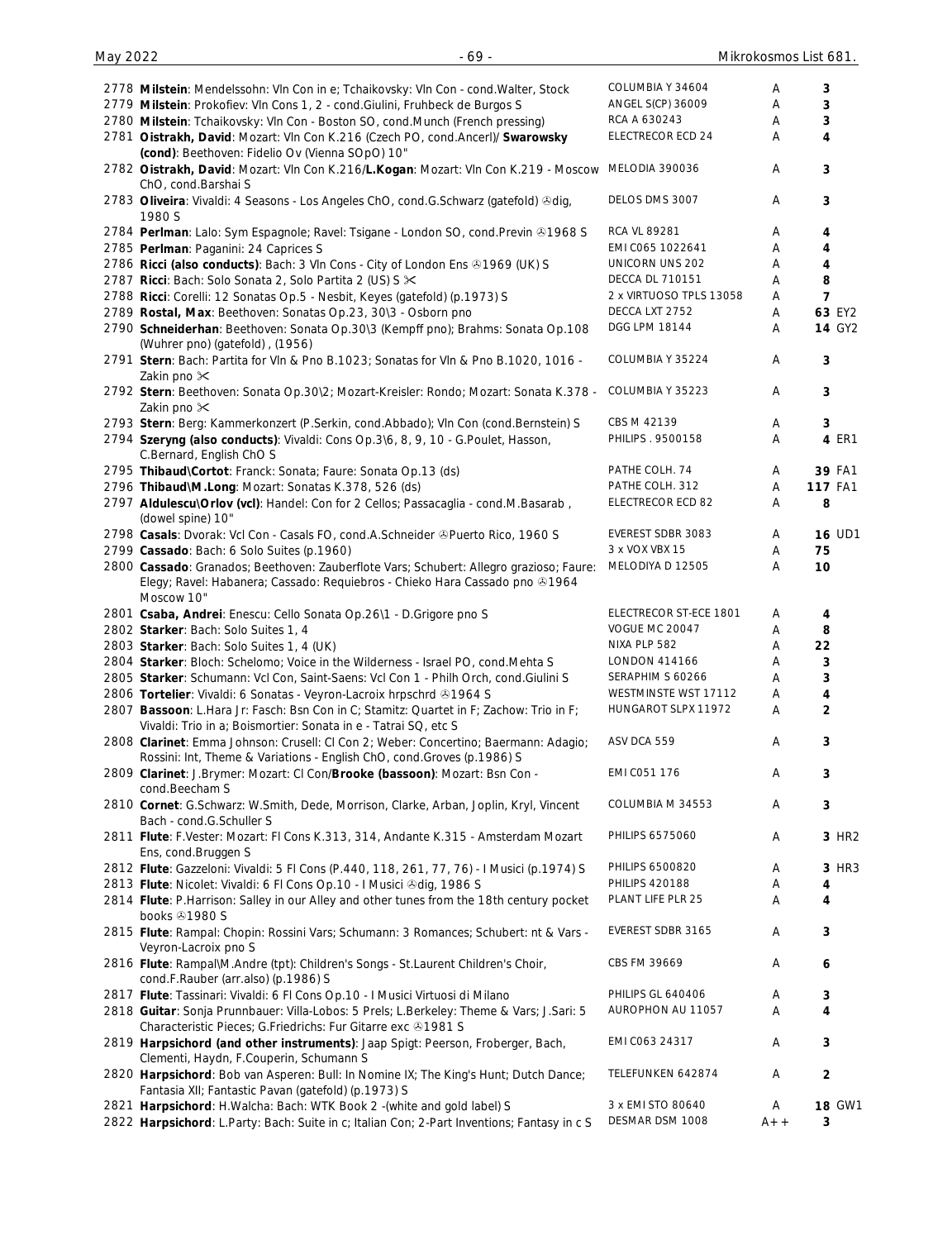| | | | | |
|---|---|---|---|---|
| 2778 **Milstein**: Mendelssohn: Vln Con in e; Tchaikovsky: Vln Con - cond.Walter, Stock | COLUMBIA Y 34604 | A | 3 | |
| 2779 **Milstein**: Prokofiev: Vln Cons 1, 2 - cond.Giulini, Fruhbeck de Burgos S | ANGEL S(CP) 36009 | A | 3 | |
| 2780 **Milstein**: Tchaikovsky: Vln Con - Boston SO, cond.Munch (French pressing) | RCA A 630243 | A | 3 | |
| 2781 **Oistrakh, David**: Mozart: Vln Con K.216 (Czech PO, cond.Ancerl)/ **Swarowsky (cond)**: Beethoven: Fidelio Ov (Vienna SOpO) 10" | ELECTRECOR ECD 24 | A | 4 | |
| 2782 **Oistrakh, David**: Mozart: Vln Con K.216/**L.Kogan**: Mozart: Vln Con K.219 - Moscow ChO, cond.Barshai S | MELODIA 390036 | A | 3 | |
| 2783 **Oliveira**: Vivaldi: 4 Seasons - Los Angeles ChO, cond.G.Schwarz (gatefold) ℗dig, 1980 S | DELOS DMS 3007 | A | 3 | |
| 2784 **Perlman**: Lalo: Sym Espagnole; Ravel: Tsigane - London SO, cond.Previn ℗1968 S | RCA VL 89281 | A | 4 | |
| 2785 **Perlman**: Paganini: 24 Caprices S | EMI C065 1022641 | A | 4 | |
| 2786 **Ricci (also conducts)**: Bach: 3 Vln Cons - City of London Ens ℗1969 (UK) S | UNICORN UNS 202 | A | 4 | |
| 2787 **Ricci**: Bach: Solo Sonata 2, Solo Partita 2 (US) S ✂ | DECCA DL 710151 | A | 8 | |
| 2788 **Ricci**: Corelli: 12 Sonatas Op.5 - Nesbit, Keyes (gatefold) (p.1973) S | 2 x VIRTUOSO TPLS 13058 | A | 7 | |
| 2789 **Rostal, Max**: Beethoven: Sonatas Op.23, 30\3 - Osborn pno | DECCA LXT 2752 | A | 63 | EY2 |
| 2790 **Schneiderhan**: Beethoven: Sonata Op.30\3 (Kempff pno); Brahms: Sonata Op.108 (Wuhrer pno) (gatefold) , (1956) | DGG LPM 18144 | A | 14 | GY2 |
| 2791 **Stern**: Bach: Partita for Vln & Pno B.1023; Sonatas for Vln & Pno B.1020, 1016 - Zakin pno ✂ | COLUMBIA Y 35224 | A | 3 | |
| 2792 **Stern**: Beethoven: Sonata Op.30\2; Mozart-Kreisler: Rondo; Mozart: Sonata K.378 - Zakin pno ✂ | COLUMBIA Y 35223 | A | 3 | |
| 2793 **Stern**: Berg: Kammerkonzert (P.Serkin, cond.Abbado); Vln Con (cond.Bernstein) S | CBS M 42139 | A | 3 | |
| 2794 **Szeryng (also conducts)**: Vivaldi: Cons Op.3\6, 8, 9, 10 - G.Poulet, Hasson, C.Bernard, English ChO S | PHILIPS . 9500158 | A | 4 | ER1 |
| 2795 **Thibaud\Cortot**: Franck: Sonata; Faure: Sonata Op.13 (ds) | PATHE COLH. 74 | A | 39 | FA1 |
| 2796 **Thibaud\M.Long**: Mozart: Sonatas K.378, 526 (ds) | PATHE COLH. 312 | A | 117 | FA1 |
| 2797 **Aldulescu\Orlov (vcl)**: Handel: Con for 2 Cellos; Passacaglia - cond.M.Basarab , (dowel spine) 10" | ELECTRECOR ECD 82 | A | 8 | |
| 2798 **Casals**: Dvorak: Vcl Con - Casals FO, cond.A.Schneider ℗Puerto Rico, 1960 S | EVEREST SDBR 3083 | A | 16 | UD1 |
| 2799 **Cassado**: Bach: 6 Solo Suites (p.1960) | 3 x VOX VBX 15 | A | 75 | |
| 2800 **Cassado**: Granados; Beethoven: Zauberflote Vars; Schubert: Allegro grazioso; Faure: Elegy; Ravel: Habanera; Cassado: Requiebros - Chieko Hara Cassado pno ℗1964 Moscow 10" | MELODIYA D 12505 | A | 10 | |
| 2801 **Csaba, Andrei**: Enescu: Cello Sonata Op.26\1 - D.Grigore pno S | ELECTRECOR ST-ECE 1801 | A | 4 | |
| 2802 **Starker**: Bach: Solo Suites 1, 4 | VOGUE MC 20047 | A | 8 | |
| 2803 **Starker**: Bach: Solo Suites 1, 4 (UK) | NIXA PLP 582 | A | 22 | |
| 2804 **Starker**: Bloch: Schelomo; Voice in the Wilderness - Israel PO, cond.Mehta S | LONDON 414166 | A | 3 | |
| 2805 **Starker**: Schumann: Vcl Con, Saint-Saens: Vcl Con 1 - Philh Orch, cond.Giulini S | SERAPHIM S 60266 | A | 3 | |
| 2806 **Tortelier**: Vivaldi: 6 Sonatas - Veyron-Lacroix hrpschrd ℗1964 S | WESTMINSTE WST 17112 | A | 4 | |
| 2807 **Bassoon**: L.Hara Jr: Fasch: Bsn Con in C; Stamitz: Quartet in F; Zachow: Trio in F; Vivaldi: Trio in a; Boismortier: Sonata in e - Tatrai SQ, etc S | HUNGAROT SLPX 11972 | A | 2 | |
| 2808 **Clarinet**: Emma Johnson: Crusell: Cl Con 2; Weber: Concertino; Baermann: Adagio; Rossini: Int, Theme & Variations - English ChO, cond.Groves (p.1986) S | ASV DCA 559 | A | 3 | |
| 2809 **Clarinet**: J.Brymer: Mozart: Cl Con/**Brooke (bassoon)**: Mozart: Bsn Con - cond.Beecham S | EMI C051 176 | A | 3 | |
| 2810 **Cornet**: G.Schwarz: W.Smith, Dede, Morrison, Clarke, Arban, Joplin, Kryl, Vincent Bach - cond.G.Schuller S | COLUMBIA M 34553 | A | 3 | |
| 2811 **Flute**: F.Vester: Mozart: Fl Cons K.313, 314, Andante K.315 - Amsterdam Mozart Ens, cond.Bruggen S | PHILIPS 6575060 | A | 3 | HR2 |
| 2812 **Flute**: Gazzeloni: Vivaldi: 5 Fl Cons (P.440, 118, 261, 77, 76) - I Musici (p.1974) S | PHILIPS 6500820 | A | 3 | HR3 |
| 2813 **Flute**: Nicolet: Vivaldi: 6 Fl Cons Op.10 - I Musici ℗dig, 1986 S | PHILIPS 420188 | A | 4 | |
| 2814 **Flute**: P.Harrison: Salley in our Alley and other tunes from the 18th century pocket books ℗1980 S | PLANT LIFE PLR 25 | A | 4 | |
| 2815 **Flute**: Rampal: Chopin: Rossini Vars; Schumann: 3 Romances; Schubert: nt & Vars - Veyron-Lacroix pno S | EVEREST SDBR 3165 | A | 3 | |
| 2816 **Flute**: Rampal\M.Andre (tpt): Children's Songs - St.Laurent Children's Choir, cond.F.Rauber (arr.also) (p.1986) S | CBS FM 39669 | A | 6 | |
| 2817 **Flute**: Tassinari: Vivaldi: 6 Fl Cons Op.10 - I Musici Virtuosi di Milano | PHILIPS GL 640406 | A | 3 | |
| 2818 **Guitar**: Sonja Prunnbauer: Villa-Lobos: 5 Prels; L.Berkeley: Theme & Vars; J.Sari: 5 Characteristic Pieces; G.Friedrichs: Fur Gitarre exc ℗1981 S | AUROPHON AU 11057 | A | 4 | |
| 2819 **Harpsichord (and other instruments)**: Jaap Spigt: Peerson, Froberger, Bach, Clementi, Haydn, F.Couperin, Schumann S | EMI C063 24317 | A | 3 | |
| 2820 **Harpsichord**: Bob van Asperen: Bull: In Nomine IX; The King's Hunt; Dutch Dance; Fantasia XII; Fantastic Pavan (gatefold) (p.1973) S | TELEFUNKEN 642874 | A | 2 | |
| 2821 **Harpsichord**: H.Walcha: Bach: WTK Book 2 -(white and gold label) S | 3 x EMI STO 80640 | A | 18 | GW1 |
| 2822 **Harpsichord**: L.Party: Bach: Suite in c; Italian Con; 2-Part Inventions; Fantasy in c S | DESMAR DSM 1008 | A++ | 3 | |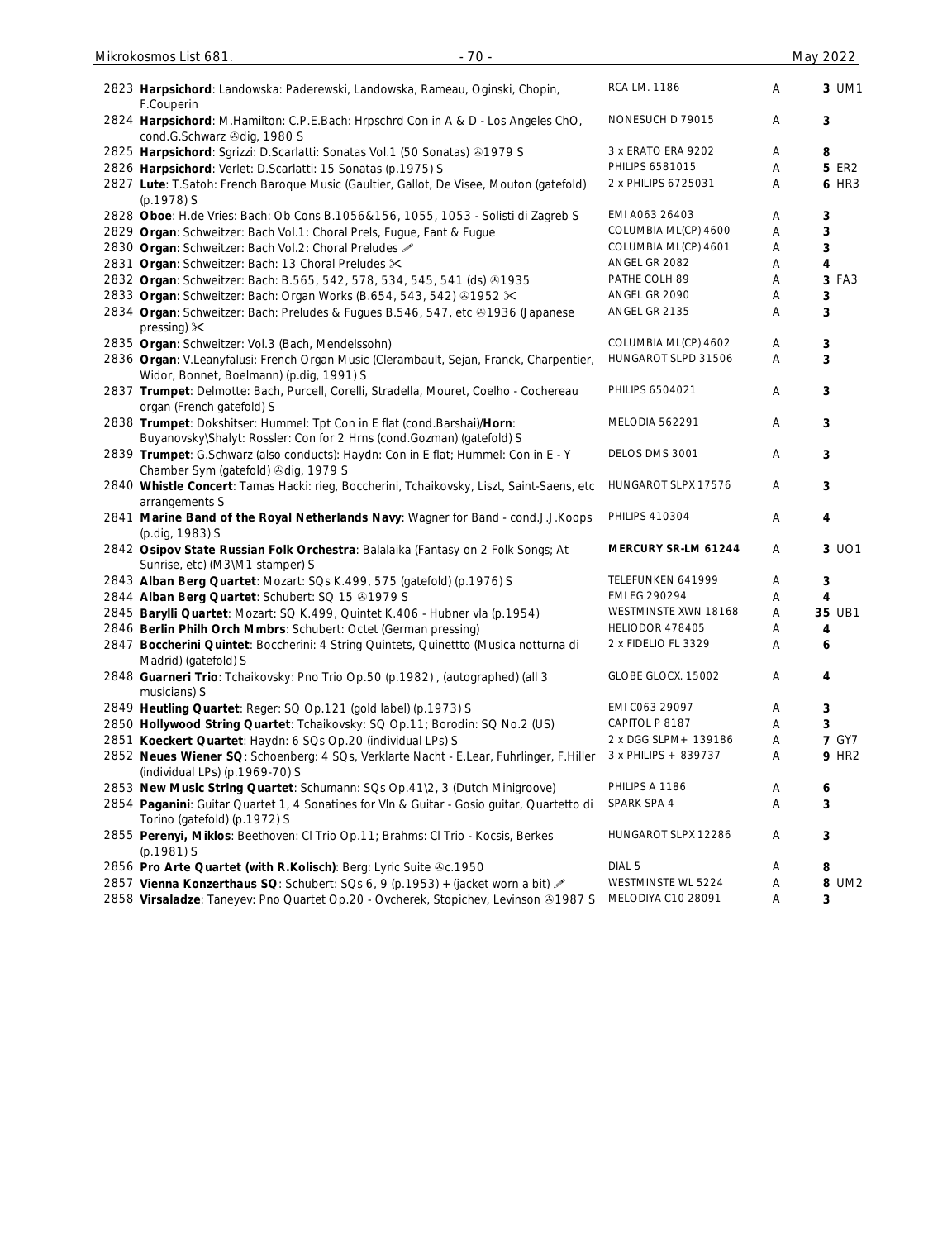| | | | | | |
|---|---|---|---|---|---|
| 2823 | **Harpsichord**: Landowska: Paderewski, Landowska, Rameau, Oginski, Chopin, F.Couperin | RCA LM. 1186 | A | **3** | UM1 |
| 2824 | **Harpsichord**: M.Hamilton: C.P.E.Bach: Hrpschrd Con in A & D - Los Angeles ChO, cond.G.Schwarz ℗dig, 1980 S | NONESUCH D 79015 | A | **3** | |
| 2825 | **Harpsichord**: Sgrizzi: D.Scarlatti: Sonatas Vol.1 (50 Sonatas) ℗1979 S | 3 x ERATO ERA 9202 | A | **8** | |
| 2826 | **Harpsichord**: Verlet: D.Scarlatti: 15 Sonatas (p.1975) S | PHILIPS 6581015 | A | **5** | ER2 |
| 2827 | **Lute**: T.Satoh: French Baroque Music (Gaultier, Gallot, De Visee, Mouton (gatefold) (p.1978) S | 2 x PHILIPS 6725031 | A | **6** | HR3 |
| 2828 | **Oboe**: H.de Vries: Bach: Ob Cons B.1056&156, 1055, 1053 - Solisti di Zagreb S | EMI A063 26403 | A | **3** | |
| 2829 | **Organ**: Schweitzer: Bach Vol.1: Choral Prels, Fugue, Fant & Fugue | COLUMBIA ML(CP) 4600 | A | **3** | |
| 2830 | **Organ**: Schweitzer: Bach Vol.2: Choral Preludes ✍ | COLUMBIA ML(CP) 4601 | A | **3** | |
| 2831 | **Organ**: Schweitzer: Bach: 13 Choral Preludes ✂ | ANGEL GR 2082 | A | **4** | |
| 2832 | **Organ**: Schweitzer: Bach: B.565, 542, 578, 534, 545, 541 (ds) ℗1935 | PATHE COLH 89 | A | **3** | FA3 |
| 2833 | **Organ**: Schweitzer: Bach: Organ Works (B.654, 543, 542) ℗1952 ✂ | ANGEL GR 2090 | A | **3** | |
| 2834 | **Organ**: Schweitzer: Bach: Preludes & Fugues B.546, 547, etc ℗1936 (Japanese pressing) ✂ | ANGEL GR 2135 | A | **3** | |
| 2835 | **Organ**: Schweitzer: Vol.3 (Bach, Mendelssohn) | COLUMBIA ML(CP) 4602 | A | **3** | |
| 2836 | **Organ**: V.Leanyfalusi: French Organ Music (Clerambault, Sejan, Franck, Charpentier, Widor, Bonnet, Boelmann) (p.dig, 1991) S | HUNGAROT SLPD 31506 | A | **3** | |
| 2837 | **Trumpet**: Delmotte: Bach, Purcell, Corelli, Stradella, Mouret, Coelho - Cochereau organ (French gatefold) S | PHILIPS 6504021 | A | **3** | |
| 2838 | **Trumpet**: Dokshitser: Hummel: Tpt Con in E flat (cond.Barshai)/**Horn**: Buyanovsky\Shalyt: Rossler: Con for 2 Hrns (cond.Gozman) (gatefold) S | MELODIA 562291 | A | **3** | |
| 2839 | **Trumpet**: G.Schwarz (also conducts): Haydn: Con in E flat; Hummel: Con in E - Y Chamber Sym (gatefold) ℗dig, 1979 S | DELOS DMS 3001 | A | **3** | |
| 2840 | **Whistle Concert**: Tamas Hacki: rieg, Boccherini, Tchaikovsky, Liszt, Saint-Saens, etc arrangements S | HUNGAROT SLPX 17576 | A | **3** | |
| 2841 | **Marine Band of the Royal Netherlands Navy**: Wagner for Band - cond.J.J.Koops (p.dig, 1983) S | PHILIPS 410304 | A | **4** | |
| 2842 | **Osipov State Russian Folk Orchestra**: Balalaika (Fantasy on 2 Folk Songs; At Sunrise, etc) (M3\M1 stamper) S | **MERCURY SR-LM 61244** | A | **3** | UO1 |
| 2843 | **Alban Berg Quartet**: Mozart: SQs K.499, 575 (gatefold) (p.1976) S | TELEFUNKEN 641999 | A | **3** | |
| 2844 | **Alban Berg Quartet**: Schubert: SQ 15 ℗1979 S | EMI EG 290294 | A | **4** | |
| 2845 | **Barylli Quartet**: Mozart: SQ K.499, Quintet K.406 - Hubner vla (p.1954) | WESTMINSTE XWN 18168 | A | **35** | UB1 |
| 2846 | **Berlin Philh Orch Mmbrs**: Schubert: Octet (German pressing) | HELIODOR 478405 | A | **4** | |
| 2847 | **Boccherini Quintet**: Boccherini: 4 String Quintets, Quinettto (Musica notturna di Madrid) (gatefold) S | 2 x FIDELIO FL 3329 | A | **6** | |
| 2848 | **Guarneri Trio**: Tchaikovsky: Pno Trio Op.50 (p.1982) , (autographed) (all 3 musicians) S | GLOBE GLOCX. 15002 | A | **4** | |
| 2849 | **Heutling Quartet**: Reger: SQ Op.121 (gold label) (p.1973) S | EMI C063 29097 | A | **3** | |
| 2850 | **Hollywood String Quartet**: Tchaikovsky: SQ Op.11; Borodin: SQ No.2 (US) | CAPITOL P 8187 | A | **3** | |
| 2851 | **Koeckert Quartet**: Haydn: 6 SQs Op.20 (individual LPs) S | 2 x DGG SLPM+ 139186 | A | **7** | GY7 |
| 2852 | **Neues Wiener SQ**: Schoenberg: 4 SQs, Verklarte Nacht - E.Lear, Fuhrlinger, F.Hiller (individual LPs) (p.1969-70) S | 3 x PHILIPS + 839737 | A | **9** | HR2 |
| 2853 | **New Music String Quartet**: Schumann: SQs Op.41\2, 3 (Dutch Minigroove) | PHILIPS A 1186 | A | **6** | |
| 2854 | **Paganini**: Guitar Quartet 1, 4 Sonatines for Vln & Guitar - Gosio guitar, Quartetto di Torino (gatefold) (p.1972) S | SPARK SPA 4 | A | **3** | |
| 2855 | **Perenyi, Miklos**: Beethoven: Cl Trio Op.11; Brahms: Cl Trio - Kocsis, Berkes (p.1981) S | HUNGAROT SLPX 12286 | A | **3** | |
| 2856 | **Pro Arte Quartet (with R.Kolisch)**: Berg: Lyric Suite ℗c.1950 | DIAL 5 | A | **8** | |
| 2857 | **Vienna Konzerthaus SQ**: Schubert: SQs 6, 9 (p.1953) + (jacket worn a bit) ✍ | WESTMINSTE WL 5224 | A | **8** | UM2 |
| 2858 | **Virsaladze**: Taneyev: Pno Quartet Op.20 - Ovcherek, Stopichev, Levinson ℗1987 S | MELODIYA C10 28091 | A | **3** | |